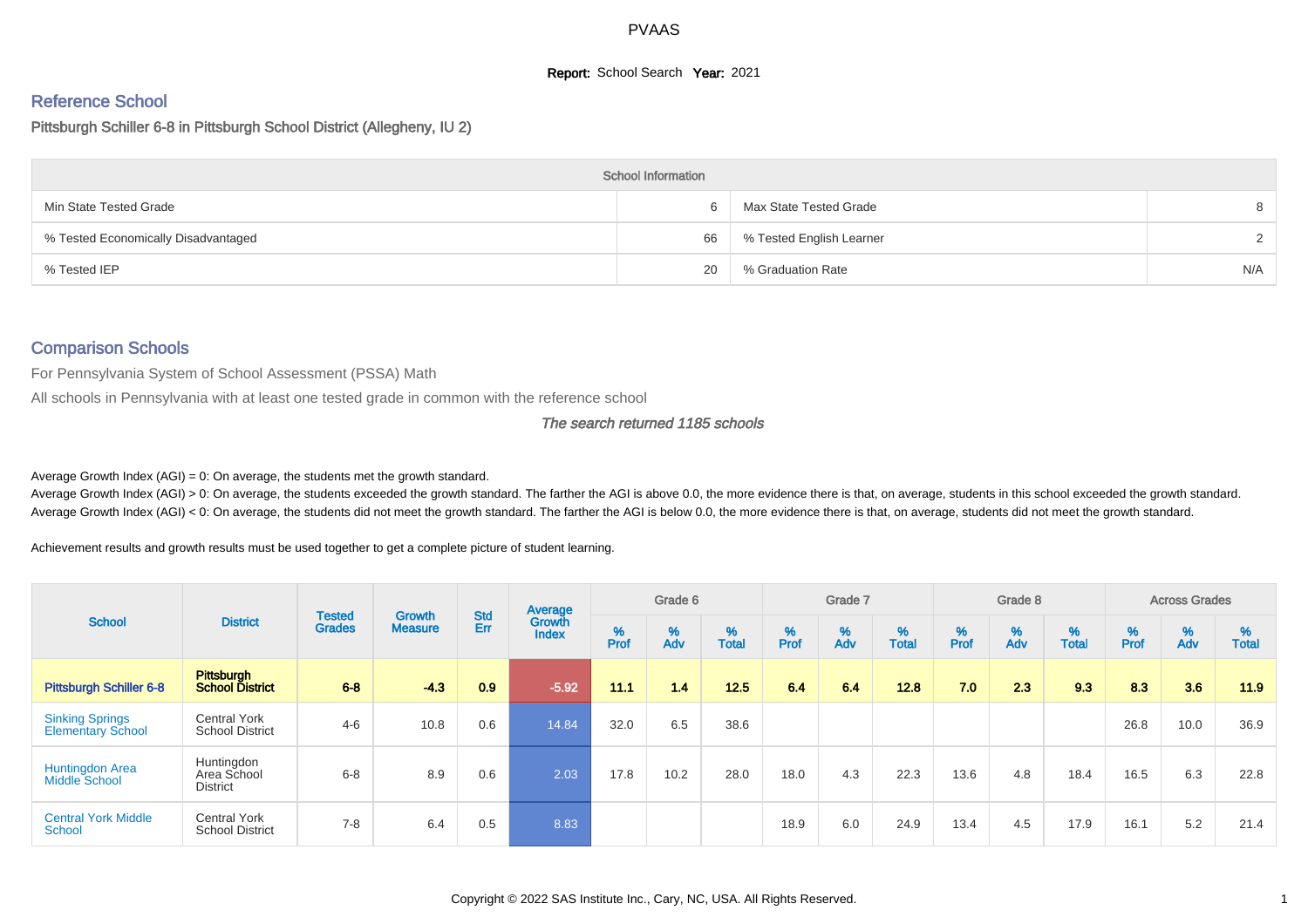PVAAS

**Report:** School Search **Year:** 2021

## Reference School

### Pittsburgh Schiller 6-8 in Pittsburgh School District (Allegheny, IU 2)

| School Information | | | |
|---|---|---|---|
| Min State Tested Grade | 6 | Max State Tested Grade | 8 |
| % Tested Economically Disadvantaged | 66 | % Tested English Learner | 2 |
| % Tested IEP | 20 | % Graduation Rate | N/A |

## Comparison Schools

For Pennsylvania System of School Assessment (PSSA) Math

All schools in Pennsylvania with at least one tested grade in common with the reference school

*The search returned 1185 schools*

Average Growth Index (AGI) = 0: On average, the students met the growth standard.
Average Growth Index (AGI) > 0: On average, the students exceeded the growth standard. The farther the AGI is above 0.0, the more evidence there is that, on average, students in this school exceeded the growth standard.
Average Growth Index (AGI) < 0: On average, the students did not meet the growth standard. The farther the AGI is below 0.0, the more evidence there is that, on average, students did not meet the growth standard.

Achievement results and growth results must be used together to get a complete picture of student learning.

| School | District | Tested Grades | Growth Measure | Std Err | Average Growth Index | Grade 6 | | | Grade 7 | | | Grade 8 | | | Across Grades | | |
|---|---|---|---|---|---|---|---|---|---|---|---|---|---|---|---|---|---|
| | | | | | | % Prof | % Adv | % Total | % Prof | % Adv | % Total | % Prof | % Adv | % Total | % Prof | % Adv | % Total |
| **Pittsburgh Schiller 6-8** | **Pittsburgh School District** | **6-8** | **-4.3** | **0.9** | **-5.92** | **11.1** | **1.4** | **12.5** | **6.4** | **6.4** | **12.8** | **7.0** | **2.3** | **9.3** | **8.3** | **3.6** | **11.9** |
| Sinking Springs Elementary School | Central York School District | 4-6 | 10.8 | 0.6 | 14.84 | 32.0 | 6.5 | 38.6 | | | | | | | 26.8 | 10.0 | 36.9 |
| Huntingdon Area Middle School | Huntingdon Area School District | 6-8 | 8.9 | 0.6 | 2.03 | 17.8 | 10.2 | 28.0 | 18.0 | 4.3 | 22.3 | 13.6 | 4.8 | 18.4 | 16.5 | 6.3 | 22.8 |
| Central York Middle School | Central York School District | 7-8 | 6.4 | 0.5 | 8.83 | | | | 18.9 | 6.0 | 24.9 | 13.4 | 4.5 | 17.9 | 16.1 | 5.2 | 21.4 |

Copyright © 2022 SAS Institute Inc., Cary, NC, USA. All Rights Reserved.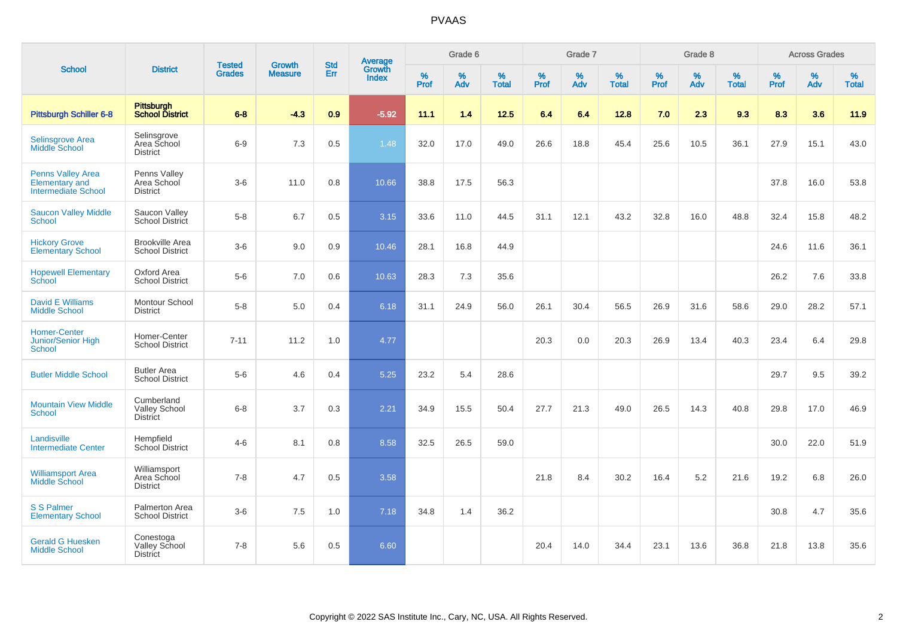# PVAAS

| School | District | Tested Grades | Growth Measure | Std Err | Average Growth Index | Grade 6 | | | Grade 7 | | | Grade 8 | | | Across Grades | | |
|---|---|---|---|---|---|---|---|---|---|---|---|---|---|---|---|---|---|
| | | | | | | % Prof | % Adv | % Total | % Prof | % Adv | % Total | % Prof | % Adv | % Total | % Prof | % Adv | % Total |
| **Pittsburgh Schiller 6-8** | **Pittsburgh School District** | **6-8** | **-4.3** | **0.9** | **-5.92** | **11.1** | **1.4** | **12.5** | **6.4** | **6.4** | **12.8** | **7.0** | **2.3** | **9.3** | **8.3** | **3.6** | **11.9** |
| Selinsgrove Area Middle School | Selinsgrove Area School District | 6-9 | 7.3 | 0.5 | 1.48 | 32.0 | 17.0 | 49.0 | 26.6 | 18.8 | 45.4 | 25.6 | 10.5 | 36.1 | 27.9 | 15.1 | 43.0 |
| Penns Valley Area Elementary and Intermediate School | Penns Valley Area School District | 3-6 | 11.0 | 0.8 | 10.66 | 38.8 | 17.5 | 56.3 | | | | | | | 37.8 | 16.0 | 53.8 |
| Saucon Valley Middle School | Saucon Valley School District | 5-8 | 6.7 | 0.5 | 3.15 | 33.6 | 11.0 | 44.5 | 31.1 | 12.1 | 43.2 | 32.8 | 16.0 | 48.8 | 32.4 | 15.8 | 48.2 |
| Hickory Grove Elementary School | Brookville Area School District | 3-6 | 9.0 | 0.9 | 10.46 | 28.1 | 16.8 | 44.9 | | | | | | | 24.6 | 11.6 | 36.1 |
| Hopewell Elementary School | Oxford Area School District | 5-6 | 7.0 | 0.6 | 10.63 | 28.3 | 7.3 | 35.6 | | | | | | | 26.2 | 7.6 | 33.8 |
| David E Williams Middle School | Montour School District | 5-8 | 5.0 | 0.4 | 6.18 | 31.1 | 24.9 | 56.0 | 26.1 | 30.4 | 56.5 | 26.9 | 31.6 | 58.6 | 29.0 | 28.2 | 57.1 |
| Homer-Center Junior/Senior High School | Homer-Center School District | 7-11 | 11.2 | 1.0 | 4.77 | | | | 20.3 | 0.0 | 20.3 | 26.9 | 13.4 | 40.3 | 23.4 | 6.4 | 29.8 |
| Butler Middle School | Butler Area School District | 5-6 | 4.6 | 0.4 | 5.25 | 23.2 | 5.4 | 28.6 | | | | | | | 29.7 | 9.5 | 39.2 |
| Mountain View Middle School | Cumberland Valley School District | 6-8 | 3.7 | 0.3 | 2.21 | 34.9 | 15.5 | 50.4 | 27.7 | 21.3 | 49.0 | 26.5 | 14.3 | 40.8 | 29.8 | 17.0 | 46.9 |
| Landisville Intermediate Center | Hempfield School District | 4-6 | 8.1 | 0.8 | 8.58 | 32.5 | 26.5 | 59.0 | | | | | | | 30.0 | 22.0 | 51.9 |
| Williamsport Area Middle School | Williamsport Area School District | 7-8 | 4.7 | 0.5 | 3.58 | | | | 21.8 | 8.4 | 30.2 | 16.4 | 5.2 | 21.6 | 19.2 | 6.8 | 26.0 |
| S S Palmer Elementary School | Palmerton Area School District | 3-6 | 7.5 | 1.0 | 7.18 | 34.8 | 1.4 | 36.2 | | | | | | | 30.8 | 4.7 | 35.6 |
| Gerald G Huesken Middle School | Conestoga Valley School District | 7-8 | 5.6 | 0.5 | 6.60 | | | | 20.4 | 14.0 | 34.4 | 23.1 | 13.6 | 36.8 | 21.8 | 13.8 | 35.6 |

Copyright © 2022 SAS Institute Inc., Cary, NC, USA. All Rights Reserved.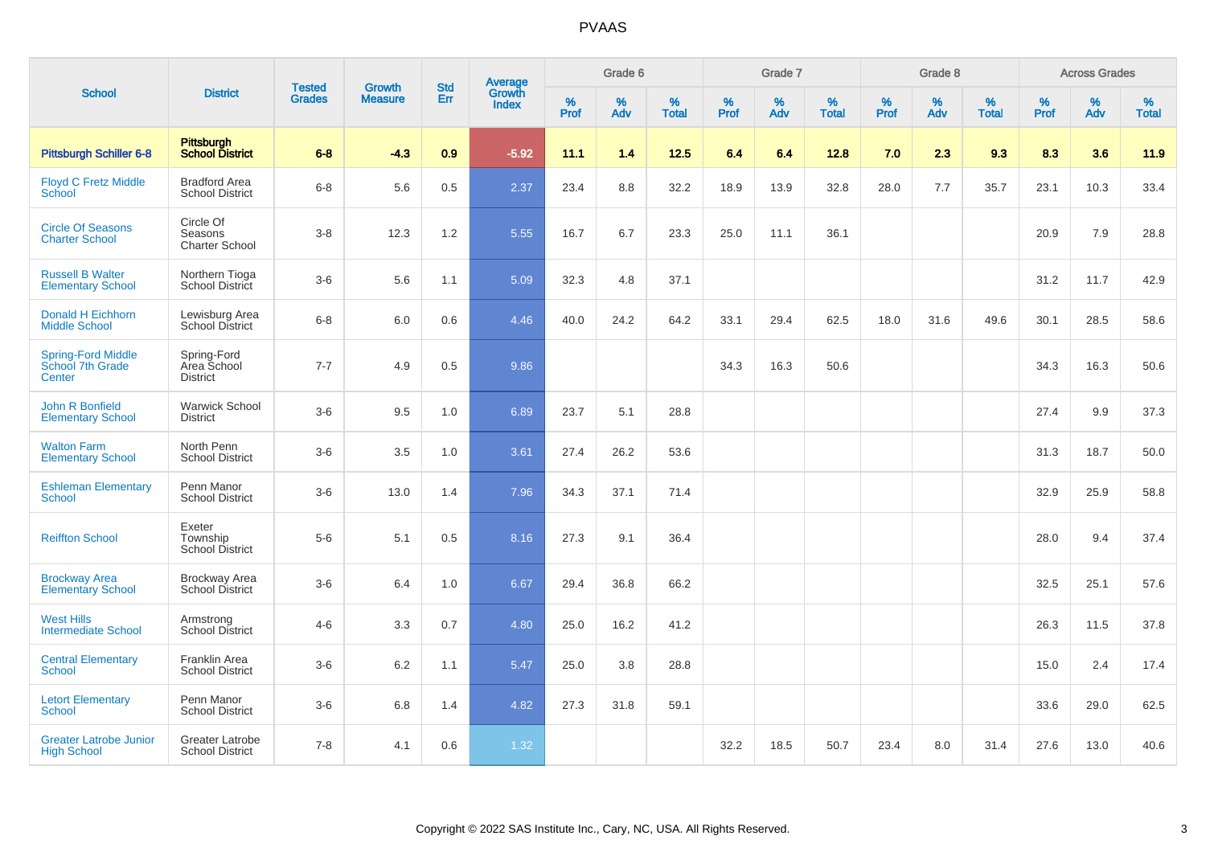# PVAAS

| School | District | Tested Grades | Growth Measure | Std Err | Average Growth Index | Grade 6 | | | Grade 7 | | | Grade 8 | | | Across Grades | | |
|---|---|---|---|---|---|---|---|---|---|---|---|---|---|---|---|---|---|
| | | | | | | % Prof | % Adv | % Total | % Prof | % Adv | % Total | % Prof | % Adv | % Total | % Prof | % Adv | % Total |
| **Pittsburgh Schiller 6-8** | **Pittsburgh School District** | **6-8** | **-4.3** | **0.9** | **-5.92** | **11.1** | **1.4** | **12.5** | **6.4** | **6.4** | **12.8** | **7.0** | **2.3** | **9.3** | **8.3** | **3.6** | **11.9** |
| Floyd C Fretz Middle School | Bradford Area School District | 6-8 | 5.6 | 0.5 | 2.37 | 23.4 | 8.8 | 32.2 | 18.9 | 13.9 | 32.8 | 28.0 | 7.7 | 35.7 | 23.1 | 10.3 | 33.4 |
| Circle Of Seasons Charter School | Circle Of Seasons Charter School | 3-8 | 12.3 | 1.2 | 5.55 | 16.7 | 6.7 | 23.3 | 25.0 | 11.1 | 36.1 | | | | 20.9 | 7.9 | 28.8 |
| Russell B Walter Elementary School | Northern Tioga School District | 3-6 | 5.6 | 1.1 | 5.09 | 32.3 | 4.8 | 37.1 | | | | | | | 31.2 | 11.7 | 42.9 |
| Donald H Eichhorn Middle School | Lewisburg Area School District | 6-8 | 6.0 | 0.6 | 4.46 | 40.0 | 24.2 | 64.2 | 33.1 | 29.4 | 62.5 | 18.0 | 31.6 | 49.6 | 30.1 | 28.5 | 58.6 |
| Spring-Ford Middle School 7th Grade Center | Spring-Ford Area School District | 7-7 | 4.9 | 0.5 | 9.86 | | | | 34.3 | 16.3 | 50.6 | | | | 34.3 | 16.3 | 50.6 |
| John R Bonfield Elementary School | Warwick School District | 3-6 | 9.5 | 1.0 | 6.89 | 23.7 | 5.1 | 28.8 | | | | | | | 27.4 | 9.9 | 37.3 |
| Walton Farm Elementary School | North Penn School District | 3-6 | 3.5 | 1.0 | 3.61 | 27.4 | 26.2 | 53.6 | | | | | | | 31.3 | 18.7 | 50.0 |
| Eshleman Elementary School | Penn Manor School District | 3-6 | 13.0 | 1.4 | 7.96 | 34.3 | 37.1 | 71.4 | | | | | | | 32.9 | 25.9 | 58.8 |
| Reiffton School | Exeter Township School District | 5-6 | 5.1 | 0.5 | 8.16 | 27.3 | 9.1 | 36.4 | | | | | | | 28.0 | 9.4 | 37.4 |
| Brockway Area Elementary School | Brockway Area School District | 3-6 | 6.4 | 1.0 | 6.67 | 29.4 | 36.8 | 66.2 | | | | | | | 32.5 | 25.1 | 57.6 |
| West Hills Intermediate School | Armstrong School District | 4-6 | 3.3 | 0.7 | 4.80 | 25.0 | 16.2 | 41.2 | | | | | | | 26.3 | 11.5 | 37.8 |
| Central Elementary School | Franklin Area School District | 3-6 | 6.2 | 1.1 | 5.47 | 25.0 | 3.8 | 28.8 | | | | | | | 15.0 | 2.4 | 17.4 |
| Letort Elementary School | Penn Manor School District | 3-6 | 6.8 | 1.4 | 4.82 | 27.3 | 31.8 | 59.1 | | | | | | | 33.6 | 29.0 | 62.5 |
| Greater Latrobe Junior High School | Greater Latrobe School District | 7-8 | 4.1 | 0.6 | 1.32 | | | | 32.2 | 18.5 | 50.7 | 23.4 | 8.0 | 31.4 | 27.6 | 13.0 | 40.6 |

Copyright © 2022 SAS Institute Inc., Cary, NC, USA. All Rights Reserved.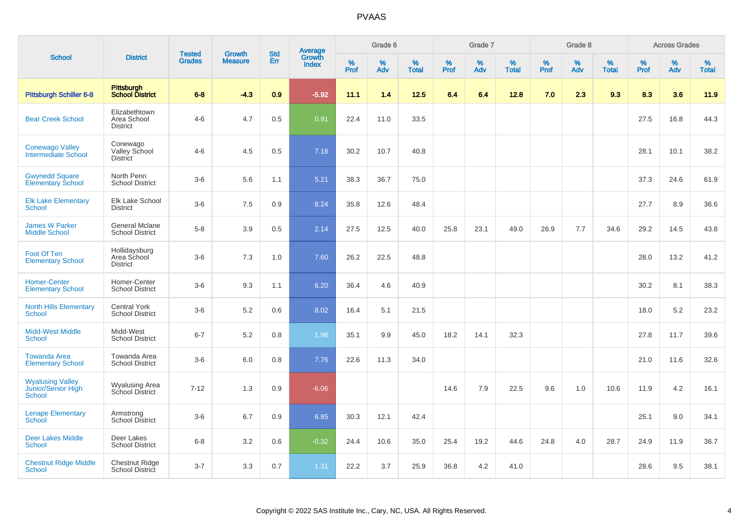# PVAAS

| School | District | Tested Grades | Growth Measure | Std Err | Average Growth Index | Grade 6 | | | Grade 7 | | | Grade 8 | | | Across Grades | | |
|---|---|---|---|---|---|---|---|---|---|---|---|---|---|---|---|---|---|
| | | | | | | % Prof | % Adv | % Total | % Prof | % Adv | % Total | % Prof | % Adv | % Total | % Prof | % Adv | % Total |
| **Pittsburgh Schiller 6-8** | **Pittsburgh School District** | **6-8** | **-4.3** | **0.9** | **-5.92** | **11.1** | **1.4** | **12.5** | **6.4** | **6.4** | **12.8** | **7.0** | **2.3** | **9.3** | **8.3** | **3.6** | **11.9** |
| Bear Creek School | Elizabethtown Area School District | 4-6 | 4.7 | 0.5 | 0.91 | 22.4 | 11.0 | 33.5 | | | | | | | 27.5 | 16.8 | 44.3 |
| Conewago Valley Intermediate School | Conewago Valley School District | 4-6 | 4.5 | 0.5 | 7.18 | 30.2 | 10.7 | 40.8 | | | | | | | 28.1 | 10.1 | 38.2 |
| Gwynedd Square Elementary School | North Penn School District | 3-6 | 5.6 | 1.1 | 5.21 | 38.3 | 36.7 | 75.0 | | | | | | | 37.3 | 24.6 | 61.9 |
| Elk Lake Elementary School | Elk Lake School District | 3-6 | 7.5 | 0.9 | 8.24 | 35.8 | 12.6 | 48.4 | | | | | | | 27.7 | 8.9 | 36.6 |
| James W Parker Middle School | General Mclane School District | 5-8 | 3.9 | 0.5 | 2.14 | 27.5 | 12.5 | 40.0 | 25.8 | 23.1 | 49.0 | 26.9 | 7.7 | 34.6 | 29.2 | 14.5 | 43.8 |
| Foot Of Ten Elementary School | Hollidaysburg Area School District | 3-6 | 7.3 | 1.0 | 7.60 | 26.2 | 22.5 | 48.8 | | | | | | | 28.0 | 13.2 | 41.2 |
| Homer-Center Elementary School | Homer-Center School District | 3-6 | 9.3 | 1.1 | 6.20 | 36.4 | 4.6 | 40.9 | | | | | | | 30.2 | 8.1 | 38.3 |
| North Hills Elementary School | Central York School District | 3-6 | 5.2 | 0.6 | 8.02 | 16.4 | 5.1 | 21.5 | | | | | | | 18.0 | 5.2 | 23.2 |
| Midd-West Middle School | Midd-West School District | 6-7 | 5.2 | 0.8 | 1.96 | 35.1 | 9.9 | 45.0 | 18.2 | 14.1 | 32.3 | | | | 27.8 | 11.7 | 39.6 |
| Towanda Area Elementary School | Towanda Area School District | 3-6 | 6.0 | 0.8 | 7.76 | 22.6 | 11.3 | 34.0 | | | | | | | 21.0 | 11.6 | 32.6 |
| Wyalusing Valley Junior/Senior High School | Wyalusing Area School District | 7-12 | 1.3 | 0.9 | -6.06 | | | | 14.6 | 7.9 | 22.5 | 9.6 | 1.0 | 10.6 | 11.9 | 4.2 | 16.1 |
| Lenape Elementary School | Armstrong School District | 3-6 | 6.7 | 0.9 | 6.85 | 30.3 | 12.1 | 42.4 | | | | | | | 25.1 | 9.0 | 34.1 |
| Deer Lakes Middle School | Deer Lakes School District | 6-8 | 3.2 | 0.6 | -0.32 | 24.4 | 10.6 | 35.0 | 25.4 | 19.2 | 44.6 | 24.8 | 4.0 | 28.7 | 24.9 | 11.9 | 36.7 |
| Chestnut Ridge Middle School | Chestnut Ridge School District | 3-7 | 3.3 | 0.7 | 1.31 | 22.2 | 3.7 | 25.9 | 36.8 | 4.2 | 41.0 | | | | 28.6 | 9.5 | 38.1 |

Copyright © 2022 SAS Institute Inc., Cary, NC, USA. All Rights Reserved.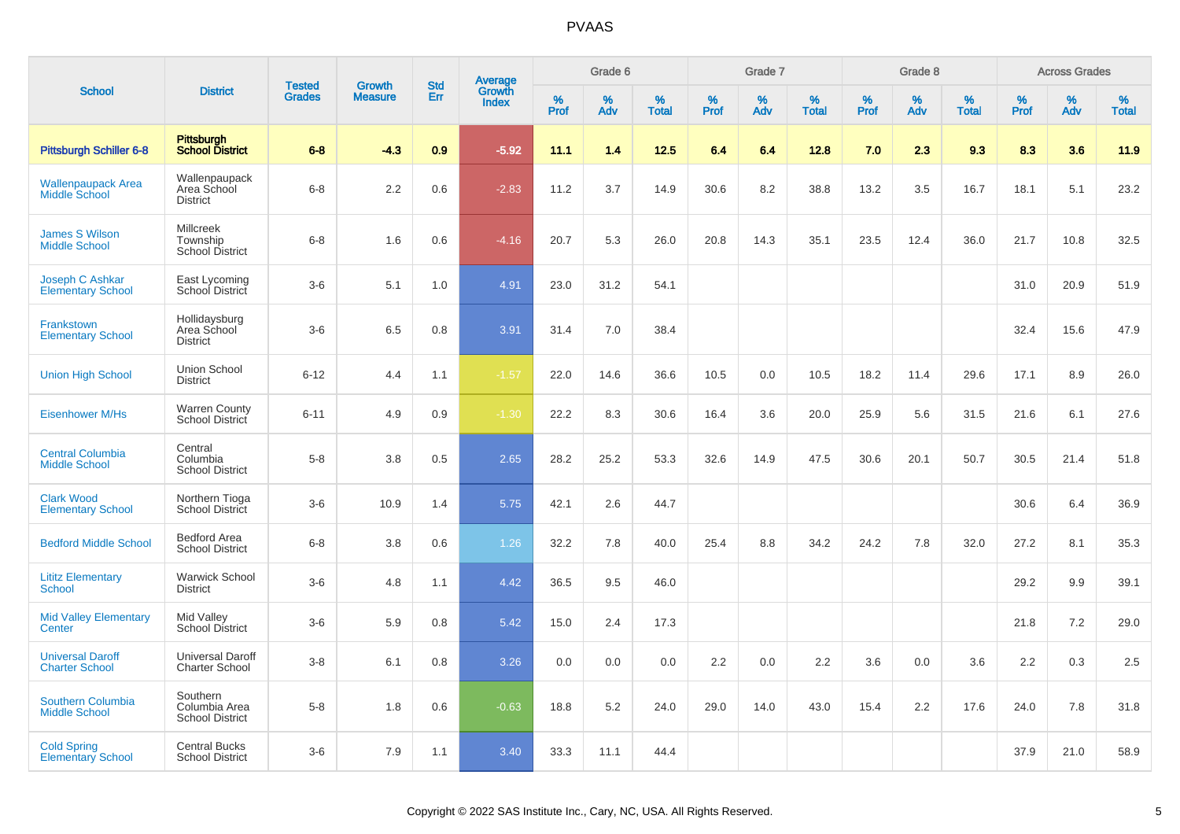# PVAAS

| School | District | Tested Grades | Growth Measure | Std Err | Average Growth Index | Grade 6 | | | Grade 7 | | | Grade 8 | | | Across Grades | | |
|---|---|---|---|---|---|---|---|---|---|---|---|---|---|---|---|---|---|
| | | | | | | % Prof | % Adv | % Total | % Prof | % Adv | % Total | % Prof | % Adv | % Total | % Prof | % Adv | % Total |
| **Pittsburgh Schiller 6-8** | **Pittsburgh School District** | **6-8** | **-4.3** | **0.9** | **-5.92** | **11.1** | **1.4** | **12.5** | **6.4** | **6.4** | **12.8** | **7.0** | **2.3** | **9.3** | **8.3** | **3.6** | **11.9** |
| Wallenpaupack Area Middle School | Wallenpaupack Area School District | 6-8 | 2.2 | 0.6 | -2.83 | 11.2 | 3.7 | 14.9 | 30.6 | 8.2 | 38.8 | 13.2 | 3.5 | 16.7 | 18.1 | 5.1 | 23.2 |
| James S Wilson Middle School | Millcreek Township School District | 6-8 | 1.6 | 0.6 | -4.16 | 20.7 | 5.3 | 26.0 | 20.8 | 14.3 | 35.1 | 23.5 | 12.4 | 36.0 | 21.7 | 10.8 | 32.5 |
| Joseph C Ashkar Elementary School | East Lycoming School District | 3-6 | 5.1 | 1.0 | 4.91 | 23.0 | 31.2 | 54.1 | | | | | | | 31.0 | 20.9 | 51.9 |
| Frankstown Elementary School | Hollidaysburg Area School District | 3-6 | 6.5 | 0.8 | 3.91 | 31.4 | 7.0 | 38.4 | | | | | | | 32.4 | 15.6 | 47.9 |
| Union High School | Union School District | 6-12 | 4.4 | 1.1 | -1.57 | 22.0 | 14.6 | 36.6 | 10.5 | 0.0 | 10.5 | 18.2 | 11.4 | 29.6 | 17.1 | 8.9 | 26.0 |
| Eisenhower M/Hs | Warren County School District | 6-11 | 4.9 | 0.9 | -1.30 | 22.2 | 8.3 | 30.6 | 16.4 | 3.6 | 20.0 | 25.9 | 5.6 | 31.5 | 21.6 | 6.1 | 27.6 |
| Central Columbia Middle School | Central Columbia School District | 5-8 | 3.8 | 0.5 | 2.65 | 28.2 | 25.2 | 53.3 | 32.6 | 14.9 | 47.5 | 30.6 | 20.1 | 50.7 | 30.5 | 21.4 | 51.8 |
| Clark Wood Elementary School | Northern Tioga School District | 3-6 | 10.9 | 1.4 | 5.75 | 42.1 | 2.6 | 44.7 | | | | | | | 30.6 | 6.4 | 36.9 |
| Bedford Middle School | Bedford Area School District | 6-8 | 3.8 | 0.6 | 1.26 | 32.2 | 7.8 | 40.0 | 25.4 | 8.8 | 34.2 | 24.2 | 7.8 | 32.0 | 27.2 | 8.1 | 35.3 |
| Lititz Elementary School | Warwick School District | 3-6 | 4.8 | 1.1 | 4.42 | 36.5 | 9.5 | 46.0 | | | | | | | 29.2 | 9.9 | 39.1 |
| Mid Valley Elementary Center | Mid Valley School District | 3-6 | 5.9 | 0.8 | 5.42 | 15.0 | 2.4 | 17.3 | | | | | | | 21.8 | 7.2 | 29.0 |
| Universal Daroff Charter School | Universal Daroff Charter School | 3-8 | 6.1 | 0.8 | 3.26 | 0.0 | 0.0 | 0.0 | 2.2 | 0.0 | 2.2 | 3.6 | 0.0 | 3.6 | 2.2 | 0.3 | 2.5 |
| Southern Columbia Middle School | Southern Columbia Area School District | 5-8 | 1.8 | 0.6 | -0.63 | 18.8 | 5.2 | 24.0 | 29.0 | 14.0 | 43.0 | 15.4 | 2.2 | 17.6 | 24.0 | 7.8 | 31.8 |
| Cold Spring Elementary School | Central Bucks School District | 3-6 | 7.9 | 1.1 | 3.40 | 33.3 | 11.1 | 44.4 | | | | | | | 37.9 | 21.0 | 58.9 |

Copyright © 2022 SAS Institute Inc., Cary, NC, USA. All Rights Reserved.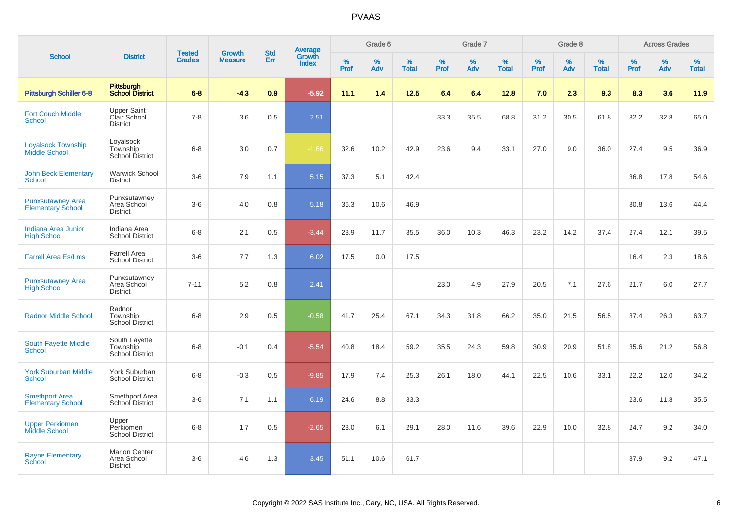# PVAAS

| School | District | Tested Grades | Growth Measure | Std Err | Average Growth Index | Grade 6 | | | Grade 7 | | | Grade 8 | | | Across Grades | | |
|---|---|---|---|---|---|---|---|---|---|---|---|---|---|---|---|---|---|
| | | | | | | % Prof | % Adv | % Total | % Prof | % Adv | % Total | % Prof | % Adv | % Total | % Prof | % Adv | % Total |
| **Pittsburgh Schiller 6-8** | **Pittsburgh School District** | **6-8** | **-4.3** | **0.9** | **-5.92** | **11.1** | **1.4** | **12.5** | **6.4** | **6.4** | **12.8** | **7.0** | **2.3** | **9.3** | **8.3** | **3.6** | **11.9** |
| Fort Couch Middle School | Upper Saint Clair School District | 7-8 | 3.6 | 0.5 | 2.51 | | | | 33.3 | 35.5 | 68.8 | 31.2 | 30.5 | 61.8 | 32.2 | 32.8 | 65.0 |
| Loyalsock Township Middle School | Loyalsock Township School District | 6-8 | 3.0 | 0.7 | -1.66 | 32.6 | 10.2 | 42.9 | 23.6 | 9.4 | 33.1 | 27.0 | 9.0 | 36.0 | 27.4 | 9.5 | 36.9 |
| John Beck Elementary School | Warwick School District | 3-6 | 7.9 | 1.1 | 5.15 | 37.3 | 5.1 | 42.4 | | | | | | | 36.8 | 17.8 | 54.6 |
| Punxsutawney Area Elementary School | Punxsutawney Area School District | 3-6 | 4.0 | 0.8 | 5.18 | 36.3 | 10.6 | 46.9 | | | | | | | 30.8 | 13.6 | 44.4 |
| Indiana Area Junior High School | Indiana Area School District | 6-8 | 2.1 | 0.5 | -3.44 | 23.9 | 11.7 | 35.5 | 36.0 | 10.3 | 46.3 | 23.2 | 14.2 | 37.4 | 27.4 | 12.1 | 39.5 |
| Farrell Area Es/Lms | Farrell Area School District | 3-6 | 7.7 | 1.3 | 6.02 | 17.5 | 0.0 | 17.5 | | | | | | | 16.4 | 2.3 | 18.6 |
| Punxsutawney Area High School | Punxsutawney Area School District | 7-11 | 5.2 | 0.8 | 2.41 | | | | 23.0 | 4.9 | 27.9 | 20.5 | 7.1 | 27.6 | 21.7 | 6.0 | 27.7 |
| Radnor Middle School | Radnor Township School District | 6-8 | 2.9 | 0.5 | -0.58 | 41.7 | 25.4 | 67.1 | 34.3 | 31.8 | 66.2 | 35.0 | 21.5 | 56.5 | 37.4 | 26.3 | 63.7 |
| South Fayette Middle School | South Fayette Township School District | 6-8 | -0.1 | 0.4 | -5.54 | 40.8 | 18.4 | 59.2 | 35.5 | 24.3 | 59.8 | 30.9 | 20.9 | 51.8 | 35.6 | 21.2 | 56.8 |
| York Suburban Middle School | York Suburban School District | 6-8 | -0.3 | 0.5 | -9.85 | 17.9 | 7.4 | 25.3 | 26.1 | 18.0 | 44.1 | 22.5 | 10.6 | 33.1 | 22.2 | 12.0 | 34.2 |
| Smethport Area Elementary School | Smethport Area School District | 3-6 | 7.1 | 1.1 | 6.19 | 24.6 | 8.8 | 33.3 | | | | | | | 23.6 | 11.8 | 35.5 |
| Upper Perkiomen Middle School | Upper Perkiomen School District | 6-8 | 1.7 | 0.5 | -2.65 | 23.0 | 6.1 | 29.1 | 28.0 | 11.6 | 39.6 | 22.9 | 10.0 | 32.8 | 24.7 | 9.2 | 34.0 |
| Rayne Elementary School | Marion Center Area School District | 3-6 | 4.6 | 1.3 | 3.45 | 51.1 | 10.6 | 61.7 | | | | | | | 37.9 | 9.2 | 47.1 |

Copyright © 2022 SAS Institute Inc., Cary, NC, USA. All Rights Reserved.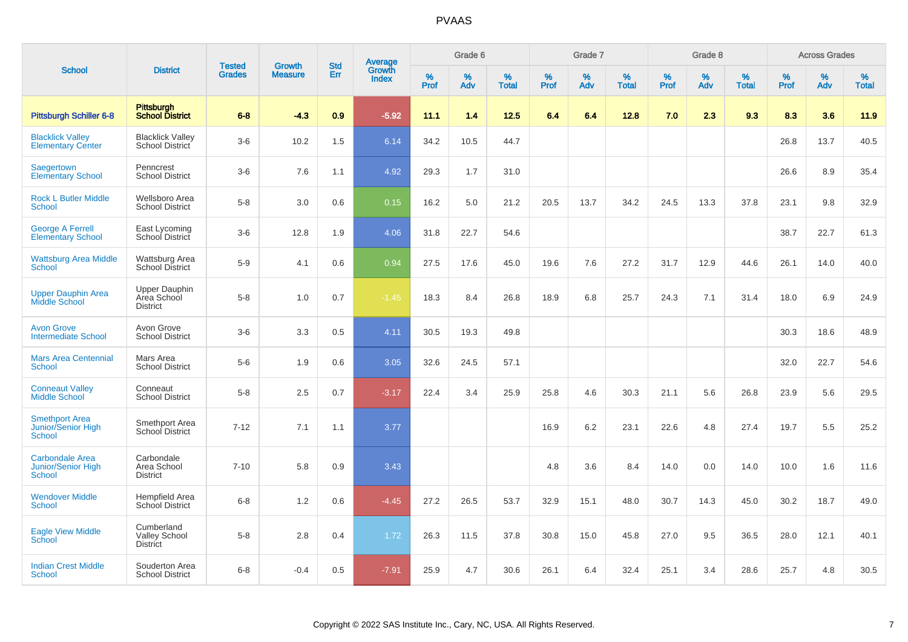# PVAAS

| School | District | Tested Grades | Growth Measure | Std Err | Average Growth Index | Grade 6 | | | Grade 7 | | | Grade 8 | | | Across Grades | | |
|---|---|---|---|---|---|---|---|---|---|---|---|---|---|---|---|---|---|
| | | | | | | % Prof | % Adv | % Total | % Prof | % Adv | % Total | % Prof | % Adv | % Total | % Prof | % Adv | % Total |
| **Pittsburgh Schiller 6-8** | **Pittsburgh School District** | **6-8** | **-4.3** | **0.9** | **-5.92** | **11.1** | **1.4** | **12.5** | **6.4** | **6.4** | **12.8** | **7.0** | **2.3** | **9.3** | **8.3** | **3.6** | **11.9** |
| Blacklick Valley Elementary Center | Blacklick Valley School District | 3-6 | 10.2 | 1.5 | 6.14 | 34.2 | 10.5 | 44.7 | | | | | | | 26.8 | 13.7 | 40.5 |
| Saegertown Elementary School | Penncrest School District | 3-6 | 7.6 | 1.1 | 4.92 | 29.3 | 1.7 | 31.0 | | | | | | | 26.6 | 8.9 | 35.4 |
| Rock L Butler Middle School | Wellsboro Area School District | 5-8 | 3.0 | 0.6 | 0.15 | 16.2 | 5.0 | 21.2 | 20.5 | 13.7 | 34.2 | 24.5 | 13.3 | 37.8 | 23.1 | 9.8 | 32.9 |
| George A Ferrell Elementary School | East Lycoming School District | 3-6 | 12.8 | 1.9 | 4.06 | 31.8 | 22.7 | 54.6 | | | | | | | 38.7 | 22.7 | 61.3 |
| Wattsburg Area Middle School | Wattsburg Area School District | 5-9 | 4.1 | 0.6 | 0.94 | 27.5 | 17.6 | 45.0 | 19.6 | 7.6 | 27.2 | 31.7 | 12.9 | 44.6 | 26.1 | 14.0 | 40.0 |
| Upper Dauphin Area Middle School | Upper Dauphin Area School District | 5-8 | 1.0 | 0.7 | -1.45 | 18.3 | 8.4 | 26.8 | 18.9 | 6.8 | 25.7 | 24.3 | 7.1 | 31.4 | 18.0 | 6.9 | 24.9 |
| Avon Grove Intermediate School | Avon Grove School District | 3-6 | 3.3 | 0.5 | 4.11 | 30.5 | 19.3 | 49.8 | | | | | | | 30.3 | 18.6 | 48.9 |
| Mars Area Centennial School | Mars Area School District | 5-6 | 1.9 | 0.6 | 3.05 | 32.6 | 24.5 | 57.1 | | | | | | | 32.0 | 22.7 | 54.6 |
| Conneaut Valley Middle School | Conneaut School District | 5-8 | 2.5 | 0.7 | -3.17 | 22.4 | 3.4 | 25.9 | 25.8 | 4.6 | 30.3 | 21.1 | 5.6 | 26.8 | 23.9 | 5.6 | 29.5 |
| Smethport Area Junior/Senior High School | Smethport Area School District | 7-12 | 7.1 | 1.1 | 3.77 | | | | 16.9 | 6.2 | 23.1 | 22.6 | 4.8 | 27.4 | 19.7 | 5.5 | 25.2 |
| Carbondale Area Junior/Senior High School | Carbondale Area School District | 7-10 | 5.8 | 0.9 | 3.43 | | | | 4.8 | 3.6 | 8.4 | 14.0 | 0.0 | 14.0 | 10.0 | 1.6 | 11.6 |
| Wendover Middle School | Hempfield Area School District | 6-8 | 1.2 | 0.6 | -4.45 | 27.2 | 26.5 | 53.7 | 32.9 | 15.1 | 48.0 | 30.7 | 14.3 | 45.0 | 30.2 | 18.7 | 49.0 |
| Eagle View Middle School | Cumberland Valley School District | 5-8 | 2.8 | 0.4 | 1.72 | 26.3 | 11.5 | 37.8 | 30.8 | 15.0 | 45.8 | 27.0 | 9.5 | 36.5 | 28.0 | 12.1 | 40.1 |
| Indian Crest Middle School | Souderton Area School District | 6-8 | -0.4 | 0.5 | -7.91 | 25.9 | 4.7 | 30.6 | 26.1 | 6.4 | 32.4 | 25.1 | 3.4 | 28.6 | 25.7 | 4.8 | 30.5 |

Copyright © 2022 SAS Institute Inc., Cary, NC, USA. All Rights Reserved.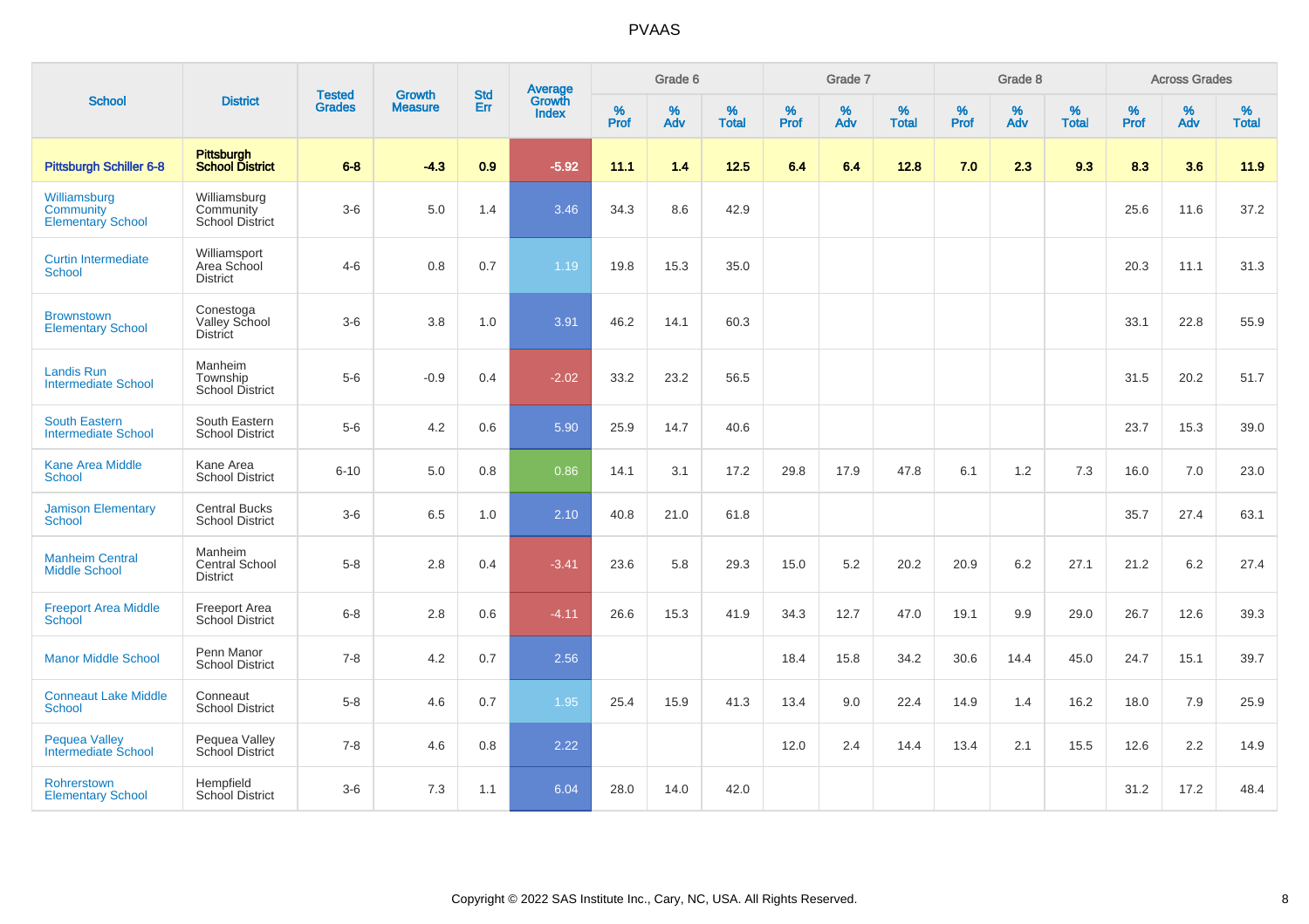# PVAAS

| School | District | Tested Grades | Growth Measure | Std Err | Average Growth Index | Grade 6 | | | Grade 7 | | | Grade 8 | | | Across Grades | | |
|---|---|---|---|---|---|---|---|---|---|---|---|---|---|---|---|---|---|
| | | | | | | % Prof | % Adv | % Total | % Prof | % Adv | % Total | % Prof | % Adv | % Total | % Prof | % Adv | % Total |
| **Pittsburgh Schiller 6-8** | **Pittsburgh School District** | **6-8** | **-4.3** | **0.9** | **-5.92** | **11.1** | **1.4** | **12.5** | **6.4** | **6.4** | **12.8** | **7.0** | **2.3** | **9.3** | **8.3** | **3.6** | **11.9** |
| Williamsburg Community Elementary School | Williamsburg Community School District | 3-6 | 5.0 | 1.4 | 3.46 | 34.3 | 8.6 | 42.9 | | | | | | | 25.6 | 11.6 | 37.2 |
| Curtin Intermediate School | Williamsport Area School District | 4-6 | 0.8 | 0.7 | 1.19 | 19.8 | 15.3 | 35.0 | | | | | | | 20.3 | 11.1 | 31.3 |
| Brownstown Elementary School | Conestoga Valley School District | 3-6 | 3.8 | 1.0 | 3.91 | 46.2 | 14.1 | 60.3 | | | | | | | 33.1 | 22.8 | 55.9 |
| Landis Run Intermediate School | Manheim Township School District | 5-6 | -0.9 | 0.4 | -2.02 | 33.2 | 23.2 | 56.5 | | | | | | | 31.5 | 20.2 | 51.7 |
| South Eastern Intermediate School | South Eastern School District | 5-6 | 4.2 | 0.6 | 5.90 | 25.9 | 14.7 | 40.6 | | | | | | | 23.7 | 15.3 | 39.0 |
| Kane Area Middle School | Kane Area School District | 6-10 | 5.0 | 0.8 | 0.86 | 14.1 | 3.1 | 17.2 | 29.8 | 17.9 | 47.8 | 6.1 | 1.2 | 7.3 | 16.0 | 7.0 | 23.0 |
| Jamison Elementary School | Central Bucks School District | 3-6 | 6.5 | 1.0 | 2.10 | 40.8 | 21.0 | 61.8 | | | | | | | 35.7 | 27.4 | 63.1 |
| Manheim Central Middle School | Manheim Central School District | 5-8 | 2.8 | 0.4 | -3.41 | 23.6 | 5.8 | 29.3 | 15.0 | 5.2 | 20.2 | 20.9 | 6.2 | 27.1 | 21.2 | 6.2 | 27.4 |
| Freeport Area Middle School | Freeport Area School District | 6-8 | 2.8 | 0.6 | -4.11 | 26.6 | 15.3 | 41.9 | 34.3 | 12.7 | 47.0 | 19.1 | 9.9 | 29.0 | 26.7 | 12.6 | 39.3 |
| Manor Middle School | Penn Manor School District | 7-8 | 4.2 | 0.7 | 2.56 | | | | 18.4 | 15.8 | 34.2 | 30.6 | 14.4 | 45.0 | 24.7 | 15.1 | 39.7 |
| Conneaut Lake Middle School | Conneaut School District | 5-8 | 4.6 | 0.7 | 1.95 | 25.4 | 15.9 | 41.3 | 13.4 | 9.0 | 22.4 | 14.9 | 1.4 | 16.2 | 18.0 | 7.9 | 25.9 |
| Pequea Valley Intermediate School | Pequea Valley School District | 7-8 | 4.6 | 0.8 | 2.22 | | | | 12.0 | 2.4 | 14.4 | 13.4 | 2.1 | 15.5 | 12.6 | 2.2 | 14.9 |
| Rohrerstown Elementary School | Hempfield School District | 3-6 | 7.3 | 1.1 | 6.04 | 28.0 | 14.0 | 42.0 | | | | | | | 31.2 | 17.2 | 48.4 |

Copyright © 2022 SAS Institute Inc., Cary, NC, USA. All Rights Reserved.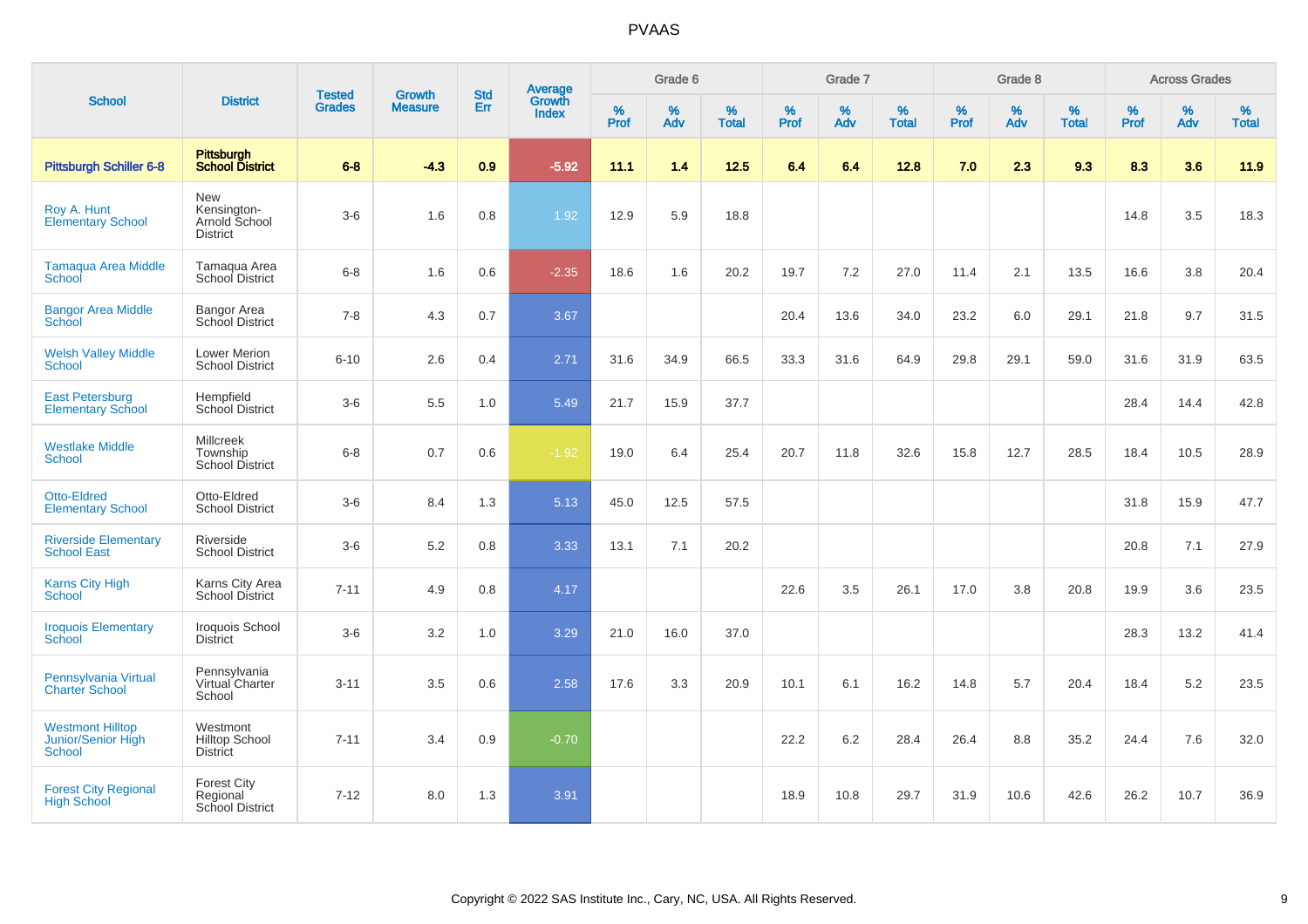# PVAAS

| School | District | Tested Grades | Growth Measure | Std Err | Average Growth Index | Grade 6 | | | Grade 7 | | | Grade 8 | | | Across Grades | | |
|---|---|---|---|---|---|---|---|---|---|---|---|---|---|---|---|---|---|
| | | | | | | % Prof | % Adv | % Total | % Prof | % Adv | % Total | % Prof | % Adv | % Total | % Prof | % Adv | % Total |
| **Pittsburgh Schiller 6-8** | **Pittsburgh School District** | **6-8** | **-4.3** | **0.9** | **-5.92** | **11.1** | **1.4** | **12.5** | **6.4** | **6.4** | **12.8** | **7.0** | **2.3** | **9.3** | **8.3** | **3.6** | **11.9** |
| Roy A. Hunt Elementary School | New Kensington-Arnold School District | 3-6 | 1.6 | 0.8 | 1.92 | 12.9 | 5.9 | 18.8 | | | | | | | 14.8 | 3.5 | 18.3 |
| Tamaqua Area Middle School | Tamaqua Area School District | 6-8 | 1.6 | 0.6 | -2.35 | 18.6 | 1.6 | 20.2 | 19.7 | 7.2 | 27.0 | 11.4 | 2.1 | 13.5 | 16.6 | 3.8 | 20.4 |
| Bangor Area Middle School | Bangor Area School District | 7-8 | 4.3 | 0.7 | 3.67 | | | | 20.4 | 13.6 | 34.0 | 23.2 | 6.0 | 29.1 | 21.8 | 9.7 | 31.5 |
| Welsh Valley Middle School | Lower Merion School District | 6-10 | 2.6 | 0.4 | 2.71 | 31.6 | 34.9 | 66.5 | 33.3 | 31.6 | 64.9 | 29.8 | 29.1 | 59.0 | 31.6 | 31.9 | 63.5 |
| East Petersburg Elementary School | Hempfield School District | 3-6 | 5.5 | 1.0 | 5.49 | 21.7 | 15.9 | 37.7 | | | | | | | 28.4 | 14.4 | 42.8 |
| Westlake Middle School | Millcreek Township School District | 6-8 | 0.7 | 0.6 | -1.92 | 19.0 | 6.4 | 25.4 | 20.7 | 11.8 | 32.6 | 15.8 | 12.7 | 28.5 | 18.4 | 10.5 | 28.9 |
| Otto-Eldred Elementary School | Otto-Eldred School District | 3-6 | 8.4 | 1.3 | 5.13 | 45.0 | 12.5 | 57.5 | | | | | | | 31.8 | 15.9 | 47.7 |
| Riverside Elementary School East | Riverside School District | 3-6 | 5.2 | 0.8 | 3.33 | 13.1 | 7.1 | 20.2 | | | | | | | 20.8 | 7.1 | 27.9 |
| Karns City High School | Karns City Area School District | 7-11 | 4.9 | 0.8 | 4.17 | | | | 22.6 | 3.5 | 26.1 | 17.0 | 3.8 | 20.8 | 19.9 | 3.6 | 23.5 |
| Iroquois Elementary School | Iroquois School District | 3-6 | 3.2 | 1.0 | 3.29 | 21.0 | 16.0 | 37.0 | | | | | | | 28.3 | 13.2 | 41.4 |
| Pennsylvania Virtual Charter School | Pennsylvania Virtual Charter School | 3-11 | 3.5 | 0.6 | 2.58 | 17.6 | 3.3 | 20.9 | 10.1 | 6.1 | 16.2 | 14.8 | 5.7 | 20.4 | 18.4 | 5.2 | 23.5 |
| Westmont Hilltop Junior/Senior High School | Westmont Hilltop School District | 7-11 | 3.4 | 0.9 | -0.70 | | | | 22.2 | 6.2 | 28.4 | 26.4 | 8.8 | 35.2 | 24.4 | 7.6 | 32.0 |
| Forest City Regional High School | Forest City Regional School District | 7-12 | 8.0 | 1.3 | 3.91 | | | | 18.9 | 10.8 | 29.7 | 31.9 | 10.6 | 42.6 | 26.2 | 10.7 | 36.9 |

Copyright © 2022 SAS Institute Inc., Cary, NC, USA. All Rights Reserved.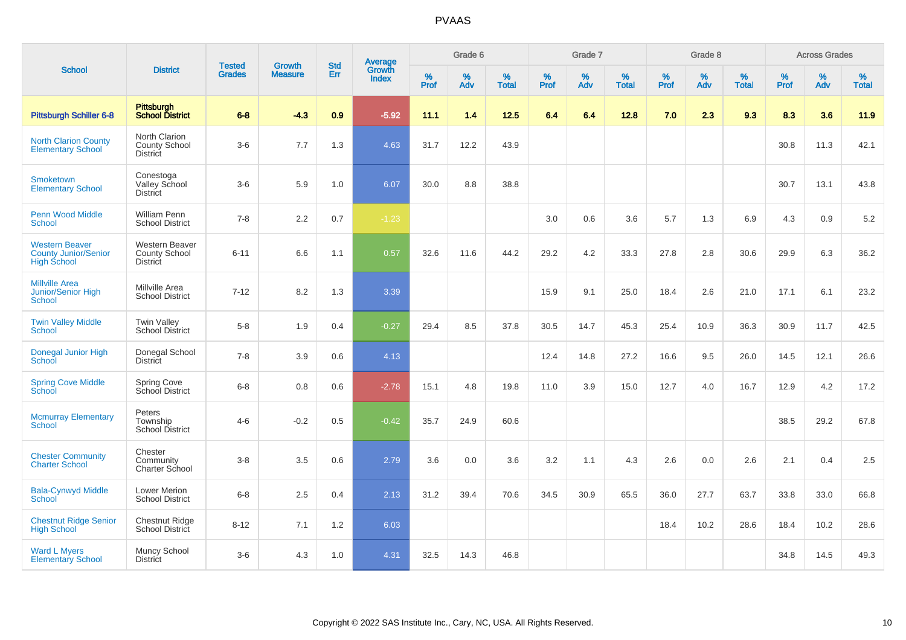# PVAAS

| School | District | Tested Grades | Growth Measure | Std Err | Average Growth Index | Grade 6 | | | Grade 7 | | | Grade 8 | | | Across Grades | | |
|---|---|---|---|---|---|---|---|---|---|---|---|---|---|---|---|---|---|
| | | | | | | % Prof | % Adv | % Total | % Prof | % Adv | % Total | % Prof | % Adv | % Total | % Prof | % Adv | % Total |
| **Pittsburgh Schiller 6-8** | **Pittsburgh School District** | **6-8** | **-4.3** | **0.9** | **-5.92** | **11.1** | **1.4** | **12.5** | **6.4** | **6.4** | **12.8** | **7.0** | **2.3** | **9.3** | **8.3** | **3.6** | **11.9** |
| North Clarion County Elementary School | North Clarion County School District | 3-6 | 7.7 | 1.3 | 4.63 | 31.7 | 12.2 | 43.9 | | | | | | | 30.8 | 11.3 | 42.1 |
| Smoketown Elementary School | Conestoga Valley School District | 3-6 | 5.9 | 1.0 | 6.07 | 30.0 | 8.8 | 38.8 | | | | | | | 30.7 | 13.1 | 43.8 |
| Penn Wood Middle School | William Penn School District | 7-8 | 2.2 | 0.7 | -1.23 | | | | 3.0 | 0.6 | 3.6 | 5.7 | 1.3 | 6.9 | 4.3 | 0.9 | 5.2 |
| Western Beaver County Junior/Senior High School | Western Beaver County School District | 6-11 | 6.6 | 1.1 | 0.57 | 32.6 | 11.6 | 44.2 | 29.2 | 4.2 | 33.3 | 27.8 | 2.8 | 30.6 | 29.9 | 6.3 | 36.2 |
| Millville Area Junior/Senior High School | Millville Area School District | 7-12 | 8.2 | 1.3 | 3.39 | | | | 15.9 | 9.1 | 25.0 | 18.4 | 2.6 | 21.0 | 17.1 | 6.1 | 23.2 |
| Twin Valley Middle School | Twin Valley School District | 5-8 | 1.9 | 0.4 | -0.27 | 29.4 | 8.5 | 37.8 | 30.5 | 14.7 | 45.3 | 25.4 | 10.9 | 36.3 | 30.9 | 11.7 | 42.5 |
| Donegal Junior High School | Donegal School District | 7-8 | 3.9 | 0.6 | 4.13 | | | | 12.4 | 14.8 | 27.2 | 16.6 | 9.5 | 26.0 | 14.5 | 12.1 | 26.6 |
| Spring Cove Middle School | Spring Cove School District | 6-8 | 0.8 | 0.6 | -2.78 | 15.1 | 4.8 | 19.8 | 11.0 | 3.9 | 15.0 | 12.7 | 4.0 | 16.7 | 12.9 | 4.2 | 17.2 |
| Mcmurray Elementary School | Peters Township School District | 4-6 | -0.2 | 0.5 | -0.42 | 35.7 | 24.9 | 60.6 | | | | | | | 38.5 | 29.2 | 67.8 |
| Chester Community Charter School | Chester Community Charter School | 3-8 | 3.5 | 0.6 | 2.79 | 3.6 | 0.0 | 3.6 | 3.2 | 1.1 | 4.3 | 2.6 | 0.0 | 2.6 | 2.1 | 0.4 | 2.5 |
| Bala-Cynwyd Middle School | Lower Merion School District | 6-8 | 2.5 | 0.4 | 2.13 | 31.2 | 39.4 | 70.6 | 34.5 | 30.9 | 65.5 | 36.0 | 27.7 | 63.7 | 33.8 | 33.0 | 66.8 |
| Chestnut Ridge Senior High School | Chestnut Ridge School District | 8-12 | 7.1 | 1.2 | 6.03 | | | | | | | 18.4 | 10.2 | 28.6 | 18.4 | 10.2 | 28.6 |
| Ward L Myers Elementary School | Muncy School District | 3-6 | 4.3 | 1.0 | 4.31 | 32.5 | 14.3 | 46.8 | | | | | | | 34.8 | 14.5 | 49.3 |

Copyright © 2022 SAS Institute Inc., Cary, NC, USA. All Rights Reserved.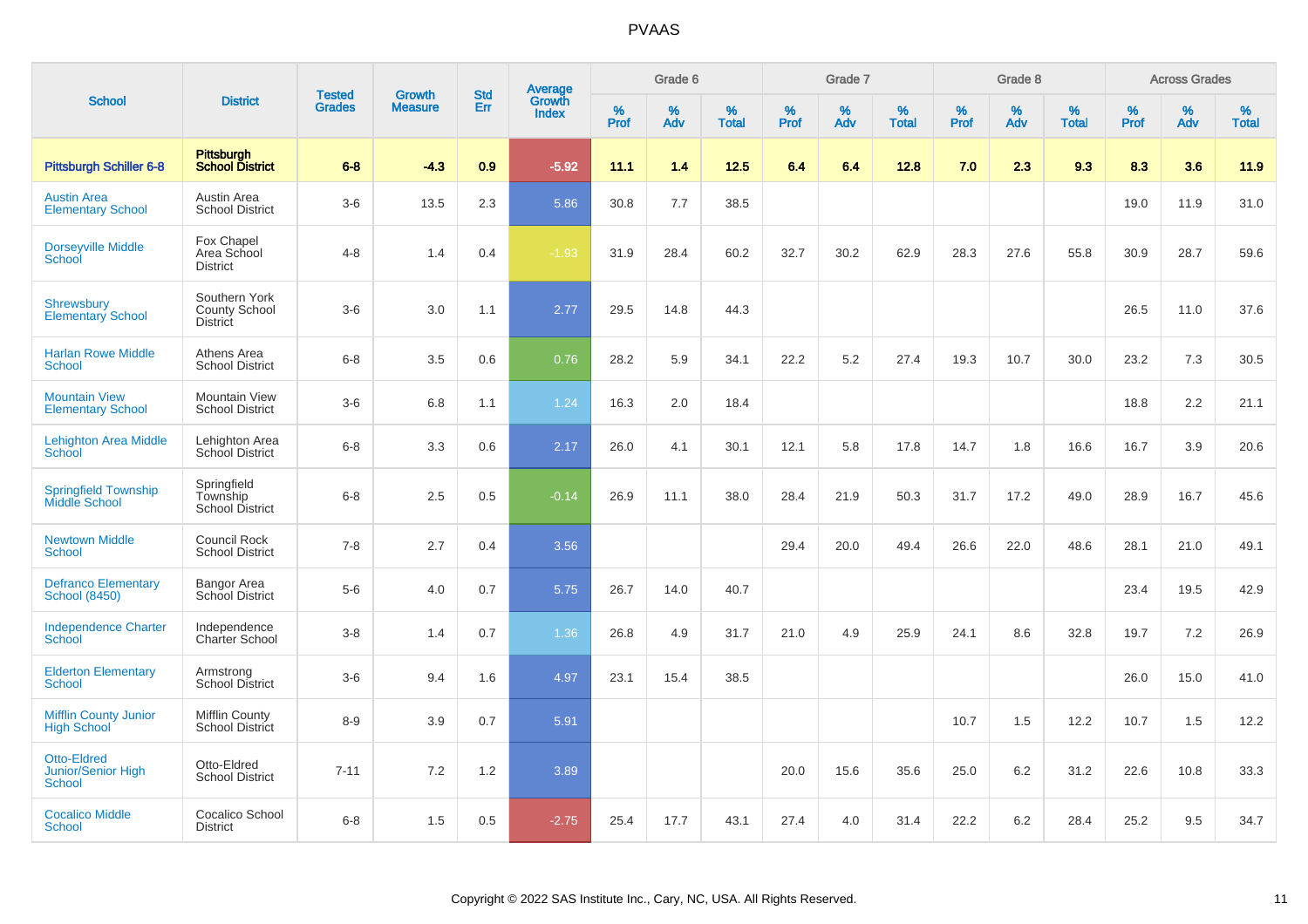# PVAAS

| School | District | Tested Grades | Growth Measure | Std Err | Average Growth Index | Grade 6 | | | Grade 7 | | | Grade 8 | | | Across Grades | | |
|---|---|---|---|---|---|---|---|---|---|---|---|---|---|---|---|---|---|
| | | | | | | % Prof | % Adv | % Total | % Prof | % Adv | % Total | % Prof | % Adv | % Total | % Prof | % Adv | % Total |
| **Pittsburgh Schiller 6-8** | **Pittsburgh School District** | **6-8** | **-4.3** | **0.9** | **-5.92** | **11.1** | **1.4** | **12.5** | **6.4** | **6.4** | **12.8** | **7.0** | **2.3** | **9.3** | **8.3** | **3.6** | **11.9** |
| Austin Area Elementary School | Austin Area School District | 3-6 | 13.5 | 2.3 | 5.86 | 30.8 | 7.7 | 38.5 | | | | | | | 19.0 | 11.9 | 31.0 |
| Dorseyville Middle School | Fox Chapel Area School District | 4-8 | 1.4 | 0.4 | -1.93 | 31.9 | 28.4 | 60.2 | 32.7 | 30.2 | 62.9 | 28.3 | 27.6 | 55.8 | 30.9 | 28.7 | 59.6 |
| Shrewsbury Elementary School | Southern York County School District | 3-6 | 3.0 | 1.1 | 2.77 | 29.5 | 14.8 | 44.3 | | | | | | | 26.5 | 11.0 | 37.6 |
| Harlan Rowe Middle School | Athens Area School District | 6-8 | 3.5 | 0.6 | 0.76 | 28.2 | 5.9 | 34.1 | 22.2 | 5.2 | 27.4 | 19.3 | 10.7 | 30.0 | 23.2 | 7.3 | 30.5 |
| Mountain View Elementary School | Mountain View School District | 3-6 | 6.8 | 1.1 | 1.24 | 16.3 | 2.0 | 18.4 | | | | | | | 18.8 | 2.2 | 21.1 |
| Lehighton Area Middle School | Lehighton Area School District | 6-8 | 3.3 | 0.6 | 2.17 | 26.0 | 4.1 | 30.1 | 12.1 | 5.8 | 17.8 | 14.7 | 1.8 | 16.6 | 16.7 | 3.9 | 20.6 |
| Springfield Township Middle School | Springfield Township School District | 6-8 | 2.5 | 0.5 | -0.14 | 26.9 | 11.1 | 38.0 | 28.4 | 21.9 | 50.3 | 31.7 | 17.2 | 49.0 | 28.9 | 16.7 | 45.6 |
| Newtown Middle School | Council Rock School District | 7-8 | 2.7 | 0.4 | 3.56 | | | | 29.4 | 20.0 | 49.4 | 26.6 | 22.0 | 48.6 | 28.1 | 21.0 | 49.1 |
| Defranco Elementary School (8450) | Bangor Area School District | 5-6 | 4.0 | 0.7 | 5.75 | 26.7 | 14.0 | 40.7 | | | | | | | 23.4 | 19.5 | 42.9 |
| Independence Charter School | Independence Charter School | 3-8 | 1.4 | 0.7 | 1.36 | 26.8 | 4.9 | 31.7 | 21.0 | 4.9 | 25.9 | 24.1 | 8.6 | 32.8 | 19.7 | 7.2 | 26.9 |
| Elderton Elementary School | Armstrong School District | 3-6 | 9.4 | 1.6 | 4.97 | 23.1 | 15.4 | 38.5 | | | | | | | 26.0 | 15.0 | 41.0 |
| Mifflin County Junior High School | Mifflin County School District | 8-9 | 3.9 | 0.7 | 5.91 | | | | | | | 10.7 | 1.5 | 12.2 | 10.7 | 1.5 | 12.2 |
| Otto-Eldred Junior/Senior High School | Otto-Eldred School District | 7-11 | 7.2 | 1.2 | 3.89 | | | | 20.0 | 15.6 | 35.6 | 25.0 | 6.2 | 31.2 | 22.6 | 10.8 | 33.3 |
| Cocalico Middle School | Cocalico School District | 6-8 | 1.5 | 0.5 | -2.75 | 25.4 | 17.7 | 43.1 | 27.4 | 4.0 | 31.4 | 22.2 | 6.2 | 28.4 | 25.2 | 9.5 | 34.7 |

Copyright © 2022 SAS Institute Inc., Cary, NC, USA. All Rights Reserved.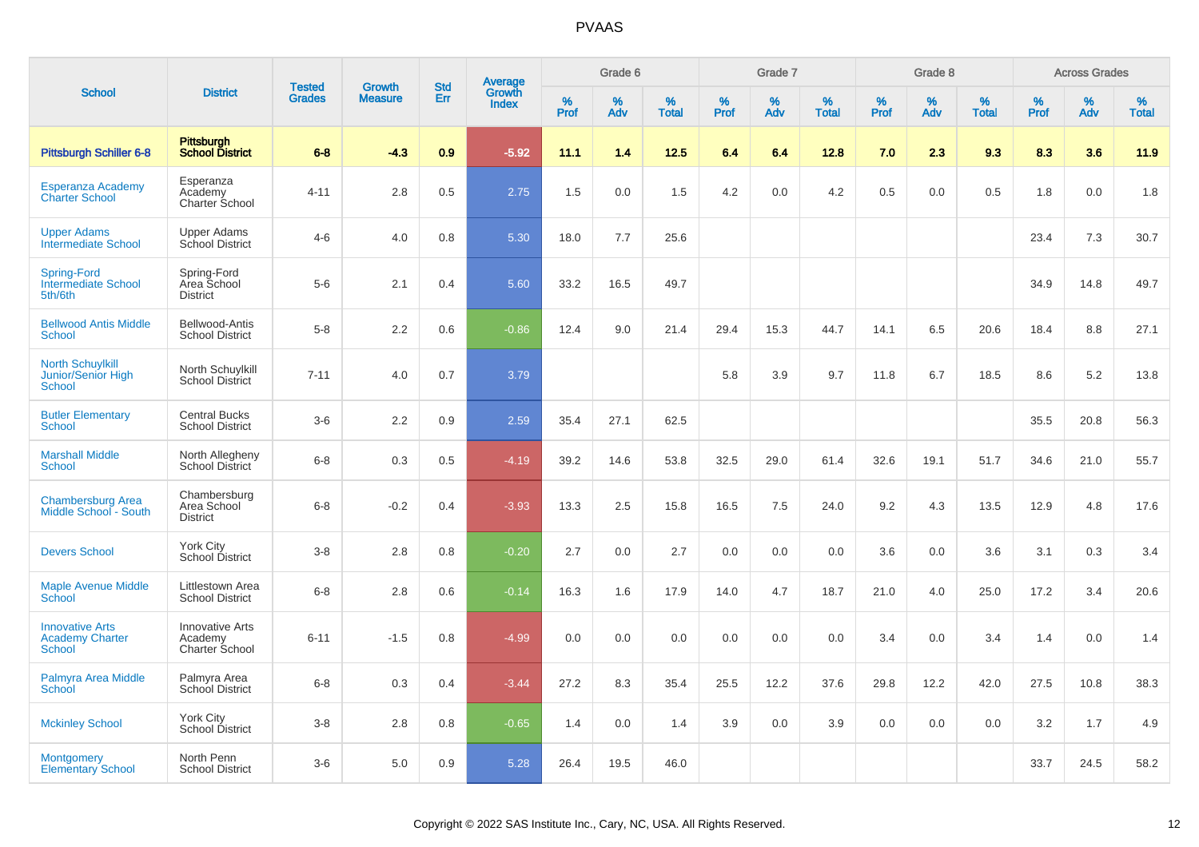# PVAAS

| School | District | Tested Grades | Growth Measure | Std Err | Average Growth Index | Grade 6 | | | Grade 7 | | | Grade 8 | | | Across Grades | | |
|---|---|---|---|---|---|---|---|---|---|---|---|---|---|---|---|---|---|
| | | | | | | % Prof | % Adv | % Total | % Prof | % Adv | % Total | % Prof | % Adv | % Total | % Prof | % Adv | % Total |
| **Pittsburgh Schiller 6-8** | **Pittsburgh School District** | **6-8** | **-4.3** | **0.9** | **-5.92** | **11.1** | **1.4** | **12.5** | **6.4** | **6.4** | **12.8** | **7.0** | **2.3** | **9.3** | **8.3** | **3.6** | **11.9** |
| Esperanza Academy Charter School | Esperanza Academy Charter School | 4-11 | 2.8 | 0.5 | 2.75 | 1.5 | 0.0 | 1.5 | 4.2 | 0.0 | 4.2 | 0.5 | 0.0 | 0.5 | 1.8 | 0.0 | 1.8 |
| Upper Adams Intermediate School | Upper Adams School District | 4-6 | 4.0 | 0.8 | 5.30 | 18.0 | 7.7 | 25.6 | | | | | | | 23.4 | 7.3 | 30.7 |
| Spring-Ford Intermediate School 5th/6th | Spring-Ford Area School District | 5-6 | 2.1 | 0.4 | 5.60 | 33.2 | 16.5 | 49.7 | | | | | | | 34.9 | 14.8 | 49.7 |
| Bellwood Antis Middle School | Bellwood-Antis School District | 5-8 | 2.2 | 0.6 | -0.86 | 12.4 | 9.0 | 21.4 | 29.4 | 15.3 | 44.7 | 14.1 | 6.5 | 20.6 | 18.4 | 8.8 | 27.1 |
| North Schuylkill Junior/Senior High School | North Schuylkill School District | 7-11 | 4.0 | 0.7 | 3.79 | | | | 5.8 | 3.9 | 9.7 | 11.8 | 6.7 | 18.5 | 8.6 | 5.2 | 13.8 |
| Butler Elementary School | Central Bucks School District | 3-6 | 2.2 | 0.9 | 2.59 | 35.4 | 27.1 | 62.5 | | | | | | | 35.5 | 20.8 | 56.3 |
| Marshall Middle School | North Allegheny School District | 6-8 | 0.3 | 0.5 | -4.19 | 39.2 | 14.6 | 53.8 | 32.5 | 29.0 | 61.4 | 32.6 | 19.1 | 51.7 | 34.6 | 21.0 | 55.7 |
| Chambersburg Area Middle School - South | Chambersburg Area School District | 6-8 | -0.2 | 0.4 | -3.93 | 13.3 | 2.5 | 15.8 | 16.5 | 7.5 | 24.0 | 9.2 | 4.3 | 13.5 | 12.9 | 4.8 | 17.6 |
| Devers School | York City School District | 3-8 | 2.8 | 0.8 | -0.20 | 2.7 | 0.0 | 2.7 | 0.0 | 0.0 | 0.0 | 3.6 | 0.0 | 3.6 | 3.1 | 0.3 | 3.4 |
| Maple Avenue Middle School | Littlestown Area School District | 6-8 | 2.8 | 0.6 | -0.14 | 16.3 | 1.6 | 17.9 | 14.0 | 4.7 | 18.7 | 21.0 | 4.0 | 25.0 | 17.2 | 3.4 | 20.6 |
| Innovative Arts Academy Charter School | Innovative Arts Academy Charter School | 6-11 | -1.5 | 0.8 | -4.99 | 0.0 | 0.0 | 0.0 | 0.0 | 0.0 | 0.0 | 3.4 | 0.0 | 3.4 | 1.4 | 0.0 | 1.4 |
| Palmyra Area Middle School | Palmyra Area School District | 6-8 | 0.3 | 0.4 | -3.44 | 27.2 | 8.3 | 35.4 | 25.5 | 12.2 | 37.6 | 29.8 | 12.2 | 42.0 | 27.5 | 10.8 | 38.3 |
| Mckinley School | York City School District | 3-8 | 2.8 | 0.8 | -0.65 | 1.4 | 0.0 | 1.4 | 3.9 | 0.0 | 3.9 | 0.0 | 0.0 | 0.0 | 3.2 | 1.7 | 4.9 |
| Montgomery Elementary School | North Penn School District | 3-6 | 5.0 | 0.9 | 5.28 | 26.4 | 19.5 | 46.0 | | | | | | | 33.7 | 24.5 | 58.2 |

Copyright © 2022 SAS Institute Inc., Cary, NC, USA. All Rights Reserved.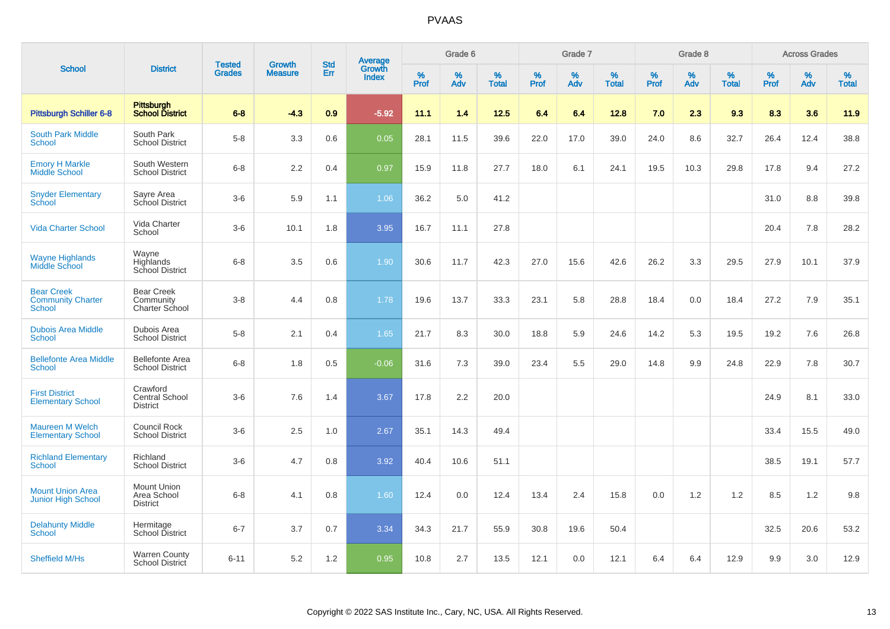# PVAAS

| School | District | Tested Grades | Growth Measure | Std Err | Average Growth Index | Grade 6 | | | Grade 7 | | | Grade 8 | | | Across Grades | | |
|---|---|---|---|---|---|---|---|---|---|---|---|---|---|---|---|---|---|
| | | | | | | % Prof | % Adv | % Total | % Prof | % Adv | % Total | % Prof | % Adv | % Total | % Prof | % Adv | % Total |
| **Pittsburgh Schiller 6-8** | **Pittsburgh School District** | **6-8** | **-4.3** | **0.9** | **-5.92** | **11.1** | **1.4** | **12.5** | **6.4** | **6.4** | **12.8** | **7.0** | **2.3** | **9.3** | **8.3** | **3.6** | **11.9** |
| South Park Middle School | South Park School District | 5-8 | 3.3 | 0.6 | 0.05 | 28.1 | 11.5 | 39.6 | 22.0 | 17.0 | 39.0 | 24.0 | 8.6 | 32.7 | 26.4 | 12.4 | 38.8 |
| Emory H Markle Middle School | South Western School District | 6-8 | 2.2 | 0.4 | 0.97 | 15.9 | 11.8 | 27.7 | 18.0 | 6.1 | 24.1 | 19.5 | 10.3 | 29.8 | 17.8 | 9.4 | 27.2 |
| Snyder Elementary School | Sayre Area School District | 3-6 | 5.9 | 1.1 | 1.06 | 36.2 | 5.0 | 41.2 | | | | | | | 31.0 | 8.8 | 39.8 |
| Vida Charter School | Vida Charter School | 3-6 | 10.1 | 1.8 | 3.95 | 16.7 | 11.1 | 27.8 | | | | | | | 20.4 | 7.8 | 28.2 |
| Wayne Highlands Middle School | Wayne Highlands School District | 6-8 | 3.5 | 0.6 | 1.90 | 30.6 | 11.7 | 42.3 | 27.0 | 15.6 | 42.6 | 26.2 | 3.3 | 29.5 | 27.9 | 10.1 | 37.9 |
| Bear Creek Community Charter School | Bear Creek Community Charter School | 3-8 | 4.4 | 0.8 | 1.78 | 19.6 | 13.7 | 33.3 | 23.1 | 5.8 | 28.8 | 18.4 | 0.0 | 18.4 | 27.2 | 7.9 | 35.1 |
| Dubois Area Middle School | Dubois Area School District | 5-8 | 2.1 | 0.4 | 1.65 | 21.7 | 8.3 | 30.0 | 18.8 | 5.9 | 24.6 | 14.2 | 5.3 | 19.5 | 19.2 | 7.6 | 26.8 |
| Bellefonte Area Middle School | Bellefonte Area School District | 6-8 | 1.8 | 0.5 | -0.06 | 31.6 | 7.3 | 39.0 | 23.4 | 5.5 | 29.0 | 14.8 | 9.9 | 24.8 | 22.9 | 7.8 | 30.7 |
| First District Elementary School | Crawford Central School District | 3-6 | 7.6 | 1.4 | 3.67 | 17.8 | 2.2 | 20.0 | | | | | | | 24.9 | 8.1 | 33.0 |
| Maureen M Welch Elementary School | Council Rock School District | 3-6 | 2.5 | 1.0 | 2.67 | 35.1 | 14.3 | 49.4 | | | | | | | 33.4 | 15.5 | 49.0 |
| Richland Elementary School | Richland School District | 3-6 | 4.7 | 0.8 | 3.92 | 40.4 | 10.6 | 51.1 | | | | | | | 38.5 | 19.1 | 57.7 |
| Mount Union Area Junior High School | Mount Union Area School District | 6-8 | 4.1 | 0.8 | 1.60 | 12.4 | 0.0 | 12.4 | 13.4 | 2.4 | 15.8 | 0.0 | 1.2 | 1.2 | 8.5 | 1.2 | 9.8 |
| Delahunty Middle School | Hermitage School District | 6-7 | 3.7 | 0.7 | 3.34 | 34.3 | 21.7 | 55.9 | 30.8 | 19.6 | 50.4 | | | | 32.5 | 20.6 | 53.2 |
| Sheffield M/Hs | Warren County School District | 6-11 | 5.2 | 1.2 | 0.95 | 10.8 | 2.7 | 13.5 | 12.1 | 0.0 | 12.1 | 6.4 | 6.4 | 12.9 | 9.9 | 3.0 | 12.9 |

Copyright © 2022 SAS Institute Inc., Cary, NC, USA. All Rights Reserved.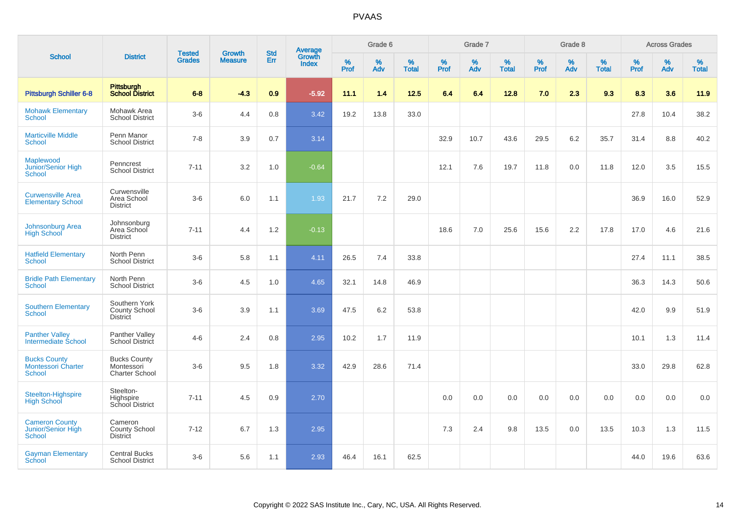# PVAAS

| School | District | Tested Grades | Growth Measure | Std Err | Average Growth Index | Grade 6 | | | Grade 7 | | | Grade 8 | | | Across Grades | | |
|---|---|---|---|---|---|---|---|---|---|---|---|---|---|---|---|---|---|
| | | | | | | % Prof | % Adv | % Total | % Prof | % Adv | % Total | % Prof | % Adv | % Total | % Prof | % Adv | % Total |
| **Pittsburgh Schiller 6-8** | **Pittsburgh School District** | **6-8** | **-4.3** | **0.9** | **-5.92** | **11.1** | **1.4** | **12.5** | **6.4** | **6.4** | **12.8** | **7.0** | **2.3** | **9.3** | **8.3** | **3.6** | **11.9** |
| Mohawk Elementary School | Mohawk Area School District | 3-6 | 4.4 | 0.8 | 3.42 | 19.2 | 13.8 | 33.0 | | | | | | | 27.8 | 10.4 | 38.2 |
| Marticville Middle School | Penn Manor School District | 7-8 | 3.9 | 0.7 | 3.14 | | | | 32.9 | 10.7 | 43.6 | 29.5 | 6.2 | 35.7 | 31.4 | 8.8 | 40.2 |
| Maplewood Junior/Senior High School | Penncrest School District | 7-11 | 3.2 | 1.0 | -0.64 | | | | 12.1 | 7.6 | 19.7 | 11.8 | 0.0 | 11.8 | 12.0 | 3.5 | 15.5 |
| Curwensville Area Elementary School | Curwensville Area School District | 3-6 | 6.0 | 1.1 | 1.93 | 21.7 | 7.2 | 29.0 | | | | | | | 36.9 | 16.0 | 52.9 |
| Johnsonburg Area High School | Johnsonburg Area School District | 7-11 | 4.4 | 1.2 | -0.13 | | | | 18.6 | 7.0 | 25.6 | 15.6 | 2.2 | 17.8 | 17.0 | 4.6 | 21.6 |
| Hatfield Elementary School | North Penn School District | 3-6 | 5.8 | 1.1 | 4.11 | 26.5 | 7.4 | 33.8 | | | | | | | 27.4 | 11.1 | 38.5 |
| Bridle Path Elementary School | North Penn School District | 3-6 | 4.5 | 1.0 | 4.65 | 32.1 | 14.8 | 46.9 | | | | | | | 36.3 | 14.3 | 50.6 |
| Southern Elementary School | Southern York County School District | 3-6 | 3.9 | 1.1 | 3.69 | 47.5 | 6.2 | 53.8 | | | | | | | 42.0 | 9.9 | 51.9 |
| Panther Valley Intermediate School | Panther Valley School District | 4-6 | 2.4 | 0.8 | 2.95 | 10.2 | 1.7 | 11.9 | | | | | | | 10.1 | 1.3 | 11.4 |
| Bucks County Montessori Charter School | Bucks County Montessori Charter School | 3-6 | 9.5 | 1.8 | 3.32 | 42.9 | 28.6 | 71.4 | | | | | | | 33.0 | 29.8 | 62.8 |
| Steelton-Highspire High School | Steelton-Highspire School District | 7-11 | 4.5 | 0.9 | 2.70 | | | | 0.0 | 0.0 | 0.0 | 0.0 | 0.0 | 0.0 | 0.0 | 0.0 | 0.0 |
| Cameron County Junior/Senior High School | Cameron County School District | 7-12 | 6.7 | 1.3 | 2.95 | | | | 7.3 | 2.4 | 9.8 | 13.5 | 0.0 | 13.5 | 10.3 | 1.3 | 11.5 |
| Gayman Elementary School | Central Bucks School District | 3-6 | 5.6 | 1.1 | 2.93 | 46.4 | 16.1 | 62.5 | | | | | | | 44.0 | 19.6 | 63.6 |

Copyright © 2022 SAS Institute Inc., Cary, NC, USA. All Rights Reserved.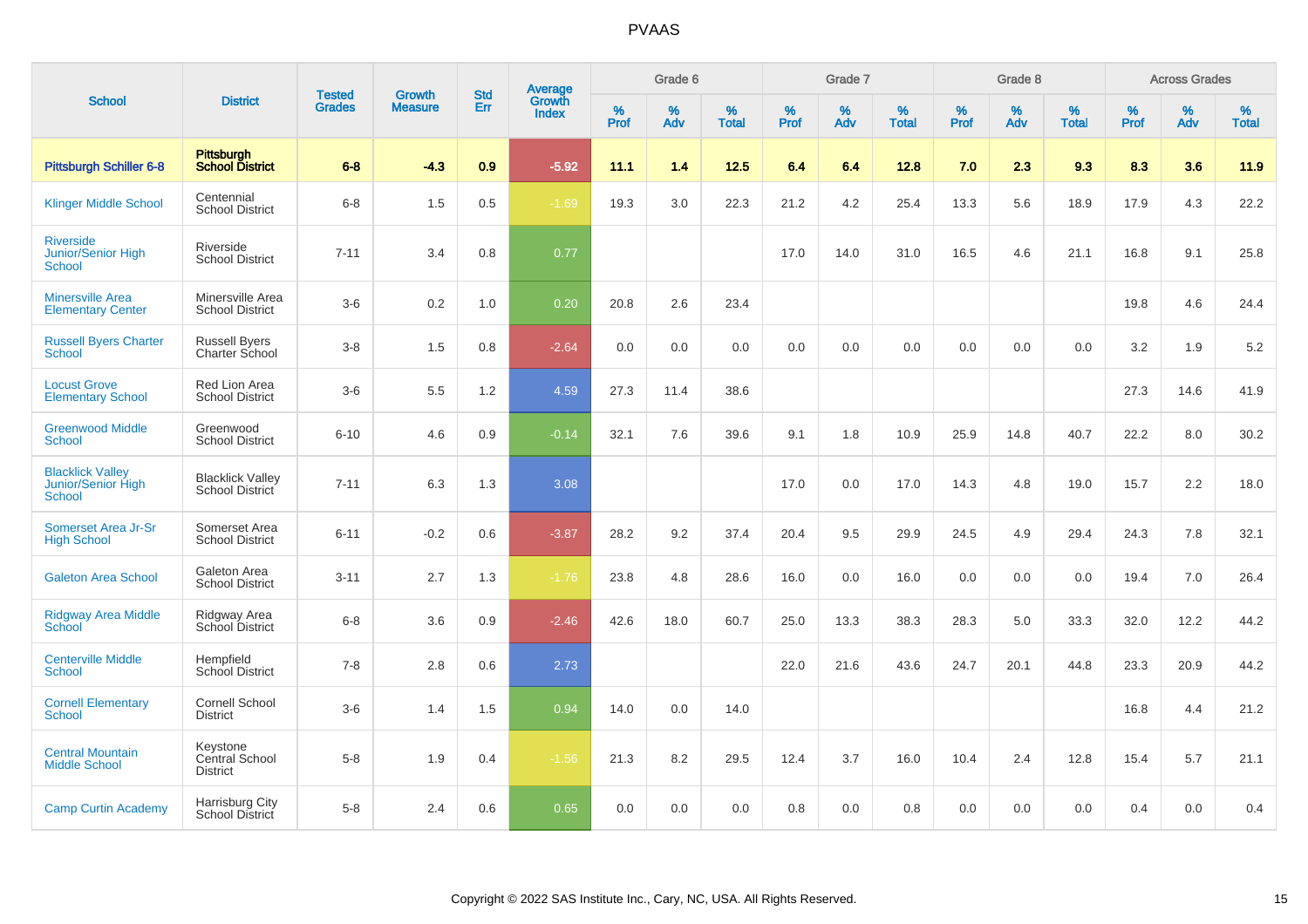PVAAS

| School | District | Tested Grades | Growth Measure | Std Err | Average Growth Index | Grade 6 | | | Grade 7 | | | Grade 8 | | | Across Grades | | |
|---|---|---|---|---|---|---|---|---|---|---|---|---|---|---|---|---|---|
| | | | | | | % Prof | % Adv | % Total | % Prof | % Adv | % Total | % Prof | % Adv | % Total | % Prof | % Adv | % Total |
| **Pittsburgh Schiller 6-8** | **Pittsburgh School District** | **6-8** | **-4.3** | **0.9** | **-5.92** | **11.1** | **1.4** | **12.5** | **6.4** | **6.4** | **12.8** | **7.0** | **2.3** | **9.3** | **8.3** | **3.6** | **11.9** |
| Klinger Middle School | Centennial School District | 6-8 | 1.5 | 0.5 | -1.69 | 19.3 | 3.0 | 22.3 | 21.2 | 4.2 | 25.4 | 13.3 | 5.6 | 18.9 | 17.9 | 4.3 | 22.2 |
| Riverside Junior/Senior High School | Riverside School District | 7-11 | 3.4 | 0.8 | 0.77 | | | | 17.0 | 14.0 | 31.0 | 16.5 | 4.6 | 21.1 | 16.8 | 9.1 | 25.8 |
| Minersville Area Elementary Center | Minersville Area School District | 3-6 | 0.2 | 1.0 | 0.20 | 20.8 | 2.6 | 23.4 | | | | | | | 19.8 | 4.6 | 24.4 |
| Russell Byers Charter School | Russell Byers Charter School | 3-8 | 1.5 | 0.8 | -2.64 | 0.0 | 0.0 | 0.0 | 0.0 | 0.0 | 0.0 | 0.0 | 0.0 | 0.0 | 3.2 | 1.9 | 5.2 |
| Locust Grove Elementary School | Red Lion Area School District | 3-6 | 5.5 | 1.2 | 4.59 | 27.3 | 11.4 | 38.6 | | | | | | | 27.3 | 14.6 | 41.9 |
| Greenwood Middle School | Greenwood School District | 6-10 | 4.6 | 0.9 | -0.14 | 32.1 | 7.6 | 39.6 | 9.1 | 1.8 | 10.9 | 25.9 | 14.8 | 40.7 | 22.2 | 8.0 | 30.2 |
| Blacklick Valley Junior/Senior High School | Blacklick Valley School District | 7-11 | 6.3 | 1.3 | 3.08 | | | | 17.0 | 0.0 | 17.0 | 14.3 | 4.8 | 19.0 | 15.7 | 2.2 | 18.0 |
| Somerset Area Jr-Sr High School | Somerset Area School District | 6-11 | -0.2 | 0.6 | -3.87 | 28.2 | 9.2 | 37.4 | 20.4 | 9.5 | 29.9 | 24.5 | 4.9 | 29.4 | 24.3 | 7.8 | 32.1 |
| Galeton Area School | Galeton Area School District | 3-11 | 2.7 | 1.3 | -1.76 | 23.8 | 4.8 | 28.6 | 16.0 | 0.0 | 16.0 | 0.0 | 0.0 | 0.0 | 19.4 | 7.0 | 26.4 |
| Ridgway Area Middle School | Ridgway Area School District | 6-8 | 3.6 | 0.9 | -2.46 | 42.6 | 18.0 | 60.7 | 25.0 | 13.3 | 38.3 | 28.3 | 5.0 | 33.3 | 32.0 | 12.2 | 44.2 |
| Centerville Middle School | Hempfield School District | 7-8 | 2.8 | 0.6 | 2.73 | | | | 22.0 | 21.6 | 43.6 | 24.7 | 20.1 | 44.8 | 23.3 | 20.9 | 44.2 |
| Cornell Elementary School | Cornell School District | 3-6 | 1.4 | 1.5 | 0.94 | 14.0 | 0.0 | 14.0 | | | | | | | 16.8 | 4.4 | 21.2 |
| Central Mountain Middle School | Keystone Central School District | 5-8 | 1.9 | 0.4 | -1.56 | 21.3 | 8.2 | 29.5 | 12.4 | 3.7 | 16.0 | 10.4 | 2.4 | 12.8 | 15.4 | 5.7 | 21.1 |
| Camp Curtin Academy | Harrisburg City School District | 5-8 | 2.4 | 0.6 | 0.65 | 0.0 | 0.0 | 0.0 | 0.8 | 0.0 | 0.8 | 0.0 | 0.0 | 0.0 | 0.4 | 0.0 | 0.4 |

Copyright © 2022 SAS Institute Inc., Cary, NC, USA. All Rights Reserved.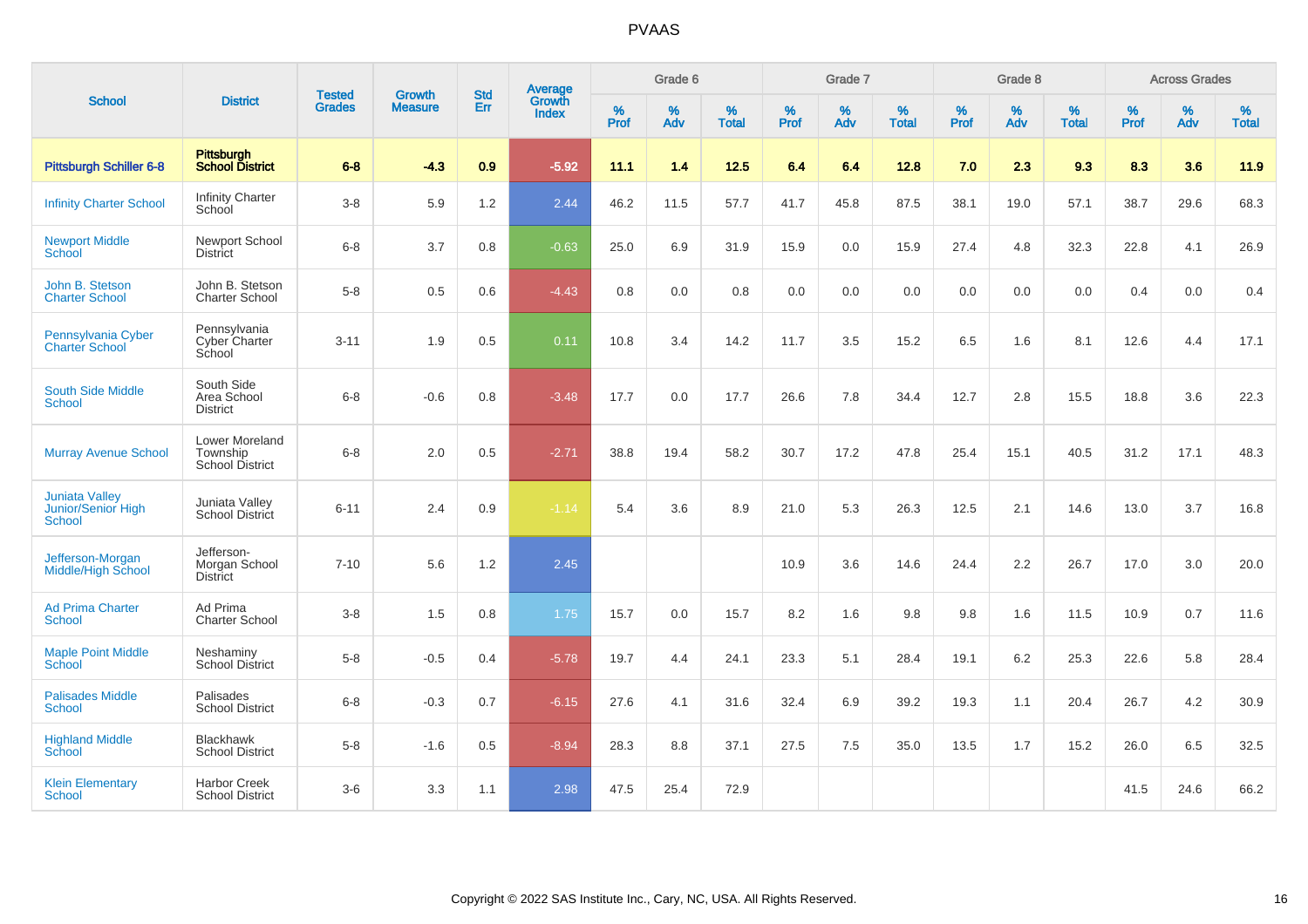# PVAAS

| School | District | Tested Grades | Growth Measure | Std Err | Average Growth Index | Grade 6 | | | Grade 7 | | | Grade 8 | | | Across Grades | | |
|---|---|---|---|---|---|---|---|---|---|---|---|---|---|---|---|---|---|
| | | | | | | % Prof | % Adv | % Total | % Prof | % Adv | % Total | % Prof | % Adv | % Total | % Prof | % Adv | % Total |
| **Pittsburgh Schiller 6-8** | **Pittsburgh School District** | **6-8** | **-4.3** | **0.9** | **-5.92** | **11.1** | **1.4** | **12.5** | **6.4** | **6.4** | **12.8** | **7.0** | **2.3** | **9.3** | **8.3** | **3.6** | **11.9** |
| Infinity Charter School | Infinity Charter School | 3-8 | 5.9 | 1.2 | 2.44 | 46.2 | 11.5 | 57.7 | 41.7 | 45.8 | 87.5 | 38.1 | 19.0 | 57.1 | 38.7 | 29.6 | 68.3 |
| Newport Middle School | Newport School District | 6-8 | 3.7 | 0.8 | -0.63 | 25.0 | 6.9 | 31.9 | 15.9 | 0.0 | 15.9 | 27.4 | 4.8 | 32.3 | 22.8 | 4.1 | 26.9 |
| John B. Stetson Charter School | John B. Stetson Charter School | 5-8 | 0.5 | 0.6 | -4.43 | 0.8 | 0.0 | 0.8 | 0.0 | 0.0 | 0.0 | 0.0 | 0.0 | 0.0 | 0.4 | 0.0 | 0.4 |
| Pennsylvania Cyber Charter School | Pennsylvania Cyber Charter School | 3-11 | 1.9 | 0.5 | 0.11 | 10.8 | 3.4 | 14.2 | 11.7 | 3.5 | 15.2 | 6.5 | 1.6 | 8.1 | 12.6 | 4.4 | 17.1 |
| South Side Middle School | South Side Area School District | 6-8 | -0.6 | 0.8 | -3.48 | 17.7 | 0.0 | 17.7 | 26.6 | 7.8 | 34.4 | 12.7 | 2.8 | 15.5 | 18.8 | 3.6 | 22.3 |
| Murray Avenue School | Lower Moreland Township School District | 6-8 | 2.0 | 0.5 | -2.71 | 38.8 | 19.4 | 58.2 | 30.7 | 17.2 | 47.8 | 25.4 | 15.1 | 40.5 | 31.2 | 17.1 | 48.3 |
| Juniata Valley Junior/Senior High School | Juniata Valley School District | 6-11 | 2.4 | 0.9 | -1.14 | 5.4 | 3.6 | 8.9 | 21.0 | 5.3 | 26.3 | 12.5 | 2.1 | 14.6 | 13.0 | 3.7 | 16.8 |
| Jefferson-Morgan Middle/High School | Jefferson-Morgan School District | 7-10 | 5.6 | 1.2 | 2.45 | | | | 10.9 | 3.6 | 14.6 | 24.4 | 2.2 | 26.7 | 17.0 | 3.0 | 20.0 |
| Ad Prima Charter School | Ad Prima Charter School | 3-8 | 1.5 | 0.8 | 1.75 | 15.7 | 0.0 | 15.7 | 8.2 | 1.6 | 9.8 | 9.8 | 1.6 | 11.5 | 10.9 | 0.7 | 11.6 |
| Maple Point Middle School | Neshaminy School District | 5-8 | -0.5 | 0.4 | -5.78 | 19.7 | 4.4 | 24.1 | 23.3 | 5.1 | 28.4 | 19.1 | 6.2 | 25.3 | 22.6 | 5.8 | 28.4 |
| Palisades Middle School | Palisades School District | 6-8 | -0.3 | 0.7 | -6.15 | 27.6 | 4.1 | 31.6 | 32.4 | 6.9 | 39.2 | 19.3 | 1.1 | 20.4 | 26.7 | 4.2 | 30.9 |
| Highland Middle School | Blackhawk School District | 5-8 | -1.6 | 0.5 | -8.94 | 28.3 | 8.8 | 37.1 | 27.5 | 7.5 | 35.0 | 13.5 | 1.7 | 15.2 | 26.0 | 6.5 | 32.5 |
| Klein Elementary School | Harbor Creek School District | 3-6 | 3.3 | 1.1 | 2.98 | 47.5 | 25.4 | 72.9 | | | | | | | 41.5 | 24.6 | 66.2 |

Copyright © 2022 SAS Institute Inc., Cary, NC, USA. All Rights Reserved.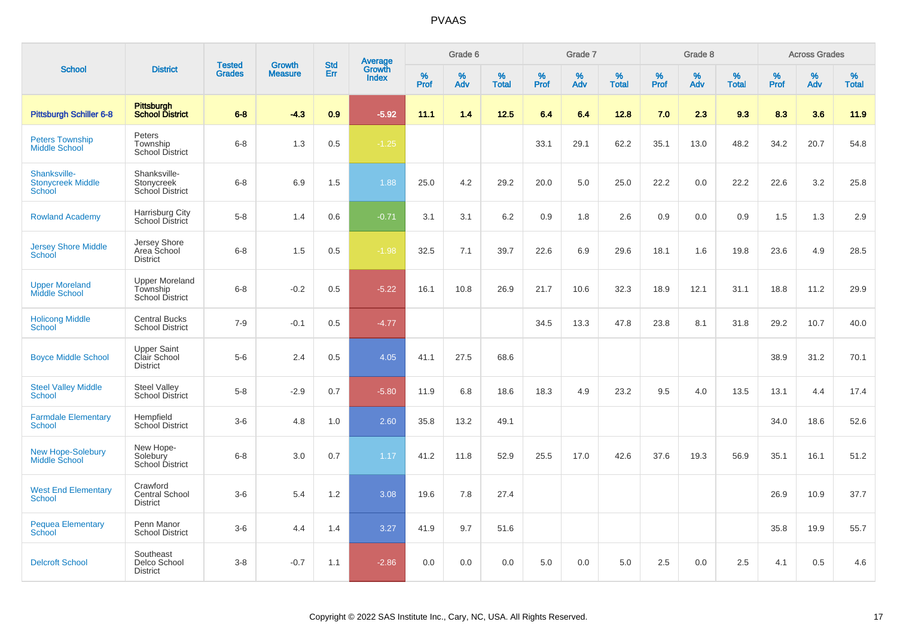# PVAAS

| School | District | Tested Grades | Growth Measure | Std Err | Average Growth Index | Grade 6 | | | Grade 7 | | | Grade 8 | | | Across Grades | | |
|---|---|---|---|---|---|---|---|---|---|---|---|---|---|---|---|---|---|
| | | | | | | % Prof | % Adv | % Total | % Prof | % Adv | % Total | % Prof | % Adv | % Total | % Prof | % Adv | % Total |
| **Pittsburgh Schiller 6-8** | **Pittsburgh School District** | **6-8** | **-4.3** | **0.9** | **-5.92** | **11.1** | **1.4** | **12.5** | **6.4** | **6.4** | **12.8** | **7.0** | **2.3** | **9.3** | **8.3** | **3.6** | **11.9** |
| Peters Township Middle School | Peters Township School District | 6-8 | 1.3 | 0.5 | -1.25 | | | | 33.1 | 29.1 | 62.2 | 35.1 | 13.0 | 48.2 | 34.2 | 20.7 | 54.8 |
| Shanksville-Stonycreek Middle School | Shanksville-Stonycreek School District | 6-8 | 6.9 | 1.5 | 1.88 | 25.0 | 4.2 | 29.2 | 20.0 | 5.0 | 25.0 | 22.2 | 0.0 | 22.2 | 22.6 | 3.2 | 25.8 |
| Rowland Academy | Harrisburg City School District | 5-8 | 1.4 | 0.6 | -0.71 | 3.1 | 3.1 | 6.2 | 0.9 | 1.8 | 2.6 | 0.9 | 0.0 | 0.9 | 1.5 | 1.3 | 2.9 |
| Jersey Shore Middle School | Jersey Shore Area School District | 6-8 | 1.5 | 0.5 | -1.98 | 32.5 | 7.1 | 39.7 | 22.6 | 6.9 | 29.6 | 18.1 | 1.6 | 19.8 | 23.6 | 4.9 | 28.5 |
| Upper Moreland Middle School | Upper Moreland Township School District | 6-8 | -0.2 | 0.5 | -5.22 | 16.1 | 10.8 | 26.9 | 21.7 | 10.6 | 32.3 | 18.9 | 12.1 | 31.1 | 18.8 | 11.2 | 29.9 |
| Holicong Middle School | Central Bucks School District | 7-9 | -0.1 | 0.5 | -4.77 | | | | 34.5 | 13.3 | 47.8 | 23.8 | 8.1 | 31.8 | 29.2 | 10.7 | 40.0 |
| Boyce Middle School | Upper Saint Clair School District | 5-6 | 2.4 | 0.5 | 4.05 | 41.1 | 27.5 | 68.6 | | | | | | | 38.9 | 31.2 | 70.1 |
| Steel Valley Middle School | Steel Valley School District | 5-8 | -2.9 | 0.7 | -5.80 | 11.9 | 6.8 | 18.6 | 18.3 | 4.9 | 23.2 | 9.5 | 4.0 | 13.5 | 13.1 | 4.4 | 17.4 |
| Farmdale Elementary School | Hempfield School District | 3-6 | 4.8 | 1.0 | 2.60 | 35.8 | 13.2 | 49.1 | | | | | | | 34.0 | 18.6 | 52.6 |
| New Hope-Solebury Middle School | New Hope-Solebury School District | 6-8 | 3.0 | 0.7 | 1.17 | 41.2 | 11.8 | 52.9 | 25.5 | 17.0 | 42.6 | 37.6 | 19.3 | 56.9 | 35.1 | 16.1 | 51.2 |
| West End Elementary School | Crawford Central School District | 3-6 | 5.4 | 1.2 | 3.08 | 19.6 | 7.8 | 27.4 | | | | | | | 26.9 | 10.9 | 37.7 |
| Pequea Elementary School | Penn Manor School District | 3-6 | 4.4 | 1.4 | 3.27 | 41.9 | 9.7 | 51.6 | | | | | | | 35.8 | 19.9 | 55.7 |
| Delcroft School | Southeast Delco School District | 3-8 | -0.7 | 1.1 | -2.86 | 0.0 | 0.0 | 0.0 | 5.0 | 0.0 | 5.0 | 2.5 | 0.0 | 2.5 | 4.1 | 0.5 | 4.6 |

Copyright © 2022 SAS Institute Inc., Cary, NC, USA. All Rights Reserved.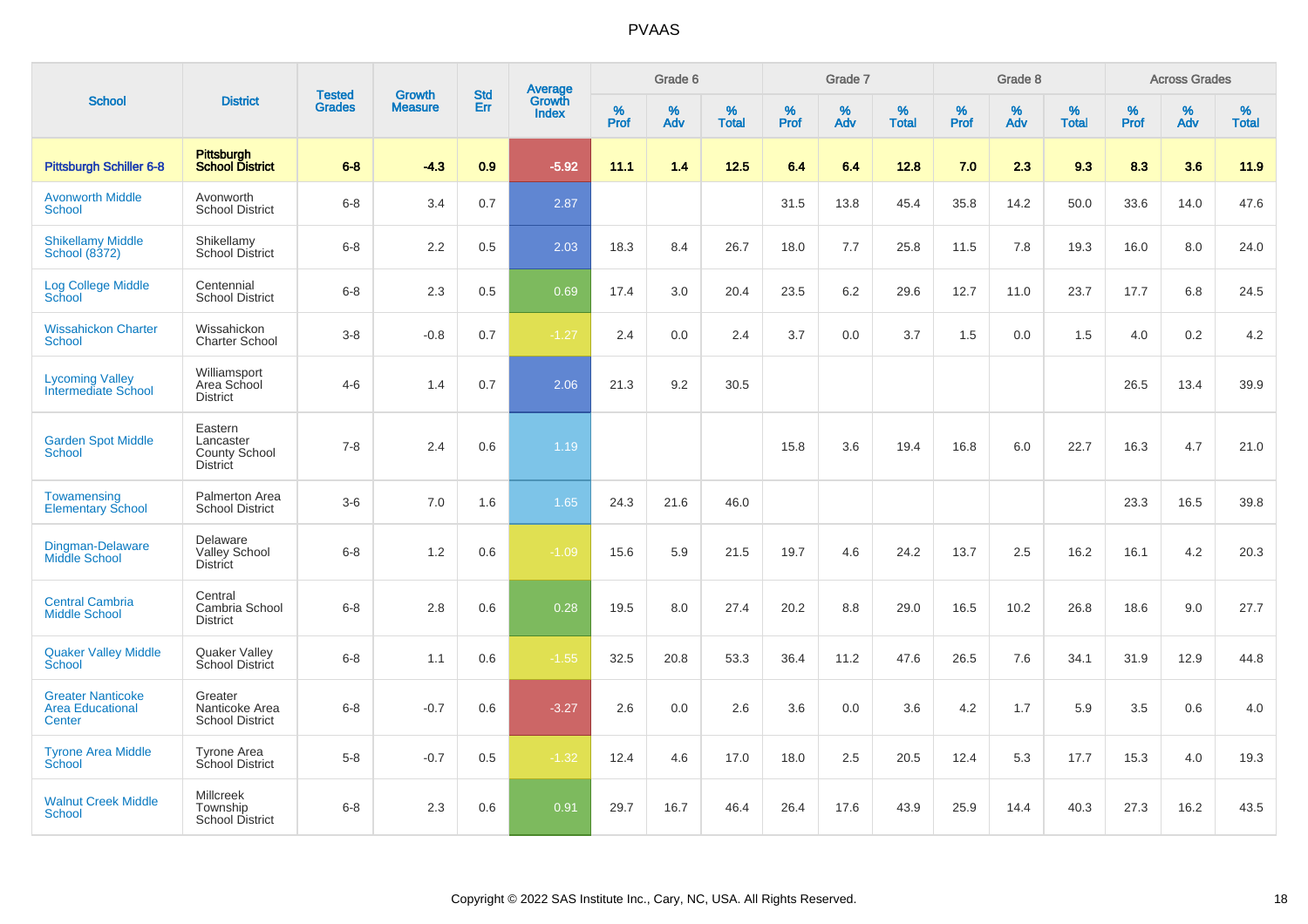# PVAAS

| School | District | Tested Grades | Growth Measure | Std Err | Average Growth Index | Grade 6 | | | Grade 7 | | | Grade 8 | | | Across Grades | | |
|---|---|---|---|---|---|---|---|---|---|---|---|---|---|---|---|---|---|
| | | | | | | % Prof | % Adv | % Total | % Prof | % Adv | % Total | % Prof | % Adv | % Total | % Prof | % Adv | % Total |
| **Pittsburgh Schiller 6-8** | **Pittsburgh School District** | **6-8** | **-4.3** | **0.9** | **-5.92** | **11.1** | **1.4** | **12.5** | **6.4** | **6.4** | **12.8** | **7.0** | **2.3** | **9.3** | **8.3** | **3.6** | **11.9** |
| Avonworth Middle School | Avonworth School District | 6-8 | 3.4 | 0.7 | 2.87 | | | | 31.5 | 13.8 | 45.4 | 35.8 | 14.2 | 50.0 | 33.6 | 14.0 | 47.6 |
| Shikellamy Middle School (8372) | Shikellamy School District | 6-8 | 2.2 | 0.5 | 2.03 | 18.3 | 8.4 | 26.7 | 18.0 | 7.7 | 25.8 | 11.5 | 7.8 | 19.3 | 16.0 | 8.0 | 24.0 |
| Log College Middle School | Centennial School District | 6-8 | 2.3 | 0.5 | 0.69 | 17.4 | 3.0 | 20.4 | 23.5 | 6.2 | 29.6 | 12.7 | 11.0 | 23.7 | 17.7 | 6.8 | 24.5 |
| Wissahickon Charter School | Wissahickon Charter School | 3-8 | -0.8 | 0.7 | -1.27 | 2.4 | 0.0 | 2.4 | 3.7 | 0.0 | 3.7 | 1.5 | 0.0 | 1.5 | 4.0 | 0.2 | 4.2 |
| Lycoming Valley Intermediate School | Williamsport Area School District | 4-6 | 1.4 | 0.7 | 2.06 | 21.3 | 9.2 | 30.5 | | | | | | | 26.5 | 13.4 | 39.9 |
| Garden Spot Middle School | Eastern Lancaster County School District | 7-8 | 2.4 | 0.6 | 1.19 | | | | 15.8 | 3.6 | 19.4 | 16.8 | 6.0 | 22.7 | 16.3 | 4.7 | 21.0 |
| Towamensing Elementary School | Palmerton Area School District | 3-6 | 7.0 | 1.6 | 1.65 | 24.3 | 21.6 | 46.0 | | | | | | | 23.3 | 16.5 | 39.8 |
| Dingman-Delaware Middle School | Delaware Valley School District | 6-8 | 1.2 | 0.6 | -1.09 | 15.6 | 5.9 | 21.5 | 19.7 | 4.6 | 24.2 | 13.7 | 2.5 | 16.2 | 16.1 | 4.2 | 20.3 |
| Central Cambria Middle School | Central Cambria School District | 6-8 | 2.8 | 0.6 | 0.28 | 19.5 | 8.0 | 27.4 | 20.2 | 8.8 | 29.0 | 16.5 | 10.2 | 26.8 | 18.6 | 9.0 | 27.7 |
| Quaker Valley Middle School | Quaker Valley School District | 6-8 | 1.1 | 0.6 | -1.55 | 32.5 | 20.8 | 53.3 | 36.4 | 11.2 | 47.6 | 26.5 | 7.6 | 34.1 | 31.9 | 12.9 | 44.8 |
| Greater Nanticoke Area Educational Center | Greater Nanticoke Area School District | 6-8 | -0.7 | 0.6 | -3.27 | 2.6 | 0.0 | 2.6 | 3.6 | 0.0 | 3.6 | 4.2 | 1.7 | 5.9 | 3.5 | 0.6 | 4.0 |
| Tyrone Area Middle School | Tyrone Area School District | 5-8 | -0.7 | 0.5 | -1.32 | 12.4 | 4.6 | 17.0 | 18.0 | 2.5 | 20.5 | 12.4 | 5.3 | 17.7 | 15.3 | 4.0 | 19.3 |
| Walnut Creek Middle School | Millcreek Township School District | 6-8 | 2.3 | 0.6 | 0.91 | 29.7 | 16.7 | 46.4 | 26.4 | 17.6 | 43.9 | 25.9 | 14.4 | 40.3 | 27.3 | 16.2 | 43.5 |

Copyright © 2022 SAS Institute Inc., Cary, NC, USA. All Rights Reserved.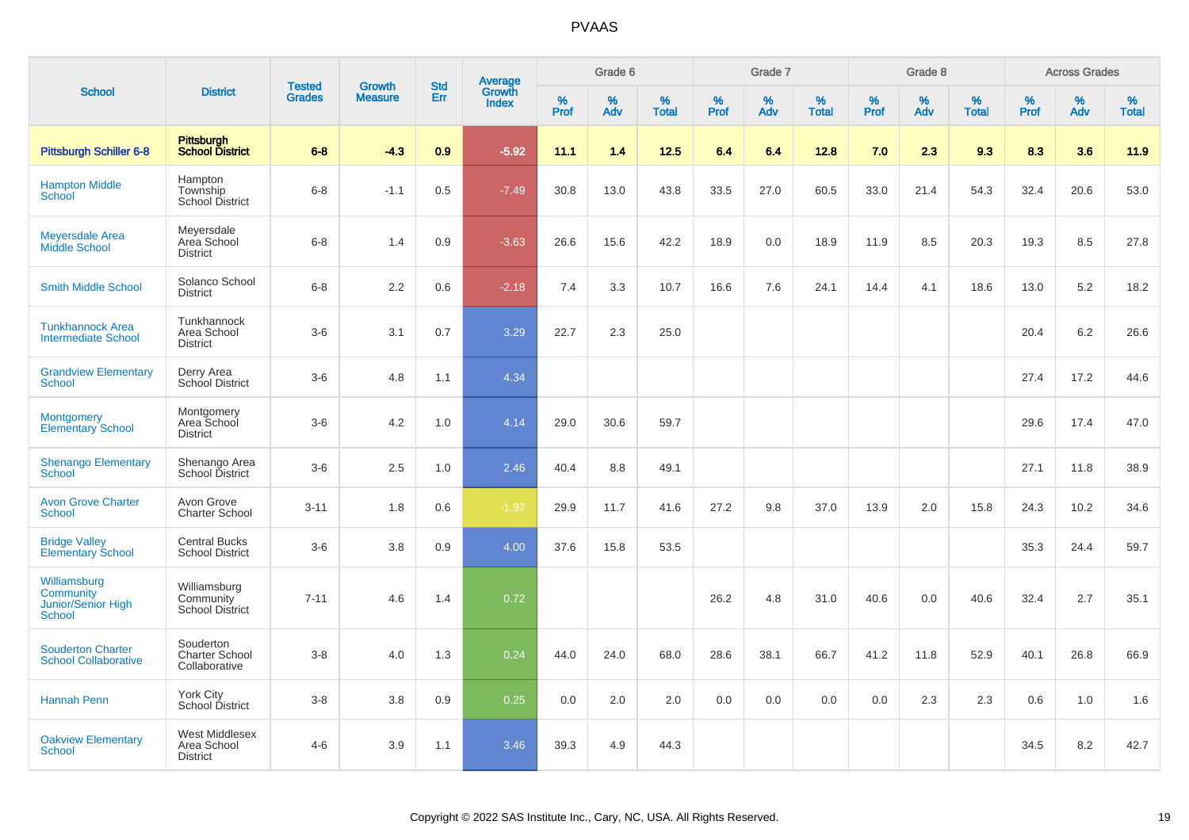# PVAAS

| School | District | Tested Grades | Growth Measure | Std Err | Average Growth Index | Grade 6 | | | Grade 7 | | | Grade 8 | | | Across Grades | | |
|---|---|---|---|---|---|---|---|---|---|---|---|---|---|---|---|---|---|
| | | | | | | % Prof | % Adv | % Total | % Prof | % Adv | % Total | % Prof | % Adv | % Total | % Prof | % Adv | % Total |
| **Pittsburgh Schiller 6-8** | **Pittsburgh School District** | **6-8** | **-4.3** | **0.9** | **-5.92** | **11.1** | **1.4** | **12.5** | **6.4** | **6.4** | **12.8** | **7.0** | **2.3** | **9.3** | **8.3** | **3.6** | **11.9** |
| Hampton Middle School | Hampton Township School District | 6-8 | -1.1 | 0.5 | -7.49 | 30.8 | 13.0 | 43.8 | 33.5 | 27.0 | 60.5 | 33.0 | 21.4 | 54.3 | 32.4 | 20.6 | 53.0 |
| Meyersdale Area Middle School | Meyersdale Area School District | 6-8 | 1.4 | 0.9 | -3.63 | 26.6 | 15.6 | 42.2 | 18.9 | 0.0 | 18.9 | 11.9 | 8.5 | 20.3 | 19.3 | 8.5 | 27.8 |
| Smith Middle School | Solanco School District | 6-8 | 2.2 | 0.6 | -2.18 | 7.4 | 3.3 | 10.7 | 16.6 | 7.6 | 24.1 | 14.4 | 4.1 | 18.6 | 13.0 | 5.2 | 18.2 |
| Tunkhannock Area Intermediate School | Tunkhannock Area School District | 3-6 | 3.1 | 0.7 | 3.29 | 22.7 | 2.3 | 25.0 | | | | | | | 20.4 | 6.2 | 26.6 |
| Grandview Elementary School | Derry Area School District | 3-6 | 4.8 | 1.1 | 4.34 | | | | | | | | | | 27.4 | 17.2 | 44.6 |
| Montgomery Elementary School | Montgomery Area School District | 3-6 | 4.2 | 1.0 | 4.14 | 29.0 | 30.6 | 59.7 | | | | | | | 29.6 | 17.4 | 47.0 |
| Shenango Elementary School | Shenango Area School District | 3-6 | 2.5 | 1.0 | 2.46 | 40.4 | 8.8 | 49.1 | | | | | | | 27.1 | 11.8 | 38.9 |
| Avon Grove Charter School | Avon Grove Charter School | 3-11 | 1.8 | 0.6 | -1.97 | 29.9 | 11.7 | 41.6 | 27.2 | 9.8 | 37.0 | 13.9 | 2.0 | 15.8 | 24.3 | 10.2 | 34.6 |
| Bridge Valley Elementary School | Central Bucks School District | 3-6 | 3.8 | 0.9 | 4.00 | 37.6 | 15.8 | 53.5 | | | | | | | 35.3 | 24.4 | 59.7 |
| Williamsburg Community Junior/Senior High School | Williamsburg Community School District | 7-11 | 4.6 | 1.4 | 0.72 | | | | 26.2 | 4.8 | 31.0 | 40.6 | 0.0 | 40.6 | 32.4 | 2.7 | 35.1 |
| Souderton Charter School Collaborative | Souderton Charter School Collaborative | 3-8 | 4.0 | 1.3 | 0.24 | 44.0 | 24.0 | 68.0 | 28.6 | 38.1 | 66.7 | 41.2 | 11.8 | 52.9 | 40.1 | 26.8 | 66.9 |
| Hannah Penn | York City School District | 3-8 | 3.8 | 0.9 | 0.25 | 0.0 | 2.0 | 2.0 | 0.0 | 0.0 | 0.0 | 0.0 | 2.3 | 2.3 | 0.6 | 1.0 | 1.6 |
| Oakview Elementary School | West Middlesex Area School District | 4-6 | 3.9 | 1.1 | 3.46 | 39.3 | 4.9 | 44.3 | | | | | | | 34.5 | 8.2 | 42.7 |

Copyright © 2022 SAS Institute Inc., Cary, NC, USA. All Rights Reserved.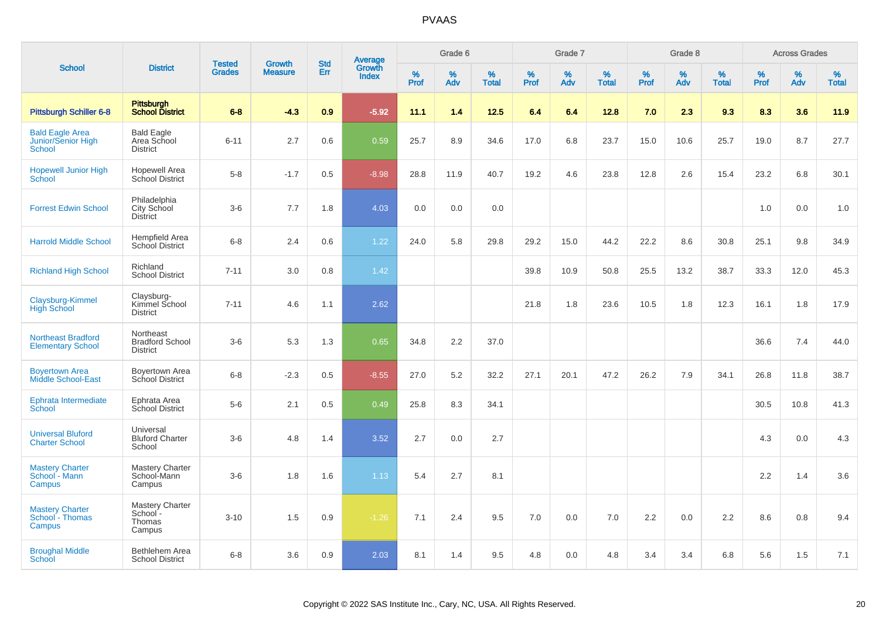# PVAAS

| School | District | Tested Grades | Growth Measure | Std Err | Average Growth Index | Grade 6 | | | Grade 7 | | | Grade 8 | | | Across Grades | | |
|---|---|---|---|---|---|---|---|---|---|---|---|---|---|---|---|---|---|
| | | | | | | % Prof | % Adv | % Total | % Prof | % Adv | % Total | % Prof | % Adv | % Total | % Prof | % Adv | % Total |
| **Pittsburgh Schiller 6-8** | **Pittsburgh School District** | **6-8** | **-4.3** | **0.9** | **-5.92** | **11.1** | **1.4** | **12.5** | **6.4** | **6.4** | **12.8** | **7.0** | **2.3** | **9.3** | **8.3** | **3.6** | **11.9** |
| Bald Eagle Area Junior/Senior High School | Bald Eagle Area School District | 6-11 | 2.7 | 0.6 | 0.59 | 25.7 | 8.9 | 34.6 | 17.0 | 6.8 | 23.7 | 15.0 | 10.6 | 25.7 | 19.0 | 8.7 | 27.7 |
| Hopewell Junior High School | Hopewell Area School District | 5-8 | -1.7 | 0.5 | -8.98 | 28.8 | 11.9 | 40.7 | 19.2 | 4.6 | 23.8 | 12.8 | 2.6 | 15.4 | 23.2 | 6.8 | 30.1 |
| Forrest Edwin School | Philadelphia City School District | 3-6 | 7.7 | 1.8 | 4.03 | 0.0 | 0.0 | 0.0 | | | | | | | 1.0 | 0.0 | 1.0 |
| Harrold Middle School | Hempfield Area School District | 6-8 | 2.4 | 0.6 | 1.22 | 24.0 | 5.8 | 29.8 | 29.2 | 15.0 | 44.2 | 22.2 | 8.6 | 30.8 | 25.1 | 9.8 | 34.9 |
| Richland High School | Richland School District | 7-11 | 3.0 | 0.8 | 1.42 | | | | 39.8 | 10.9 | 50.8 | 25.5 | 13.2 | 38.7 | 33.3 | 12.0 | 45.3 |
| Claysburg-Kimmel High School | Claysburg-Kimmel School District | 7-11 | 4.6 | 1.1 | 2.62 | | | | 21.8 | 1.8 | 23.6 | 10.5 | 1.8 | 12.3 | 16.1 | 1.8 | 17.9 |
| Northeast Bradford Elementary School | Northeast Bradford School District | 3-6 | 5.3 | 1.3 | 0.65 | 34.8 | 2.2 | 37.0 | | | | | | | 36.6 | 7.4 | 44.0 |
| Boyertown Area Middle School-East | Boyertown Area School District | 6-8 | -2.3 | 0.5 | -8.55 | 27.0 | 5.2 | 32.2 | 27.1 | 20.1 | 47.2 | 26.2 | 7.9 | 34.1 | 26.8 | 11.8 | 38.7 |
| Ephrata Intermediate School | Ephrata Area School District | 5-6 | 2.1 | 0.5 | 0.49 | 25.8 | 8.3 | 34.1 | | | | | | | 30.5 | 10.8 | 41.3 |
| Universal Bluford Charter School | Universal Bluford Charter School | 3-6 | 4.8 | 1.4 | 3.52 | 2.7 | 0.0 | 2.7 | | | | | | | 4.3 | 0.0 | 4.3 |
| Mastery Charter School - Mann Campus | Mastery Charter School-Mann Campus | 3-6 | 1.8 | 1.6 | 1.13 | 5.4 | 2.7 | 8.1 | | | | | | | 2.2 | 1.4 | 3.6 |
| Mastery Charter School - Thomas Campus | Mastery Charter School - Thomas Campus | 3-10 | 1.5 | 0.9 | -1.26 | 7.1 | 2.4 | 9.5 | 7.0 | 0.0 | 7.0 | 2.2 | 0.0 | 2.2 | 8.6 | 0.8 | 9.4 |
| Broughal Middle School | Bethlehem Area School District | 6-8 | 3.6 | 0.9 | 2.03 | 8.1 | 1.4 | 9.5 | 4.8 | 0.0 | 4.8 | 3.4 | 3.4 | 6.8 | 5.6 | 1.5 | 7.1 |

Copyright © 2022 SAS Institute Inc., Cary, NC, USA. All Rights Reserved.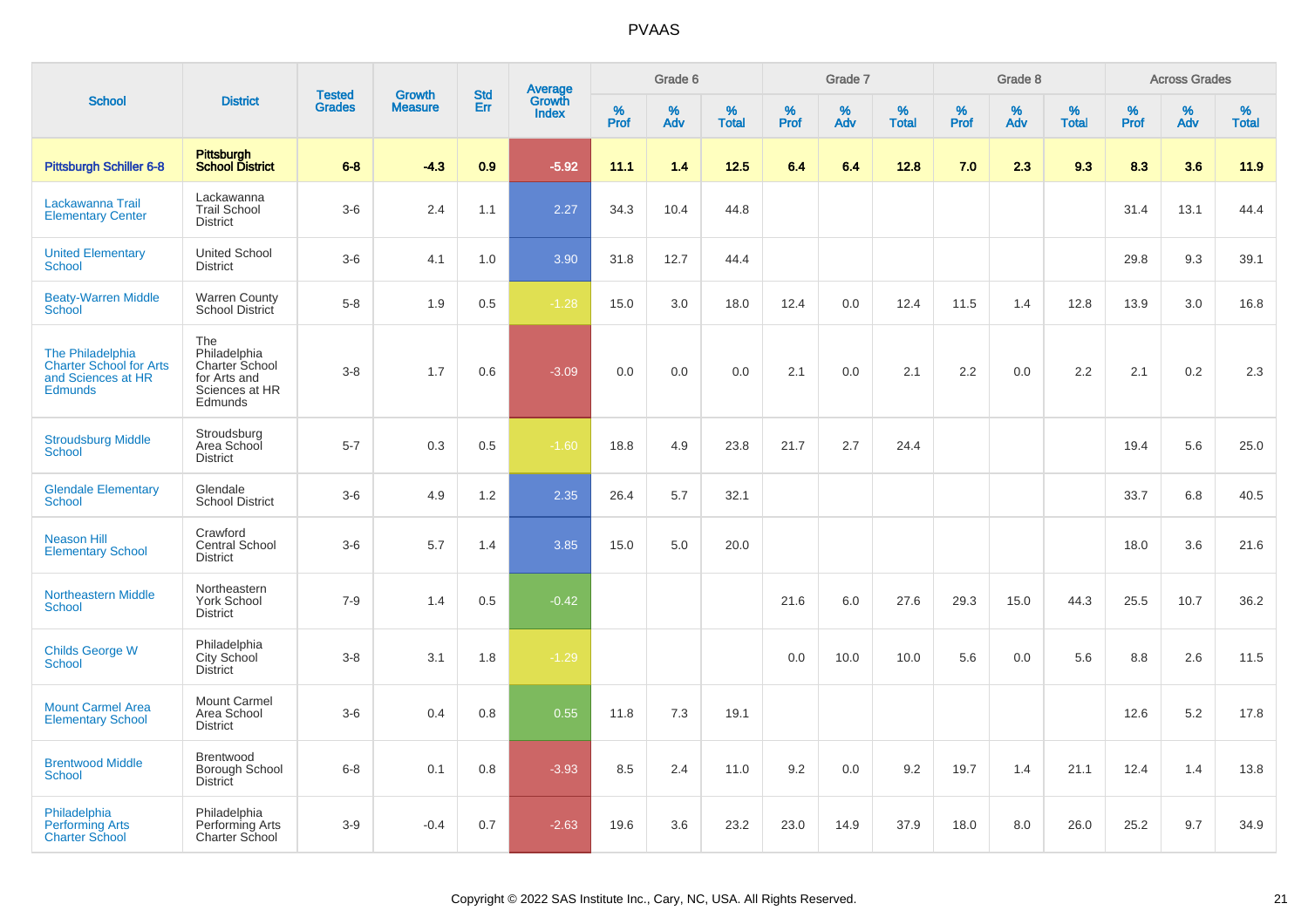# PVAAS

| School | District | Tested Grades | Growth Measure | Std Err | Average Growth Index | Grade 6 | | | Grade 7 | | | Grade 8 | | | Across Grades | | |
|---|---|---|---|---|---|---|---|---|---|---|---|---|---|---|---|---|---|
| | | | | | | % Prof | % Adv | % Total | % Prof | % Adv | % Total | % Prof | % Adv | % Total | % Prof | % Adv | % Total |
| **Pittsburgh Schiller 6-8** | **Pittsburgh School District** | **6-8** | **-4.3** | **0.9** | **-5.92** | **11.1** | **1.4** | **12.5** | **6.4** | **6.4** | **12.8** | **7.0** | **2.3** | **9.3** | **8.3** | **3.6** | **11.9** |
| Lackawanna Trail Elementary Center | Lackawanna Trail School District | 3-6 | 2.4 | 1.1 | 2.27 | 34.3 | 10.4 | 44.8 | | | | | | | 31.4 | 13.1 | 44.4 |
| United Elementary School | United School District | 3-6 | 4.1 | 1.0 | 3.90 | 31.8 | 12.7 | 44.4 | | | | | | | 29.8 | 9.3 | 39.1 |
| Beaty-Warren Middle School | Warren County School District | 5-8 | 1.9 | 0.5 | -1.28 | 15.0 | 3.0 | 18.0 | 12.4 | 0.0 | 12.4 | 11.5 | 1.4 | 12.8 | 13.9 | 3.0 | 16.8 |
| The Philadelphia Charter School for Arts and Sciences at HR Edmunds | The Philadelphia Charter School for Arts and Sciences at HR Edmunds | 3-8 | 1.7 | 0.6 | -3.09 | 0.0 | 0.0 | 0.0 | 2.1 | 0.0 | 2.1 | 2.2 | 0.0 | 2.2 | 2.1 | 0.2 | 2.3 |
| Stroudsburg Middle School | Stroudsburg Area School District | 5-7 | 0.3 | 0.5 | -1.60 | 18.8 | 4.9 | 23.8 | 21.7 | 2.7 | 24.4 | | | | 19.4 | 5.6 | 25.0 |
| Glendale Elementary School | Glendale School District | 3-6 | 4.9 | 1.2 | 2.35 | 26.4 | 5.7 | 32.1 | | | | | | | 33.7 | 6.8 | 40.5 |
| Neason Hill Elementary School | Crawford Central School District | 3-6 | 5.7 | 1.4 | 3.85 | 15.0 | 5.0 | 20.0 | | | | | | | 18.0 | 3.6 | 21.6 |
| Northeastern Middle School | Northeastern York School District | 7-9 | 1.4 | 0.5 | -0.42 | | | | 21.6 | 6.0 | 27.6 | 29.3 | 15.0 | 44.3 | 25.5 | 10.7 | 36.2 |
| Childs George W School | Philadelphia City School District | 3-8 | 3.1 | 1.8 | -1.29 | | | | 0.0 | 10.0 | 10.0 | 5.6 | 0.0 | 5.6 | 8.8 | 2.6 | 11.5 |
| Mount Carmel Area Elementary School | Mount Carmel Area School District | 3-6 | 0.4 | 0.8 | 0.55 | 11.8 | 7.3 | 19.1 | | | | | | | 12.6 | 5.2 | 17.8 |
| Brentwood Middle School | Brentwood Borough School District | 6-8 | 0.1 | 0.8 | -3.93 | 8.5 | 2.4 | 11.0 | 9.2 | 0.0 | 9.2 | 19.7 | 1.4 | 21.1 | 12.4 | 1.4 | 13.8 |
| Philadelphia Performing Arts Charter School | Philadelphia Performing Arts Charter School | 3-9 | -0.4 | 0.7 | -2.63 | 19.6 | 3.6 | 23.2 | 23.0 | 14.9 | 37.9 | 18.0 | 8.0 | 26.0 | 25.2 | 9.7 | 34.9 |

Copyright © 2022 SAS Institute Inc., Cary, NC, USA. All Rights Reserved.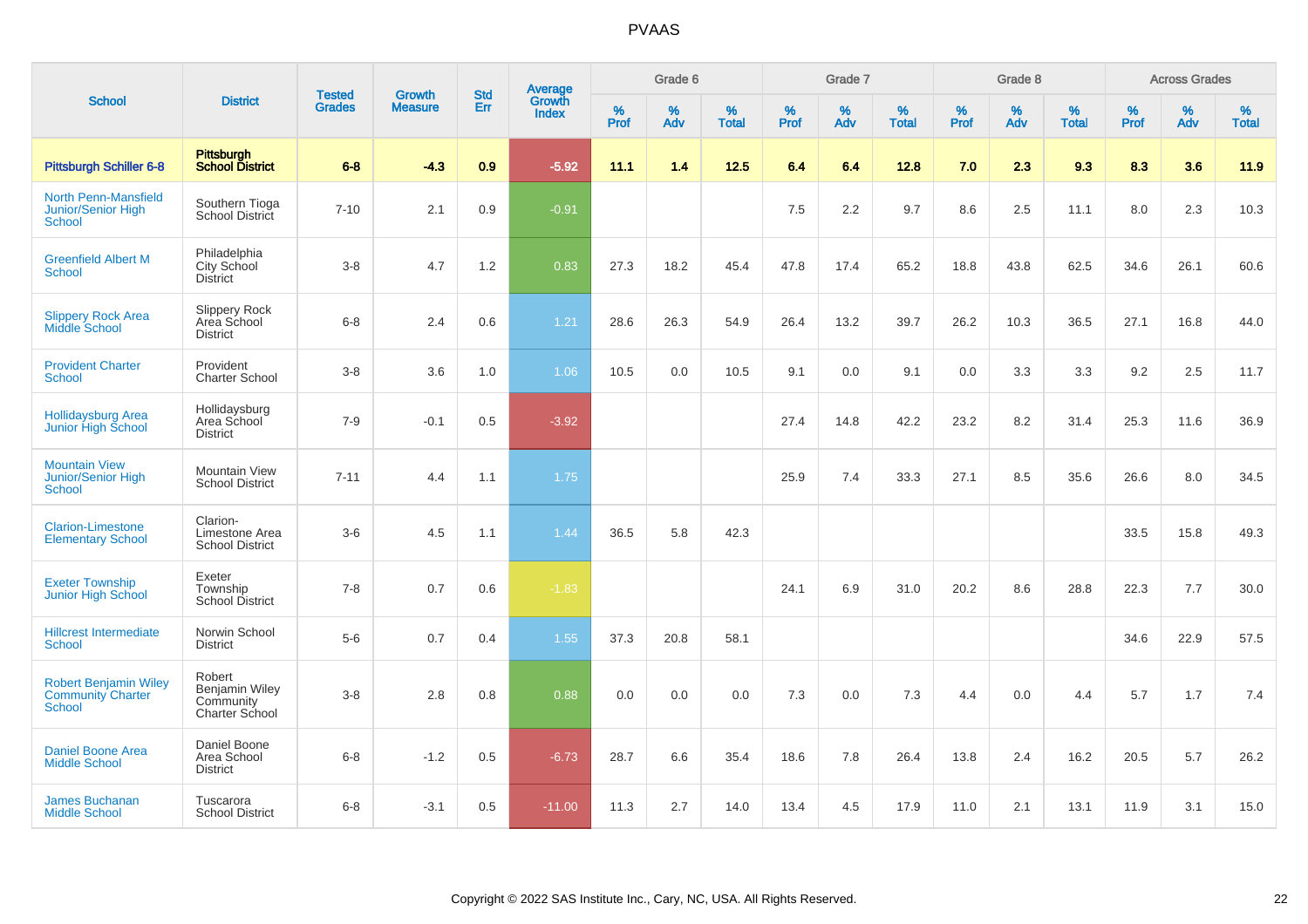# PVAAS

| School | District | Tested Grades | Growth Measure | Std Err | Average Growth Index | Grade 6 | | | Grade 7 | | | Grade 8 | | | Across Grades | | |
|---|---|---|---|---|---|---|---|---|---|---|---|---|---|---|---|---|---|
| | | | | | | % Prof | % Adv | % Total | % Prof | % Adv | % Total | % Prof | % Adv | % Total | % Prof | % Adv | % Total |
| **Pittsburgh Schiller 6-8** | **Pittsburgh School District** | **6-8** | **-4.3** | **0.9** | **-5.92** | **11.1** | **1.4** | **12.5** | **6.4** | **6.4** | **12.8** | **7.0** | **2.3** | **9.3** | **8.3** | **3.6** | **11.9** |
| North Penn-Mansfield Junior/Senior High School | Southern Tioga School District | 7-10 | 2.1 | 0.9 | -0.91 | | | | 7.5 | 2.2 | 9.7 | 8.6 | 2.5 | 11.1 | 8.0 | 2.3 | 10.3 |
| Greenfield Albert M School | Philadelphia City School District | 3-8 | 4.7 | 1.2 | 0.83 | 27.3 | 18.2 | 45.4 | 47.8 | 17.4 | 65.2 | 18.8 | 43.8 | 62.5 | 34.6 | 26.1 | 60.6 |
| Slippery Rock Area Middle School | Slippery Rock Area School District | 6-8 | 2.4 | 0.6 | 1.21 | 28.6 | 26.3 | 54.9 | 26.4 | 13.2 | 39.7 | 26.2 | 10.3 | 36.5 | 27.1 | 16.8 | 44.0 |
| Provident Charter School | Provident Charter School | 3-8 | 3.6 | 1.0 | 1.06 | 10.5 | 0.0 | 10.5 | 9.1 | 0.0 | 9.1 | 0.0 | 3.3 | 3.3 | 9.2 | 2.5 | 11.7 |
| Hollidaysburg Area Junior High School | Hollidaysburg Area School District | 7-9 | -0.1 | 0.5 | -3.92 | | | | 27.4 | 14.8 | 42.2 | 23.2 | 8.2 | 31.4 | 25.3 | 11.6 | 36.9 |
| Mountain View Junior/Senior High School | Mountain View School District | 7-11 | 4.4 | 1.1 | 1.75 | | | | 25.9 | 7.4 | 33.3 | 27.1 | 8.5 | 35.6 | 26.6 | 8.0 | 34.5 |
| Clarion-Limestone Elementary School | Clarion-Limestone Area School District | 3-6 | 4.5 | 1.1 | 1.44 | 36.5 | 5.8 | 42.3 | | | | | | | 33.5 | 15.8 | 49.3 |
| Exeter Township Junior High School | Exeter Township School District | 7-8 | 0.7 | 0.6 | -1.83 | | | | 24.1 | 6.9 | 31.0 | 20.2 | 8.6 | 28.8 | 22.3 | 7.7 | 30.0 |
| Hillcrest Intermediate School | Norwin School District | 5-6 | 0.7 | 0.4 | 1.55 | 37.3 | 20.8 | 58.1 | | | | | | | 34.6 | 22.9 | 57.5 |
| Robert Benjamin Wiley Community Charter School | Robert Benjamin Wiley Community Charter School | 3-8 | 2.8 | 0.8 | 0.88 | 0.0 | 0.0 | 0.0 | 7.3 | 0.0 | 7.3 | 4.4 | 0.0 | 4.4 | 5.7 | 1.7 | 7.4 |
| Daniel Boone Area Middle School | Daniel Boone Area School District | 6-8 | -1.2 | 0.5 | -6.73 | 28.7 | 6.6 | 35.4 | 18.6 | 7.8 | 26.4 | 13.8 | 2.4 | 16.2 | 20.5 | 5.7 | 26.2 |
| James Buchanan Middle School | Tuscarora School District | 6-8 | -3.1 | 0.5 | -11.00 | 11.3 | 2.7 | 14.0 | 13.4 | 4.5 | 17.9 | 11.0 | 2.1 | 13.1 | 11.9 | 3.1 | 15.0 |

Copyright © 2022 SAS Institute Inc., Cary, NC, USA. All Rights Reserved.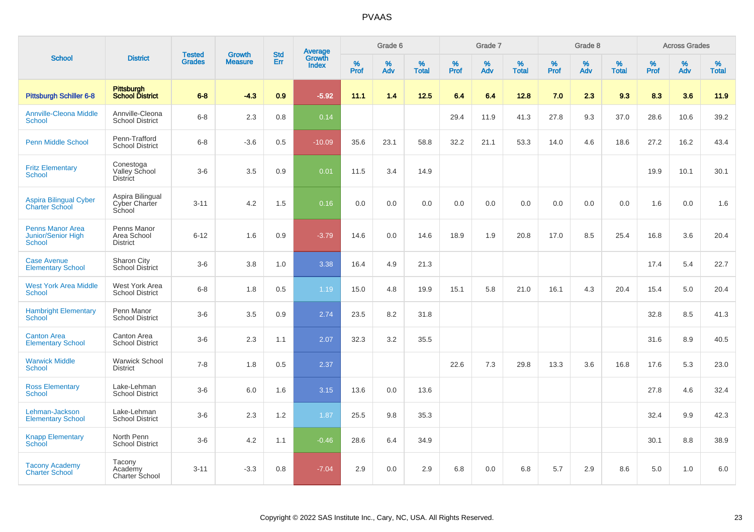# PVAAS

| School | District | Tested Grades | Growth Measure | Std Err | Average Growth Index | Grade 6 | | | Grade 7 | | | Grade 8 | | | Across Grades | | |
|---|---|---|---|---|---|---|---|---|---|---|---|---|---|---|---|---|---|
| | | | | | | % Prof | % Adv | % Total | % Prof | % Adv | % Total | % Prof | % Adv | % Total | % Prof | % Adv | % Total |
| **Pittsburgh Schiller 6-8** | **Pittsburgh School District** | **6-8** | **-4.3** | **0.9** | **-5.92** | **11.1** | **1.4** | **12.5** | **6.4** | **6.4** | **12.8** | **7.0** | **2.3** | **9.3** | **8.3** | **3.6** | **11.9** |
| Annville-Cleona Middle School | Annville-Cleona School District | 6-8 | 2.3 | 0.8 | 0.14 | | | | 29.4 | 11.9 | 41.3 | 27.8 | 9.3 | 37.0 | 28.6 | 10.6 | 39.2 |
| Penn Middle School | Penn-Trafford School District | 6-8 | -3.6 | 0.5 | -10.09 | 35.6 | 23.1 | 58.8 | 32.2 | 21.1 | 53.3 | 14.0 | 4.6 | 18.6 | 27.2 | 16.2 | 43.4 |
| Fritz Elementary School | Conestoga Valley School District | 3-6 | 3.5 | 0.9 | 0.01 | 11.5 | 3.4 | 14.9 | | | | | | | 19.9 | 10.1 | 30.1 |
| Aspira Bilingual Cyber Charter School | Aspira Bilingual Cyber Charter School | 3-11 | 4.2 | 1.5 | 0.16 | 0.0 | 0.0 | 0.0 | 0.0 | 0.0 | 0.0 | 0.0 | 0.0 | 0.0 | 1.6 | 0.0 | 1.6 |
| Penns Manor Area Junior/Senior High School | Penns Manor Area School District | 6-12 | 1.6 | 0.9 | -3.79 | 14.6 | 0.0 | 14.6 | 18.9 | 1.9 | 20.8 | 17.0 | 8.5 | 25.4 | 16.8 | 3.6 | 20.4 |
| Case Avenue Elementary School | Sharon City School District | 3-6 | 3.8 | 1.0 | 3.38 | 16.4 | 4.9 | 21.3 | | | | | | | 17.4 | 5.4 | 22.7 |
| West York Area Middle School | West York Area School District | 6-8 | 1.8 | 0.5 | 1.19 | 15.0 | 4.8 | 19.9 | 15.1 | 5.8 | 21.0 | 16.1 | 4.3 | 20.4 | 15.4 | 5.0 | 20.4 |
| Hambright Elementary School | Penn Manor School District | 3-6 | 3.5 | 0.9 | 2.74 | 23.5 | 8.2 | 31.8 | | | | | | | 32.8 | 8.5 | 41.3 |
| Canton Area Elementary School | Canton Area School District | 3-6 | 2.3 | 1.1 | 2.07 | 32.3 | 3.2 | 35.5 | | | | | | | 31.6 | 8.9 | 40.5 |
| Warwick Middle School | Warwick School District | 7-8 | 1.8 | 0.5 | 2.37 | | | | 22.6 | 7.3 | 29.8 | 13.3 | 3.6 | 16.8 | 17.6 | 5.3 | 23.0 |
| Ross Elementary School | Lake-Lehman School District | 3-6 | 6.0 | 1.6 | 3.15 | 13.6 | 0.0 | 13.6 | | | | | | | 27.8 | 4.6 | 32.4 |
| Lehman-Jackson Elementary School | Lake-Lehman School District | 3-6 | 2.3 | 1.2 | 1.87 | 25.5 | 9.8 | 35.3 | | | | | | | 32.4 | 9.9 | 42.3 |
| Knapp Elementary School | North Penn School District | 3-6 | 4.2 | 1.1 | -0.46 | 28.6 | 6.4 | 34.9 | | | | | | | 30.1 | 8.8 | 38.9 |
| Tacony Academy Charter School | Tacony Academy Charter School | 3-11 | -3.3 | 0.8 | -7.04 | 2.9 | 0.0 | 2.9 | 6.8 | 0.0 | 6.8 | 5.7 | 2.9 | 8.6 | 5.0 | 1.0 | 6.0 |

Copyright © 2022 SAS Institute Inc., Cary, NC, USA. All Rights Reserved.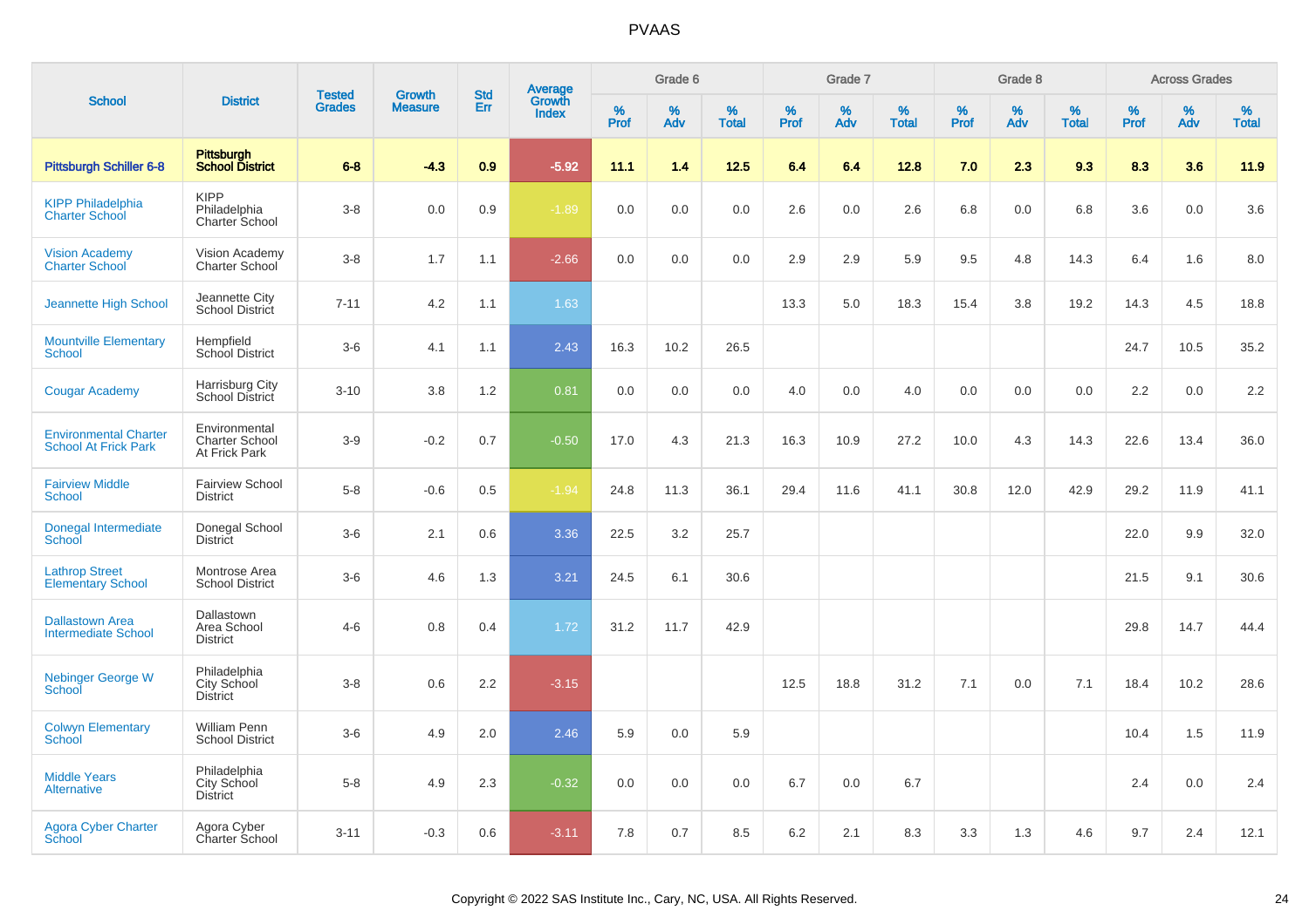# PVAAS

| School | District | Tested Grades | Growth Measure | Std Err | Average Growth Index | Grade 6 | | | Grade 7 | | | Grade 8 | | | Across Grades | | |
|---|---|---|---|---|---|---|---|---|---|---|---|---|---|---|---|---|---|
| | | | | | | % Prof | % Adv | % Total | % Prof | % Adv | % Total | % Prof | % Adv | % Total | % Prof | % Adv | % Total |
| **Pittsburgh Schiller 6-8** | **Pittsburgh School District** | **6-8** | **-4.3** | **0.9** | **-5.92** | **11.1** | **1.4** | **12.5** | **6.4** | **6.4** | **12.8** | **7.0** | **2.3** | **9.3** | **8.3** | **3.6** | **11.9** |
| KIPP Philadelphia Charter School | KIPP Philadelphia Charter School | 3-8 | 0.0 | 0.9 | -1.89 | 0.0 | 0.0 | 0.0 | 2.6 | 0.0 | 2.6 | 6.8 | 0.0 | 6.8 | 3.6 | 0.0 | 3.6 |
| Vision Academy Charter School | Vision Academy Charter School | 3-8 | 1.7 | 1.1 | -2.66 | 0.0 | 0.0 | 0.0 | 2.9 | 2.9 | 5.9 | 9.5 | 4.8 | 14.3 | 6.4 | 1.6 | 8.0 |
| Jeannette High School | Jeannette City School District | 7-11 | 4.2 | 1.1 | 1.63 | | | | 13.3 | 5.0 | 18.3 | 15.4 | 3.8 | 19.2 | 14.3 | 4.5 | 18.8 |
| Mountville Elementary School | Hempfield School District | 3-6 | 4.1 | 1.1 | 2.43 | 16.3 | 10.2 | 26.5 | | | | | | | 24.7 | 10.5 | 35.2 |
| Cougar Academy | Harrisburg City School District | 3-10 | 3.8 | 1.2 | 0.81 | 0.0 | 0.0 | 0.0 | 4.0 | 0.0 | 4.0 | 0.0 | 0.0 | 0.0 | 2.2 | 0.0 | 2.2 |
| Environmental Charter School At Frick Park | Environmental Charter School At Frick Park | 3-9 | -0.2 | 0.7 | -0.50 | 17.0 | 4.3 | 21.3 | 16.3 | 10.9 | 27.2 | 10.0 | 4.3 | 14.3 | 22.6 | 13.4 | 36.0 |
| Fairview Middle School | Fairview School District | 5-8 | -0.6 | 0.5 | -1.94 | 24.8 | 11.3 | 36.1 | 29.4 | 11.6 | 41.1 | 30.8 | 12.0 | 42.9 | 29.2 | 11.9 | 41.1 |
| Donegal Intermediate School | Donegal School District | 3-6 | 2.1 | 0.6 | 3.36 | 22.5 | 3.2 | 25.7 | | | | | | | 22.0 | 9.9 | 32.0 |
| Lathrop Street Elementary School | Montrose Area School District | 3-6 | 4.6 | 1.3 | 3.21 | 24.5 | 6.1 | 30.6 | | | | | | | 21.5 | 9.1 | 30.6 |
| Dallastown Area Intermediate School | Dallastown Area School District | 4-6 | 0.8 | 0.4 | 1.72 | 31.2 | 11.7 | 42.9 | | | | | | | 29.8 | 14.7 | 44.4 |
| Nebinger George W School | Philadelphia City School District | 3-8 | 0.6 | 2.2 | -3.15 | | | | 12.5 | 18.8 | 31.2 | 7.1 | 0.0 | 7.1 | 18.4 | 10.2 | 28.6 |
| Colwyn Elementary School | William Penn School District | 3-6 | 4.9 | 2.0 | 2.46 | 5.9 | 0.0 | 5.9 | | | | | | | 10.4 | 1.5 | 11.9 |
| Middle Years Alternative | Philadelphia City School District | 5-8 | 4.9 | 2.3 | -0.32 | 0.0 | 0.0 | 0.0 | 6.7 | 0.0 | 6.7 | | | | 2.4 | 0.0 | 2.4 |
| Agora Cyber Charter School | Agora Cyber Charter School | 3-11 | -0.3 | 0.6 | -3.11 | 7.8 | 0.7 | 8.5 | 6.2 | 2.1 | 8.3 | 3.3 | 1.3 | 4.6 | 9.7 | 2.4 | 12.1 |

Copyright © 2022 SAS Institute Inc., Cary, NC, USA. All Rights Reserved.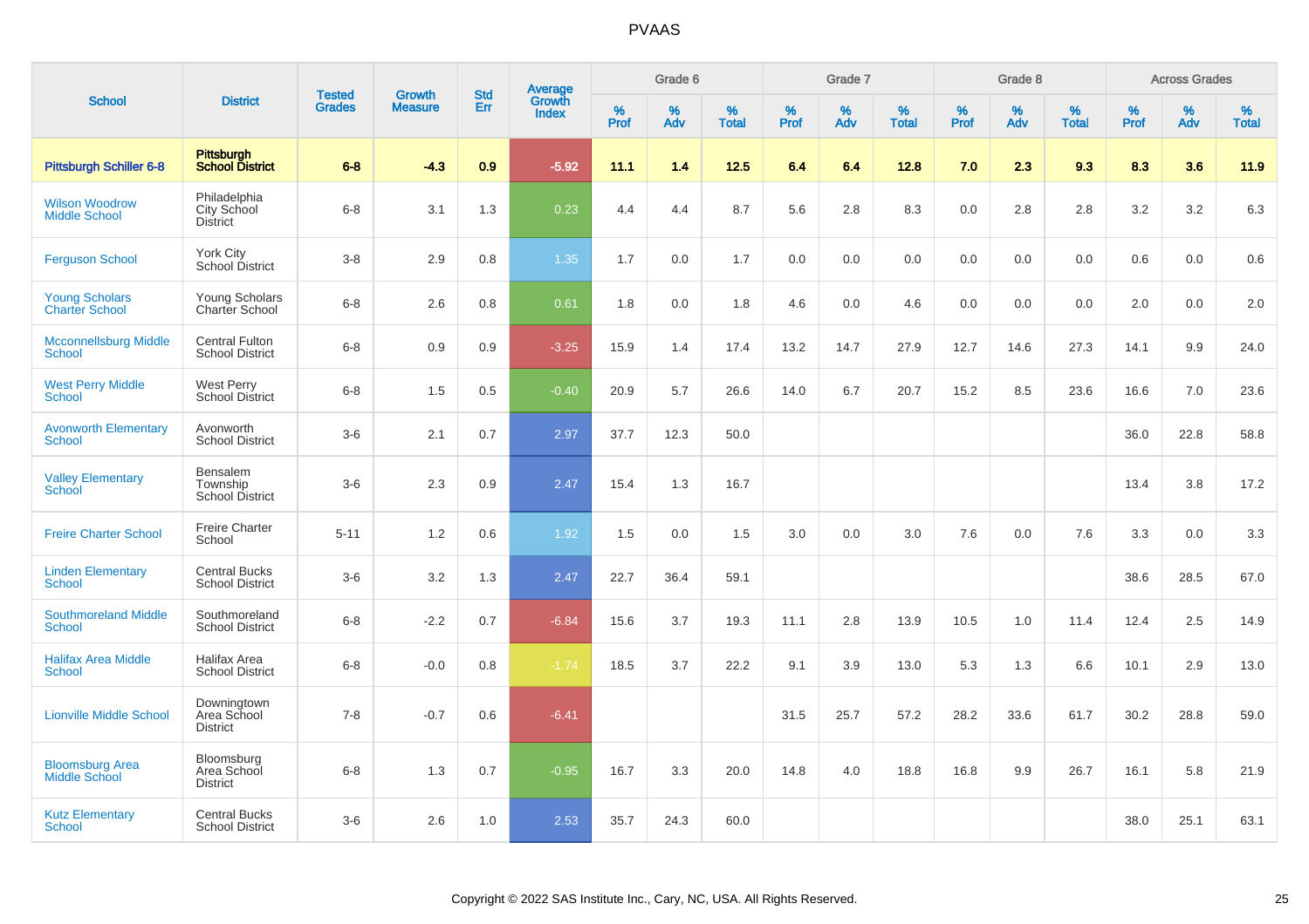# PVAAS

| School | District | Tested Grades | Growth Measure | Std Err | Average Growth Index | Grade 6 | | | Grade 7 | | | Grade 8 | | | Across Grades | | |
|---|---|---|---|---|---|---|---|---|---|---|---|---|---|---|---|---|---|
| | | | | | | % Prof | % Adv | % Total | % Prof | % Adv | % Total | % Prof | % Adv | % Total | % Prof | % Adv | % Total |
| **Pittsburgh Schiller 6-8** | **Pittsburgh School District** | **6-8** | **-4.3** | **0.9** | **-5.92** | **11.1** | **1.4** | **12.5** | **6.4** | **6.4** | **12.8** | **7.0** | **2.3** | **9.3** | **8.3** | **3.6** | **11.9** |
| Wilson Woodrow Middle School | Philadelphia City School District | 6-8 | 3.1 | 1.3 | 0.23 | 4.4 | 4.4 | 8.7 | 5.6 | 2.8 | 8.3 | 0.0 | 2.8 | 2.8 | 3.2 | 3.2 | 6.3 |
| Ferguson School | York City School District | 3-8 | 2.9 | 0.8 | 1.35 | 1.7 | 0.0 | 1.7 | 0.0 | 0.0 | 0.0 | 0.0 | 0.0 | 0.0 | 0.6 | 0.0 | 0.6 |
| Young Scholars Charter School | Young Scholars Charter School | 6-8 | 2.6 | 0.8 | 0.61 | 1.8 | 0.0 | 1.8 | 4.6 | 0.0 | 4.6 | 0.0 | 0.0 | 0.0 | 2.0 | 0.0 | 2.0 |
| Mcconnellsburg Middle School | Central Fulton School District | 6-8 | 0.9 | 0.9 | -3.25 | 15.9 | 1.4 | 17.4 | 13.2 | 14.7 | 27.9 | 12.7 | 14.6 | 27.3 | 14.1 | 9.9 | 24.0 |
| West Perry Middle School | West Perry School District | 6-8 | 1.5 | 0.5 | -0.40 | 20.9 | 5.7 | 26.6 | 14.0 | 6.7 | 20.7 | 15.2 | 8.5 | 23.6 | 16.6 | 7.0 | 23.6 |
| Avonworth Elementary School | Avonworth School District | 3-6 | 2.1 | 0.7 | 2.97 | 37.7 | 12.3 | 50.0 | | | | | | | 36.0 | 22.8 | 58.8 |
| Valley Elementary School | Bensalem Township School District | 3-6 | 2.3 | 0.9 | 2.47 | 15.4 | 1.3 | 16.7 | | | | | | | 13.4 | 3.8 | 17.2 |
| Freire Charter School | Freire Charter School | 5-11 | 1.2 | 0.6 | 1.92 | 1.5 | 0.0 | 1.5 | 3.0 | 0.0 | 3.0 | 7.6 | 0.0 | 7.6 | 3.3 | 0.0 | 3.3 |
| Linden Elementary School | Central Bucks School District | 3-6 | 3.2 | 1.3 | 2.47 | 22.7 | 36.4 | 59.1 | | | | | | | 38.6 | 28.5 | 67.0 |
| Southmoreland Middle School | Southmoreland School District | 6-8 | -2.2 | 0.7 | -6.84 | 15.6 | 3.7 | 19.3 | 11.1 | 2.8 | 13.9 | 10.5 | 1.0 | 11.4 | 12.4 | 2.5 | 14.9 |
| Halifax Area Middle School | Halifax Area School District | 6-8 | -0.0 | 0.8 | -1.74 | 18.5 | 3.7 | 22.2 | 9.1 | 3.9 | 13.0 | 5.3 | 1.3 | 6.6 | 10.1 | 2.9 | 13.0 |
| Lionville Middle School | Downingtown Area School District | 7-8 | -0.7 | 0.6 | -6.41 | | | | 31.5 | 25.7 | 57.2 | 28.2 | 33.6 | 61.7 | 30.2 | 28.8 | 59.0 |
| Bloomsburg Area Middle School | Bloomsburg Area School District | 6-8 | 1.3 | 0.7 | -0.95 | 16.7 | 3.3 | 20.0 | 14.8 | 4.0 | 18.8 | 16.8 | 9.9 | 26.7 | 16.1 | 5.8 | 21.9 |
| Kutz Elementary School | Central Bucks School District | 3-6 | 2.6 | 1.0 | 2.53 | 35.7 | 24.3 | 60.0 | | | | | | | 38.0 | 25.1 | 63.1 |

Copyright © 2022 SAS Institute Inc., Cary, NC, USA. All Rights Reserved.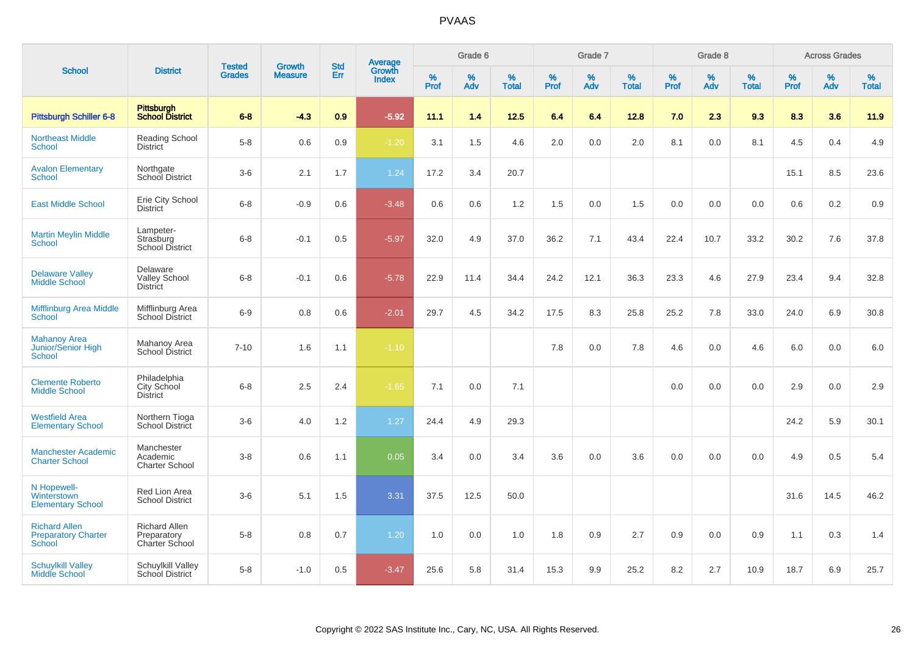# PVAAS

| School | District | Tested Grades | Growth Measure | Std Err | Average Growth Index | Grade 6 | | | Grade 7 | | | Grade 8 | | | Across Grades | | |
|---|---|---|---|---|---|---|---|---|---|---|---|---|---|---|---|---|---|
| | | | | | | % Prof | % Adv | % Total | % Prof | % Adv | % Total | % Prof | % Adv | % Total | % Prof | % Adv | % Total |
| **Pittsburgh Schiller 6-8** | **Pittsburgh School District** | **6-8** | **-4.3** | **0.9** | **-5.92** | **11.1** | **1.4** | **12.5** | **6.4** | **6.4** | **12.8** | **7.0** | **2.3** | **9.3** | **8.3** | **3.6** | **11.9** |
| Northeast Middle School | Reading School District | 5-8 | 0.6 | 0.9 | -1.20 | 3.1 | 1.5 | 4.6 | 2.0 | 0.0 | 2.0 | 8.1 | 0.0 | 8.1 | 4.5 | 0.4 | 4.9 |
| Avalon Elementary School | Northgate School District | 3-6 | 2.1 | 1.7 | 1.24 | 17.2 | 3.4 | 20.7 | | | | | | | 15.1 | 8.5 | 23.6 |
| East Middle School | Erie City School District | 6-8 | -0.9 | 0.6 | -3.48 | 0.6 | 0.6 | 1.2 | 1.5 | 0.0 | 1.5 | 0.0 | 0.0 | 0.0 | 0.6 | 0.2 | 0.9 |
| Martin Meylin Middle School | Lampeter-Strasburg School District | 6-8 | -0.1 | 0.5 | -5.97 | 32.0 | 4.9 | 37.0 | 36.2 | 7.1 | 43.4 | 22.4 | 10.7 | 33.2 | 30.2 | 7.6 | 37.8 |
| Delaware Valley Middle School | Delaware Valley School District | 6-8 | -0.1 | 0.6 | -5.78 | 22.9 | 11.4 | 34.4 | 24.2 | 12.1 | 36.3 | 23.3 | 4.6 | 27.9 | 23.4 | 9.4 | 32.8 |
| Mifflinburg Area Middle School | Mifflinburg Area School District | 6-9 | 0.8 | 0.6 | -2.01 | 29.7 | 4.5 | 34.2 | 17.5 | 8.3 | 25.8 | 25.2 | 7.8 | 33.0 | 24.0 | 6.9 | 30.8 |
| Mahanoy Area Junior/Senior High School | Mahanoy Area School District | 7-10 | 1.6 | 1.1 | -1.10 | | | | 7.8 | 0.0 | 7.8 | 4.6 | 0.0 | 4.6 | 6.0 | 0.0 | 6.0 |
| Clemente Roberto Middle School | Philadelphia City School District | 6-8 | 2.5 | 2.4 | -1.65 | 7.1 | 0.0 | 7.1 | | | | 0.0 | 0.0 | 0.0 | 2.9 | 0.0 | 2.9 |
| Westfield Area Elementary School | Northern Tioga School District | 3-6 | 4.0 | 1.2 | 1.27 | 24.4 | 4.9 | 29.3 | | | | | | | 24.2 | 5.9 | 30.1 |
| Manchester Academic Charter School | Manchester Academic Charter School | 3-8 | 0.6 | 1.1 | 0.05 | 3.4 | 0.0 | 3.4 | 3.6 | 0.0 | 3.6 | 0.0 | 0.0 | 0.0 | 4.9 | 0.5 | 5.4 |
| N Hopewell-Winterstown Elementary School | Red Lion Area School District | 3-6 | 5.1 | 1.5 | 3.31 | 37.5 | 12.5 | 50.0 | | | | | | | 31.6 | 14.5 | 46.2 |
| Richard Allen Preparatory Charter School | Richard Allen Preparatory Charter School | 5-8 | 0.8 | 0.7 | 1.20 | 1.0 | 0.0 | 1.0 | 1.8 | 0.9 | 2.7 | 0.9 | 0.0 | 0.9 | 1.1 | 0.3 | 1.4 |
| Schuylkill Valley Middle School | Schuylkill Valley School District | 5-8 | -1.0 | 0.5 | -3.47 | 25.6 | 5.8 | 31.4 | 15.3 | 9.9 | 25.2 | 8.2 | 2.7 | 10.9 | 18.7 | 6.9 | 25.7 |

Copyright © 2022 SAS Institute Inc., Cary, NC, USA. All Rights Reserved.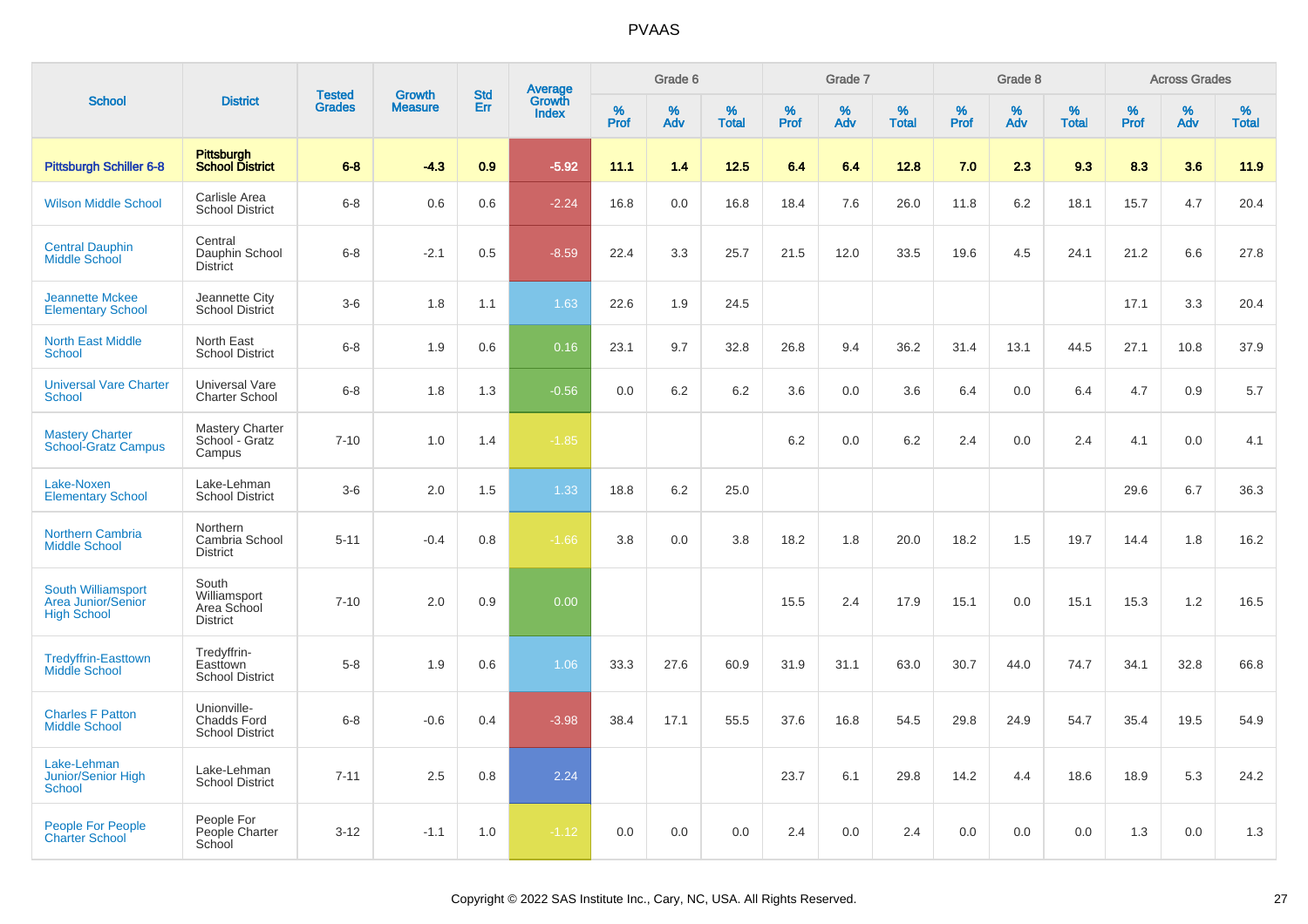# PVAAS

| School | District | Tested Grades | Growth Measure | Std Err | Average Growth Index | Grade 6 | | | Grade 7 | | | Grade 8 | | | Across Grades | | |
|---|---|---|---|---|---|---|---|---|---|---|---|---|---|---|---|---|---|
| | | | | | | % Prof | % Adv | % Total | % Prof | % Adv | % Total | % Prof | % Adv | % Total | % Prof | % Adv | % Total |
| **Pittsburgh Schiller 6-8** | **Pittsburgh School District** | **6-8** | **-4.3** | **0.9** | **-5.92** | **11.1** | **1.4** | **12.5** | **6.4** | **6.4** | **12.8** | **7.0** | **2.3** | **9.3** | **8.3** | **3.6** | **11.9** |
| Wilson Middle School | Carlisle Area School District | 6-8 | 0.6 | 0.6 | -2.24 | 16.8 | 0.0 | 16.8 | 18.4 | 7.6 | 26.0 | 11.8 | 6.2 | 18.1 | 15.7 | 4.7 | 20.4 |
| Central Dauphin Middle School | Central Dauphin School District | 6-8 | -2.1 | 0.5 | -8.59 | 22.4 | 3.3 | 25.7 | 21.5 | 12.0 | 33.5 | 19.6 | 4.5 | 24.1 | 21.2 | 6.6 | 27.8 |
| Jeannette Mckee Elementary School | Jeannette City School District | 3-6 | 1.8 | 1.1 | 1.63 | 22.6 | 1.9 | 24.5 | | | | | | | 17.1 | 3.3 | 20.4 |
| North East Middle School | North East School District | 6-8 | 1.9 | 0.6 | 0.16 | 23.1 | 9.7 | 32.8 | 26.8 | 9.4 | 36.2 | 31.4 | 13.1 | 44.5 | 27.1 | 10.8 | 37.9 |
| Universal Vare Charter School | Universal Vare Charter School | 6-8 | 1.8 | 1.3 | -0.56 | 0.0 | 6.2 | 6.2 | 3.6 | 0.0 | 3.6 | 6.4 | 0.0 | 6.4 | 4.7 | 0.9 | 5.7 |
| Mastery Charter School-Gratz Campus | Mastery Charter School - Gratz Campus | 7-10 | 1.0 | 1.4 | -1.85 | | | | 6.2 | 0.0 | 6.2 | 2.4 | 0.0 | 2.4 | 4.1 | 0.0 | 4.1 |
| Lake-Noxen Elementary School | Lake-Lehman School District | 3-6 | 2.0 | 1.5 | 1.33 | 18.8 | 6.2 | 25.0 | | | | | | | 29.6 | 6.7 | 36.3 |
| Northern Cambria Middle School | Northern Cambria School District | 5-11 | -0.4 | 0.8 | -1.66 | 3.8 | 0.0 | 3.8 | 18.2 | 1.8 | 20.0 | 18.2 | 1.5 | 19.7 | 14.4 | 1.8 | 16.2 |
| South Williamsport Area Junior/Senior High School | South Williamsport Area School District | 7-10 | 2.0 | 0.9 | 0.00 | | | | 15.5 | 2.4 | 17.9 | 15.1 | 0.0 | 15.1 | 15.3 | 1.2 | 16.5 |
| Tredyffrin-Easttown Middle School | Tredyffrin-Easttown School District | 5-8 | 1.9 | 0.6 | 1.06 | 33.3 | 27.6 | 60.9 | 31.9 | 31.1 | 63.0 | 30.7 | 44.0 | 74.7 | 34.1 | 32.8 | 66.8 |
| Charles F Patton Middle School | Unionville-Chadds Ford School District | 6-8 | -0.6 | 0.4 | -3.98 | 38.4 | 17.1 | 55.5 | 37.6 | 16.8 | 54.5 | 29.8 | 24.9 | 54.7 | 35.4 | 19.5 | 54.9 |
| Lake-Lehman Junior/Senior High School | Lake-Lehman School District | 7-11 | 2.5 | 0.8 | 2.24 | | | | 23.7 | 6.1 | 29.8 | 14.2 | 4.4 | 18.6 | 18.9 | 5.3 | 24.2 |
| People For People Charter School | People For People Charter School | 3-12 | -1.1 | 1.0 | -1.12 | 0.0 | 0.0 | 0.0 | 2.4 | 0.0 | 2.4 | 0.0 | 0.0 | 0.0 | 1.3 | 0.0 | 1.3 |

Copyright © 2022 SAS Institute Inc., Cary, NC, USA. All Rights Reserved.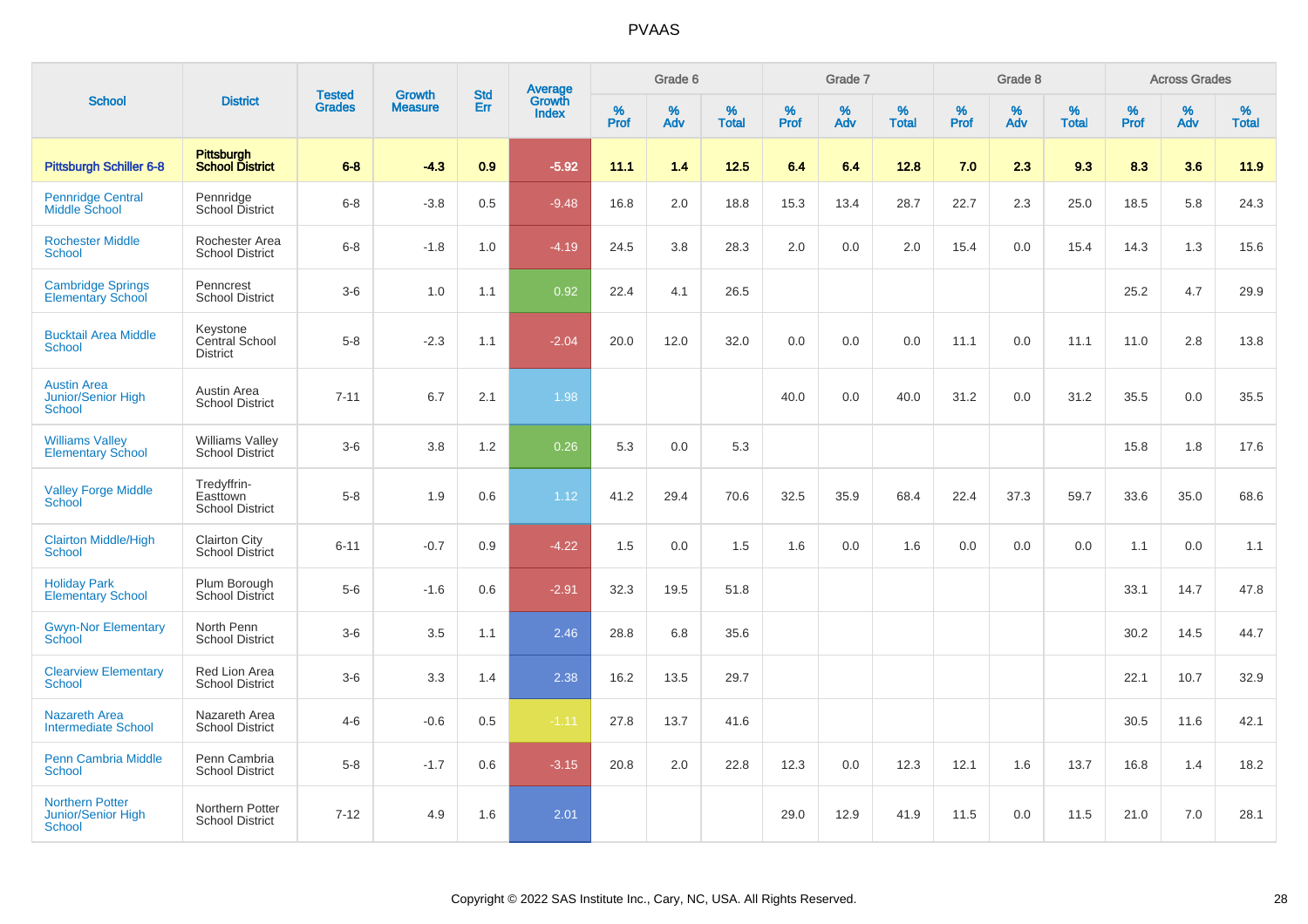# PVAAS

| School | District | Tested Grades | Growth Measure | Std Err | Average Growth Index | Grade 6 | | | Grade 7 | | | Grade 8 | | | Across Grades | | |
|---|---|---|---|---|---|---|---|---|---|---|---|---|---|---|---|---|---|
| | | | | | | % Prof | % Adv | % Total | % Prof | % Adv | % Total | % Prof | % Adv | % Total | % Prof | % Adv | % Total |
| **Pittsburgh Schiller 6-8** | **Pittsburgh School District** | **6-8** | **-4.3** | **0.9** | **-5.92** | **11.1** | **1.4** | **12.5** | **6.4** | **6.4** | **12.8** | **7.0** | **2.3** | **9.3** | **8.3** | **3.6** | **11.9** |
| Pennridge Central Middle School | Pennridge School District | 6-8 | -3.8 | 0.5 | -9.48 | 16.8 | 2.0 | 18.8 | 15.3 | 13.4 | 28.7 | 22.7 | 2.3 | 25.0 | 18.5 | 5.8 | 24.3 |
| Rochester Middle School | Rochester Area School District | 6-8 | -1.8 | 1.0 | -4.19 | 24.5 | 3.8 | 28.3 | 2.0 | 0.0 | 2.0 | 15.4 | 0.0 | 15.4 | 14.3 | 1.3 | 15.6 |
| Cambridge Springs Elementary School | Penncrest School District | 3-6 | 1.0 | 1.1 | 0.92 | 22.4 | 4.1 | 26.5 | | | | | | | 25.2 | 4.7 | 29.9 |
| Bucktail Area Middle School | Keystone Central School District | 5-8 | -2.3 | 1.1 | -2.04 | 20.0 | 12.0 | 32.0 | 0.0 | 0.0 | 0.0 | 11.1 | 0.0 | 11.1 | 11.0 | 2.8 | 13.8 |
| Austin Area Junior/Senior High School | Austin Area School District | 7-11 | 6.7 | 2.1 | 1.98 | | | | 40.0 | 0.0 | 40.0 | 31.2 | 0.0 | 31.2 | 35.5 | 0.0 | 35.5 |
| Williams Valley Elementary School | Williams Valley School District | 3-6 | 3.8 | 1.2 | 0.26 | 5.3 | 0.0 | 5.3 | | | | | | | 15.8 | 1.8 | 17.6 |
| Valley Forge Middle School | Tredyffrin-Easttown School District | 5-8 | 1.9 | 0.6 | 1.12 | 41.2 | 29.4 | 70.6 | 32.5 | 35.9 | 68.4 | 22.4 | 37.3 | 59.7 | 33.6 | 35.0 | 68.6 |
| Clairton Middle/High School | Clairton City School District | 6-11 | -0.7 | 0.9 | -4.22 | 1.5 | 0.0 | 1.5 | 1.6 | 0.0 | 1.6 | 0.0 | 0.0 | 0.0 | 1.1 | 0.0 | 1.1 |
| Holiday Park Elementary School | Plum Borough School District | 5-6 | -1.6 | 0.6 | -2.91 | 32.3 | 19.5 | 51.8 | | | | | | | 33.1 | 14.7 | 47.8 |
| Gwyn-Nor Elementary School | North Penn School District | 3-6 | 3.5 | 1.1 | 2.46 | 28.8 | 6.8 | 35.6 | | | | | | | 30.2 | 14.5 | 44.7 |
| Clearview Elementary School | Red Lion Area School District | 3-6 | 3.3 | 1.4 | 2.38 | 16.2 | 13.5 | 29.7 | | | | | | | 22.1 | 10.7 | 32.9 |
| Nazareth Area Intermediate School | Nazareth Area School District | 4-6 | -0.6 | 0.5 | -1.11 | 27.8 | 13.7 | 41.6 | | | | | | | 30.5 | 11.6 | 42.1 |
| Penn Cambria Middle School | Penn Cambria School District | 5-8 | -1.7 | 0.6 | -3.15 | 20.8 | 2.0 | 22.8 | 12.3 | 0.0 | 12.3 | 12.1 | 1.6 | 13.7 | 16.8 | 1.4 | 18.2 |
| Northern Potter Junior/Senior High School | Northern Potter School District | 7-12 | 4.9 | 1.6 | 2.01 | | | | 29.0 | 12.9 | 41.9 | 11.5 | 0.0 | 11.5 | 21.0 | 7.0 | 28.1 |

Copyright © 2022 SAS Institute Inc., Cary, NC, USA. All Rights Reserved.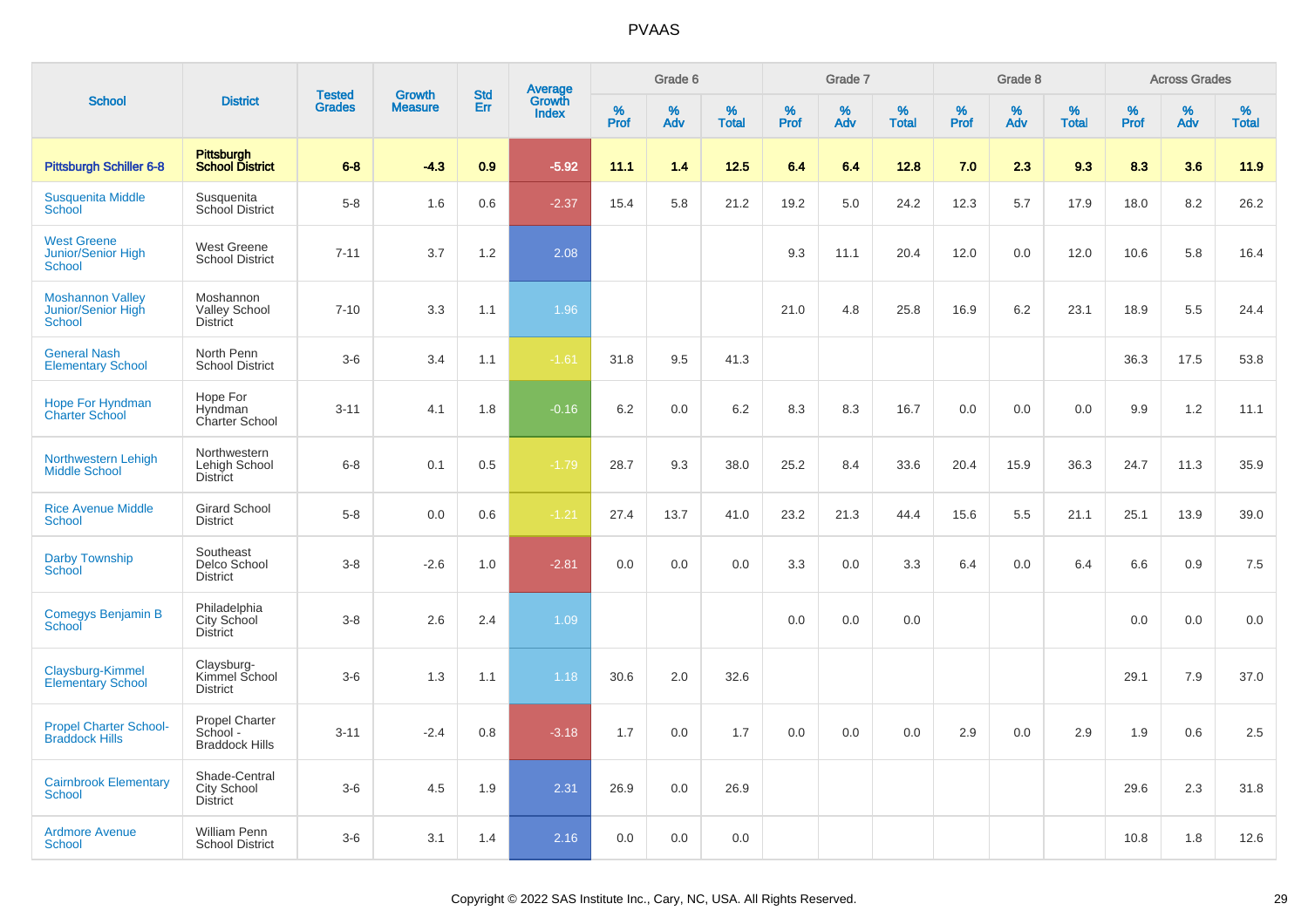# PVAAS

| School | District | Tested Grades | Growth Measure | Std Err | Average Growth Index | Grade 6 | | | Grade 7 | | | Grade 8 | | | Across Grades | | |
|---|---|---|---|---|---|---|---|---|---|---|---|---|---|---|---|---|---|
| | | | | | | % Prof | % Adv | % Total | % Prof | % Adv | % Total | % Prof | % Adv | % Total | % Prof | % Adv | % Total |
| **Pittsburgh Schiller 6-8** | **Pittsburgh School District** | **6-8** | **-4.3** | **0.9** | **-5.92** | **11.1** | **1.4** | **12.5** | **6.4** | **6.4** | **12.8** | **7.0** | **2.3** | **9.3** | **8.3** | **3.6** | **11.9** |
| Susquenita Middle School | Susquenita School District | 5-8 | 1.6 | 0.6 | -2.37 | 15.4 | 5.8 | 21.2 | 19.2 | 5.0 | 24.2 | 12.3 | 5.7 | 17.9 | 18.0 | 8.2 | 26.2 |
| West Greene Junior/Senior High School | West Greene School District | 7-11 | 3.7 | 1.2 | 2.08 | | | | 9.3 | 11.1 | 20.4 | 12.0 | 0.0 | 12.0 | 10.6 | 5.8 | 16.4 |
| Moshannon Valley Junior/Senior High School | Moshannon Valley School District | 7-10 | 3.3 | 1.1 | 1.96 | | | | 21.0 | 4.8 | 25.8 | 16.9 | 6.2 | 23.1 | 18.9 | 5.5 | 24.4 |
| General Nash Elementary School | North Penn School District | 3-6 | 3.4 | 1.1 | -1.61 | 31.8 | 9.5 | 41.3 | | | | | | | 36.3 | 17.5 | 53.8 |
| Hope For Hyndman Charter School | Hope For Hyndman Charter School | 3-11 | 4.1 | 1.8 | -0.16 | 6.2 | 0.0 | 6.2 | 8.3 | 8.3 | 16.7 | 0.0 | 0.0 | 0.0 | 9.9 | 1.2 | 11.1 |
| Northwestern Lehigh Middle School | Northwestern Lehigh School District | 6-8 | 0.1 | 0.5 | -1.79 | 28.7 | 9.3 | 38.0 | 25.2 | 8.4 | 33.6 | 20.4 | 15.9 | 36.3 | 24.7 | 11.3 | 35.9 |
| Rice Avenue Middle School | Girard School District | 5-8 | 0.0 | 0.6 | -1.21 | 27.4 | 13.7 | 41.0 | 23.2 | 21.3 | 44.4 | 15.6 | 5.5 | 21.1 | 25.1 | 13.9 | 39.0 |
| Darby Township School | Southeast Delco School District | 3-8 | -2.6 | 1.0 | -2.81 | 0.0 | 0.0 | 0.0 | 3.3 | 0.0 | 3.3 | 6.4 | 0.0 | 6.4 | 6.6 | 0.9 | 7.5 |
| Comegys Benjamin B School | Philadelphia City School District | 3-8 | 2.6 | 2.4 | 1.09 | | | | 0.0 | 0.0 | 0.0 | | | | 0.0 | 0.0 | 0.0 |
| Claysburg-Kimmel Elementary School | Claysburg-Kimmel School District | 3-6 | 1.3 | 1.1 | 1.18 | 30.6 | 2.0 | 32.6 | | | | | | | 29.1 | 7.9 | 37.0 |
| Propel Charter School-Braddock Hills | Propel Charter School - Braddock Hills | 3-11 | -2.4 | 0.8 | -3.18 | 1.7 | 0.0 | 1.7 | 0.0 | 0.0 | 0.0 | 2.9 | 0.0 | 2.9 | 1.9 | 0.6 | 2.5 |
| Cairnbrook Elementary School | Shade-Central City School District | 3-6 | 4.5 | 1.9 | 2.31 | 26.9 | 0.0 | 26.9 | | | | | | | 29.6 | 2.3 | 31.8 |
| Ardmore Avenue School | William Penn School District | 3-6 | 3.1 | 1.4 | 2.16 | 0.0 | 0.0 | 0.0 | | | | | | | 10.8 | 1.8 | 12.6 |

Copyright © 2022 SAS Institute Inc., Cary, NC, USA. All Rights Reserved.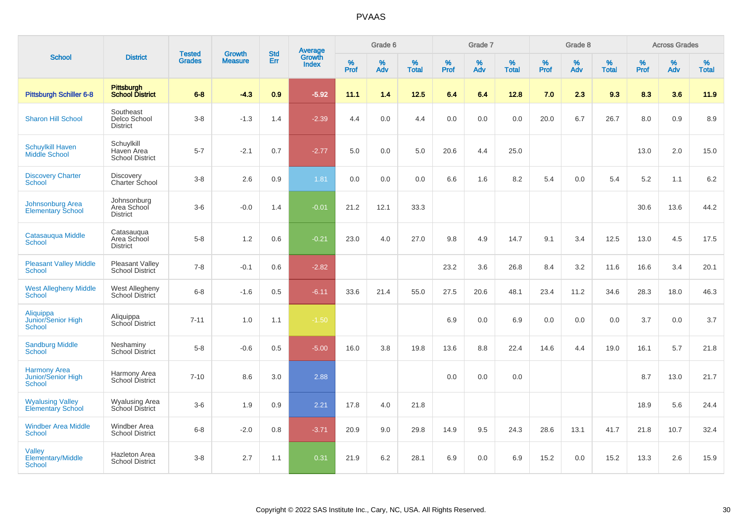PVAAS

| School | District | Tested Grades | Growth Measure | Std Err | Average Growth Index | Grade 6 | | | Grade 7 | | | Grade 8 | | | Across Grades | | |
|---|---|---|---|---|---|---|---|---|---|---|---|---|---|---|---|---|---|
| | | | | | | % Prof | % Adv | % Total | % Prof | % Adv | % Total | % Prof | % Adv | % Total | % Prof | % Adv | % Total |
| **Pittsburgh Schiller 6-8** | **Pittsburgh School District** | **6-8** | **-4.3** | **0.9** | **-5.92** | **11.1** | **1.4** | **12.5** | **6.4** | **6.4** | **12.8** | **7.0** | **2.3** | **9.3** | **8.3** | **3.6** | **11.9** |
| Sharon Hill School | Southeast Delco School District | 3-8 | -1.3 | 1.4 | -2.39 | 4.4 | 0.0 | 4.4 | 0.0 | 0.0 | 0.0 | 20.0 | 6.7 | 26.7 | 8.0 | 0.9 | 8.9 |
| Schuylkill Haven Middle School | Schuylkill Haven Area School District | 5-7 | -2.1 | 0.7 | -2.77 | 5.0 | 0.0 | 5.0 | 20.6 | 4.4 | 25.0 | | | | 13.0 | 2.0 | 15.0 |
| Discovery Charter School | Discovery Charter School | 3-8 | 2.6 | 0.9 | 1.81 | 0.0 | 0.0 | 0.0 | 6.6 | 1.6 | 8.2 | 5.4 | 0.0 | 5.4 | 5.2 | 1.1 | 6.2 |
| Johnsonburg Area Elementary School | Johnsonburg Area School District | 3-6 | -0.0 | 1.4 | -0.01 | 21.2 | 12.1 | 33.3 | | | | | | | 30.6 | 13.6 | 44.2 |
| Catasauqua Middle School | Catasauqua Area School District | 5-8 | 1.2 | 0.6 | -0.21 | 23.0 | 4.0 | 27.0 | 9.8 | 4.9 | 14.7 | 9.1 | 3.4 | 12.5 | 13.0 | 4.5 | 17.5 |
| Pleasant Valley Middle School | Pleasant Valley School District | 7-8 | -0.1 | 0.6 | -2.82 | | | | 23.2 | 3.6 | 26.8 | 8.4 | 3.2 | 11.6 | 16.6 | 3.4 | 20.1 |
| West Allegheny Middle School | West Allegheny School District | 6-8 | -1.6 | 0.5 | -6.11 | 33.6 | 21.4 | 55.0 | 27.5 | 20.6 | 48.1 | 23.4 | 11.2 | 34.6 | 28.3 | 18.0 | 46.3 |
| Aliquippa Junior/Senior High School | Aliquippa School District | 7-11 | 1.0 | 1.1 | -1.50 | | | | 6.9 | 0.0 | 6.9 | 0.0 | 0.0 | 0.0 | 3.7 | 0.0 | 3.7 |
| Sandburg Middle School | Neshaminy School District | 5-8 | -0.6 | 0.5 | -5.00 | 16.0 | 3.8 | 19.8 | 13.6 | 8.8 | 22.4 | 14.6 | 4.4 | 19.0 | 16.1 | 5.7 | 21.8 |
| Harmony Area Junior/Senior High School | Harmony Area School District | 7-10 | 8.6 | 3.0 | 2.88 | | | | 0.0 | 0.0 | 0.0 | | | | 8.7 | 13.0 | 21.7 |
| Wyalusing Valley Elementary School | Wyalusing Area School District | 3-6 | 1.9 | 0.9 | 2.21 | 17.8 | 4.0 | 21.8 | | | | | | | 18.9 | 5.6 | 24.4 |
| Windber Area Middle School | Windber Area School District | 6-8 | -2.0 | 0.8 | -3.71 | 20.9 | 9.0 | 29.8 | 14.9 | 9.5 | 24.3 | 28.6 | 13.1 | 41.7 | 21.8 | 10.7 | 32.4 |
| Valley Elementary/Middle School | Hazleton Area School District | 3-8 | 2.7 | 1.1 | 0.31 | 21.9 | 6.2 | 28.1 | 6.9 | 0.0 | 6.9 | 15.2 | 0.0 | 15.2 | 13.3 | 2.6 | 15.9 |

Copyright © 2022 SAS Institute Inc., Cary, NC, USA. All Rights Reserved.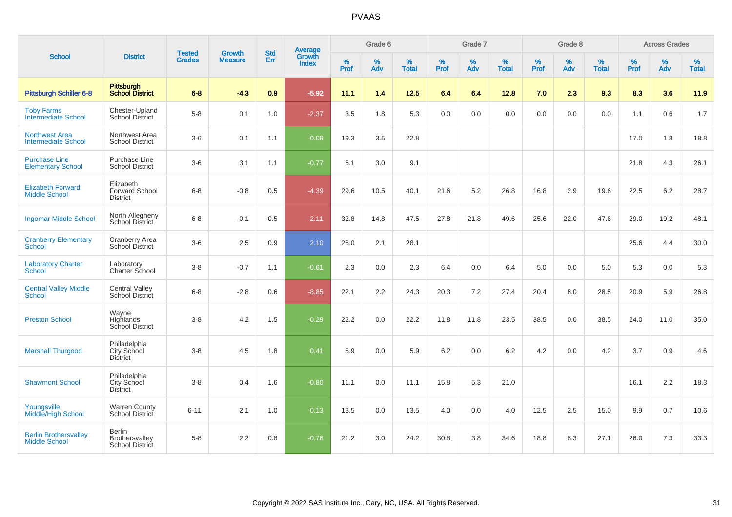# PVAAS

| School | District | Tested Grades | Growth Measure | Std Err | Average Growth Index | Grade 6 | | | Grade 7 | | | Grade 8 | | | Across Grades | | |
|---|---|---|---|---|---|---|---|---|---|---|---|---|---|---|---|---|---|
| | | | | | | % Prof | % Adv | % Total | % Prof | % Adv | % Total | % Prof | % Adv | % Total | % Prof | % Adv | % Total |
| **Pittsburgh Schiller 6-8** | **Pittsburgh School District** | **6-8** | **-4.3** | **0.9** | **-5.92** | **11.1** | **1.4** | **12.5** | **6.4** | **6.4** | **12.8** | **7.0** | **2.3** | **9.3** | **8.3** | **3.6** | **11.9** |
| Toby Farms Intermediate School | Chester-Upland School District | 5-8 | 0.1 | 1.0 | -2.37 | 3.5 | 1.8 | 5.3 | 0.0 | 0.0 | 0.0 | 0.0 | 0.0 | 0.0 | 1.1 | 0.6 | 1.7 |
| Northwest Area Intermediate School | Northwest Area School District | 3-6 | 0.1 | 1.1 | 0.09 | 19.3 | 3.5 | 22.8 | | | | | | | 17.0 | 1.8 | 18.8 |
| Purchase Line Elementary School | Purchase Line School District | 3-6 | 3.1 | 1.1 | -0.77 | 6.1 | 3.0 | 9.1 | | | | | | | 21.8 | 4.3 | 26.1 |
| Elizabeth Forward Middle School | Elizabeth Forward School District | 6-8 | -0.8 | 0.5 | -4.39 | 29.6 | 10.5 | 40.1 | 21.6 | 5.2 | 26.8 | 16.8 | 2.9 | 19.6 | 22.5 | 6.2 | 28.7 |
| Ingomar Middle School | North Allegheny School District | 6-8 | -0.1 | 0.5 | -2.11 | 32.8 | 14.8 | 47.5 | 27.8 | 21.8 | 49.6 | 25.6 | 22.0 | 47.6 | 29.0 | 19.2 | 48.1 |
| Cranberry Elementary School | Cranberry Area School District | 3-6 | 2.5 | 0.9 | 2.10 | 26.0 | 2.1 | 28.1 | | | | | | | 25.6 | 4.4 | 30.0 |
| Laboratory Charter School | Laboratory Charter School | 3-8 | -0.7 | 1.1 | -0.61 | 2.3 | 0.0 | 2.3 | 6.4 | 0.0 | 6.4 | 5.0 | 0.0 | 5.0 | 5.3 | 0.0 | 5.3 |
| Central Valley Middle School | Central Valley School District | 6-8 | -2.8 | 0.6 | -8.85 | 22.1 | 2.2 | 24.3 | 20.3 | 7.2 | 27.4 | 20.4 | 8.0 | 28.5 | 20.9 | 5.9 | 26.8 |
| Preston School | Wayne Highlands School District | 3-8 | 4.2 | 1.5 | -0.29 | 22.2 | 0.0 | 22.2 | 11.8 | 11.8 | 23.5 | 38.5 | 0.0 | 38.5 | 24.0 | 11.0 | 35.0 |
| Marshall Thurgood | Philadelphia City School District | 3-8 | 4.5 | 1.8 | 0.41 | 5.9 | 0.0 | 5.9 | 6.2 | 0.0 | 6.2 | 4.2 | 0.0 | 4.2 | 3.7 | 0.9 | 4.6 |
| Shawmont School | Philadelphia City School District | 3-8 | 0.4 | 1.6 | -0.80 | 11.1 | 0.0 | 11.1 | 15.8 | 5.3 | 21.0 | | | | 16.1 | 2.2 | 18.3 |
| Youngsville Middle/High School | Warren County School District | 6-11 | 2.1 | 1.0 | 0.13 | 13.5 | 0.0 | 13.5 | 4.0 | 0.0 | 4.0 | 12.5 | 2.5 | 15.0 | 9.9 | 0.7 | 10.6 |
| Berlin Brothersvalley Middle School | Berlin Brothersvalley School District | 5-8 | 2.2 | 0.8 | -0.76 | 21.2 | 3.0 | 24.2 | 30.8 | 3.8 | 34.6 | 18.8 | 8.3 | 27.1 | 26.0 | 7.3 | 33.3 |

Copyright © 2022 SAS Institute Inc., Cary, NC, USA. All Rights Reserved.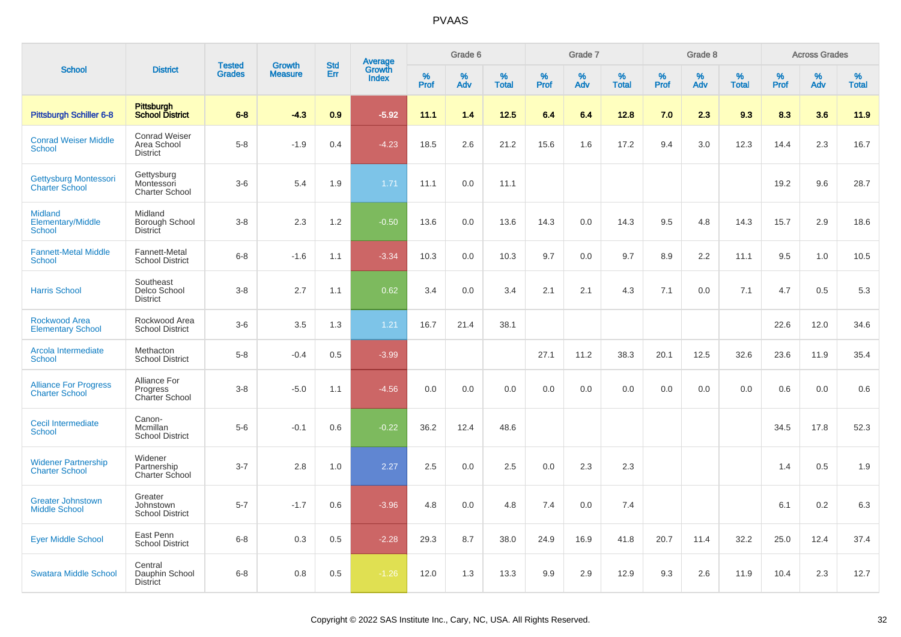# PVAAS

| School | District | Tested Grades | Growth Measure | Std Err | Average Growth Index | Grade 6 | | | Grade 7 | | | Grade 8 | | | Across Grades | | |
|---|---|---|---|---|---|---|---|---|---|---|---|---|---|---|---|---|---|
| | | | | | | % Prof | % Adv | % Total | % Prof | % Adv | % Total | % Prof | % Adv | % Total | % Prof | % Adv | % Total |
| **Pittsburgh Schiller 6-8** | **Pittsburgh School District** | **6-8** | **-4.3** | **0.9** | **-5.92** | **11.1** | **1.4** | **12.5** | **6.4** | **6.4** | **12.8** | **7.0** | **2.3** | **9.3** | **8.3** | **3.6** | **11.9** |
| Conrad Weiser Middle School | Conrad Weiser Area School District | 5-8 | -1.9 | 0.4 | -4.23 | 18.5 | 2.6 | 21.2 | 15.6 | 1.6 | 17.2 | 9.4 | 3.0 | 12.3 | 14.4 | 2.3 | 16.7 |
| Gettysburg Montessori Charter School | Gettysburg Montessori Charter School | 3-6 | 5.4 | 1.9 | 1.71 | 11.1 | 0.0 | 11.1 | | | | | | | 19.2 | 9.6 | 28.7 |
| Midland Elementary/Middle School | Midland Borough School District | 3-8 | 2.3 | 1.2 | -0.50 | 13.6 | 0.0 | 13.6 | 14.3 | 0.0 | 14.3 | 9.5 | 4.8 | 14.3 | 15.7 | 2.9 | 18.6 |
| Fannett-Metal Middle School | Fannett-Metal School District | 6-8 | -1.6 | 1.1 | -3.34 | 10.3 | 0.0 | 10.3 | 9.7 | 0.0 | 9.7 | 8.9 | 2.2 | 11.1 | 9.5 | 1.0 | 10.5 |
| Harris School | Southeast Delco School District | 3-8 | 2.7 | 1.1 | 0.62 | 3.4 | 0.0 | 3.4 | 2.1 | 2.1 | 4.3 | 7.1 | 0.0 | 7.1 | 4.7 | 0.5 | 5.3 |
| Rockwood Area Elementary School | Rockwood Area School District | 3-6 | 3.5 | 1.3 | 1.21 | 16.7 | 21.4 | 38.1 | | | | | | | 22.6 | 12.0 | 34.6 |
| Arcola Intermediate School | Methacton School District | 5-8 | -0.4 | 0.5 | -3.99 | | | | 27.1 | 11.2 | 38.3 | 20.1 | 12.5 | 32.6 | 23.6 | 11.9 | 35.4 |
| Alliance For Progress Charter School | Alliance For Progress Charter School | 3-8 | -5.0 | 1.1 | -4.56 | 0.0 | 0.0 | 0.0 | 0.0 | 0.0 | 0.0 | 0.0 | 0.0 | 0.0 | 0.6 | 0.0 | 0.6 |
| Cecil Intermediate School | Canon-Mcmillan School District | 5-6 | -0.1 | 0.6 | -0.22 | 36.2 | 12.4 | 48.6 | | | | | | | 34.5 | 17.8 | 52.3 |
| Widener Partnership Charter School | Widener Partnership Charter School | 3-7 | 2.8 | 1.0 | 2.27 | 2.5 | 0.0 | 2.5 | 0.0 | 2.3 | 2.3 | | | | 1.4 | 0.5 | 1.9 |
| Greater Johnstown Middle School | Greater Johnstown School District | 5-7 | -1.7 | 0.6 | -3.96 | 4.8 | 0.0 | 4.8 | 7.4 | 0.0 | 7.4 | | | | 6.1 | 0.2 | 6.3 |
| Eyer Middle School | East Penn School District | 6-8 | 0.3 | 0.5 | -2.28 | 29.3 | 8.7 | 38.0 | 24.9 | 16.9 | 41.8 | 20.7 | 11.4 | 32.2 | 25.0 | 12.4 | 37.4 |
| Swatara Middle School | Central Dauphin School District | 6-8 | 0.8 | 0.5 | -1.26 | 12.0 | 1.3 | 13.3 | 9.9 | 2.9 | 12.9 | 9.3 | 2.6 | 11.9 | 10.4 | 2.3 | 12.7 |

Copyright © 2022 SAS Institute Inc., Cary, NC, USA. All Rights Reserved.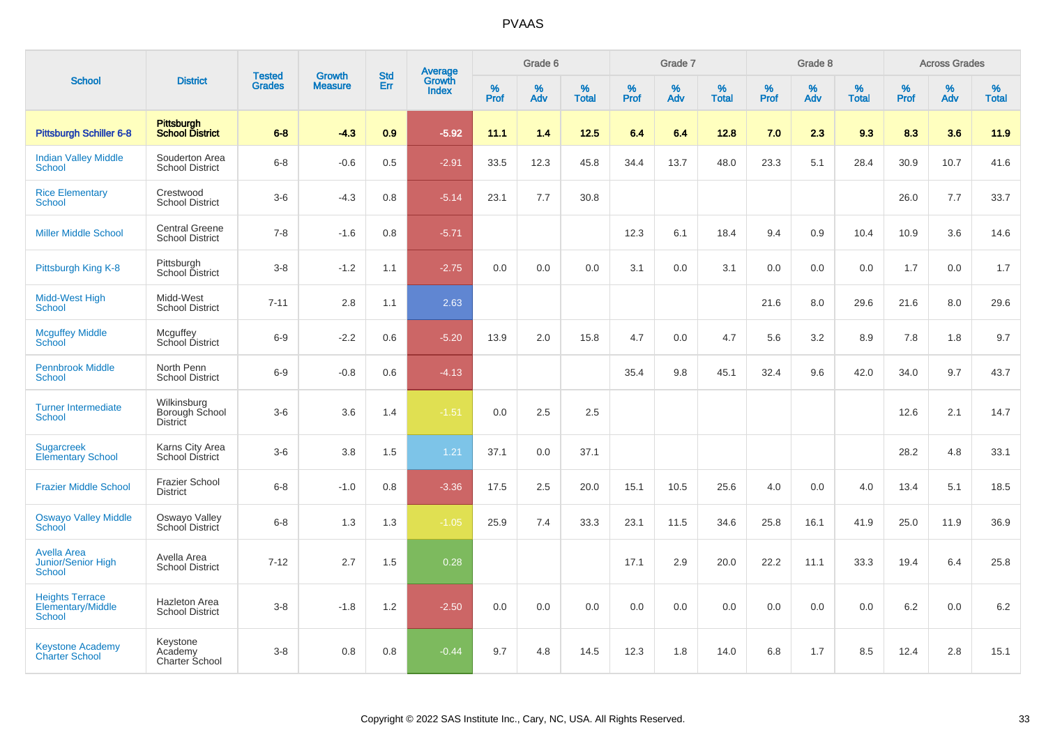# PVAAS

| School | District | Tested Grades | Growth Measure | Std Err | Average Growth Index | Grade 6 | | | Grade 7 | | | Grade 8 | | | Across Grades | | |
|---|---|---|---|---|---|---|---|---|---|---|---|---|---|---|---|---|---|
| | | | | | | % Prof | % Adv | % Total | % Prof | % Adv | % Total | % Prof | % Adv | % Total | % Prof | % Adv | % Total |
| **Pittsburgh Schiller 6-8** | **Pittsburgh School District** | **6-8** | **-4.3** | **0.9** | **-5.92** | **11.1** | **1.4** | **12.5** | **6.4** | **6.4** | **12.8** | **7.0** | **2.3** | **9.3** | **8.3** | **3.6** | **11.9** |
| Indian Valley Middle School | Souderton Area School District | 6-8 | -0.6 | 0.5 | -2.91 | 33.5 | 12.3 | 45.8 | 34.4 | 13.7 | 48.0 | 23.3 | 5.1 | 28.4 | 30.9 | 10.7 | 41.6 |
| Rice Elementary School | Crestwood School District | 3-6 | -4.3 | 0.8 | -5.14 | 23.1 | 7.7 | 30.8 | | | | | | | 26.0 | 7.7 | 33.7 |
| Miller Middle School | Central Greene School District | 7-8 | -1.6 | 0.8 | -5.71 | | | | 12.3 | 6.1 | 18.4 | 9.4 | 0.9 | 10.4 | 10.9 | 3.6 | 14.6 |
| Pittsburgh King K-8 | Pittsburgh School District | 3-8 | -1.2 | 1.1 | -2.75 | 0.0 | 0.0 | 0.0 | 3.1 | 0.0 | 3.1 | 0.0 | 0.0 | 0.0 | 1.7 | 0.0 | 1.7 |
| Midd-West High School | Midd-West School District | 7-11 | 2.8 | 1.1 | 2.63 | | | | | | | 21.6 | 8.0 | 29.6 | 21.6 | 8.0 | 29.6 |
| Mcguffey Middle School | Mcguffey School District | 6-9 | -2.2 | 0.6 | -5.20 | 13.9 | 2.0 | 15.8 | 4.7 | 0.0 | 4.7 | 5.6 | 3.2 | 8.9 | 7.8 | 1.8 | 9.7 |
| Pennbrook Middle School | North Penn School District | 6-9 | -0.8 | 0.6 | -4.13 | | | | 35.4 | 9.8 | 45.1 | 32.4 | 9.6 | 42.0 | 34.0 | 9.7 | 43.7 |
| Turner Intermediate School | Wilkinsburg Borough School District | 3-6 | 3.6 | 1.4 | -1.51 | 0.0 | 2.5 | 2.5 | | | | | | | 12.6 | 2.1 | 14.7 |
| Sugarcreek Elementary School | Karns City Area School District | 3-6 | 3.8 | 1.5 | 1.21 | 37.1 | 0.0 | 37.1 | | | | | | | 28.2 | 4.8 | 33.1 |
| Frazier Middle School | Frazier School District | 6-8 | -1.0 | 0.8 | -3.36 | 17.5 | 2.5 | 20.0 | 15.1 | 10.5 | 25.6 | 4.0 | 0.0 | 4.0 | 13.4 | 5.1 | 18.5 |
| Oswayo Valley Middle School | Oswayo Valley School District | 6-8 | 1.3 | 1.3 | -1.05 | 25.9 | 7.4 | 33.3 | 23.1 | 11.5 | 34.6 | 25.8 | 16.1 | 41.9 | 25.0 | 11.9 | 36.9 |
| Avella Area Junior/Senior High School | Avella Area School District | 7-12 | 2.7 | 1.5 | 0.28 | | | | 17.1 | 2.9 | 20.0 | 22.2 | 11.1 | 33.3 | 19.4 | 6.4 | 25.8 |
| Heights Terrace Elementary/Middle School | Hazleton Area School District | 3-8 | -1.8 | 1.2 | -2.50 | 0.0 | 0.0 | 0.0 | 0.0 | 0.0 | 0.0 | 0.0 | 0.0 | 0.0 | 6.2 | 0.0 | 6.2 |
| Keystone Academy Charter School | Keystone Academy Charter School | 3-8 | 0.8 | 0.8 | -0.44 | 9.7 | 4.8 | 14.5 | 12.3 | 1.8 | 14.0 | 6.8 | 1.7 | 8.5 | 12.4 | 2.8 | 15.1 |

Copyright © 2022 SAS Institute Inc., Cary, NC, USA. All Rights Reserved.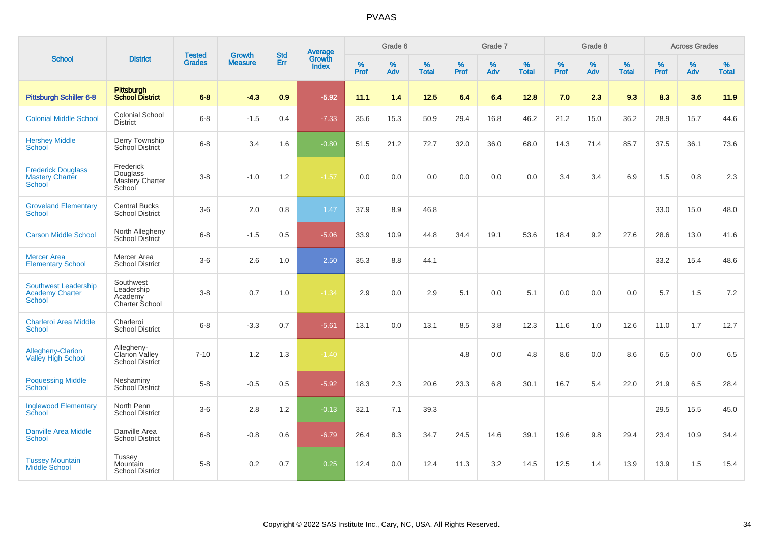# PVAAS

| School | District | Tested Grades | Growth Measure | Std Err | Average Growth Index | Grade 6 | | | Grade 7 | | | Grade 8 | | | Across Grades | | |
|---|---|---|---|---|---|---|---|---|---|---|---|---|---|---|---|---|---|
| | | | | | | % Prof | % Adv | % Total | % Prof | % Adv | % Total | % Prof | % Adv | % Total | % Prof | % Adv | % Total |
| **Pittsburgh Schiller 6-8** | **Pittsburgh School District** | **6-8** | **-4.3** | **0.9** | **-5.92** | **11.1** | **1.4** | **12.5** | **6.4** | **6.4** | **12.8** | **7.0** | **2.3** | **9.3** | **8.3** | **3.6** | **11.9** |
| Colonial Middle School | Colonial School District | 6-8 | -1.5 | 0.4 | -7.33 | 35.6 | 15.3 | 50.9 | 29.4 | 16.8 | 46.2 | 21.2 | 15.0 | 36.2 | 28.9 | 15.7 | 44.6 |
| Hershey Middle School | Derry Township School District | 6-8 | 3.4 | 1.6 | -0.80 | 51.5 | 21.2 | 72.7 | 32.0 | 36.0 | 68.0 | 14.3 | 71.4 | 85.7 | 37.5 | 36.1 | 73.6 |
| Frederick Douglass Mastery Charter School | Frederick Douglass Mastery Charter School | 3-8 | -1.0 | 1.2 | -1.57 | 0.0 | 0.0 | 0.0 | 0.0 | 0.0 | 0.0 | 3.4 | 3.4 | 6.9 | 1.5 | 0.8 | 2.3 |
| Groveland Elementary School | Central Bucks School District | 3-6 | 2.0 | 0.8 | 1.47 | 37.9 | 8.9 | 46.8 | | | | | | | 33.0 | 15.0 | 48.0 |
| Carson Middle School | North Allegheny School District | 6-8 | -1.5 | 0.5 | -5.06 | 33.9 | 10.9 | 44.8 | 34.4 | 19.1 | 53.6 | 18.4 | 9.2 | 27.6 | 28.6 | 13.0 | 41.6 |
| Mercer Area Elementary School | Mercer Area School District | 3-6 | 2.6 | 1.0 | 2.50 | 35.3 | 8.8 | 44.1 | | | | | | | 33.2 | 15.4 | 48.6 |
| Southwest Leadership Academy Charter School | Southwest Leadership Academy Charter School | 3-8 | 0.7 | 1.0 | -1.34 | 2.9 | 0.0 | 2.9 | 5.1 | 0.0 | 5.1 | 0.0 | 0.0 | 0.0 | 5.7 | 1.5 | 7.2 |
| Charleroi Area Middle School | Charleroi School District | 6-8 | -3.3 | 0.7 | -5.61 | 13.1 | 0.0 | 13.1 | 8.5 | 3.8 | 12.3 | 11.6 | 1.0 | 12.6 | 11.0 | 1.7 | 12.7 |
| Allegheny-Clarion Valley High School | Allegheny-Clarion Valley School District | 7-10 | 1.2 | 1.3 | -1.40 | | | | 4.8 | 0.0 | 4.8 | 8.6 | 0.0 | 8.6 | 6.5 | 0.0 | 6.5 |
| Poquessing Middle School | Neshaminy School District | 5-8 | -0.5 | 0.5 | -5.92 | 18.3 | 2.3 | 20.6 | 23.3 | 6.8 | 30.1 | 16.7 | 5.4 | 22.0 | 21.9 | 6.5 | 28.4 |
| Inglewood Elementary School | North Penn School District | 3-6 | 2.8 | 1.2 | -0.13 | 32.1 | 7.1 | 39.3 | | | | | | | 29.5 | 15.5 | 45.0 |
| Danville Area Middle School | Danville Area School District | 6-8 | -0.8 | 0.6 | -6.79 | 26.4 | 8.3 | 34.7 | 24.5 | 14.6 | 39.1 | 19.6 | 9.8 | 29.4 | 23.4 | 10.9 | 34.4 |
| Tussey Mountain Middle School | Tussey Mountain School District | 5-8 | 0.2 | 0.7 | 0.25 | 12.4 | 0.0 | 12.4 | 11.3 | 3.2 | 14.5 | 12.5 | 1.4 | 13.9 | 13.9 | 1.5 | 15.4 |

Copyright © 2022 SAS Institute Inc., Cary, NC, USA. All Rights Reserved.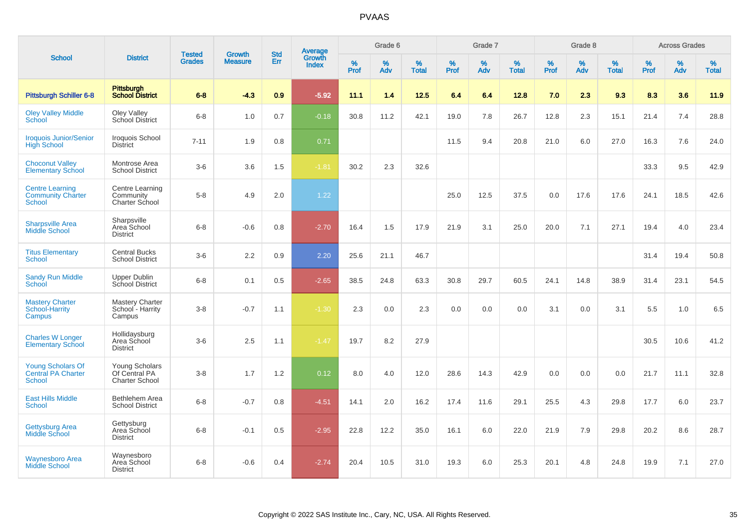# PVAAS

| School | District | Tested Grades | Growth Measure | Std Err | Average Growth Index | Grade 6 | | | Grade 7 | | | Grade 8 | | | Across Grades | | |
|---|---|---|---|---|---|---|---|---|---|---|---|---|---|---|---|---|---|
| | | | | | | % Prof | % Adv | % Total | % Prof | % Adv | % Total | % Prof | % Adv | % Total | % Prof | % Adv | % Total |
| **Pittsburgh Schiller 6-8** | **Pittsburgh School District** | **6-8** | **-4.3** | **0.9** | **-5.92** | **11.1** | **1.4** | **12.5** | **6.4** | **6.4** | **12.8** | **7.0** | **2.3** | **9.3** | **8.3** | **3.6** | **11.9** |
| Oley Valley Middle School | Oley Valley School District | 6-8 | 1.0 | 0.7 | -0.18 | 30.8 | 11.2 | 42.1 | 19.0 | 7.8 | 26.7 | 12.8 | 2.3 | 15.1 | 21.4 | 7.4 | 28.8 |
| Iroquois Junior/Senior High School | Iroquois School District | 7-11 | 1.9 | 0.8 | 0.71 | | | | 11.5 | 9.4 | 20.8 | 21.0 | 6.0 | 27.0 | 16.3 | 7.6 | 24.0 |
| Choconut Valley Elementary School | Montrose Area School District | 3-6 | 3.6 | 1.5 | -1.81 | 30.2 | 2.3 | 32.6 | | | | | | | 33.3 | 9.5 | 42.9 |
| Centre Learning Community Charter School | Centre Learning Community Charter School | 5-8 | 4.9 | 2.0 | 1.22 | | | | 25.0 | 12.5 | 37.5 | 0.0 | 17.6 | 17.6 | 24.1 | 18.5 | 42.6 |
| Sharpsville Area Middle School | Sharpsville Area School District | 6-8 | -0.6 | 0.8 | -2.70 | 16.4 | 1.5 | 17.9 | 21.9 | 3.1 | 25.0 | 20.0 | 7.1 | 27.1 | 19.4 | 4.0 | 23.4 |
| Titus Elementary School | Central Bucks School District | 3-6 | 2.2 | 0.9 | 2.20 | 25.6 | 21.1 | 46.7 | | | | | | | 31.4 | 19.4 | 50.8 |
| Sandy Run Middle School | Upper Dublin School District | 6-8 | 0.1 | 0.5 | -2.65 | 38.5 | 24.8 | 63.3 | 30.8 | 29.7 | 60.5 | 24.1 | 14.8 | 38.9 | 31.4 | 23.1 | 54.5 |
| Mastery Charter School-Harrity Campus | Mastery Charter School - Harrity Campus | 3-8 | -0.7 | 1.1 | -1.30 | 2.3 | 0.0 | 2.3 | 0.0 | 0.0 | 0.0 | 3.1 | 0.0 | 3.1 | 5.5 | 1.0 | 6.5 |
| Charles W Longer Elementary School | Hollidaysburg Area School District | 3-6 | 2.5 | 1.1 | -1.47 | 19.7 | 8.2 | 27.9 | | | | | | | 30.5 | 10.6 | 41.2 |
| Young Scholars Of Central PA Charter School | Young Scholars Of Central PA Charter School | 3-8 | 1.7 | 1.2 | 0.12 | 8.0 | 4.0 | 12.0 | 28.6 | 14.3 | 42.9 | 0.0 | 0.0 | 0.0 | 21.7 | 11.1 | 32.8 |
| East Hills Middle School | Bethlehem Area School District | 6-8 | -0.7 | 0.8 | -4.51 | 14.1 | 2.0 | 16.2 | 17.4 | 11.6 | 29.1 | 25.5 | 4.3 | 29.8 | 17.7 | 6.0 | 23.7 |
| Gettysburg Area Middle School | Gettysburg Area School District | 6-8 | -0.1 | 0.5 | -2.95 | 22.8 | 12.2 | 35.0 | 16.1 | 6.0 | 22.0 | 21.9 | 7.9 | 29.8 | 20.2 | 8.6 | 28.7 |
| Waynesboro Area Middle School | Waynesboro Area School District | 6-8 | -0.6 | 0.4 | -2.74 | 20.4 | 10.5 | 31.0 | 19.3 | 6.0 | 25.3 | 20.1 | 4.8 | 24.8 | 19.9 | 7.1 | 27.0 |

Copyright © 2022 SAS Institute Inc., Cary, NC, USA. All Rights Reserved.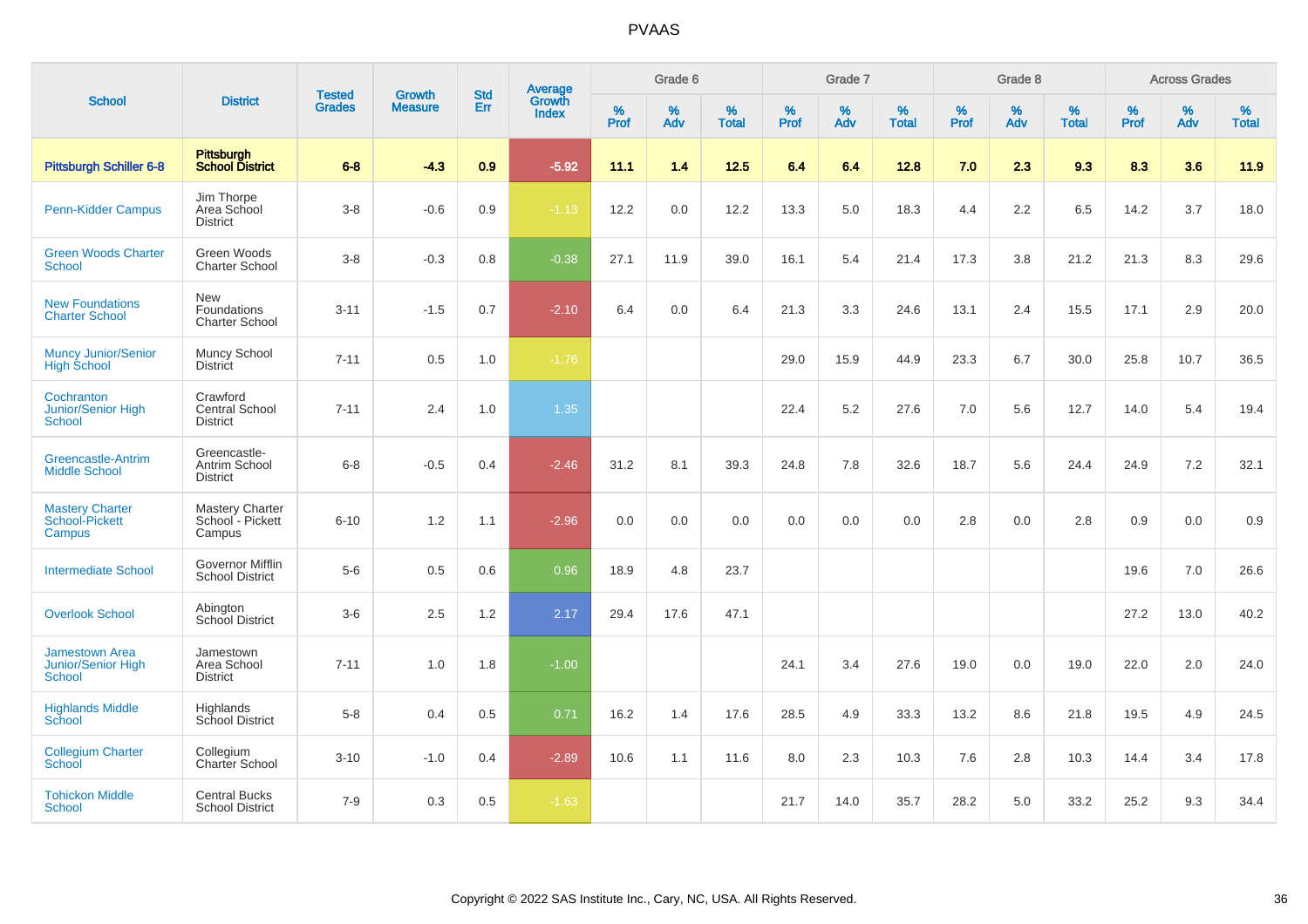# PVAAS

| School | District | Tested Grades | Growth Measure | Std Err | Average Growth Index | Grade 6 | | | Grade 7 | | | Grade 8 | | | Across Grades | | |
|---|---|---|---|---|---|---|---|---|---|---|---|---|---|---|---|---|---|
| | | | | | | % Prof | % Adv | % Total | % Prof | % Adv | % Total | % Prof | % Adv | % Total | % Prof | % Adv | % Total |
| **Pittsburgh Schiller 6-8** | **Pittsburgh School District** | **6-8** | **-4.3** | **0.9** | **-5.92** | **11.1** | **1.4** | **12.5** | **6.4** | **6.4** | **12.8** | **7.0** | **2.3** | **9.3** | **8.3** | **3.6** | **11.9** |
| Penn-Kidder Campus | Jim Thorpe Area School District | 3-8 | -0.6 | 0.9 | -1.13 | 12.2 | 0.0 | 12.2 | 13.3 | 5.0 | 18.3 | 4.4 | 2.2 | 6.5 | 14.2 | 3.7 | 18.0 |
| Green Woods Charter School | Green Woods Charter School | 3-8 | -0.3 | 0.8 | -0.38 | 27.1 | 11.9 | 39.0 | 16.1 | 5.4 | 21.4 | 17.3 | 3.8 | 21.2 | 21.3 | 8.3 | 29.6 |
| New Foundations Charter School | New Foundations Charter School | 3-11 | -1.5 | 0.7 | -2.10 | 6.4 | 0.0 | 6.4 | 21.3 | 3.3 | 24.6 | 13.1 | 2.4 | 15.5 | 17.1 | 2.9 | 20.0 |
| Muncy Junior/Senior High School | Muncy School District | 7-11 | 0.5 | 1.0 | -1.76 | | | | 29.0 | 15.9 | 44.9 | 23.3 | 6.7 | 30.0 | 25.8 | 10.7 | 36.5 |
| Cochranton Junior/Senior High School | Crawford Central School District | 7-11 | 2.4 | 1.0 | 1.35 | | | | 22.4 | 5.2 | 27.6 | 7.0 | 5.6 | 12.7 | 14.0 | 5.4 | 19.4 |
| Greencastle-Antrim Middle School | Greencastle-Antrim School District | 6-8 | -0.5 | 0.4 | -2.46 | 31.2 | 8.1 | 39.3 | 24.8 | 7.8 | 32.6 | 18.7 | 5.6 | 24.4 | 24.9 | 7.2 | 32.1 |
| Mastery Charter School-Pickett Campus | Mastery Charter School - Pickett Campus | 6-10 | 1.2 | 1.1 | -2.96 | 0.0 | 0.0 | 0.0 | 0.0 | 0.0 | 0.0 | 2.8 | 0.0 | 2.8 | 0.9 | 0.0 | 0.9 |
| Intermediate School | Governor Mifflin School District | 5-6 | 0.5 | 0.6 | 0.96 | 18.9 | 4.8 | 23.7 | | | | | | | 19.6 | 7.0 | 26.6 |
| Overlook School | Abington School District | 3-6 | 2.5 | 1.2 | 2.17 | 29.4 | 17.6 | 47.1 | | | | | | | 27.2 | 13.0 | 40.2 |
| Jamestown Area Junior/Senior High School | Jamestown Area School District | 7-11 | 1.0 | 1.8 | -1.00 | | | | 24.1 | 3.4 | 27.6 | 19.0 | 0.0 | 19.0 | 22.0 | 2.0 | 24.0 |
| Highlands Middle School | Highlands School District | 5-8 | 0.4 | 0.5 | 0.71 | 16.2 | 1.4 | 17.6 | 28.5 | 4.9 | 33.3 | 13.2 | 8.6 | 21.8 | 19.5 | 4.9 | 24.5 |
| Collegium Charter School | Collegium Charter School | 3-10 | -1.0 | 0.4 | -2.89 | 10.6 | 1.1 | 11.6 | 8.0 | 2.3 | 10.3 | 7.6 | 2.8 | 10.3 | 14.4 | 3.4 | 17.8 |
| Tohickon Middle School | Central Bucks School District | 7-9 | 0.3 | 0.5 | -1.63 | | | | 21.7 | 14.0 | 35.7 | 28.2 | 5.0 | 33.2 | 25.2 | 9.3 | 34.4 |

Copyright © 2022 SAS Institute Inc., Cary, NC, USA. All Rights Reserved.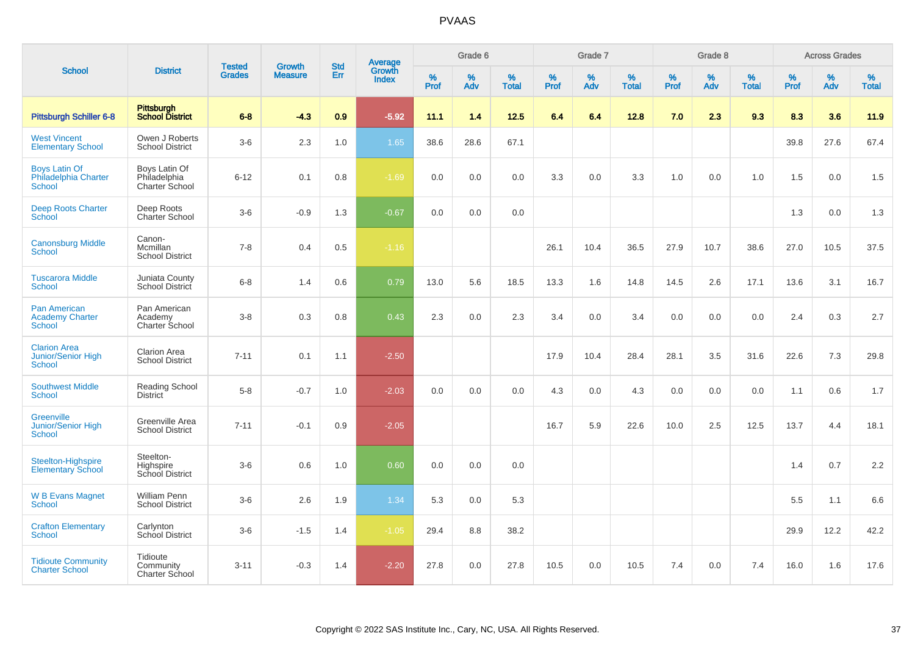# PVAAS

| School | District | Tested Grades | Growth Measure | Std Err | Average Growth Index | Grade 6 | | | Grade 7 | | | Grade 8 | | | Across Grades | | |
|---|---|---|---|---|---|---|---|---|---|---|---|---|---|---|---|---|---|
| | | | | | | % Prof | % Adv | % Total | % Prof | % Adv | % Total | % Prof | % Adv | % Total | % Prof | % Adv | % Total |
| **Pittsburgh Schiller 6-8** | **Pittsburgh School District** | **6-8** | **-4.3** | **0.9** | **-5.92** | **11.1** | **1.4** | **12.5** | **6.4** | **6.4** | **12.8** | **7.0** | **2.3** | **9.3** | **8.3** | **3.6** | **11.9** |
| West Vincent Elementary School | Owen J Roberts School District | 3-6 | 2.3 | 1.0 | 1.65 | 38.6 | 28.6 | 67.1 | | | | | | | 39.8 | 27.6 | 67.4 |
| Boys Latin Of Philadelphia Charter School | Boys Latin Of Philadelphia Charter School | 6-12 | 0.1 | 0.8 | -1.69 | 0.0 | 0.0 | 0.0 | 3.3 | 0.0 | 3.3 | 1.0 | 0.0 | 1.0 | 1.5 | 0.0 | 1.5 |
| Deep Roots Charter School | Deep Roots Charter School | 3-6 | -0.9 | 1.3 | -0.67 | 0.0 | 0.0 | 0.0 | | | | | | | 1.3 | 0.0 | 1.3 |
| Canonsburg Middle School | Canon-Mcmillan School District | 7-8 | 0.4 | 0.5 | -1.16 | | | | 26.1 | 10.4 | 36.5 | 27.9 | 10.7 | 38.6 | 27.0 | 10.5 | 37.5 |
| Tuscarora Middle School | Juniata County School District | 6-8 | 1.4 | 0.6 | 0.79 | 13.0 | 5.6 | 18.5 | 13.3 | 1.6 | 14.8 | 14.5 | 2.6 | 17.1 | 13.6 | 3.1 | 16.7 |
| Pan American Academy Charter School | Pan American Academy Charter School | 3-8 | 0.3 | 0.8 | 0.43 | 2.3 | 0.0 | 2.3 | 3.4 | 0.0 | 3.4 | 0.0 | 0.0 | 0.0 | 2.4 | 0.3 | 2.7 |
| Clarion Area Junior/Senior High School | Clarion Area School District | 7-11 | 0.1 | 1.1 | -2.50 | | | | 17.9 | 10.4 | 28.4 | 28.1 | 3.5 | 31.6 | 22.6 | 7.3 | 29.8 |
| Southwest Middle School | Reading School District | 5-8 | -0.7 | 1.0 | -2.03 | 0.0 | 0.0 | 0.0 | 4.3 | 0.0 | 4.3 | 0.0 | 0.0 | 0.0 | 1.1 | 0.6 | 1.7 |
| Greenville Junior/Senior High School | Greenville Area School District | 7-11 | -0.1 | 0.9 | -2.05 | | | | 16.7 | 5.9 | 22.6 | 10.0 | 2.5 | 12.5 | 13.7 | 4.4 | 18.1 |
| Steelton-Highspire Elementary School | Steelton-Highspire School District | 3-6 | 0.6 | 1.0 | 0.60 | 0.0 | 0.0 | 0.0 | | | | | | | 1.4 | 0.7 | 2.2 |
| W B Evans Magnet School | William Penn School District | 3-6 | 2.6 | 1.9 | 1.34 | 5.3 | 0.0 | 5.3 | | | | | | | 5.5 | 1.1 | 6.6 |
| Crafton Elementary School | Carlynton School District | 3-6 | -1.5 | 1.4 | -1.05 | 29.4 | 8.8 | 38.2 | | | | | | | 29.9 | 12.2 | 42.2 |
| Tidioute Community Charter School | Tidioute Community Charter School | 3-11 | -0.3 | 1.4 | -2.20 | 27.8 | 0.0 | 27.8 | 10.5 | 0.0 | 10.5 | 7.4 | 0.0 | 7.4 | 16.0 | 1.6 | 17.6 |

Copyright © 2022 SAS Institute Inc., Cary, NC, USA. All Rights Reserved.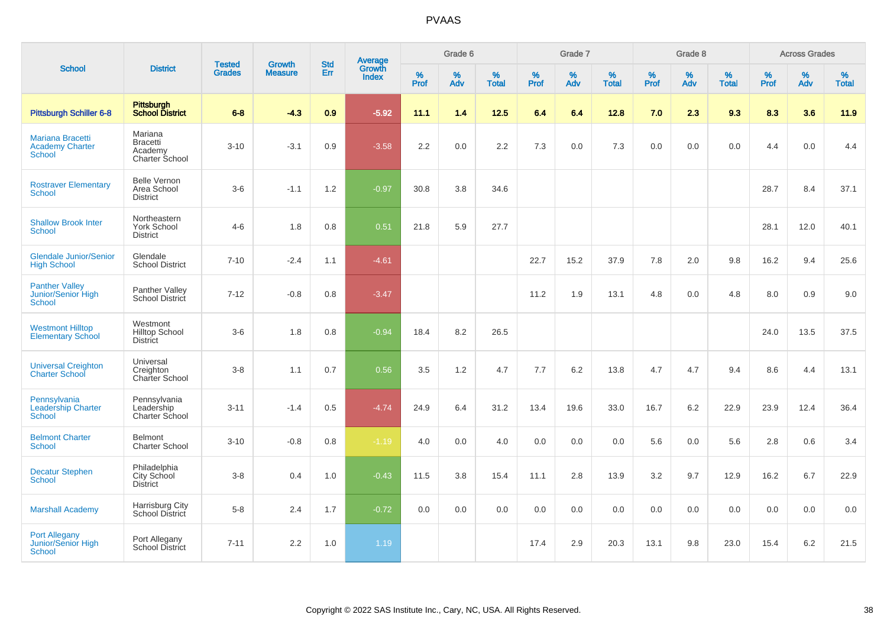# PVAAS

| School | District | Tested Grades | Growth Measure | Std Err | Average Growth Index | Grade 6 | | | Grade 7 | | | Grade 8 | | | Across Grades | | |
|---|---|---|---|---|---|---|---|---|---|---|---|---|---|---|---|---|---|
| | | | | | | % Prof | % Adv | % Total | % Prof | % Adv | % Total | % Prof | % Adv | % Total | % Prof | % Adv | % Total |
| **Pittsburgh Schiller 6-8** | **Pittsburgh School District** | **6-8** | **-4.3** | **0.9** | **-5.92** | **11.1** | **1.4** | **12.5** | **6.4** | **6.4** | **12.8** | **7.0** | **2.3** | **9.3** | **8.3** | **3.6** | **11.9** |
| Mariana Bracetti Academy Charter School | Mariana Bracetti Academy Charter School | 3-10 | -3.1 | 0.9 | -3.58 | 2.2 | 0.0 | 2.2 | 7.3 | 0.0 | 7.3 | 0.0 | 0.0 | 0.0 | 4.4 | 0.0 | 4.4 |
| Rostraver Elementary School | Belle Vernon Area School District | 3-6 | -1.1 | 1.2 | -0.97 | 30.8 | 3.8 | 34.6 | | | | | | | 28.7 | 8.4 | 37.1 |
| Shallow Brook Inter School | Northeastern York School District | 4-6 | 1.8 | 0.8 | 0.51 | 21.8 | 5.9 | 27.7 | | | | | | | 28.1 | 12.0 | 40.1 |
| Glendale Junior/Senior High School | Glendale School District | 7-10 | -2.4 | 1.1 | -4.61 | | | | 22.7 | 15.2 | 37.9 | 7.8 | 2.0 | 9.8 | 16.2 | 9.4 | 25.6 |
| Panther Valley Junior/Senior High School | Panther Valley School District | 7-12 | -0.8 | 0.8 | -3.47 | | | | 11.2 | 1.9 | 13.1 | 4.8 | 0.0 | 4.8 | 8.0 | 0.9 | 9.0 |
| Westmont Hilltop Elementary School | Westmont Hilltop School District | 3-6 | 1.8 | 0.8 | -0.94 | 18.4 | 8.2 | 26.5 | | | | | | | 24.0 | 13.5 | 37.5 |
| Universal Creighton Charter School | Universal Creighton Charter School | 3-8 | 1.1 | 0.7 | 0.56 | 3.5 | 1.2 | 4.7 | 7.7 | 6.2 | 13.8 | 4.7 | 4.7 | 9.4 | 8.6 | 4.4 | 13.1 |
| Pennsylvania Leadership Charter School | Pennsylvania Leadership Charter School | 3-11 | -1.4 | 0.5 | -4.74 | 24.9 | 6.4 | 31.2 | 13.4 | 19.6 | 33.0 | 16.7 | 6.2 | 22.9 | 23.9 | 12.4 | 36.4 |
| Belmont Charter School | Belmont Charter School | 3-10 | -0.8 | 0.8 | -1.19 | 4.0 | 0.0 | 4.0 | 0.0 | 0.0 | 0.0 | 5.6 | 0.0 | 5.6 | 2.8 | 0.6 | 3.4 |
| Decatur Stephen School | Philadelphia City School District | 3-8 | 0.4 | 1.0 | -0.43 | 11.5 | 3.8 | 15.4 | 11.1 | 2.8 | 13.9 | 3.2 | 9.7 | 12.9 | 16.2 | 6.7 | 22.9 |
| Marshall Academy | Harrisburg City School District | 5-8 | 2.4 | 1.7 | -0.72 | 0.0 | 0.0 | 0.0 | 0.0 | 0.0 | 0.0 | 0.0 | 0.0 | 0.0 | 0.0 | 0.0 | 0.0 |
| Port Allegany Junior/Senior High School | Port Allegany School District | 7-11 | 2.2 | 1.0 | 1.19 | | | | 17.4 | 2.9 | 20.3 | 13.1 | 9.8 | 23.0 | 15.4 | 6.2 | 21.5 |

Copyright © 2022 SAS Institute Inc., Cary, NC, USA. All Rights Reserved.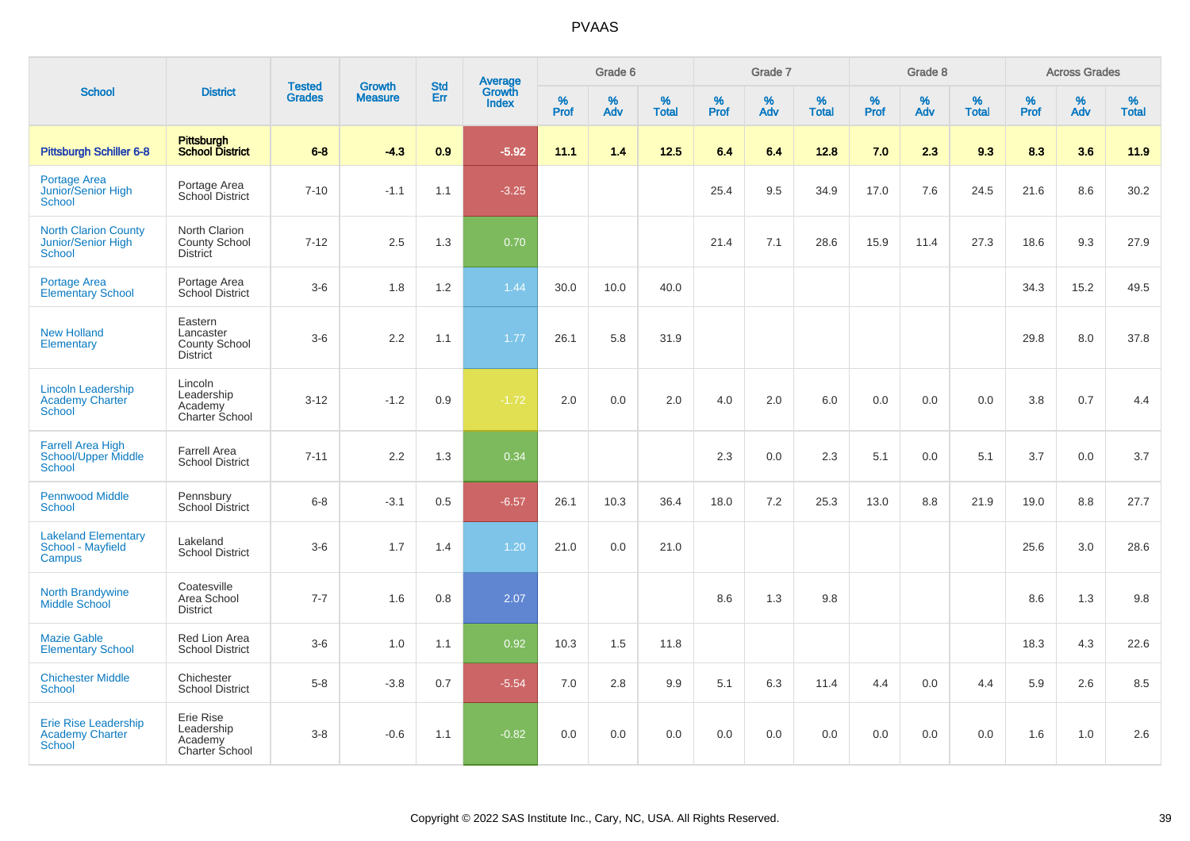# PVAAS

| School | District | Tested Grades | Growth Measure | Std Err | Average Growth Index | Grade 6 | | | Grade 7 | | | Grade 8 | | | Across Grades | | |
|---|---|---|---|---|---|---|---|---|---|---|---|---|---|---|---|---|---|
| | | | | | | % Prof | % Adv | % Total | % Prof | % Adv | % Total | % Prof | % Adv | % Total | % Prof | % Adv | % Total |
| **Pittsburgh Schiller 6-8** | **Pittsburgh School District** | **6-8** | **-4.3** | **0.9** | **-5.92** | **11.1** | **1.4** | **12.5** | **6.4** | **6.4** | **12.8** | **7.0** | **2.3** | **9.3** | **8.3** | **3.6** | **11.9** |
| Portage Area Junior/Senior High School | Portage Area School District | 7-10 | -1.1 | 1.1 | -3.25 | | | | 25.4 | 9.5 | 34.9 | 17.0 | 7.6 | 24.5 | 21.6 | 8.6 | 30.2 |
| North Clarion County Junior/Senior High School | North Clarion County School District | 7-12 | 2.5 | 1.3 | 0.70 | | | | 21.4 | 7.1 | 28.6 | 15.9 | 11.4 | 27.3 | 18.6 | 9.3 | 27.9 |
| Portage Area Elementary School | Portage Area School District | 3-6 | 1.8 | 1.2 | 1.44 | 30.0 | 10.0 | 40.0 | | | | | | | 34.3 | 15.2 | 49.5 |
| New Holland Elementary | Eastern Lancaster County School District | 3-6 | 2.2 | 1.1 | 1.77 | 26.1 | 5.8 | 31.9 | | | | | | | 29.8 | 8.0 | 37.8 |
| Lincoln Leadership Academy Charter School | Lincoln Leadership Academy Charter School | 3-12 | -1.2 | 0.9 | -1.72 | 2.0 | 0.0 | 2.0 | 4.0 | 2.0 | 6.0 | 0.0 | 0.0 | 0.0 | 3.8 | 0.7 | 4.4 |
| Farrell Area High School/Upper Middle School | Farrell Area School District | 7-11 | 2.2 | 1.3 | 0.34 | | | | 2.3 | 0.0 | 2.3 | 5.1 | 0.0 | 5.1 | 3.7 | 0.0 | 3.7 |
| Pennwood Middle School | Pennsbury School District | 6-8 | -3.1 | 0.5 | -6.57 | 26.1 | 10.3 | 36.4 | 18.0 | 7.2 | 25.3 | 13.0 | 8.8 | 21.9 | 19.0 | 8.8 | 27.7 |
| Lakeland Elementary School - Mayfield Campus | Lakeland School District | 3-6 | 1.7 | 1.4 | 1.20 | 21.0 | 0.0 | 21.0 | | | | | | | 25.6 | 3.0 | 28.6 |
| North Brandywine Middle School | Coatesville Area School District | 7-7 | 1.6 | 0.8 | 2.07 | | | | 8.6 | 1.3 | 9.8 | | | | 8.6 | 1.3 | 9.8 |
| Mazie Gable Elementary School | Red Lion Area School District | 3-6 | 1.0 | 1.1 | 0.92 | 10.3 | 1.5 | 11.8 | | | | | | | 18.3 | 4.3 | 22.6 |
| Chichester Middle School | Chichester School District | 5-8 | -3.8 | 0.7 | -5.54 | 7.0 | 2.8 | 9.9 | 5.1 | 6.3 | 11.4 | 4.4 | 0.0 | 4.4 | 5.9 | 2.6 | 8.5 |
| Erie Rise Leadership Academy Charter School | Erie Rise Leadership Academy Charter School | 3-8 | -0.6 | 1.1 | -0.82 | 0.0 | 0.0 | 0.0 | 0.0 | 0.0 | 0.0 | 0.0 | 0.0 | 0.0 | 1.6 | 1.0 | 2.6 |

Copyright © 2022 SAS Institute Inc., Cary, NC, USA. All Rights Reserved.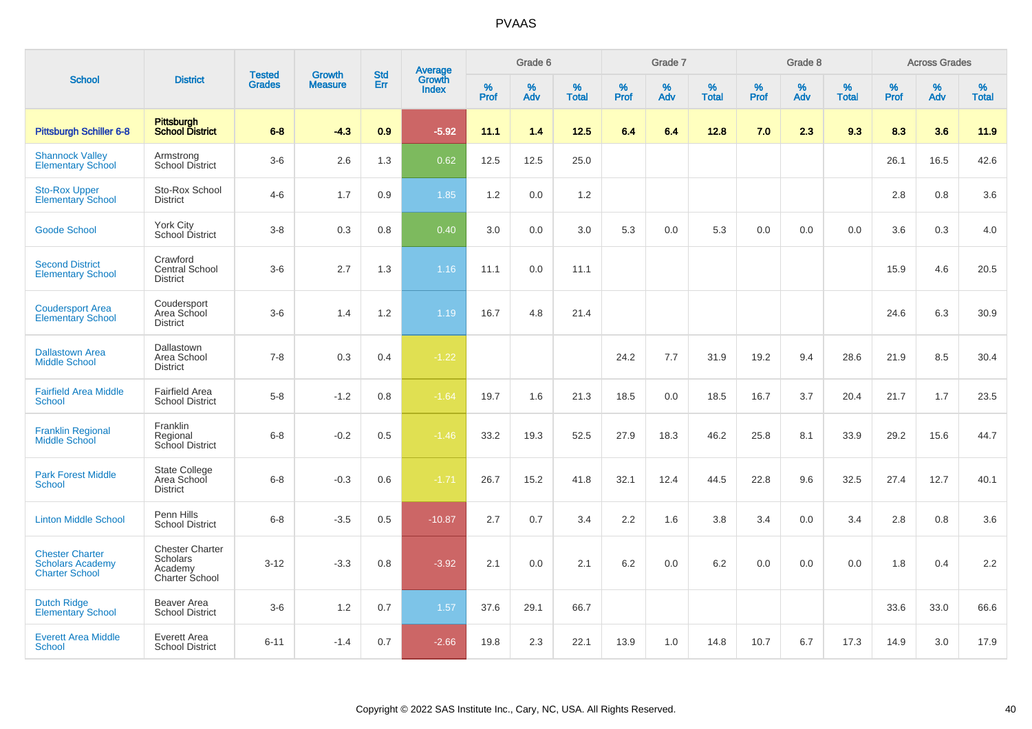# PVAAS

| School | District | Tested Grades | Growth Measure | Std Err | Average Growth Index | Grade 6 | | | Grade 7 | | | Grade 8 | | | Across Grades | | |
|---|---|---|---|---|---|---|---|---|---|---|---|---|---|---|---|---|---|
| | | | | | | % Prof | % Adv | % Total | % Prof | % Adv | % Total | % Prof | % Adv | % Total | % Prof | % Adv | % Total |
| **Pittsburgh Schiller 6-8** | **Pittsburgh School District** | **6-8** | **-4.3** | **0.9** | **-5.92** | **11.1** | **1.4** | **12.5** | **6.4** | **6.4** | **12.8** | **7.0** | **2.3** | **9.3** | **8.3** | **3.6** | **11.9** |
| Shannock Valley Elementary School | Armstrong School District | 3-6 | 2.6 | 1.3 | 0.62 | 12.5 | 12.5 | 25.0 | | | | | | | 26.1 | 16.5 | 42.6 |
| Sto-Rox Upper Elementary School | Sto-Rox School District | 4-6 | 1.7 | 0.9 | 1.85 | 1.2 | 0.0 | 1.2 | | | | | | | 2.8 | 0.8 | 3.6 |
| Goode School | York City School District | 3-8 | 0.3 | 0.8 | 0.40 | 3.0 | 0.0 | 3.0 | 5.3 | 0.0 | 5.3 | 0.0 | 0.0 | 0.0 | 3.6 | 0.3 | 4.0 |
| Second District Elementary School | Crawford Central School District | 3-6 | 2.7 | 1.3 | 1.16 | 11.1 | 0.0 | 11.1 | | | | | | | 15.9 | 4.6 | 20.5 |
| Coudersport Area Elementary School | Coudersport Area School District | 3-6 | 1.4 | 1.2 | 1.19 | 16.7 | 4.8 | 21.4 | | | | | | | 24.6 | 6.3 | 30.9 |
| Dallastown Area Middle School | Dallastown Area School District | 7-8 | 0.3 | 0.4 | -1.22 | | | | 24.2 | 7.7 | 31.9 | 19.2 | 9.4 | 28.6 | 21.9 | 8.5 | 30.4 |
| Fairfield Area Middle School | Fairfield Area School District | 5-8 | -1.2 | 0.8 | -1.64 | 19.7 | 1.6 | 21.3 | 18.5 | 0.0 | 18.5 | 16.7 | 3.7 | 20.4 | 21.7 | 1.7 | 23.5 |
| Franklin Regional Middle School | Franklin Regional School District | 6-8 | -0.2 | 0.5 | -1.46 | 33.2 | 19.3 | 52.5 | 27.9 | 18.3 | 46.2 | 25.8 | 8.1 | 33.9 | 29.2 | 15.6 | 44.7 |
| Park Forest Middle School | State College Area School District | 6-8 | -0.3 | 0.6 | -1.71 | 26.7 | 15.2 | 41.8 | 32.1 | 12.4 | 44.5 | 22.8 | 9.6 | 32.5 | 27.4 | 12.7 | 40.1 |
| Linton Middle School | Penn Hills School District | 6-8 | -3.5 | 0.5 | -10.87 | 2.7 | 0.7 | 3.4 | 2.2 | 1.6 | 3.8 | 3.4 | 0.0 | 3.4 | 2.8 | 0.8 | 3.6 |
| Chester Charter Scholars Academy Charter School | Chester Charter Scholars Academy Charter School | 3-12 | -3.3 | 0.8 | -3.92 | 2.1 | 0.0 | 2.1 | 6.2 | 0.0 | 6.2 | 0.0 | 0.0 | 0.0 | 1.8 | 0.4 | 2.2 |
| Dutch Ridge Elementary School | Beaver Area School District | 3-6 | 1.2 | 0.7 | 1.57 | 37.6 | 29.1 | 66.7 | | | | | | | 33.6 | 33.0 | 66.6 |
| Everett Area Middle School | Everett Area School District | 6-11 | -1.4 | 0.7 | -2.66 | 19.8 | 2.3 | 22.1 | 13.9 | 1.0 | 14.8 | 10.7 | 6.7 | 17.3 | 14.9 | 3.0 | 17.9 |

Copyright © 2022 SAS Institute Inc., Cary, NC, USA. All Rights Reserved.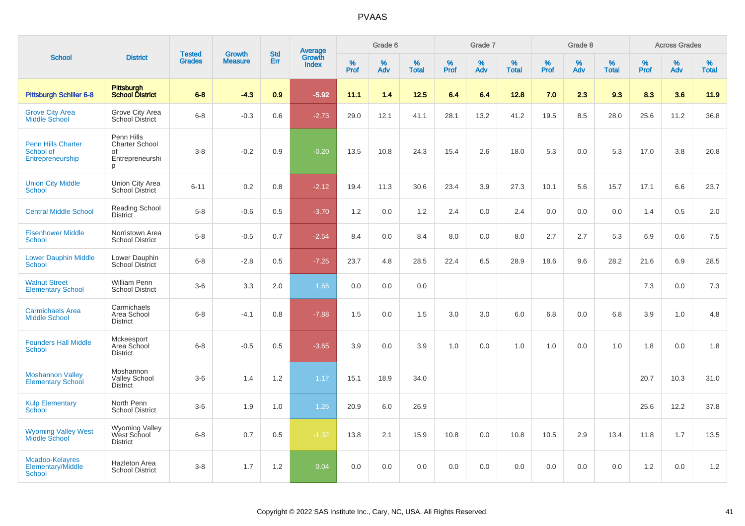# PVAAS

| School | District | Tested Grades | Growth Measure | Std Err | Average Growth Index | Grade 6 | | | Grade 7 | | | Grade 8 | | | Across Grades | | |
|---|---|---|---|---|---|---|---|---|---|---|---|---|---|---|---|---|---|
| | | | | | | % Prof | % Adv | % Total | % Prof | % Adv | % Total | % Prof | % Adv | % Total | % Prof | % Adv | % Total |
| **Pittsburgh Schiller 6-8** | **Pittsburgh School District** | **6-8** | **-4.3** | **0.9** | **-5.92** | **11.1** | **1.4** | **12.5** | **6.4** | **6.4** | **12.8** | **7.0** | **2.3** | **9.3** | **8.3** | **3.6** | **11.9** |
| Grove City Area Middle School | Grove City Area School District | 6-8 | -0.3 | 0.6 | -2.73 | 29.0 | 12.1 | 41.1 | 28.1 | 13.2 | 41.2 | 19.5 | 8.5 | 28.0 | 25.6 | 11.2 | 36.8 |
| Penn Hills Charter School of Entrepreneurship | Penn Hills Charter School of Entrepreneurship | 3-8 | -0.2 | 0.9 | -0.20 | 13.5 | 10.8 | 24.3 | 15.4 | 2.6 | 18.0 | 5.3 | 0.0 | 5.3 | 17.0 | 3.8 | 20.8 |
| Union City Middle School | Union City Area School District | 6-11 | 0.2 | 0.8 | -2.12 | 19.4 | 11.3 | 30.6 | 23.4 | 3.9 | 27.3 | 10.1 | 5.6 | 15.7 | 17.1 | 6.6 | 23.7 |
| Central Middle School | Reading School District | 5-8 | -0.6 | 0.5 | -3.70 | 1.2 | 0.0 | 1.2 | 2.4 | 0.0 | 2.4 | 0.0 | 0.0 | 0.0 | 1.4 | 0.5 | 2.0 |
| Eisenhower Middle School | Norristown Area School District | 5-8 | -0.5 | 0.7 | -2.54 | 8.4 | 0.0 | 8.4 | 8.0 | 0.0 | 8.0 | 2.7 | 2.7 | 5.3 | 6.9 | 0.6 | 7.5 |
| Lower Dauphin Middle School | Lower Dauphin School District | 6-8 | -2.8 | 0.5 | -7.25 | 23.7 | 4.8 | 28.5 | 22.4 | 6.5 | 28.9 | 18.6 | 9.6 | 28.2 | 21.6 | 6.9 | 28.5 |
| Walnut Street Elementary School | William Penn School District | 3-6 | 3.3 | 2.0 | 1.66 | 0.0 | 0.0 | 0.0 | | | | | | | 7.3 | 0.0 | 7.3 |
| Carmichaels Area Middle School | Carmichaels Area School District | 6-8 | -4.1 | 0.8 | -7.88 | 1.5 | 0.0 | 1.5 | 3.0 | 3.0 | 6.0 | 6.8 | 0.0 | 6.8 | 3.9 | 1.0 | 4.8 |
| Founders Hall Middle School | Mckeesport Area School District | 6-8 | -0.5 | 0.5 | -3.65 | 3.9 | 0.0 | 3.9 | 1.0 | 0.0 | 1.0 | 1.0 | 0.0 | 1.0 | 1.8 | 0.0 | 1.8 |
| Moshannon Valley Elementary School | Moshannon Valley School District | 3-6 | 1.4 | 1.2 | 1.17 | 15.1 | 18.9 | 34.0 | | | | | | | 20.7 | 10.3 | 31.0 |
| Kulp Elementary School | North Penn School District | 3-6 | 1.9 | 1.0 | 1.26 | 20.9 | 6.0 | 26.9 | | | | | | | 25.6 | 12.2 | 37.8 |
| Wyoming Valley West Middle School | Wyoming Valley West School District | 6-8 | 0.7 | 0.5 | -1.32 | 13.8 | 2.1 | 15.9 | 10.8 | 0.0 | 10.8 | 10.5 | 2.9 | 13.4 | 11.8 | 1.7 | 13.5 |
| Mcadoo-Kelayres Elementary/Middle School | Hazleton Area School District | 3-8 | 1.7 | 1.2 | 0.04 | 0.0 | 0.0 | 0.0 | 0.0 | 0.0 | 0.0 | 0.0 | 0.0 | 0.0 | 1.2 | 0.0 | 1.2 |

Copyright © 2022 SAS Institute Inc., Cary, NC, USA. All Rights Reserved.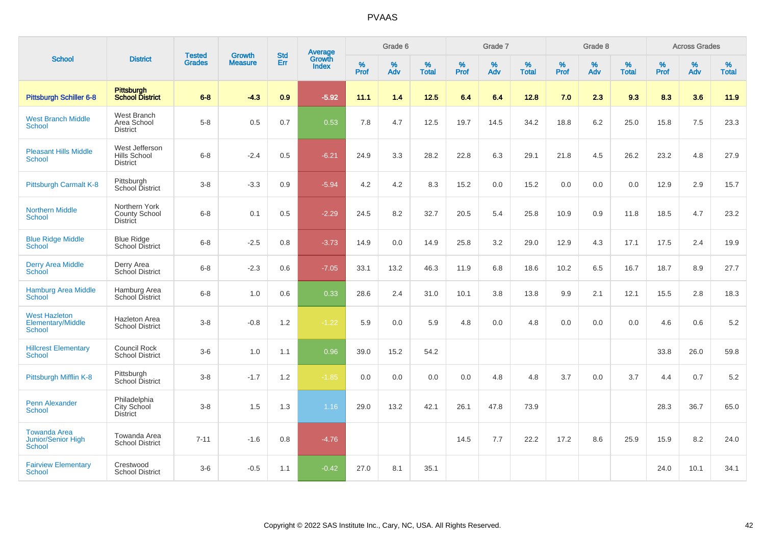# PVAAS

| School | District | Tested Grades | Growth Measure | Std Err | Average Growth Index | Grade 6 | | | Grade 7 | | | Grade 8 | | | Across Grades | | |
|---|---|---|---|---|---|---|---|---|---|---|---|---|---|---|---|---|---|
| | | | | | | % Prof | % Adv | % Total | % Prof | % Adv | % Total | % Prof | % Adv | % Total | % Prof | % Adv | % Total |
| **Pittsburgh Schiller 6-8** | **Pittsburgh School District** | **6-8** | **-4.3** | **0.9** | **-5.92** | **11.1** | **1.4** | **12.5** | **6.4** | **6.4** | **12.8** | **7.0** | **2.3** | **9.3** | **8.3** | **3.6** | **11.9** |
| West Branch Middle School | West Branch Area School District | 5-8 | 0.5 | 0.7 | 0.53 | 7.8 | 4.7 | 12.5 | 19.7 | 14.5 | 34.2 | 18.8 | 6.2 | 25.0 | 15.8 | 7.5 | 23.3 |
| Pleasant Hills Middle School | West Jefferson Hills School District | 6-8 | -2.4 | 0.5 | -6.21 | 24.9 | 3.3 | 28.2 | 22.8 | 6.3 | 29.1 | 21.8 | 4.5 | 26.2 | 23.2 | 4.8 | 27.9 |
| Pittsburgh Carmalt K-8 | Pittsburgh School District | 3-8 | -3.3 | 0.9 | -5.94 | 4.2 | 4.2 | 8.3 | 15.2 | 0.0 | 15.2 | 0.0 | 0.0 | 0.0 | 12.9 | 2.9 | 15.7 |
| Northern Middle School | Northern York County School District | 6-8 | 0.1 | 0.5 | -2.29 | 24.5 | 8.2 | 32.7 | 20.5 | 5.4 | 25.8 | 10.9 | 0.9 | 11.8 | 18.5 | 4.7 | 23.2 |
| Blue Ridge Middle School | Blue Ridge School District | 6-8 | -2.5 | 0.8 | -3.73 | 14.9 | 0.0 | 14.9 | 25.8 | 3.2 | 29.0 | 12.9 | 4.3 | 17.1 | 17.5 | 2.4 | 19.9 |
| Derry Area Middle School | Derry Area School District | 6-8 | -2.3 | 0.6 | -7.05 | 33.1 | 13.2 | 46.3 | 11.9 | 6.8 | 18.6 | 10.2 | 6.5 | 16.7 | 18.7 | 8.9 | 27.7 |
| Hamburg Area Middle School | Hamburg Area School District | 6-8 | 1.0 | 0.6 | 0.33 | 28.6 | 2.4 | 31.0 | 10.1 | 3.8 | 13.8 | 9.9 | 2.1 | 12.1 | 15.5 | 2.8 | 18.3 |
| West Hazleton Elementary/Middle School | Hazleton Area School District | 3-8 | -0.8 | 1.2 | -1.22 | 5.9 | 0.0 | 5.9 | 4.8 | 0.0 | 4.8 | 0.0 | 0.0 | 0.0 | 4.6 | 0.6 | 5.2 |
| Hillcrest Elementary School | Council Rock School District | 3-6 | 1.0 | 1.1 | 0.96 | 39.0 | 15.2 | 54.2 | | | | | | | 33.8 | 26.0 | 59.8 |
| Pittsburgh Mifflin K-8 | Pittsburgh School District | 3-8 | -1.7 | 1.2 | -1.85 | 0.0 | 0.0 | 0.0 | 0.0 | 4.8 | 4.8 | 3.7 | 0.0 | 3.7 | 4.4 | 0.7 | 5.2 |
| Penn Alexander School | Philadelphia City School District | 3-8 | 1.5 | 1.3 | 1.16 | 29.0 | 13.2 | 42.1 | 26.1 | 47.8 | 73.9 | | | | 28.3 | 36.7 | 65.0 |
| Towanda Area Junior/Senior High School | Towanda Area School District | 7-11 | -1.6 | 0.8 | -4.76 | | | | 14.5 | 7.7 | 22.2 | 17.2 | 8.6 | 25.9 | 15.9 | 8.2 | 24.0 |
| Fairview Elementary School | Crestwood School District | 3-6 | -0.5 | 1.1 | -0.42 | 27.0 | 8.1 | 35.1 | | | | | | | 24.0 | 10.1 | 34.1 |

Copyright © 2022 SAS Institute Inc., Cary, NC, USA. All Rights Reserved.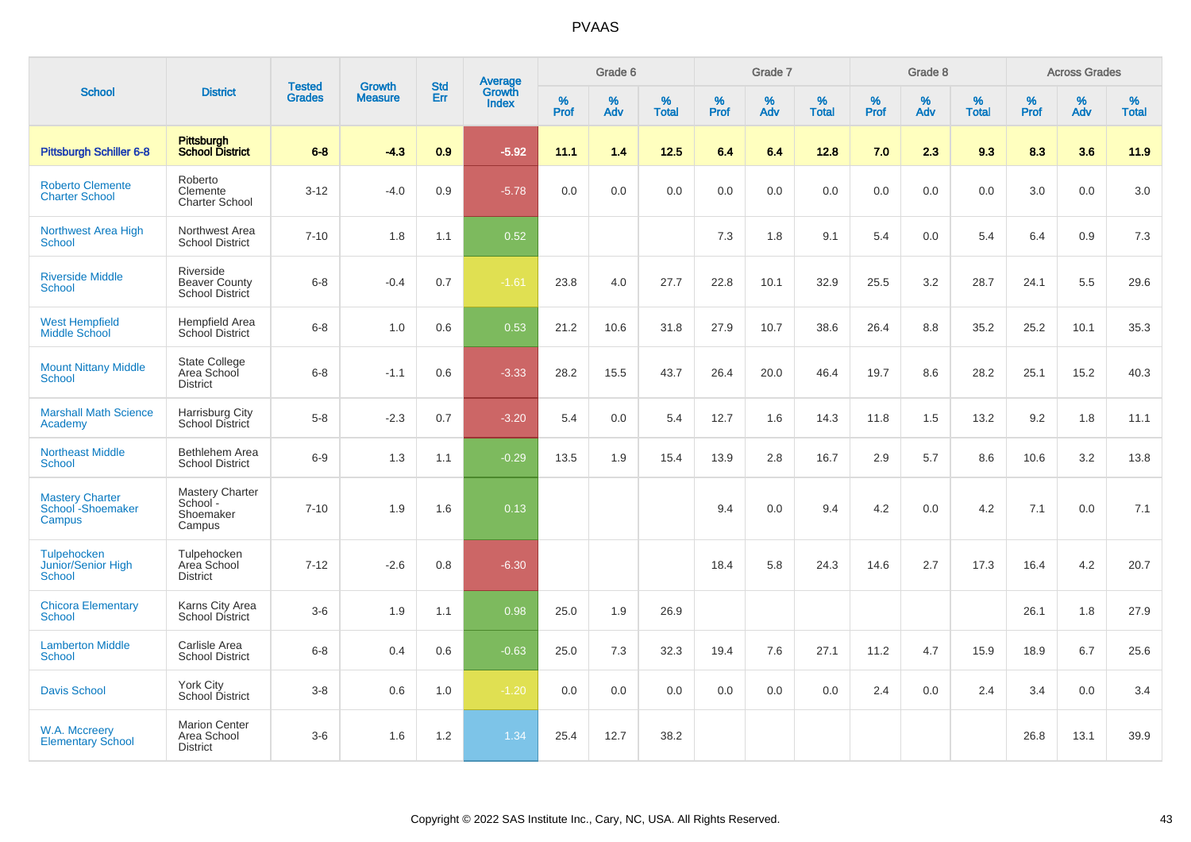# PVAAS

| School | District | Tested Grades | Growth Measure | Std Err | Average Growth Index | Grade 6 | | | Grade 7 | | | Grade 8 | | | Across Grades | | |
|---|---|---|---|---|---|---|---|---|---|---|---|---|---|---|---|---|---|
| | | | | | | % Prof | % Adv | % Total | % Prof | % Adv | % Total | % Prof | % Adv | % Total | % Prof | % Adv | % Total |
| **Pittsburgh Schiller 6-8** | **Pittsburgh School District** | **6-8** | **-4.3** | **0.9** | **-5.92** | **11.1** | **1.4** | **12.5** | **6.4** | **6.4** | **12.8** | **7.0** | **2.3** | **9.3** | **8.3** | **3.6** | **11.9** |
| Roberto Clemente Charter School | Roberto Clemente Charter School | 3-12 | -4.0 | 0.9 | -5.78 | 0.0 | 0.0 | 0.0 | 0.0 | 0.0 | 0.0 | 0.0 | 0.0 | 0.0 | 3.0 | 0.0 | 3.0 |
| Northwest Area High School | Northwest Area School District | 7-10 | 1.8 | 1.1 | 0.52 | | | | 7.3 | 1.8 | 9.1 | 5.4 | 0.0 | 5.4 | 6.4 | 0.9 | 7.3 |
| Riverside Middle School | Riverside Beaver County School District | 6-8 | -0.4 | 0.7 | -1.61 | 23.8 | 4.0 | 27.7 | 22.8 | 10.1 | 32.9 | 25.5 | 3.2 | 28.7 | 24.1 | 5.5 | 29.6 |
| West Hempfield Middle School | Hempfield Area School District | 6-8 | 1.0 | 0.6 | 0.53 | 21.2 | 10.6 | 31.8 | 27.9 | 10.7 | 38.6 | 26.4 | 8.8 | 35.2 | 25.2 | 10.1 | 35.3 |
| Mount Nittany Middle School | State College Area School District | 6-8 | -1.1 | 0.6 | -3.33 | 28.2 | 15.5 | 43.7 | 26.4 | 20.0 | 46.4 | 19.7 | 8.6 | 28.2 | 25.1 | 15.2 | 40.3 |
| Marshall Math Science Academy | Harrisburg City School District | 5-8 | -2.3 | 0.7 | -3.20 | 5.4 | 0.0 | 5.4 | 12.7 | 1.6 | 14.3 | 11.8 | 1.5 | 13.2 | 9.2 | 1.8 | 11.1 |
| Northeast Middle School | Bethlehem Area School District | 6-9 | 1.3 | 1.1 | -0.29 | 13.5 | 1.9 | 15.4 | 13.9 | 2.8 | 16.7 | 2.9 | 5.7 | 8.6 | 10.6 | 3.2 | 13.8 |
| Mastery Charter School -Shoemaker Campus | Mastery Charter School - Shoemaker Campus | 7-10 | 1.9 | 1.6 | 0.13 | | | | 9.4 | 0.0 | 9.4 | 4.2 | 0.0 | 4.2 | 7.1 | 0.0 | 7.1 |
| Tulpehocken Junior/Senior High School | Tulpehocken Area School District | 7-12 | -2.6 | 0.8 | -6.30 | | | | 18.4 | 5.8 | 24.3 | 14.6 | 2.7 | 17.3 | 16.4 | 4.2 | 20.7 |
| Chicora Elementary School | Karns City Area School District | 3-6 | 1.9 | 1.1 | 0.98 | 25.0 | 1.9 | 26.9 | | | | | | | 26.1 | 1.8 | 27.9 |
| Lamberton Middle School | Carlisle Area School District | 6-8 | 0.4 | 0.6 | -0.63 | 25.0 | 7.3 | 32.3 | 19.4 | 7.6 | 27.1 | 11.2 | 4.7 | 15.9 | 18.9 | 6.7 | 25.6 |
| Davis School | York City School District | 3-8 | 0.6 | 1.0 | -1.20 | 0.0 | 0.0 | 0.0 | 0.0 | 0.0 | 0.0 | 2.4 | 0.0 | 2.4 | 3.4 | 0.0 | 3.4 |
| W.A. Mccreery Elementary School | Marion Center Area School District | 3-6 | 1.6 | 1.2 | 1.34 | 25.4 | 12.7 | 38.2 | | | | | | | 26.8 | 13.1 | 39.9 |

Copyright © 2022 SAS Institute Inc., Cary, NC, USA. All Rights Reserved.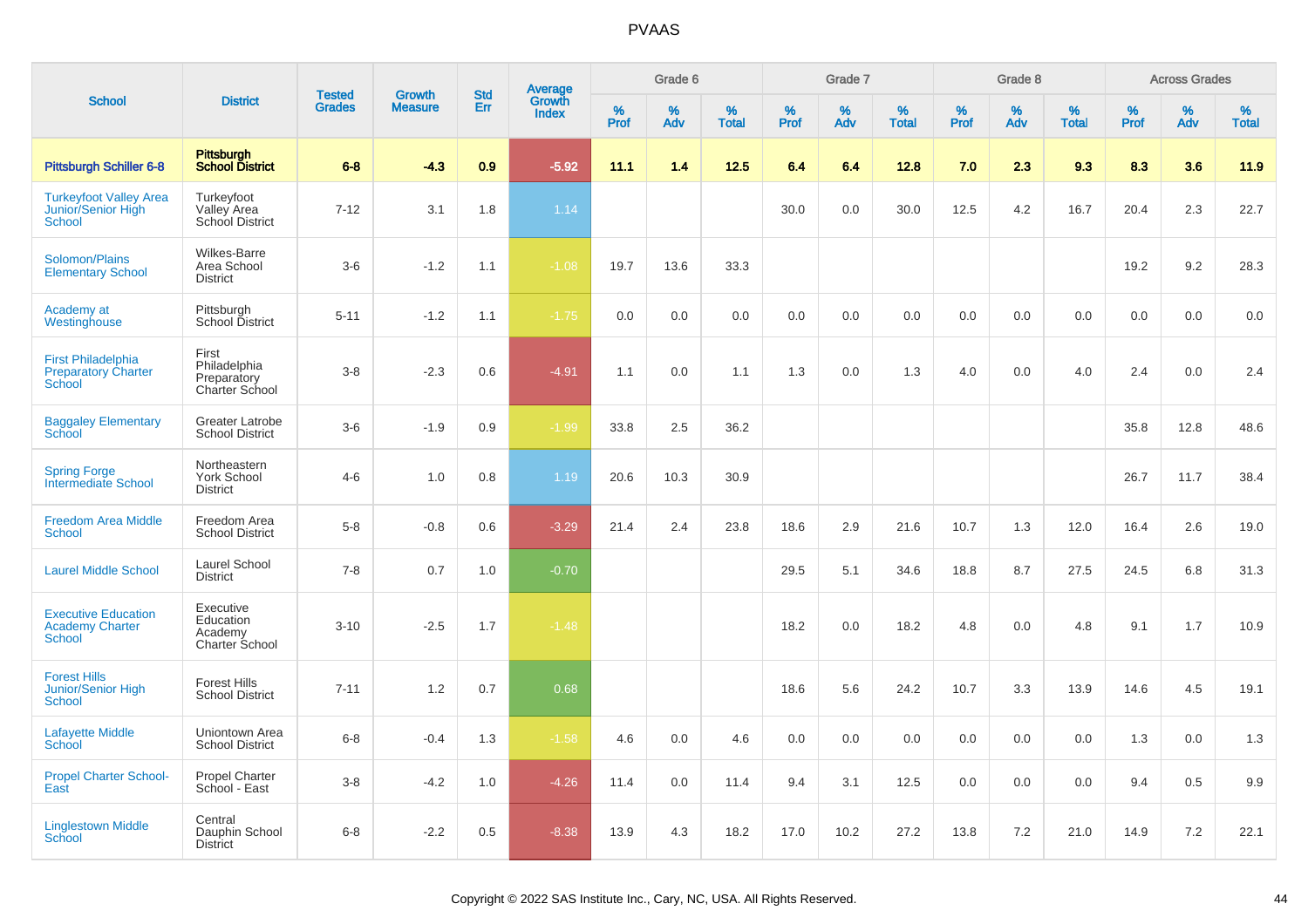# PVAAS

| School | District | Tested Grades | Growth Measure | Std Err | Average Growth Index | Grade 6 | | | Grade 7 | | | Grade 8 | | | Across Grades | | |
|---|---|---|---|---|---|---|---|---|---|---|---|---|---|---|---|---|---|
| | | | | | | % Prof | % Adv | % Total | % Prof | % Adv | % Total | % Prof | % Adv | % Total | % Prof | % Adv | % Total |
| **Pittsburgh Schiller 6-8** | **Pittsburgh School District** | **6-8** | **-4.3** | **0.9** | **-5.92** | **11.1** | **1.4** | **12.5** | **6.4** | **6.4** | **12.8** | **7.0** | **2.3** | **9.3** | **8.3** | **3.6** | **11.9** |
| Turkeyfoot Valley Area Junior/Senior High School | Turkeyfoot Valley Area School District | 7-12 | 3.1 | 1.8 | 1.14 | | | | 30.0 | 0.0 | 30.0 | 12.5 | 4.2 | 16.7 | 20.4 | 2.3 | 22.7 |
| Solomon/Plains Elementary School | Wilkes-Barre Area School District | 3-6 | -1.2 | 1.1 | -1.08 | 19.7 | 13.6 | 33.3 | | | | | | | 19.2 | 9.2 | 28.3 |
| Academy at Westinghouse | Pittsburgh School District | 5-11 | -1.2 | 1.1 | -1.75 | 0.0 | 0.0 | 0.0 | 0.0 | 0.0 | 0.0 | 0.0 | 0.0 | 0.0 | 0.0 | 0.0 | 0.0 |
| First Philadelphia Preparatory Charter School | First Philadelphia Preparatory Charter School | 3-8 | -2.3 | 0.6 | -4.91 | 1.1 | 0.0 | 1.1 | 1.3 | 0.0 | 1.3 | 4.0 | 0.0 | 4.0 | 2.4 | 0.0 | 2.4 |
| Baggaley Elementary School | Greater Latrobe School District | 3-6 | -1.9 | 0.9 | -1.99 | 33.8 | 2.5 | 36.2 | | | | | | | 35.8 | 12.8 | 48.6 |
| Spring Forge Intermediate School | Northeastern York School District | 4-6 | 1.0 | 0.8 | 1.19 | 20.6 | 10.3 | 30.9 | | | | | | | 26.7 | 11.7 | 38.4 |
| Freedom Area Middle School | Freedom Area School District | 5-8 | -0.8 | 0.6 | -3.29 | 21.4 | 2.4 | 23.8 | 18.6 | 2.9 | 21.6 | 10.7 | 1.3 | 12.0 | 16.4 | 2.6 | 19.0 |
| Laurel Middle School | Laurel School District | 7-8 | 0.7 | 1.0 | -0.70 | | | | 29.5 | 5.1 | 34.6 | 18.8 | 8.7 | 27.5 | 24.5 | 6.8 | 31.3 |
| Executive Education Academy Charter School | Executive Education Academy Charter School | 3-10 | -2.5 | 1.7 | -1.48 | | | | 18.2 | 0.0 | 18.2 | 4.8 | 0.0 | 4.8 | 9.1 | 1.7 | 10.9 |
| Forest Hills Junior/Senior High School | Forest Hills School District | 7-11 | 1.2 | 0.7 | 0.68 | | | | 18.6 | 5.6 | 24.2 | 10.7 | 3.3 | 13.9 | 14.6 | 4.5 | 19.1 |
| Lafayette Middle School | Uniontown Area School District | 6-8 | -0.4 | 1.3 | -1.58 | 4.6 | 0.0 | 4.6 | 0.0 | 0.0 | 0.0 | 0.0 | 0.0 | 0.0 | 1.3 | 0.0 | 1.3 |
| Propel Charter School-East | Propel Charter School - East | 3-8 | -4.2 | 1.0 | -4.26 | 11.4 | 0.0 | 11.4 | 9.4 | 3.1 | 12.5 | 0.0 | 0.0 | 0.0 | 9.4 | 0.5 | 9.9 |
| Linglestown Middle School | Central Dauphin School District | 6-8 | -2.2 | 0.5 | -8.38 | 13.9 | 4.3 | 18.2 | 17.0 | 10.2 | 27.2 | 13.8 | 7.2 | 21.0 | 14.9 | 7.2 | 22.1 |

Copyright © 2022 SAS Institute Inc., Cary, NC, USA. All Rights Reserved.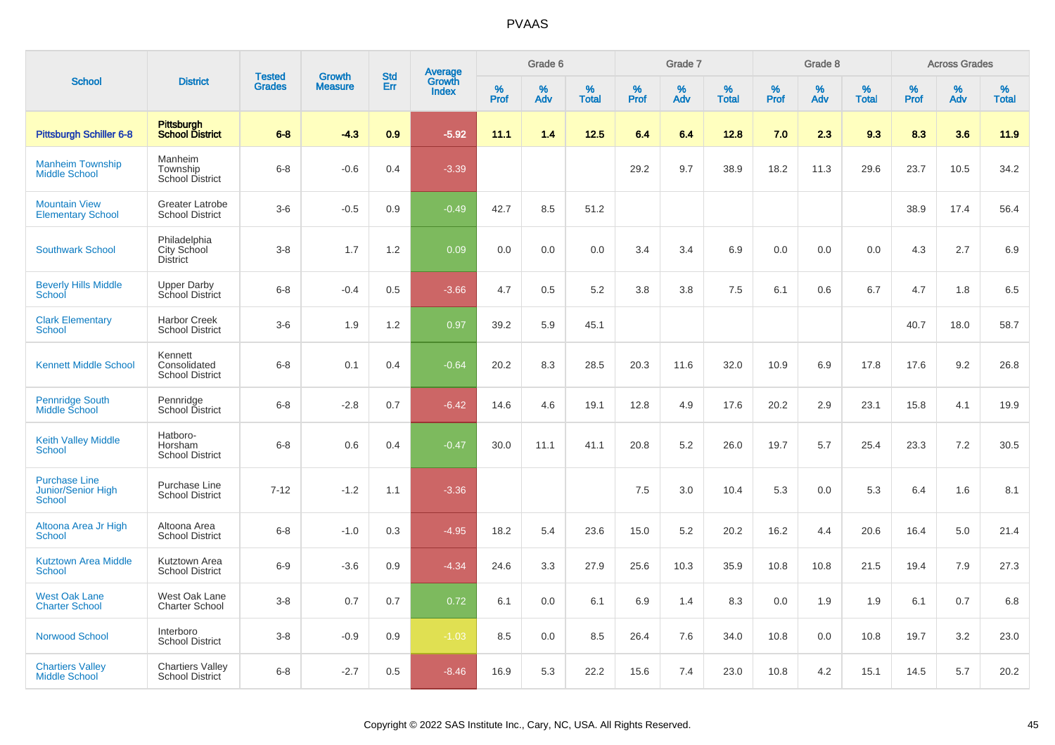# PVAAS

| School | District | Tested Grades | Growth Measure | Std Err | Average Growth Index | Grade 6 | | | Grade 7 | | | Grade 8 | | | Across Grades | | |
|---|---|---|---|---|---|---|---|---|---|---|---|---|---|---|---|---|---|
| | | | | | | % Prof | % Adv | % Total | % Prof | % Adv | % Total | % Prof | % Adv | % Total | % Prof | % Adv | % Total |
| **Pittsburgh Schiller 6-8** | **Pittsburgh School District** | **6-8** | **-4.3** | **0.9** | **-5.92** | **11.1** | **1.4** | **12.5** | **6.4** | **6.4** | **12.8** | **7.0** | **2.3** | **9.3** | **8.3** | **3.6** | **11.9** |
| Manheim Township Middle School | Manheim Township School District | 6-8 | -0.6 | 0.4 | -3.39 | | | | 29.2 | 9.7 | 38.9 | 18.2 | 11.3 | 29.6 | 23.7 | 10.5 | 34.2 |
| Mountain View Elementary School | Greater Latrobe School District | 3-6 | -0.5 | 0.9 | -0.49 | 42.7 | 8.5 | 51.2 | | | | | | | 38.9 | 17.4 | 56.4 |
| Southwark School | Philadelphia City School District | 3-8 | 1.7 | 1.2 | 0.09 | 0.0 | 0.0 | 0.0 | 3.4 | 3.4 | 6.9 | 0.0 | 0.0 | 0.0 | 4.3 | 2.7 | 6.9 |
| Beverly Hills Middle School | Upper Darby School District | 6-8 | -0.4 | 0.5 | -3.66 | 4.7 | 0.5 | 5.2 | 3.8 | 3.8 | 7.5 | 6.1 | 0.6 | 6.7 | 4.7 | 1.8 | 6.5 |
| Clark Elementary School | Harbor Creek School District | 3-6 | 1.9 | 1.2 | 0.97 | 39.2 | 5.9 | 45.1 | | | | | | | 40.7 | 18.0 | 58.7 |
| Kennett Middle School | Kennett Consolidated School District | 6-8 | 0.1 | 0.4 | -0.64 | 20.2 | 8.3 | 28.5 | 20.3 | 11.6 | 32.0 | 10.9 | 6.9 | 17.8 | 17.6 | 9.2 | 26.8 |
| Pennridge South Middle School | Pennridge School District | 6-8 | -2.8 | 0.7 | -6.42 | 14.6 | 4.6 | 19.1 | 12.8 | 4.9 | 17.6 | 20.2 | 2.9 | 23.1 | 15.8 | 4.1 | 19.9 |
| Keith Valley Middle School | Hatboro-Horsham School District | 6-8 | 0.6 | 0.4 | -0.47 | 30.0 | 11.1 | 41.1 | 20.8 | 5.2 | 26.0 | 19.7 | 5.7 | 25.4 | 23.3 | 7.2 | 30.5 |
| Purchase Line Junior/Senior High School | Purchase Line School District | 7-12 | -1.2 | 1.1 | -3.36 | | | | 7.5 | 3.0 | 10.4 | 5.3 | 0.0 | 5.3 | 6.4 | 1.6 | 8.1 |
| Altoona Area Jr High School | Altoona Area School District | 6-8 | -1.0 | 0.3 | -4.95 | 18.2 | 5.4 | 23.6 | 15.0 | 5.2 | 20.2 | 16.2 | 4.4 | 20.6 | 16.4 | 5.0 | 21.4 |
| Kutztown Area Middle School | Kutztown Area School District | 6-9 | -3.6 | 0.9 | -4.34 | 24.6 | 3.3 | 27.9 | 25.6 | 10.3 | 35.9 | 10.8 | 10.8 | 21.5 | 19.4 | 7.9 | 27.3 |
| West Oak Lane Charter School | West Oak Lane Charter School | 3-8 | 0.7 | 0.7 | 0.72 | 6.1 | 0.0 | 6.1 | 6.9 | 1.4 | 8.3 | 0.0 | 1.9 | 1.9 | 6.1 | 0.7 | 6.8 |
| Norwood School | Interboro School District | 3-8 | -0.9 | 0.9 | -1.03 | 8.5 | 0.0 | 8.5 | 26.4 | 7.6 | 34.0 | 10.8 | 0.0 | 10.8 | 19.7 | 3.2 | 23.0 |
| Chartiers Valley Middle School | Chartiers Valley School District | 6-8 | -2.7 | 0.5 | -8.46 | 16.9 | 5.3 | 22.2 | 15.6 | 7.4 | 23.0 | 10.8 | 4.2 | 15.1 | 14.5 | 5.7 | 20.2 |

Copyright © 2022 SAS Institute Inc., Cary, NC, USA. All Rights Reserved.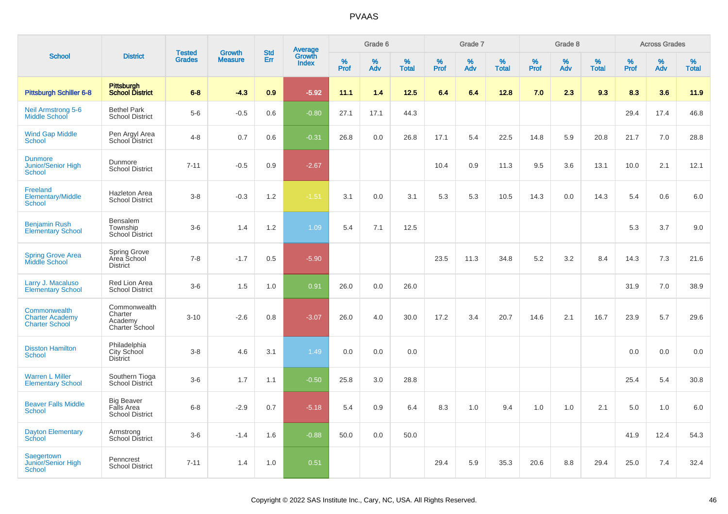# PVAAS

| School | District | Tested Grades | Growth Measure | Std Err | Average Growth Index | Grade 6 | | | Grade 7 | | | Grade 8 | | | Across Grades | | |
|---|---|---|---|---|---|---|---|---|---|---|---|---|---|---|---|---|---|
| | | | | | | % Prof | % Adv | % Total | % Prof | % Adv | % Total | % Prof | % Adv | % Total | % Prof | % Adv | % Total |
| **Pittsburgh Schiller 6-8** | **Pittsburgh School District** | **6-8** | **-4.3** | **0.9** | **-5.92** | **11.1** | **1.4** | **12.5** | **6.4** | **6.4** | **12.8** | **7.0** | **2.3** | **9.3** | **8.3** | **3.6** | **11.9** |
| Neil Armstrong 5-6 Middle School | Bethel Park School District | 5-6 | -0.5 | 0.6 | -0.80 | 27.1 | 17.1 | 44.3 | | | | | | | 29.4 | 17.4 | 46.8 |
| Wind Gap Middle School | Pen Argyl Area School District | 4-8 | 0.7 | 0.6 | -0.31 | 26.8 | 0.0 | 26.8 | 17.1 | 5.4 | 22.5 | 14.8 | 5.9 | 20.8 | 21.7 | 7.0 | 28.8 |
| Dunmore Junior/Senior High School | Dunmore School District | 7-11 | -0.5 | 0.9 | -2.67 | | | | 10.4 | 0.9 | 11.3 | 9.5 | 3.6 | 13.1 | 10.0 | 2.1 | 12.1 |
| Freeland Elementary/Middle School | Hazleton Area School District | 3-8 | -0.3 | 1.2 | -1.51 | 3.1 | 0.0 | 3.1 | 5.3 | 5.3 | 10.5 | 14.3 | 0.0 | 14.3 | 5.4 | 0.6 | 6.0 |
| Benjamin Rush Elementary School | Bensalem Township School District | 3-6 | 1.4 | 1.2 | 1.09 | 5.4 | 7.1 | 12.5 | | | | | | | 5.3 | 3.7 | 9.0 |
| Spring Grove Area Middle School | Spring Grove Area School District | 7-8 | -1.7 | 0.5 | -5.90 | | | | 23.5 | 11.3 | 34.8 | 5.2 | 3.2 | 8.4 | 14.3 | 7.3 | 21.6 |
| Larry J. Macaluso Elementary School | Red Lion Area School District | 3-6 | 1.5 | 1.0 | 0.91 | 26.0 | 0.0 | 26.0 | | | | | | | 31.9 | 7.0 | 38.9 |
| Commonwealth Charter Academy Charter School | Commonwealth Charter Academy Charter School | 3-10 | -2.6 | 0.8 | -3.07 | 26.0 | 4.0 | 30.0 | 17.2 | 3.4 | 20.7 | 14.6 | 2.1 | 16.7 | 23.9 | 5.7 | 29.6 |
| Disston Hamilton School | Philadelphia City School District | 3-8 | 4.6 | 3.1 | 1.49 | 0.0 | 0.0 | 0.0 | | | | | | | 0.0 | 0.0 | 0.0 |
| Warren L Miller Elementary School | Southern Tioga School District | 3-6 | 1.7 | 1.1 | -0.50 | 25.8 | 3.0 | 28.8 | | | | | | | 25.4 | 5.4 | 30.8 |
| Beaver Falls Middle School | Big Beaver Falls Area School District | 6-8 | -2.9 | 0.7 | -5.18 | 5.4 | 0.9 | 6.4 | 8.3 | 1.0 | 9.4 | 1.0 | 1.0 | 2.1 | 5.0 | 1.0 | 6.0 |
| Dayton Elementary School | Armstrong School District | 3-6 | -1.4 | 1.6 | -0.88 | 50.0 | 0.0 | 50.0 | | | | | | | 41.9 | 12.4 | 54.3 |
| Saegertown Junior/Senior High School | Penncrest School District | 7-11 | 1.4 | 1.0 | 0.51 | | | | 29.4 | 5.9 | 35.3 | 20.6 | 8.8 | 29.4 | 25.0 | 7.4 | 32.4 |

Copyright © 2022 SAS Institute Inc., Cary, NC, USA. All Rights Reserved.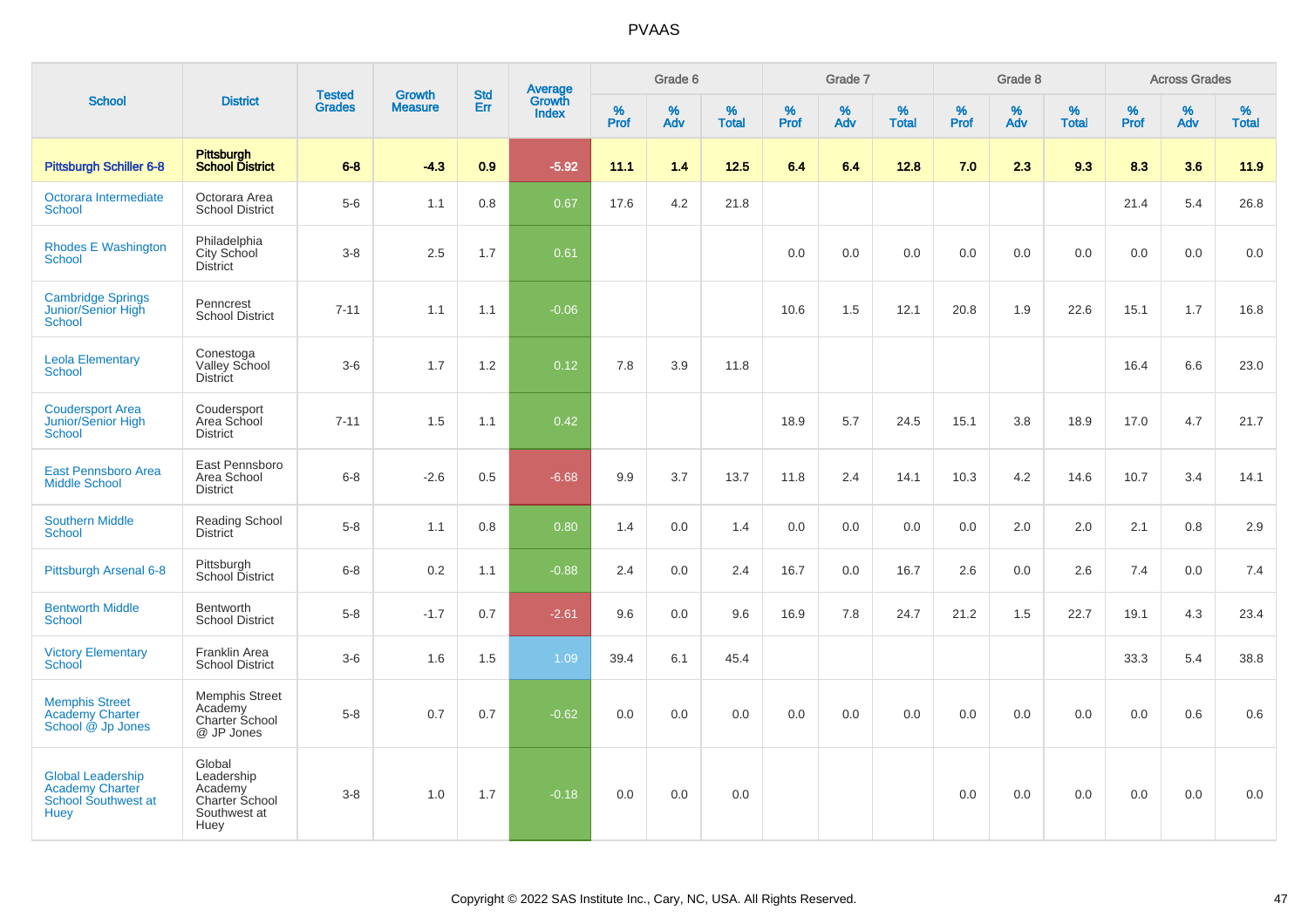# PVAAS

| School | District | Tested Grades | Growth Measure | Std Err | Average Growth Index | Grade 6 | | | Grade 7 | | | Grade 8 | | | Across Grades | | |
|---|---|---|---|---|---|---|---|---|---|---|---|---|---|---|---|---|---|
| | | | | | | % Prof | % Adv | % Total | % Prof | % Adv | % Total | % Prof | % Adv | % Total | % Prof | % Adv | % Total |
| **Pittsburgh Schiller 6-8** | **Pittsburgh School District** | **6-8** | **-4.3** | **0.9** | **-5.92** | **11.1** | **1.4** | **12.5** | **6.4** | **6.4** | **12.8** | **7.0** | **2.3** | **9.3** | **8.3** | **3.6** | **11.9** |
| Octorara Intermediate School | Octorara Area School District | 5-6 | 1.1 | 0.8 | 0.67 | 17.6 | 4.2 | 21.8 | | | | | | | 21.4 | 5.4 | 26.8 |
| Rhodes E Washington School | Philadelphia City School District | 3-8 | 2.5 | 1.7 | 0.61 | | | | 0.0 | 0.0 | 0.0 | 0.0 | 0.0 | 0.0 | 0.0 | 0.0 | 0.0 |
| Cambridge Springs Junior/Senior High School | Penncrest School District | 7-11 | 1.1 | 1.1 | -0.06 | | | | 10.6 | 1.5 | 12.1 | 20.8 | 1.9 | 22.6 | 15.1 | 1.7 | 16.8 |
| Leola Elementary School | Conestoga Valley School District | 3-6 | 1.7 | 1.2 | 0.12 | 7.8 | 3.9 | 11.8 | | | | | | | 16.4 | 6.6 | 23.0 |
| Coudersport Area Junior/Senior High School | Coudersport Area School District | 7-11 | 1.5 | 1.1 | 0.42 | | | | 18.9 | 5.7 | 24.5 | 15.1 | 3.8 | 18.9 | 17.0 | 4.7 | 21.7 |
| East Pennsboro Area Middle School | East Pennsboro Area School District | 6-8 | -2.6 | 0.5 | -6.68 | 9.9 | 3.7 | 13.7 | 11.8 | 2.4 | 14.1 | 10.3 | 4.2 | 14.6 | 10.7 | 3.4 | 14.1 |
| Southern Middle School | Reading School District | 5-8 | 1.1 | 0.8 | 0.80 | 1.4 | 0.0 | 1.4 | 0.0 | 0.0 | 0.0 | 0.0 | 2.0 | 2.0 | 2.1 | 0.8 | 2.9 |
| Pittsburgh Arsenal 6-8 | Pittsburgh School District | 6-8 | 0.2 | 1.1 | -0.88 | 2.4 | 0.0 | 2.4 | 16.7 | 0.0 | 16.7 | 2.6 | 0.0 | 2.6 | 7.4 | 0.0 | 7.4 |
| Bentworth Middle School | Bentworth School District | 5-8 | -1.7 | 0.7 | -2.61 | 9.6 | 0.0 | 9.6 | 16.9 | 7.8 | 24.7 | 21.2 | 1.5 | 22.7 | 19.1 | 4.3 | 23.4 |
| Victory Elementary School | Franklin Area School District | 3-6 | 1.6 | 1.5 | 1.09 | 39.4 | 6.1 | 45.4 | | | | | | | 33.3 | 5.4 | 38.8 |
| Memphis Street Academy Charter School @ Jp Jones | Memphis Street Academy Charter School @ JP Jones | 5-8 | 0.7 | 0.7 | -0.62 | 0.0 | 0.0 | 0.0 | 0.0 | 0.0 | 0.0 | 0.0 | 0.0 | 0.0 | 0.0 | 0.6 | 0.6 |
| Global Leadership Academy Charter School Southwest at Huey | Global Leadership Academy Charter School Southwest at Huey | 3-8 | 1.0 | 1.7 | -0.18 | 0.0 | 0.0 | 0.0 | | | | 0.0 | 0.0 | 0.0 | 0.0 | 0.0 | 0.0 |

Copyright © 2022 SAS Institute Inc., Cary, NC, USA. All Rights Reserved.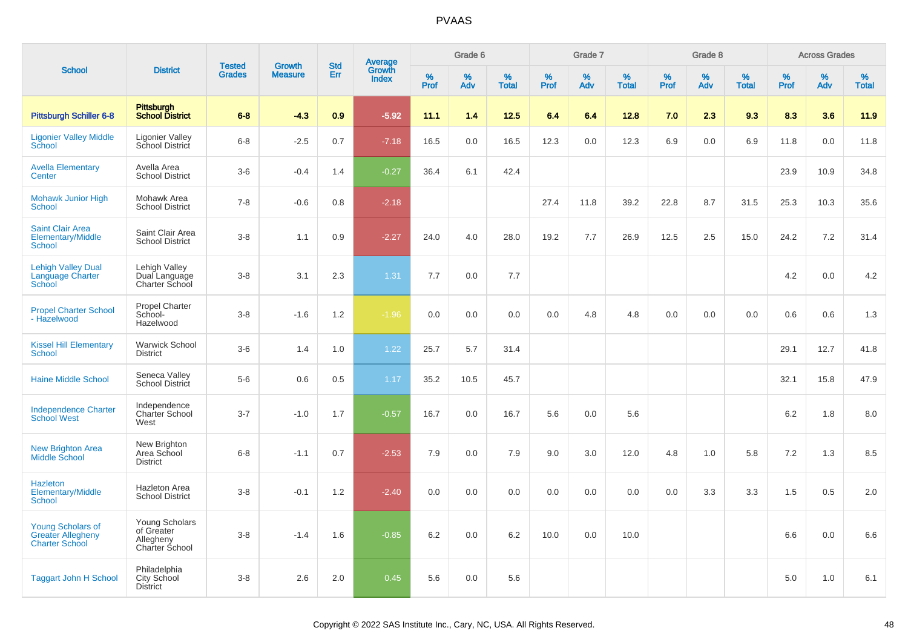| School | District | Tested Grades | Growth Measure | Std Err | Average Growth Index | Grade 6 | | | Grade 7 | | | Grade 8 | | | Across Grades | | |
|---|---|---|---|---|---|---|---|---|---|---|---|---|---|---|---|---|---|
| | | | | | | % Prof | % Adv | % Total | % Prof | % Adv | % Total | % Prof | % Adv | % Total | % Prof | % Adv | % Total |
| **Pittsburgh Schiller 6-8** | **Pittsburgh School District** | **6-8** | **-4.3** | **0.9** | **-5.92** | **11.1** | **1.4** | **12.5** | **6.4** | **6.4** | **12.8** | **7.0** | **2.3** | **9.3** | **8.3** | **3.6** | **11.9** |
| Ligonier Valley Middle School | Ligonier Valley School District | 6-8 | -2.5 | 0.7 | -7.18 | 16.5 | 0.0 | 16.5 | 12.3 | 0.0 | 12.3 | 6.9 | 0.0 | 6.9 | 11.8 | 0.0 | 11.8 |
| Avella Elementary Center | Avella Area School District | 3-6 | -0.4 | 1.4 | -0.27 | 36.4 | 6.1 | 42.4 | | | | | | | 23.9 | 10.9 | 34.8 |
| Mohawk Junior High School | Mohawk Area School District | 7-8 | -0.6 | 0.8 | -2.18 | | | | 27.4 | 11.8 | 39.2 | 22.8 | 8.7 | 31.5 | 25.3 | 10.3 | 35.6 |
| Saint Clair Area Elementary/Middle School | Saint Clair Area School District | 3-8 | 1.1 | 0.9 | -2.27 | 24.0 | 4.0 | 28.0 | 19.2 | 7.7 | 26.9 | 12.5 | 2.5 | 15.0 | 24.2 | 7.2 | 31.4 |
| Lehigh Valley Dual Language Charter School | Lehigh Valley Dual Language Charter School | 3-8 | 3.1 | 2.3 | 1.31 | 7.7 | 0.0 | 7.7 | | | | | | | 4.2 | 0.0 | 4.2 |
| Propel Charter School - Hazelwood | Propel Charter School-Hazelwood | 3-8 | -1.6 | 1.2 | -1.96 | 0.0 | 0.0 | 0.0 | 0.0 | 4.8 | 4.8 | 0.0 | 0.0 | 0.0 | 0.6 | 0.6 | 1.3 |
| Kissel Hill Elementary School | Warwick School District | 3-6 | 1.4 | 1.0 | 1.22 | 25.7 | 5.7 | 31.4 | | | | | | | 29.1 | 12.7 | 41.8 |
| Haine Middle School | Seneca Valley School District | 5-6 | 0.6 | 0.5 | 1.17 | 35.2 | 10.5 | 45.7 | | | | | | | 32.1 | 15.8 | 47.9 |
| Independence Charter School West | Independence Charter School West | 3-7 | -1.0 | 1.7 | -0.57 | 16.7 | 0.0 | 16.7 | 5.6 | 0.0 | 5.6 | | | | 6.2 | 1.8 | 8.0 |
| New Brighton Area Middle School | New Brighton Area School District | 6-8 | -1.1 | 0.7 | -2.53 | 7.9 | 0.0 | 7.9 | 9.0 | 3.0 | 12.0 | 4.8 | 1.0 | 5.8 | 7.2 | 1.3 | 8.5 |
| Hazleton Elementary/Middle School | Hazleton Area School District | 3-8 | -0.1 | 1.2 | -2.40 | 0.0 | 0.0 | 0.0 | 0.0 | 0.0 | 0.0 | 0.0 | 3.3 | 3.3 | 1.5 | 0.5 | 2.0 |
| Young Scholars of Greater Allegheny Charter School | Young Scholars of Greater Allegheny Charter School | 3-8 | -1.4 | 1.6 | -0.85 | 6.2 | 0.0 | 6.2 | 10.0 | 0.0 | 10.0 | | | | 6.6 | 0.0 | 6.6 |
| Taggart John H School | Philadelphia City School District | 3-8 | 2.6 | 2.0 | 0.45 | 5.6 | 0.0 | 5.6 | | | | | | | 5.0 | 1.0 | 6.1 |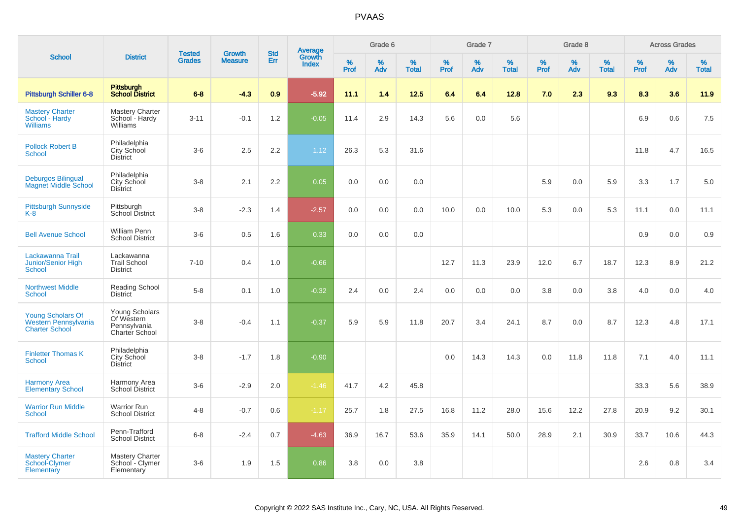# PVAAS

| School | District | Tested Grades | Growth Measure | Std Err | Average Growth Index | Grade 6 | | | Grade 7 | | | Grade 8 | | | Across Grades | | |
|---|---|---|---|---|---|---|---|---|---|---|---|---|---|---|---|---|---|
| | | | | | | % Prof | % Adv | % Total | % Prof | % Adv | % Total | % Prof | % Adv | % Total | % Prof | % Adv | % Total |
| **Pittsburgh Schiller 6-8** | **Pittsburgh School District** | **6-8** | **-4.3** | **0.9** | **-5.92** | **11.1** | **1.4** | **12.5** | **6.4** | **6.4** | **12.8** | **7.0** | **2.3** | **9.3** | **8.3** | **3.6** | **11.9** |
| Mastery Charter School - Hardy Williams | Mastery Charter School - Hardy Williams | 3-11 | -0.1 | 1.2 | -0.05 | 11.4 | 2.9 | 14.3 | 5.6 | 0.0 | 5.6 | | | | 6.9 | 0.6 | 7.5 |
| Pollock Robert B School | Philadelphia City School District | 3-6 | 2.5 | 2.2 | 1.12 | 26.3 | 5.3 | 31.6 | | | | | | | 11.8 | 4.7 | 16.5 |
| Deburgos Bilingual Magnet Middle School | Philadelphia City School District | 3-8 | 2.1 | 2.2 | 0.05 | 0.0 | 0.0 | 0.0 | | | | 5.9 | 0.0 | 5.9 | 3.3 | 1.7 | 5.0 |
| Pittsburgh Sunnyside K-8 | Pittsburgh School District | 3-8 | -2.3 | 1.4 | -2.57 | 0.0 | 0.0 | 0.0 | 10.0 | 0.0 | 10.0 | 5.3 | 0.0 | 5.3 | 11.1 | 0.0 | 11.1 |
| Bell Avenue School | William Penn School District | 3-6 | 0.5 | 1.6 | 0.33 | 0.0 | 0.0 | 0.0 | | | | | | | 0.9 | 0.0 | 0.9 |
| Lackawanna Trail Junior/Senior High School | Lackawanna Trail School District | 7-10 | 0.4 | 1.0 | -0.66 | | | | 12.7 | 11.3 | 23.9 | 12.0 | 6.7 | 18.7 | 12.3 | 8.9 | 21.2 |
| Northwest Middle School | Reading School District | 5-8 | 0.1 | 1.0 | -0.32 | 2.4 | 0.0 | 2.4 | 0.0 | 0.0 | 0.0 | 3.8 | 0.0 | 3.8 | 4.0 | 0.0 | 4.0 |
| Young Scholars Of Western Pennsylvania Charter School | Young Scholars Of Western Pennsylvania Charter School | 3-8 | -0.4 | 1.1 | -0.37 | 5.9 | 5.9 | 11.8 | 20.7 | 3.4 | 24.1 | 8.7 | 0.0 | 8.7 | 12.3 | 4.8 | 17.1 |
| Finletter Thomas K School | Philadelphia City School District | 3-8 | -1.7 | 1.8 | -0.90 | | | | 0.0 | 14.3 | 14.3 | 0.0 | 11.8 | 11.8 | 7.1 | 4.0 | 11.1 |
| Harmony Area Elementary School | Harmony Area School District | 3-6 | -2.9 | 2.0 | -1.46 | 41.7 | 4.2 | 45.8 | | | | | | | 33.3 | 5.6 | 38.9 |
| Warrior Run Middle School | Warrior Run School District | 4-8 | -0.7 | 0.6 | -1.17 | 25.7 | 1.8 | 27.5 | 16.8 | 11.2 | 28.0 | 15.6 | 12.2 | 27.8 | 20.9 | 9.2 | 30.1 |
| Trafford Middle School | Penn-Trafford School District | 6-8 | -2.4 | 0.7 | -4.63 | 36.9 | 16.7 | 53.6 | 35.9 | 14.1 | 50.0 | 28.9 | 2.1 | 30.9 | 33.7 | 10.6 | 44.3 |
| Mastery Charter School-Clymer Elementary | Mastery Charter School - Clymer Elementary | 3-6 | 1.9 | 1.5 | 0.86 | 3.8 | 0.0 | 3.8 | | | | | | | 2.6 | 0.8 | 3.4 |

Copyright © 2022 SAS Institute Inc., Cary, NC, USA. All Rights Reserved.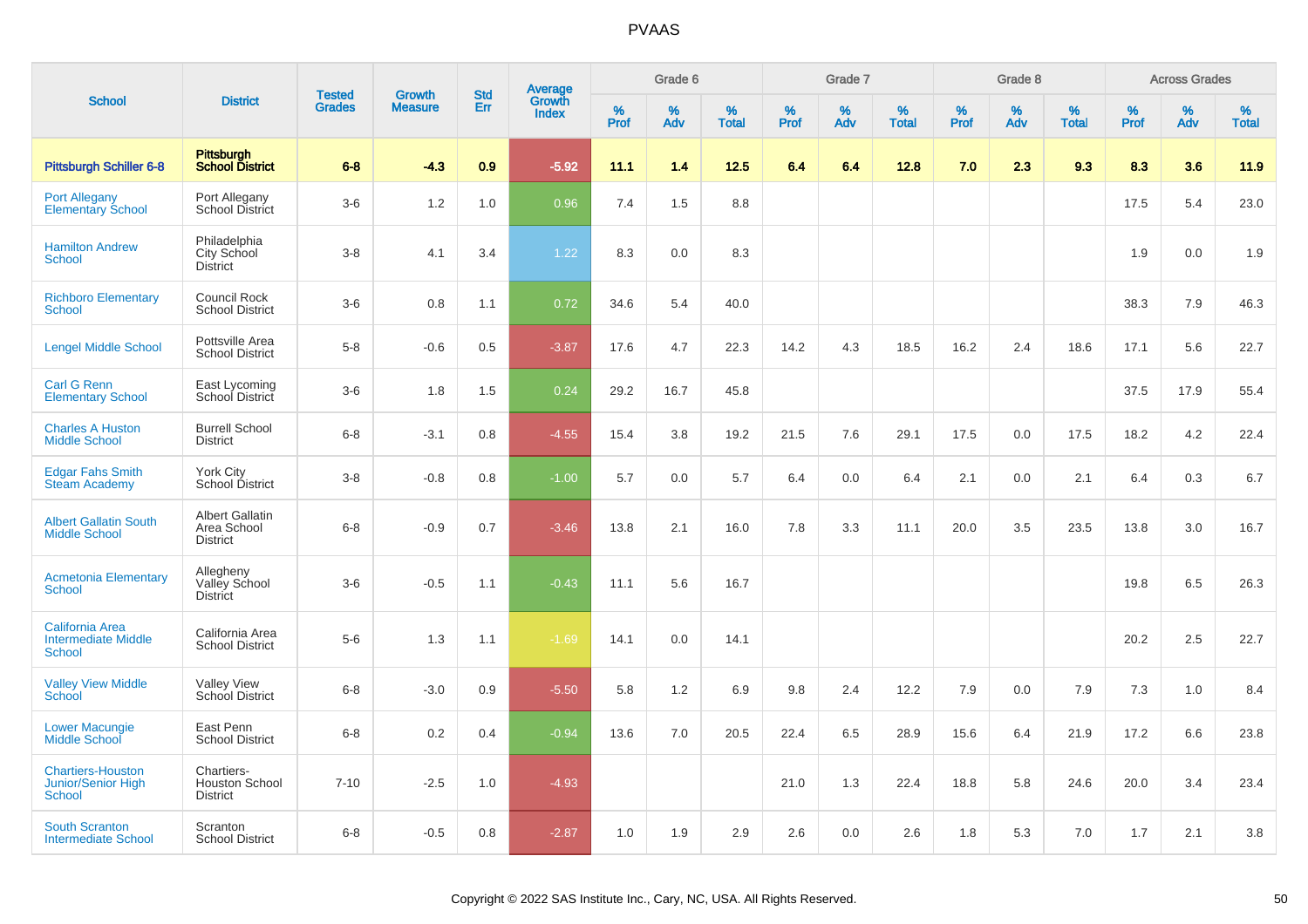# PVAAS

| School | District | Tested Grades | Growth Measure | Std Err | Average Growth Index | Grade 6 | | | Grade 7 | | | Grade 8 | | | Across Grades | | |
|---|---|---|---|---|---|---|---|---|---|---|---|---|---|---|---|---|---|
| | | | | | | % Prof | % Adv | % Total | % Prof | % Adv | % Total | % Prof | % Adv | % Total | % Prof | % Adv | % Total |
| **Pittsburgh Schiller 6-8** | **Pittsburgh School District** | **6-8** | **-4.3** | **0.9** | **-5.92** | **11.1** | **1.4** | **12.5** | **6.4** | **6.4** | **12.8** | **7.0** | **2.3** | **9.3** | **8.3** | **3.6** | **11.9** |
| Port Allegany Elementary School | Port Allegany School District | 3-6 | 1.2 | 1.0 | 0.96 | 7.4 | 1.5 | 8.8 | | | | | | | 17.5 | 5.4 | 23.0 |
| Hamilton Andrew School | Philadelphia City School District | 3-8 | 4.1 | 3.4 | 1.22 | 8.3 | 0.0 | 8.3 | | | | | | | 1.9 | 0.0 | 1.9 |
| Richboro Elementary School | Council Rock School District | 3-6 | 0.8 | 1.1 | 0.72 | 34.6 | 5.4 | 40.0 | | | | | | | 38.3 | 7.9 | 46.3 |
| Lengel Middle School | Pottsville Area School District | 5-8 | -0.6 | 0.5 | -3.87 | 17.6 | 4.7 | 22.3 | 14.2 | 4.3 | 18.5 | 16.2 | 2.4 | 18.6 | 17.1 | 5.6 | 22.7 |
| Carl G Renn Elementary School | East Lycoming School District | 3-6 | 1.8 | 1.5 | 0.24 | 29.2 | 16.7 | 45.8 | | | | | | | 37.5 | 17.9 | 55.4 |
| Charles A Huston Middle School | Burrell School District | 6-8 | -3.1 | 0.8 | -4.55 | 15.4 | 3.8 | 19.2 | 21.5 | 7.6 | 29.1 | 17.5 | 0.0 | 17.5 | 18.2 | 4.2 | 22.4 |
| Edgar Fahs Smith Steam Academy | York City School District | 3-8 | -0.8 | 0.8 | -1.00 | 5.7 | 0.0 | 5.7 | 6.4 | 0.0 | 6.4 | 2.1 | 0.0 | 2.1 | 6.4 | 0.3 | 6.7 |
| Albert Gallatin South Middle School | Albert Gallatin Area School District | 6-8 | -0.9 | 0.7 | -3.46 | 13.8 | 2.1 | 16.0 | 7.8 | 3.3 | 11.1 | 20.0 | 3.5 | 23.5 | 13.8 | 3.0 | 16.7 |
| Acmetonia Elementary School | Allegheny Valley School District | 3-6 | -0.5 | 1.1 | -0.43 | 11.1 | 5.6 | 16.7 | | | | | | | 19.8 | 6.5 | 26.3 |
| California Area Intermediate Middle School | California Area School District | 5-6 | 1.3 | 1.1 | -1.69 | 14.1 | 0.0 | 14.1 | | | | | | | 20.2 | 2.5 | 22.7 |
| Valley View Middle School | Valley View School District | 6-8 | -3.0 | 0.9 | -5.50 | 5.8 | 1.2 | 6.9 | 9.8 | 2.4 | 12.2 | 7.9 | 0.0 | 7.9 | 7.3 | 1.0 | 8.4 |
| Lower Macungie Middle School | East Penn School District | 6-8 | 0.2 | 0.4 | -0.94 | 13.6 | 7.0 | 20.5 | 22.4 | 6.5 | 28.9 | 15.6 | 6.4 | 21.9 | 17.2 | 6.6 | 23.8 |
| Chartiers-Houston Junior/Senior High School | Chartiers-Houston School District | 7-10 | -2.5 | 1.0 | -4.93 | | | | 21.0 | 1.3 | 22.4 | 18.8 | 5.8 | 24.6 | 20.0 | 3.4 | 23.4 |
| South Scranton Intermediate School | Scranton School District | 6-8 | -0.5 | 0.8 | -2.87 | 1.0 | 1.9 | 2.9 | 2.6 | 0.0 | 2.6 | 1.8 | 5.3 | 7.0 | 1.7 | 2.1 | 3.8 |

Copyright © 2022 SAS Institute Inc., Cary, NC, USA. All Rights Reserved.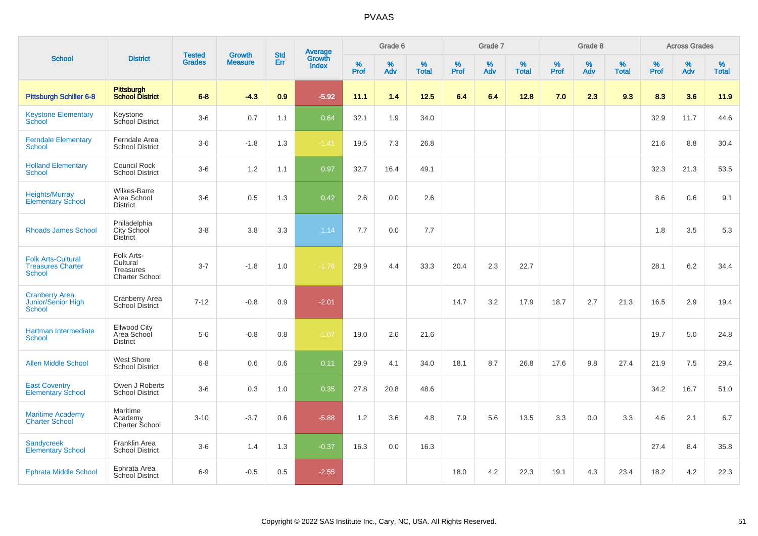# PVAAS

| School | District | Tested Grades | Growth Measure | Std Err | Average Growth Index | Grade 6 | | | Grade 7 | | | Grade 8 | | | Across Grades | | |
|---|---|---|---|---|---|---|---|---|---|---|---|---|---|---|---|---|---|
| | | | | | | % Prof | % Adv | % Total | % Prof | % Adv | % Total | % Prof | % Adv | % Total | % Prof | % Adv | % Total |
| **Pittsburgh Schiller 6-8** | **Pittsburgh School District** | **6-8** | **-4.3** | **0.9** | **-5.92** | **11.1** | **1.4** | **12.5** | **6.4** | **6.4** | **12.8** | **7.0** | **2.3** | **9.3** | **8.3** | **3.6** | **11.9** |
| Keystone Elementary School | Keystone School District | 3-6 | 0.7 | 1.1 | 0.64 | 32.1 | 1.9 | 34.0 | | | | | | | 32.9 | 11.7 | 44.6 |
| Ferndale Elementary School | Ferndale Area School District | 3-6 | -1.8 | 1.3 | -1.41 | 19.5 | 7.3 | 26.8 | | | | | | | 21.6 | 8.8 | 30.4 |
| Holland Elementary School | Council Rock School District | 3-6 | 1.2 | 1.1 | 0.97 | 32.7 | 16.4 | 49.1 | | | | | | | 32.3 | 21.3 | 53.5 |
| Heights/Murray Elementary School | Wilkes-Barre Area School District | 3-6 | 0.5 | 1.3 | 0.42 | 2.6 | 0.0 | 2.6 | | | | | | | 8.6 | 0.6 | 9.1 |
| Rhoads James School | Philadelphia City School District | 3-8 | 3.8 | 3.3 | 1.14 | 7.7 | 0.0 | 7.7 | | | | | | | 1.8 | 3.5 | 5.3 |
| Folk Arts-Cultural Treasures Charter School | Folk Arts-Cultural Treasures Charter School | 3-7 | -1.8 | 1.0 | -1.76 | 28.9 | 4.4 | 33.3 | 20.4 | 2.3 | 22.7 | | | | 28.1 | 6.2 | 34.4 |
| Cranberry Area Junior/Senior High School | Cranberry Area School District | 7-12 | -0.8 | 0.9 | -2.01 | | | | 14.7 | 3.2 | 17.9 | 18.7 | 2.7 | 21.3 | 16.5 | 2.9 | 19.4 |
| Hartman Intermediate School | Ellwood City Area School District | 5-6 | -0.8 | 0.8 | -1.07 | 19.0 | 2.6 | 21.6 | | | | | | | 19.7 | 5.0 | 24.8 |
| Allen Middle School | West Shore School District | 6-8 | 0.6 | 0.6 | 0.11 | 29.9 | 4.1 | 34.0 | 18.1 | 8.7 | 26.8 | 17.6 | 9.8 | 27.4 | 21.9 | 7.5 | 29.4 |
| East Coventry Elementary School | Owen J Roberts School District | 3-6 | 0.3 | 1.0 | 0.35 | 27.8 | 20.8 | 48.6 | | | | | | | 34.2 | 16.7 | 51.0 |
| Maritime Academy Charter School | Maritime Academy Charter School | 3-10 | -3.7 | 0.6 | -5.88 | 1.2 | 3.6 | 4.8 | 7.9 | 5.6 | 13.5 | 3.3 | 0.0 | 3.3 | 4.6 | 2.1 | 6.7 |
| Sandycreek Elementary School | Franklin Area School District | 3-6 | 1.4 | 1.3 | -0.37 | 16.3 | 0.0 | 16.3 | | | | | | | 27.4 | 8.4 | 35.8 |
| Ephrata Middle School | Ephrata Area School District | 6-9 | -0.5 | 0.5 | -2.55 | | | | 18.0 | 4.2 | 22.3 | 19.1 | 4.3 | 23.4 | 18.2 | 4.2 | 22.3 |

Copyright © 2022 SAS Institute Inc., Cary, NC, USA. All Rights Reserved.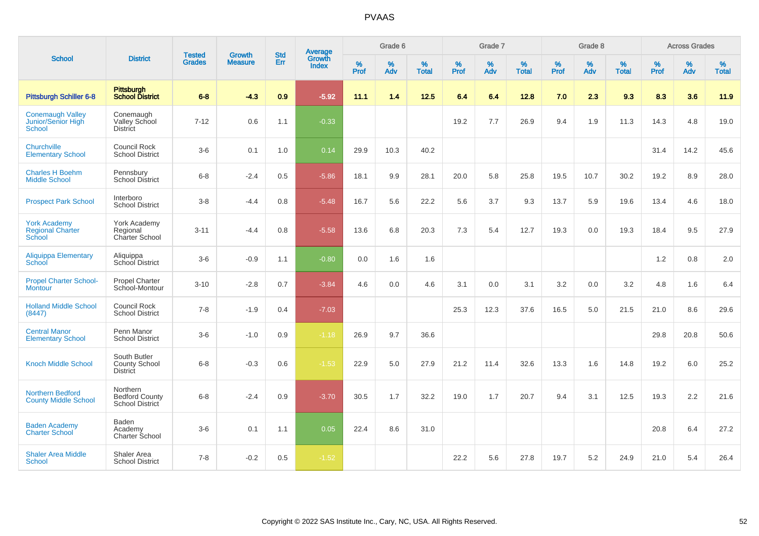# PVAAS

| School | District | Tested Grades | Growth Measure | Std Err | Average Growth Index | Grade 6 | | | Grade 7 | | | Grade 8 | | | Across Grades | | |
|---|---|---|---|---|---|---|---|---|---|---|---|---|---|---|---|---|---|
| | | | | | | % Prof | % Adv | % Total | % Prof | % Adv | % Total | % Prof | % Adv | % Total | % Prof | % Adv | % Total |
| **Pittsburgh Schiller 6-8** | **Pittsburgh School District** | **6-8** | **-4.3** | **0.9** | **-5.92** | **11.1** | **1.4** | **12.5** | **6.4** | **6.4** | **12.8** | **7.0** | **2.3** | **9.3** | **8.3** | **3.6** | **11.9** |
| Conemaugh Valley Junior/Senior High School | Conemaugh Valley School District | 7-12 | 0.6 | 1.1 | -0.33 | | | | 19.2 | 7.7 | 26.9 | 9.4 | 1.9 | 11.3 | 14.3 | 4.8 | 19.0 |
| Churchville Elementary School | Council Rock School District | 3-6 | 0.1 | 1.0 | 0.14 | 29.9 | 10.3 | 40.2 | | | | | | | 31.4 | 14.2 | 45.6 |
| Charles H Boehm Middle School | Pennsbury School District | 6-8 | -2.4 | 0.5 | -5.86 | 18.1 | 9.9 | 28.1 | 20.0 | 5.8 | 25.8 | 19.5 | 10.7 | 30.2 | 19.2 | 8.9 | 28.0 |
| Prospect Park School | Interboro School District | 3-8 | -4.4 | 0.8 | -5.48 | 16.7 | 5.6 | 22.2 | 5.6 | 3.7 | 9.3 | 13.7 | 5.9 | 19.6 | 13.4 | 4.6 | 18.0 |
| York Academy Regional Charter School | York Academy Regional Charter School | 3-11 | -4.4 | 0.8 | -5.58 | 13.6 | 6.8 | 20.3 | 7.3 | 5.4 | 12.7 | 19.3 | 0.0 | 19.3 | 18.4 | 9.5 | 27.9 |
| Aliquippa Elementary School | Aliquippa School District | 3-6 | -0.9 | 1.1 | -0.80 | 0.0 | 1.6 | 1.6 | | | | | | | 1.2 | 0.8 | 2.0 |
| Propel Charter School-Montour | Propel Charter School-Montour | 3-10 | -2.8 | 0.7 | -3.84 | 4.6 | 0.0 | 4.6 | 3.1 | 0.0 | 3.1 | 3.2 | 0.0 | 3.2 | 4.8 | 1.6 | 6.4 |
| Holland Middle School (8447) | Council Rock School District | 7-8 | -1.9 | 0.4 | -7.03 | | | | 25.3 | 12.3 | 37.6 | 16.5 | 5.0 | 21.5 | 21.0 | 8.6 | 29.6 |
| Central Manor Elementary School | Penn Manor School District | 3-6 | -1.0 | 0.9 | -1.18 | 26.9 | 9.7 | 36.6 | | | | | | | 29.8 | 20.8 | 50.6 |
| Knoch Middle School | South Butler County School District | 6-8 | -0.3 | 0.6 | -1.53 | 22.9 | 5.0 | 27.9 | 21.2 | 11.4 | 32.6 | 13.3 | 1.6 | 14.8 | 19.2 | 6.0 | 25.2 |
| Northern Bedford County Middle School | Northern Bedford County School District | 6-8 | -2.4 | 0.9 | -3.70 | 30.5 | 1.7 | 32.2 | 19.0 | 1.7 | 20.7 | 9.4 | 3.1 | 12.5 | 19.3 | 2.2 | 21.6 |
| Baden Academy Charter School | Baden Academy Charter School | 3-6 | 0.1 | 1.1 | 0.05 | 22.4 | 8.6 | 31.0 | | | | | | | 20.8 | 6.4 | 27.2 |
| Shaler Area Middle School | Shaler Area School District | 7-8 | -0.2 | 0.5 | -1.52 | | | | 22.2 | 5.6 | 27.8 | 19.7 | 5.2 | 24.9 | 21.0 | 5.4 | 26.4 |

Copyright © 2022 SAS Institute Inc., Cary, NC, USA. All Rights Reserved.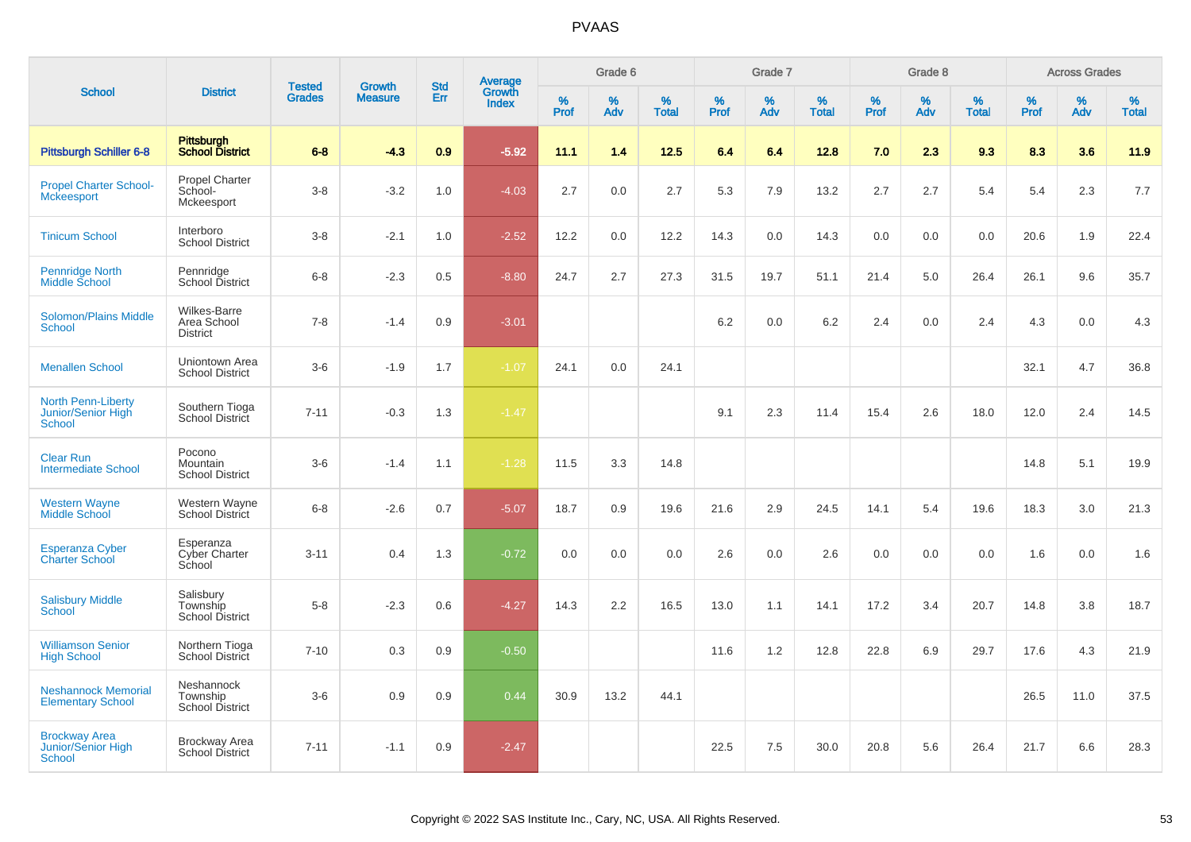# PVAAS

| School | District | Tested Grades | Growth Measure | Std Err | Average Growth Index | Grade 6 | | | Grade 7 | | | Grade 8 | | | Across Grades | | |
|---|---|---|---|---|---|---|---|---|---|---|---|---|---|---|---|---|---|
| | | | | | | % Prof | % Adv | % Total | % Prof | % Adv | % Total | % Prof | % Adv | % Total | % Prof | % Adv | % Total |
| **Pittsburgh Schiller 6-8** | **Pittsburgh School District** | **6-8** | **-4.3** | **0.9** | **-5.92** | **11.1** | **1.4** | **12.5** | **6.4** | **6.4** | **12.8** | **7.0** | **2.3** | **9.3** | **8.3** | **3.6** | **11.9** |
| Propel Charter School-Mckeesport | Propel Charter School-Mckeesport | 3-8 | -3.2 | 1.0 | -4.03 | 2.7 | 0.0 | 2.7 | 5.3 | 7.9 | 13.2 | 2.7 | 2.7 | 5.4 | 5.4 | 2.3 | 7.7 |
| Tinicum School | Interboro School District | 3-8 | -2.1 | 1.0 | -2.52 | 12.2 | 0.0 | 12.2 | 14.3 | 0.0 | 14.3 | 0.0 | 0.0 | 0.0 | 20.6 | 1.9 | 22.4 |
| Pennridge North Middle School | Pennridge School District | 6-8 | -2.3 | 0.5 | -8.80 | 24.7 | 2.7 | 27.3 | 31.5 | 19.7 | 51.1 | 21.4 | 5.0 | 26.4 | 26.1 | 9.6 | 35.7 |
| Solomon/Plains Middle School | Wilkes-Barre Area School District | 7-8 | -1.4 | 0.9 | -3.01 | | | | 6.2 | 0.0 | 6.2 | 2.4 | 0.0 | 2.4 | 4.3 | 0.0 | 4.3 |
| Menallen School | Uniontown Area School District | 3-6 | -1.9 | 1.7 | -1.07 | 24.1 | 0.0 | 24.1 | | | | | | | 32.1 | 4.7 | 36.8 |
| North Penn-Liberty Junior/Senior High School | Southern Tioga School District | 7-11 | -0.3 | 1.3 | -1.47 | | | | 9.1 | 2.3 | 11.4 | 15.4 | 2.6 | 18.0 | 12.0 | 2.4 | 14.5 |
| Clear Run Intermediate School | Pocono Mountain School District | 3-6 | -1.4 | 1.1 | -1.28 | 11.5 | 3.3 | 14.8 | | | | | | | 14.8 | 5.1 | 19.9 |
| Western Wayne Middle School | Western Wayne School District | 6-8 | -2.6 | 0.7 | -5.07 | 18.7 | 0.9 | 19.6 | 21.6 | 2.9 | 24.5 | 14.1 | 5.4 | 19.6 | 18.3 | 3.0 | 21.3 |
| Esperanza Cyber Charter School | Esperanza Cyber Charter School | 3-11 | 0.4 | 1.3 | -0.72 | 0.0 | 0.0 | 0.0 | 2.6 | 0.0 | 2.6 | 0.0 | 0.0 | 0.0 | 1.6 | 0.0 | 1.6 |
| Salisbury Middle School | Salisbury Township School District | 5-8 | -2.3 | 0.6 | -4.27 | 14.3 | 2.2 | 16.5 | 13.0 | 1.1 | 14.1 | 17.2 | 3.4 | 20.7 | 14.8 | 3.8 | 18.7 |
| Williamson Senior High School | Northern Tioga School District | 7-10 | 0.3 | 0.9 | -0.50 | | | | 11.6 | 1.2 | 12.8 | 22.8 | 6.9 | 29.7 | 17.6 | 4.3 | 21.9 |
| Neshannock Memorial Elementary School | Neshannock Township School District | 3-6 | 0.9 | 0.9 | 0.44 | 30.9 | 13.2 | 44.1 | | | | | | | 26.5 | 11.0 | 37.5 |
| Brockway Area Junior/Senior High School | Brockway Area School District | 7-11 | -1.1 | 0.9 | -2.47 | | | | 22.5 | 7.5 | 30.0 | 20.8 | 5.6 | 26.4 | 21.7 | 6.6 | 28.3 |

Copyright © 2022 SAS Institute Inc., Cary, NC, USA. All Rights Reserved.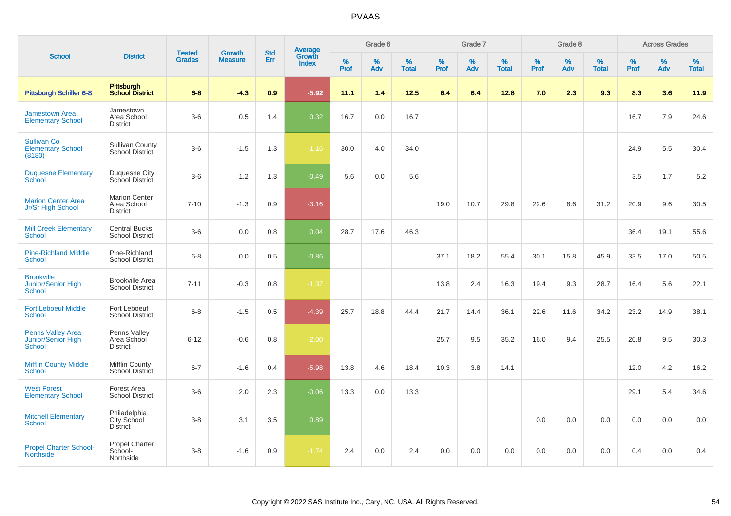# PVAAS

| School | District | Tested Grades | Growth Measure | Std Err | Average Growth Index | Grade 6 | | | Grade 7 | | | Grade 8 | | | Across Grades | | |
|---|---|---|---|---|---|---|---|---|---|---|---|---|---|---|---|---|---|
| | | | | | | % Prof | % Adv | % Total | % Prof | % Adv | % Total | % Prof | % Adv | % Total | % Prof | % Adv | % Total |
| **Pittsburgh Schiller 6-8** | **Pittsburgh School District** | **6-8** | **-4.3** | **0.9** | **-5.92** | **11.1** | **1.4** | **12.5** | **6.4** | **6.4** | **12.8** | **7.0** | **2.3** | **9.3** | **8.3** | **3.6** | **11.9** |
| Jamestown Area Elementary School | Jamestown Area School District | 3-6 | 0.5 | 1.4 | 0.32 | 16.7 | 0.0 | 16.7 | | | | | | | 16.7 | 7.9 | 24.6 |
| Sullivan Co Elementary School (8180) | Sullivan County School District | 3-6 | -1.5 | 1.3 | -1.16 | 30.0 | 4.0 | 34.0 | | | | | | | 24.9 | 5.5 | 30.4 |
| Duquesne Elementary School | Duquesne City School District | 3-6 | 1.2 | 1.3 | -0.49 | 5.6 | 0.0 | 5.6 | | | | | | | 3.5 | 1.7 | 5.2 |
| Marion Center Area Jr/Sr High School | Marion Center Area School District | 7-10 | -1.3 | 0.9 | -3.16 | | | | 19.0 | 10.7 | 29.8 | 22.6 | 8.6 | 31.2 | 20.9 | 9.6 | 30.5 |
| Mill Creek Elementary School | Central Bucks School District | 3-6 | 0.0 | 0.8 | 0.04 | 28.7 | 17.6 | 46.3 | | | | | | | 36.4 | 19.1 | 55.6 |
| Pine-Richland Middle School | Pine-Richland School District | 6-8 | 0.0 | 0.5 | -0.86 | | | | 37.1 | 18.2 | 55.4 | 30.1 | 15.8 | 45.9 | 33.5 | 17.0 | 50.5 |
| Brookville Junior/Senior High School | Brookville Area School District | 7-11 | -0.3 | 0.8 | -1.37 | | | | 13.8 | 2.4 | 16.3 | 19.4 | 9.3 | 28.7 | 16.4 | 5.6 | 22.1 |
| Fort Leboeuf Middle School | Fort Leboeuf School District | 6-8 | -1.5 | 0.5 | -4.39 | 25.7 | 18.8 | 44.4 | 21.7 | 14.4 | 36.1 | 22.6 | 11.6 | 34.2 | 23.2 | 14.9 | 38.1 |
| Penns Valley Area Junior/Senior High School | Penns Valley Area School District | 6-12 | -0.6 | 0.8 | -2.00 | | | | 25.7 | 9.5 | 35.2 | 16.0 | 9.4 | 25.5 | 20.8 | 9.5 | 30.3 |
| Mifflin County Middle School | Mifflin County School District | 6-7 | -1.6 | 0.4 | -5.98 | 13.8 | 4.6 | 18.4 | 10.3 | 3.8 | 14.1 | | | | 12.0 | 4.2 | 16.2 |
| West Forest Elementary School | Forest Area School District | 3-6 | 2.0 | 2.3 | -0.06 | 13.3 | 0.0 | 13.3 | | | | | | | 29.1 | 5.4 | 34.6 |
| Mitchell Elementary School | Philadelphia City School District | 3-8 | 3.1 | 3.5 | 0.89 | | | | | | | 0.0 | 0.0 | 0.0 | 0.0 | 0.0 | 0.0 |
| Propel Charter School-Northside | Propel Charter School-Northside | 3-8 | -1.6 | 0.9 | -1.74 | 2.4 | 0.0 | 2.4 | 0.0 | 0.0 | 0.0 | 0.0 | 0.0 | 0.0 | 0.4 | 0.0 | 0.4 |

Copyright © 2022 SAS Institute Inc., Cary, NC, USA. All Rights Reserved.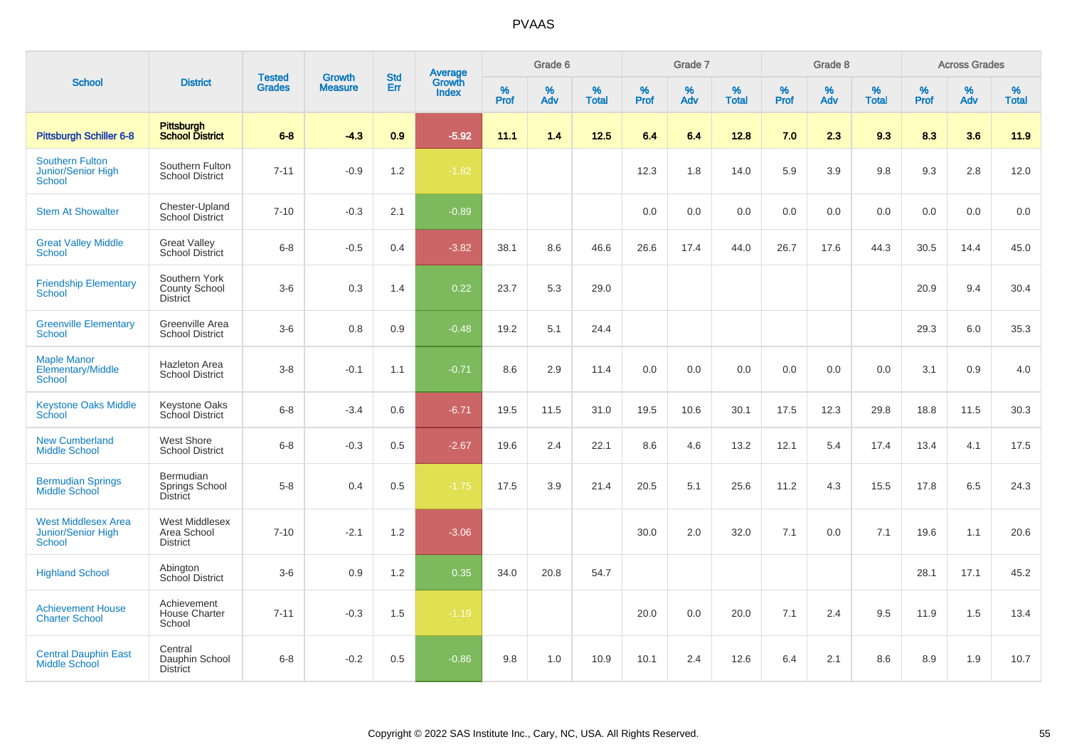# PVAAS

| School | District | Tested Grades | Growth Measure | Std Err | Average Growth Index | Grade 6 | | | Grade 7 | | | Grade 8 | | | Across Grades | | |
|---|---|---|---|---|---|---|---|---|---|---|---|---|---|---|---|---|---|
| | | | | | | % Prof | % Adv | % Total | % Prof | % Adv | % Total | % Prof | % Adv | % Total | % Prof | % Adv | % Total |
| **Pittsburgh Schiller 6-8** | **Pittsburgh School District** | **6-8** | **-4.3** | **0.9** | **-5.92** | **11.1** | **1.4** | **12.5** | **6.4** | **6.4** | **12.8** | **7.0** | **2.3** | **9.3** | **8.3** | **3.6** | **11.9** |
| Southern Fulton Junior/Senior High School | Southern Fulton School District | 7-11 | -0.9 | 1.2 | -1.82 | | | | 12.3 | 1.8 | 14.0 | 5.9 | 3.9 | 9.8 | 9.3 | 2.8 | 12.0 |
| Stem At Showalter | Chester-Upland School District | 7-10 | -0.3 | 2.1 | -0.89 | | | | 0.0 | 0.0 | 0.0 | 0.0 | 0.0 | 0.0 | 0.0 | 0.0 | 0.0 |
| Great Valley Middle School | Great Valley School District | 6-8 | -0.5 | 0.4 | -3.82 | 38.1 | 8.6 | 46.6 | 26.6 | 17.4 | 44.0 | 26.7 | 17.6 | 44.3 | 30.5 | 14.4 | 45.0 |
| Friendship Elementary School | Southern York County School District | 3-6 | 0.3 | 1.4 | 0.22 | 23.7 | 5.3 | 29.0 | | | | | | | 20.9 | 9.4 | 30.4 |
| Greenville Elementary School | Greenville Area School District | 3-6 | 0.8 | 0.9 | -0.48 | 19.2 | 5.1 | 24.4 | | | | | | | 29.3 | 6.0 | 35.3 |
| Maple Manor Elementary/Middle School | Hazleton Area School District | 3-8 | -0.1 | 1.1 | -0.71 | 8.6 | 2.9 | 11.4 | 0.0 | 0.0 | 0.0 | 0.0 | 0.0 | 0.0 | 3.1 | 0.9 | 4.0 |
| Keystone Oaks Middle School | Keystone Oaks School District | 6-8 | -3.4 | 0.6 | -6.71 | 19.5 | 11.5 | 31.0 | 19.5 | 10.6 | 30.1 | 17.5 | 12.3 | 29.8 | 18.8 | 11.5 | 30.3 |
| New Cumberland Middle School | West Shore School District | 6-8 | -0.3 | 0.5 | -2.67 | 19.6 | 2.4 | 22.1 | 8.6 | 4.6 | 13.2 | 12.1 | 5.4 | 17.4 | 13.4 | 4.1 | 17.5 |
| Bermudian Springs Middle School | Bermudian Springs School District | 5-8 | 0.4 | 0.5 | -1.75 | 17.5 | 3.9 | 21.4 | 20.5 | 5.1 | 25.6 | 11.2 | 4.3 | 15.5 | 17.8 | 6.5 | 24.3 |
| West Middlesex Area Junior/Senior High School | West Middlesex Area School District | 7-10 | -2.1 | 1.2 | -3.06 | | | | 30.0 | 2.0 | 32.0 | 7.1 | 0.0 | 7.1 | 19.6 | 1.1 | 20.6 |
| Highland School | Abington School District | 3-6 | 0.9 | 1.2 | 0.35 | 34.0 | 20.8 | 54.7 | | | | | | | 28.1 | 17.1 | 45.2 |
| Achievement House Charter School | Achievement House Charter School | 7-11 | -0.3 | 1.5 | -1.19 | | | | 20.0 | 0.0 | 20.0 | 7.1 | 2.4 | 9.5 | 11.9 | 1.5 | 13.4 |
| Central Dauphin East Middle School | Central Dauphin School District | 6-8 | -0.2 | 0.5 | -0.86 | 9.8 | 1.0 | 10.9 | 10.1 | 2.4 | 12.6 | 6.4 | 2.1 | 8.6 | 8.9 | 1.9 | 10.7 |

Copyright © 2022 SAS Institute Inc., Cary, NC, USA. All Rights Reserved.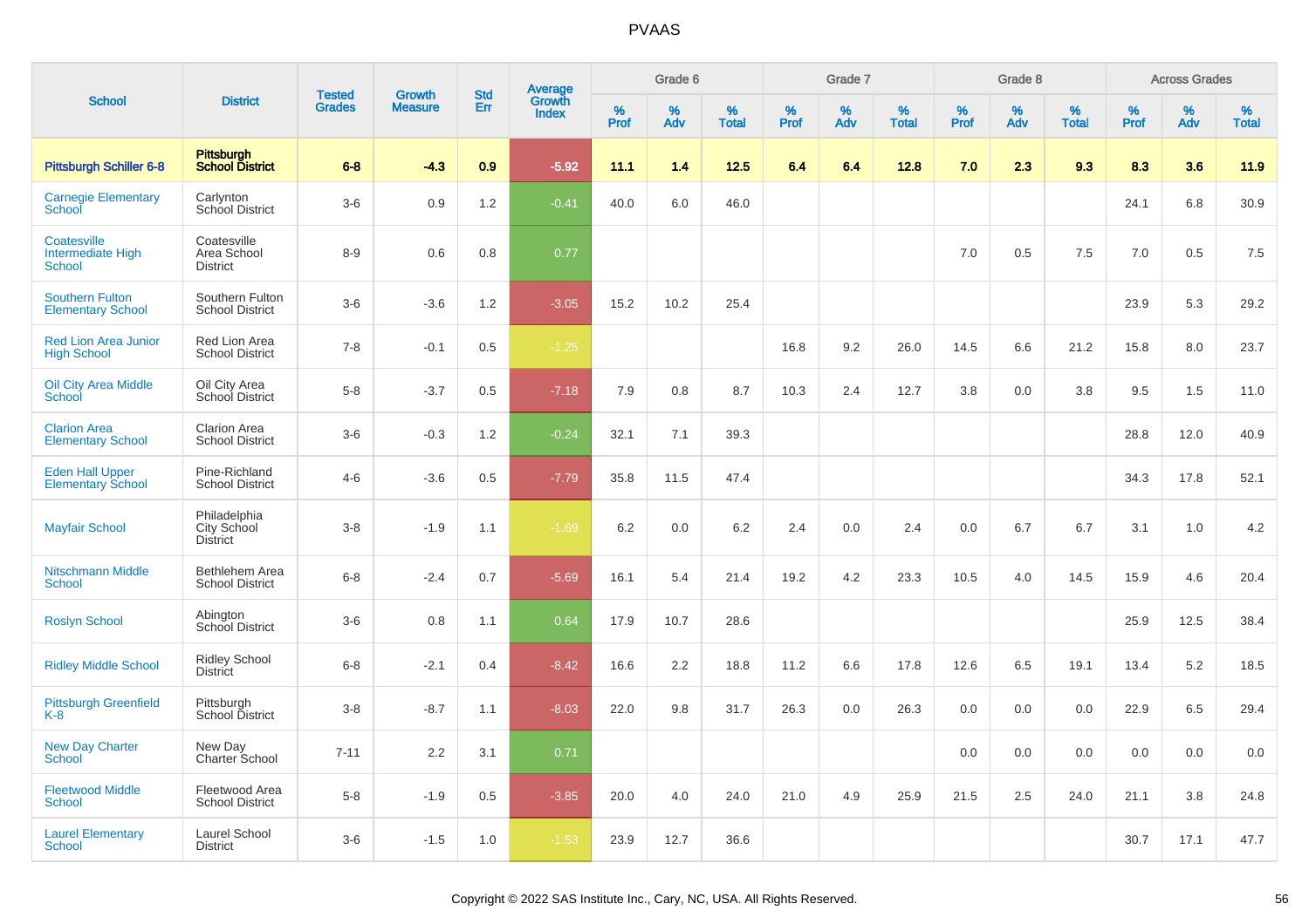# PVAAS

| School | District | Tested Grades | Growth Measure | Std Err | Average Growth Index | Grade 6 | | | Grade 7 | | | Grade 8 | | | Across Grades | | |
|---|---|---|---|---|---|---|---|---|---|---|---|---|---|---|---|---|---|
| | | | | | | % Prof | % Adv | % Total | % Prof | % Adv | % Total | % Prof | % Adv | % Total | % Prof | % Adv | % Total |
| **Pittsburgh Schiller 6-8** | **Pittsburgh School District** | **6-8** | **-4.3** | **0.9** | **-5.92** | **11.1** | **1.4** | **12.5** | **6.4** | **6.4** | **12.8** | **7.0** | **2.3** | **9.3** | **8.3** | **3.6** | **11.9** |
| Carnegie Elementary School | Carlynton School District | 3-6 | 0.9 | 1.2 | -0.41 | 40.0 | 6.0 | 46.0 | | | | | | | 24.1 | 6.8 | 30.9 |
| Coatesville Intermediate High School | Coatesville Area School District | 8-9 | 0.6 | 0.8 | 0.77 | | | | | | | 7.0 | 0.5 | 7.5 | 7.0 | 0.5 | 7.5 |
| Southern Fulton Elementary School | Southern Fulton School District | 3-6 | -3.6 | 1.2 | -3.05 | 15.2 | 10.2 | 25.4 | | | | | | | 23.9 | 5.3 | 29.2 |
| Red Lion Area Junior High School | Red Lion Area School District | 7-8 | -0.1 | 0.5 | -1.25 | | | | 16.8 | 9.2 | 26.0 | 14.5 | 6.6 | 21.2 | 15.8 | 8.0 | 23.7 |
| Oil City Area Middle School | Oil City Area School District | 5-8 | -3.7 | 0.5 | -7.18 | 7.9 | 0.8 | 8.7 | 10.3 | 2.4 | 12.7 | 3.8 | 0.0 | 3.8 | 9.5 | 1.5 | 11.0 |
| Clarion Area Elementary School | Clarion Area School District | 3-6 | -0.3 | 1.2 | -0.24 | 32.1 | 7.1 | 39.3 | | | | | | | 28.8 | 12.0 | 40.9 |
| Eden Hall Upper Elementary School | Pine-Richland School District | 4-6 | -3.6 | 0.5 | -7.79 | 35.8 | 11.5 | 47.4 | | | | | | | 34.3 | 17.8 | 52.1 |
| Mayfair School | Philadelphia City School District | 3-8 | -1.9 | 1.1 | -1.69 | 6.2 | 0.0 | 6.2 | 2.4 | 0.0 | 2.4 | 0.0 | 6.7 | 6.7 | 3.1 | 1.0 | 4.2 |
| Nitschmann Middle School | Bethlehem Area School District | 6-8 | -2.4 | 0.7 | -5.69 | 16.1 | 5.4 | 21.4 | 19.2 | 4.2 | 23.3 | 10.5 | 4.0 | 14.5 | 15.9 | 4.6 | 20.4 |
| Roslyn School | Abington School District | 3-6 | 0.8 | 1.1 | 0.64 | 17.9 | 10.7 | 28.6 | | | | | | | 25.9 | 12.5 | 38.4 |
| Ridley Middle School | Ridley School District | 6-8 | -2.1 | 0.4 | -8.42 | 16.6 | 2.2 | 18.8 | 11.2 | 6.6 | 17.8 | 12.6 | 6.5 | 19.1 | 13.4 | 5.2 | 18.5 |
| Pittsburgh Greenfield K-8 | Pittsburgh School District | 3-8 | -8.7 | 1.1 | -8.03 | 22.0 | 9.8 | 31.7 | 26.3 | 0.0 | 26.3 | 0.0 | 0.0 | 0.0 | 22.9 | 6.5 | 29.4 |
| New Day Charter School | New Day Charter School | 7-11 | 2.2 | 3.1 | 0.71 | | | | | | | 0.0 | 0.0 | 0.0 | 0.0 | 0.0 | 0.0 |
| Fleetwood Middle School | Fleetwood Area School District | 5-8 | -1.9 | 0.5 | -3.85 | 20.0 | 4.0 | 24.0 | 21.0 | 4.9 | 25.9 | 21.5 | 2.5 | 24.0 | 21.1 | 3.8 | 24.8 |
| Laurel Elementary School | Laurel School District | 3-6 | -1.5 | 1.0 | -1.53 | 23.9 | 12.7 | 36.6 | | | | | | | 30.7 | 17.1 | 47.7 |

Copyright © 2022 SAS Institute Inc., Cary, NC, USA. All Rights Reserved.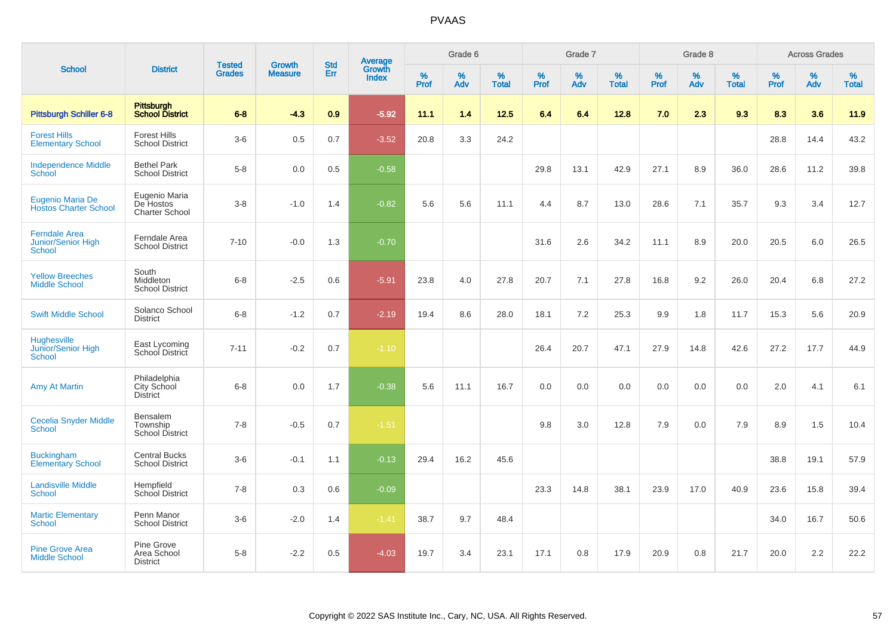# PVAAS

| School | District | Tested Grades | Growth Measure | Std Err | Average Growth Index | Grade 6 | | | Grade 7 | | | Grade 8 | | | Across Grades | | |
|---|---|---|---|---|---|---|---|---|---|---|---|---|---|---|---|---|---|
| | | | | | | % Prof | % Adv | % Total | % Prof | % Adv | % Total | % Prof | % Adv | % Total | % Prof | % Adv | % Total |
| **Pittsburgh Schiller 6-8** | **Pittsburgh School District** | **6-8** | **-4.3** | **0.9** | **-5.92** | **11.1** | **1.4** | **12.5** | **6.4** | **6.4** | **12.8** | **7.0** | **2.3** | **9.3** | **8.3** | **3.6** | **11.9** |
| Forest Hills Elementary School | Forest Hills School District | 3-6 | 0.5 | 0.7 | -3.52 | 20.8 | 3.3 | 24.2 | | | | | | | 28.8 | 14.4 | 43.2 |
| Independence Middle School | Bethel Park School District | 5-8 | 0.0 | 0.5 | -0.58 | | | | 29.8 | 13.1 | 42.9 | 27.1 | 8.9 | 36.0 | 28.6 | 11.2 | 39.8 |
| Eugenio Maria De Hostos Charter School | Eugenio Maria De Hostos Charter School | 3-8 | -1.0 | 1.4 | -0.82 | 5.6 | 5.6 | 11.1 | 4.4 | 8.7 | 13.0 | 28.6 | 7.1 | 35.7 | 9.3 | 3.4 | 12.7 |
| Ferndale Area Junior/Senior High School | Ferndale Area School District | 7-10 | -0.0 | 1.3 | -0.70 | | | | 31.6 | 2.6 | 34.2 | 11.1 | 8.9 | 20.0 | 20.5 | 6.0 | 26.5 |
| Yellow Breeches Middle School | South Middleton School District | 6-8 | -2.5 | 0.6 | -5.91 | 23.8 | 4.0 | 27.8 | 20.7 | 7.1 | 27.8 | 16.8 | 9.2 | 26.0 | 20.4 | 6.8 | 27.2 |
| Swift Middle School | Solanco School District | 6-8 | -1.2 | 0.7 | -2.19 | 19.4 | 8.6 | 28.0 | 18.1 | 7.2 | 25.3 | 9.9 | 1.8 | 11.7 | 15.3 | 5.6 | 20.9 |
| Hughesville Junior/Senior High School | East Lycoming School District | 7-11 | -0.2 | 0.7 | -1.10 | | | | 26.4 | 20.7 | 47.1 | 27.9 | 14.8 | 42.6 | 27.2 | 17.7 | 44.9 |
| Amy At Martin | Philadelphia City School District | 6-8 | 0.0 | 1.7 | -0.38 | 5.6 | 11.1 | 16.7 | 0.0 | 0.0 | 0.0 | 0.0 | 0.0 | 0.0 | 2.0 | 4.1 | 6.1 |
| Cecelia Snyder Middle School | Bensalem Township School District | 7-8 | -0.5 | 0.7 | -1.51 | | | | 9.8 | 3.0 | 12.8 | 7.9 | 0.0 | 7.9 | 8.9 | 1.5 | 10.4 |
| Buckingham Elementary School | Central Bucks School District | 3-6 | -0.1 | 1.1 | -0.13 | 29.4 | 16.2 | 45.6 | | | | | | | 38.8 | 19.1 | 57.9 |
| Landisville Middle School | Hempfield School District | 7-8 | 0.3 | 0.6 | -0.09 | | | | 23.3 | 14.8 | 38.1 | 23.9 | 17.0 | 40.9 | 23.6 | 15.8 | 39.4 |
| Martic Elementary School | Penn Manor School District | 3-6 | -2.0 | 1.4 | -1.41 | 38.7 | 9.7 | 48.4 | | | | | | | 34.0 | 16.7 | 50.6 |
| Pine Grove Area Middle School | Pine Grove Area School District | 5-8 | -2.2 | 0.5 | -4.03 | 19.7 | 3.4 | 23.1 | 17.1 | 0.8 | 17.9 | 20.9 | 0.8 | 21.7 | 20.0 | 2.2 | 22.2 |

Copyright © 2022 SAS Institute Inc., Cary, NC, USA. All Rights Reserved.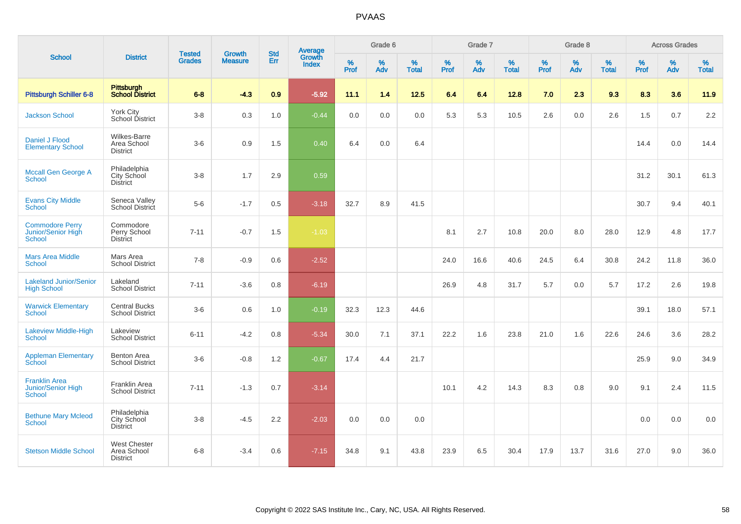PVAAS

| School | District | Tested Grades | Growth Measure | Std Err | Average Growth Index | Grade 6 | | | Grade 7 | | | Grade 8 | | | Across Grades | | |
|---|---|---|---|---|---|---|---|---|---|---|---|---|---|---|---|---|---|
| | | | | | | % Prof | % Adv | % Total | % Prof | % Adv | % Total | % Prof | % Adv | % Total | % Prof | % Adv | % Total |
| **Pittsburgh Schiller 6-8** | **Pittsburgh School District** | **6-8** | **-4.3** | **0.9** | **-5.92** | **11.1** | **1.4** | **12.5** | **6.4** | **6.4** | **12.8** | **7.0** | **2.3** | **9.3** | **8.3** | **3.6** | **11.9** |
| Jackson School | York City School District | 3-8 | 0.3 | 1.0 | -0.44 | 0.0 | 0.0 | 0.0 | 5.3 | 5.3 | 10.5 | 2.6 | 0.0 | 2.6 | 1.5 | 0.7 | 2.2 |
| Daniel J Flood Elementary School | Wilkes-Barre Area School District | 3-6 | 0.9 | 1.5 | 0.40 | 6.4 | 0.0 | 6.4 | | | | | | | 14.4 | 0.0 | 14.4 |
| Mccall Gen George A School | Philadelphia City School District | 3-8 | 1.7 | 2.9 | 0.59 | | | | | | | | | | 31.2 | 30.1 | 61.3 |
| Evans City Middle School | Seneca Valley School District | 5-6 | -1.7 | 0.5 | -3.18 | 32.7 | 8.9 | 41.5 | | | | | | | 30.7 | 9.4 | 40.1 |
| Commodore Perry Junior/Senior High School | Commodore Perry School District | 7-11 | -0.7 | 1.5 | -1.03 | | | | 8.1 | 2.7 | 10.8 | 20.0 | 8.0 | 28.0 | 12.9 | 4.8 | 17.7 |
| Mars Area Middle School | Mars Area School District | 7-8 | -0.9 | 0.6 | -2.52 | | | | 24.0 | 16.6 | 40.6 | 24.5 | 6.4 | 30.8 | 24.2 | 11.8 | 36.0 |
| Lakeland Junior/Senior High School | Lakeland School District | 7-11 | -3.6 | 0.8 | -6.19 | | | | 26.9 | 4.8 | 31.7 | 5.7 | 0.0 | 5.7 | 17.2 | 2.6 | 19.8 |
| Warwick Elementary School | Central Bucks School District | 3-6 | 0.6 | 1.0 | -0.19 | 32.3 | 12.3 | 44.6 | | | | | | | 39.1 | 18.0 | 57.1 |
| Lakeview Middle-High School | Lakeview School District | 6-11 | -4.2 | 0.8 | -5.34 | 30.0 | 7.1 | 37.1 | 22.2 | 1.6 | 23.8 | 21.0 | 1.6 | 22.6 | 24.6 | 3.6 | 28.2 |
| Appleman Elementary School | Benton Area School District | 3-6 | -0.8 | 1.2 | -0.67 | 17.4 | 4.4 | 21.7 | | | | | | | 25.9 | 9.0 | 34.9 |
| Franklin Area Junior/Senior High School | Franklin Area School District | 7-11 | -1.3 | 0.7 | -3.14 | | | | 10.1 | 4.2 | 14.3 | 8.3 | 0.8 | 9.0 | 9.1 | 2.4 | 11.5 |
| Bethune Mary Mcleod School | Philadelphia City School District | 3-8 | -4.5 | 2.2 | -2.03 | 0.0 | 0.0 | 0.0 | | | | | | | 0.0 | 0.0 | 0.0 |
| Stetson Middle School | West Chester Area School District | 6-8 | -3.4 | 0.6 | -7.15 | 34.8 | 9.1 | 43.8 | 23.9 | 6.5 | 30.4 | 17.9 | 13.7 | 31.6 | 27.0 | 9.0 | 36.0 |

Copyright © 2022 SAS Institute Inc., Cary, NC, USA. All Rights Reserved.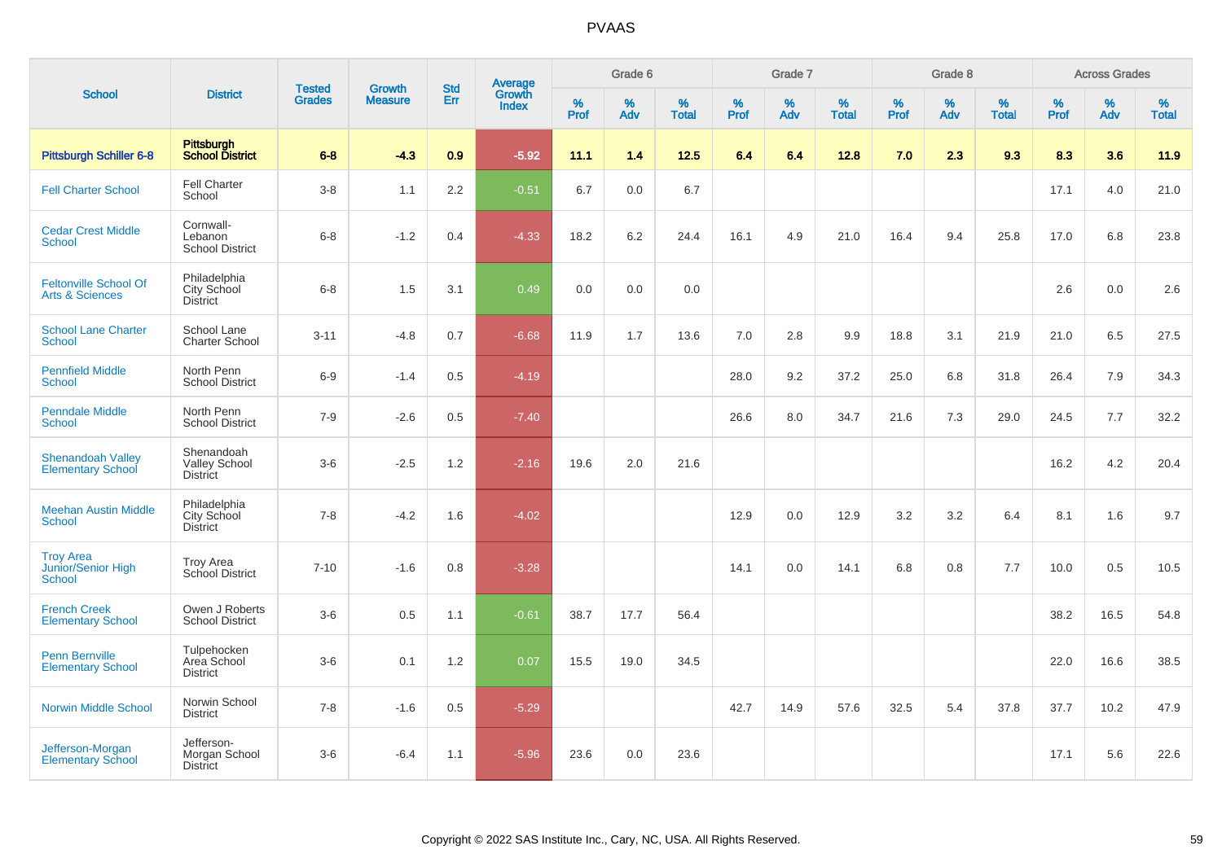# PVAAS

| School | District | Tested Grades | Growth Measure | Std Err | Average Growth Index | Grade 6 | | | Grade 7 | | | Grade 8 | | | Across Grades | | |
|---|---|---|---|---|---|---|---|---|---|---|---|---|---|---|---|---|---|
| | | | | | | % Prof | % Adv | % Total | % Prof | % Adv | % Total | % Prof | % Adv | % Total | % Prof | % Adv | % Total |
| **Pittsburgh Schiller 6-8** | **Pittsburgh School District** | **6-8** | **-4.3** | **0.9** | **-5.92** | **11.1** | **1.4** | **12.5** | **6.4** | **6.4** | **12.8** | **7.0** | **2.3** | **9.3** | **8.3** | **3.6** | **11.9** |
| Fell Charter School | Fell Charter School | 3-8 | 1.1 | 2.2 | -0.51 | 6.7 | 0.0 | 6.7 | | | | | | | 17.1 | 4.0 | 21.0 |
| Cedar Crest Middle School | Cornwall-Lebanon School District | 6-8 | -1.2 | 0.4 | -4.33 | 18.2 | 6.2 | 24.4 | 16.1 | 4.9 | 21.0 | 16.4 | 9.4 | 25.8 | 17.0 | 6.8 | 23.8 |
| Feltonville School Of Arts & Sciences | Philadelphia City School District | 6-8 | 1.5 | 3.1 | 0.49 | 0.0 | 0.0 | 0.0 | | | | | | | 2.6 | 0.0 | 2.6 |
| School Lane Charter School | School Lane Charter School | 3-11 | -4.8 | 0.7 | -6.68 | 11.9 | 1.7 | 13.6 | 7.0 | 2.8 | 9.9 | 18.8 | 3.1 | 21.9 | 21.0 | 6.5 | 27.5 |
| Pennfield Middle School | North Penn School District | 6-9 | -1.4 | 0.5 | -4.19 | | | | 28.0 | 9.2 | 37.2 | 25.0 | 6.8 | 31.8 | 26.4 | 7.9 | 34.3 |
| Penndale Middle School | North Penn School District | 7-9 | -2.6 | 0.5 | -7.40 | | | | 26.6 | 8.0 | 34.7 | 21.6 | 7.3 | 29.0 | 24.5 | 7.7 | 32.2 |
| Shenandoah Valley Elementary School | Shenandoah Valley School District | 3-6 | -2.5 | 1.2 | -2.16 | 19.6 | 2.0 | 21.6 | | | | | | | 16.2 | 4.2 | 20.4 |
| Meehan Austin Middle School | Philadelphia City School District | 7-8 | -4.2 | 1.6 | -4.02 | | | | 12.9 | 0.0 | 12.9 | 3.2 | 3.2 | 6.4 | 8.1 | 1.6 | 9.7 |
| Troy Area Junior/Senior High School | Troy Area School District | 7-10 | -1.6 | 0.8 | -3.28 | | | | 14.1 | 0.0 | 14.1 | 6.8 | 0.8 | 7.7 | 10.0 | 0.5 | 10.5 |
| French Creek Elementary School | Owen J Roberts School District | 3-6 | 0.5 | 1.1 | -0.61 | 38.7 | 17.7 | 56.4 | | | | | | | 38.2 | 16.5 | 54.8 |
| Penn Bernville Elementary School | Tulpehocken Area School District | 3-6 | 0.1 | 1.2 | 0.07 | 15.5 | 19.0 | 34.5 | | | | | | | 22.0 | 16.6 | 38.5 |
| Norwin Middle School | Norwin School District | 7-8 | -1.6 | 0.5 | -5.29 | | | | 42.7 | 14.9 | 57.6 | 32.5 | 5.4 | 37.8 | 37.7 | 10.2 | 47.9 |
| Jefferson-Morgan Elementary School | Jefferson-Morgan School District | 3-6 | -6.4 | 1.1 | -5.96 | 23.6 | 0.0 | 23.6 | | | | | | | 17.1 | 5.6 | 22.6 |

Copyright © 2022 SAS Institute Inc., Cary, NC, USA. All Rights Reserved.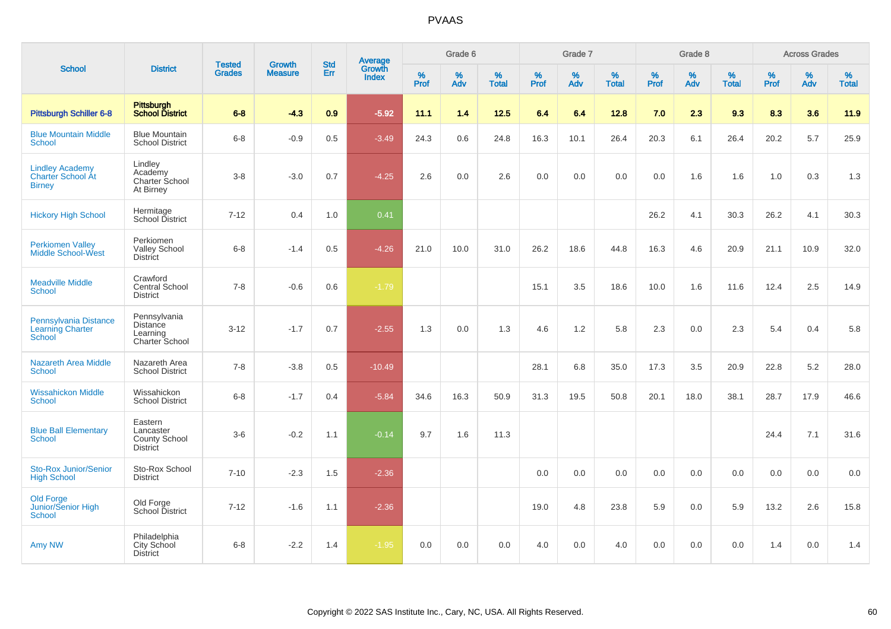# PVAAS

| School | District | Tested Grades | Growth Measure | Std Err | Average Growth Index | Grade 6 | | | Grade 7 | | | Grade 8 | | | Across Grades | | |
|---|---|---|---|---|---|---|---|---|---|---|---|---|---|---|---|---|---|
| | | | | | | % Prof | % Adv | % Total | % Prof | % Adv | % Total | % Prof | % Adv | % Total | % Prof | % Adv | % Total |
| **Pittsburgh Schiller 6-8** | **Pittsburgh School District** | **6-8** | **-4.3** | **0.9** | **-5.92** | **11.1** | **1.4** | **12.5** | **6.4** | **6.4** | **12.8** | **7.0** | **2.3** | **9.3** | **8.3** | **3.6** | **11.9** |
| Blue Mountain Middle School | Blue Mountain School District | 6-8 | -0.9 | 0.5 | -3.49 | 24.3 | 0.6 | 24.8 | 16.3 | 10.1 | 26.4 | 20.3 | 6.1 | 26.4 | 20.2 | 5.7 | 25.9 |
| Lindley Academy Charter School At Birney | Lindley Academy Charter School At Birney | 3-8 | -3.0 | 0.7 | -4.25 | 2.6 | 0.0 | 2.6 | 0.0 | 0.0 | 0.0 | 0.0 | 1.6 | 1.6 | 1.0 | 0.3 | 1.3 |
| Hickory High School | Hermitage School District | 7-12 | 0.4 | 1.0 | 0.41 | | | | | | | 26.2 | 4.1 | 30.3 | 26.2 | 4.1 | 30.3 |
| Perkiomen Valley Middle School-West | Perkiomen Valley School District | 6-8 | -1.4 | 0.5 | -4.26 | 21.0 | 10.0 | 31.0 | 26.2 | 18.6 | 44.8 | 16.3 | 4.6 | 20.9 | 21.1 | 10.9 | 32.0 |
| Meadville Middle School | Crawford Central School District | 7-8 | -0.6 | 0.6 | -1.79 | | | | 15.1 | 3.5 | 18.6 | 10.0 | 1.6 | 11.6 | 12.4 | 2.5 | 14.9 |
| Pennsylvania Distance Learning Charter School | Pennsylvania Distance Learning Charter School | 3-12 | -1.7 | 0.7 | -2.55 | 1.3 | 0.0 | 1.3 | 4.6 | 1.2 | 5.8 | 2.3 | 0.0 | 2.3 | 5.4 | 0.4 | 5.8 |
| Nazareth Area Middle School | Nazareth Area School District | 7-8 | -3.8 | 0.5 | -10.49 | | | | 28.1 | 6.8 | 35.0 | 17.3 | 3.5 | 20.9 | 22.8 | 5.2 | 28.0 |
| Wissahickon Middle School | Wissahickon School District | 6-8 | -1.7 | 0.4 | -5.84 | 34.6 | 16.3 | 50.9 | 31.3 | 19.5 | 50.8 | 20.1 | 18.0 | 38.1 | 28.7 | 17.9 | 46.6 |
| Blue Ball Elementary School | Eastern Lancaster County School District | 3-6 | -0.2 | 1.1 | -0.14 | 9.7 | 1.6 | 11.3 | | | | | | | 24.4 | 7.1 | 31.6 |
| Sto-Rox Junior/Senior High School | Sto-Rox School District | 7-10 | -2.3 | 1.5 | -2.36 | | | | 0.0 | 0.0 | 0.0 | 0.0 | 0.0 | 0.0 | 0.0 | 0.0 | 0.0 |
| Old Forge Junior/Senior High School | Old Forge School District | 7-12 | -1.6 | 1.1 | -2.36 | | | | 19.0 | 4.8 | 23.8 | 5.9 | 0.0 | 5.9 | 13.2 | 2.6 | 15.8 |
| Amy NW | Philadelphia City School District | 6-8 | -2.2 | 1.4 | -1.95 | 0.0 | 0.0 | 0.0 | 4.0 | 0.0 | 4.0 | 0.0 | 0.0 | 0.0 | 1.4 | 0.0 | 1.4 |

Copyright © 2022 SAS Institute Inc., Cary, NC, USA. All Rights Reserved.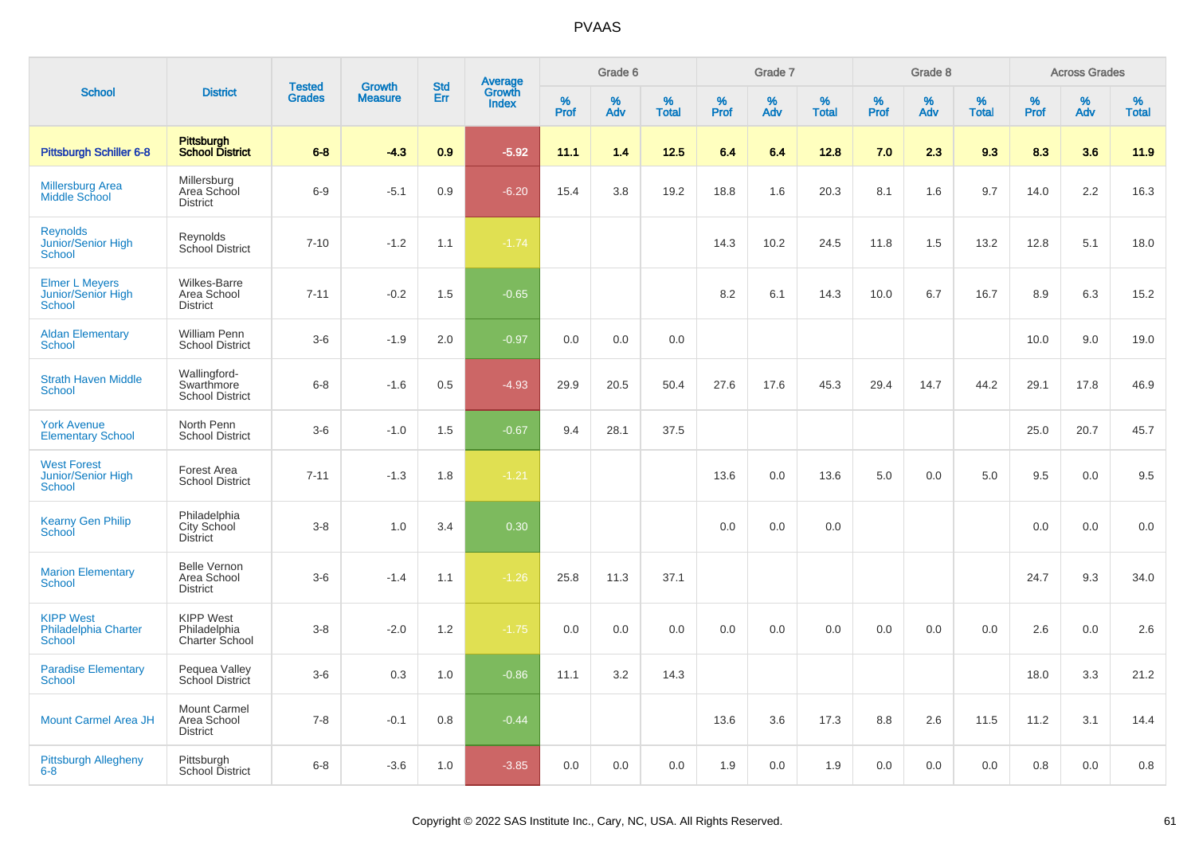PVAAS

| School | District | Tested Grades | Growth Measure | Std Err | Average Growth Index | Grade 6 | | | Grade 7 | | | Grade 8 | | | Across Grades | | |
|---|---|---|---|---|---|---|---|---|---|---|---|---|---|---|---|---|---|
| | | | | | | % Prof | % Adv | % Total | % Prof | % Adv | % Total | % Prof | % Adv | % Total | % Prof | % Adv | % Total |
| **Pittsburgh Schiller 6-8** | **Pittsburgh School District** | **6-8** | **-4.3** | **0.9** | **-5.92** | **11.1** | **1.4** | **12.5** | **6.4** | **6.4** | **12.8** | **7.0** | **2.3** | **9.3** | **8.3** | **3.6** | **11.9** |
| Millersburg Area Middle School | Millersburg Area School District | 6-9 | -5.1 | 0.9 | -6.20 | 15.4 | 3.8 | 19.2 | 18.8 | 1.6 | 20.3 | 8.1 | 1.6 | 9.7 | 14.0 | 2.2 | 16.3 |
| Reynolds Junior/Senior High School | Reynolds School District | 7-10 | -1.2 | 1.1 | -1.74 | | | | 14.3 | 10.2 | 24.5 | 11.8 | 1.5 | 13.2 | 12.8 | 5.1 | 18.0 |
| Elmer L Meyers Junior/Senior High School | Wilkes-Barre Area School District | 7-11 | -0.2 | 1.5 | -0.65 | | | | 8.2 | 6.1 | 14.3 | 10.0 | 6.7 | 16.7 | 8.9 | 6.3 | 15.2 |
| Aldan Elementary School | William Penn School District | 3-6 | -1.9 | 2.0 | -0.97 | 0.0 | 0.0 | 0.0 | | | | | | | 10.0 | 9.0 | 19.0 |
| Strath Haven Middle School | Wallingford-Swarthmore School District | 6-8 | -1.6 | 0.5 | -4.93 | 29.9 | 20.5 | 50.4 | 27.6 | 17.6 | 45.3 | 29.4 | 14.7 | 44.2 | 29.1 | 17.8 | 46.9 |
| York Avenue Elementary School | North Penn School District | 3-6 | -1.0 | 1.5 | -0.67 | 9.4 | 28.1 | 37.5 | | | | | | | 25.0 | 20.7 | 45.7 |
| West Forest Junior/Senior High School | Forest Area School District | 7-11 | -1.3 | 1.8 | -1.21 | | | | 13.6 | 0.0 | 13.6 | 5.0 | 0.0 | 5.0 | 9.5 | 0.0 | 9.5 |
| Kearny Gen Philip School | Philadelphia City School District | 3-8 | 1.0 | 3.4 | 0.30 | | | | 0.0 | 0.0 | 0.0 | | | | 0.0 | 0.0 | 0.0 |
| Marion Elementary School | Belle Vernon Area School District | 3-6 | -1.4 | 1.1 | -1.26 | 25.8 | 11.3 | 37.1 | | | | | | | 24.7 | 9.3 | 34.0 |
| KIPP West Philadelphia Charter School | KIPP West Philadelphia Charter School | 3-8 | -2.0 | 1.2 | -1.75 | 0.0 | 0.0 | 0.0 | 0.0 | 0.0 | 0.0 | 0.0 | 0.0 | 0.0 | 2.6 | 0.0 | 2.6 |
| Paradise Elementary School | Pequea Valley School District | 3-6 | 0.3 | 1.0 | -0.86 | 11.1 | 3.2 | 14.3 | | | | | | | 18.0 | 3.3 | 21.2 |
| Mount Carmel Area JH | Mount Carmel Area School District | 7-8 | -0.1 | 0.8 | -0.44 | | | | 13.6 | 3.6 | 17.3 | 8.8 | 2.6 | 11.5 | 11.2 | 3.1 | 14.4 |
| Pittsburgh Allegheny 6-8 | Pittsburgh School District | 6-8 | -3.6 | 1.0 | -3.85 | 0.0 | 0.0 | 0.0 | 1.9 | 0.0 | 1.9 | 0.0 | 0.0 | 0.0 | 0.8 | 0.0 | 0.8 |

Copyright © 2022 SAS Institute Inc., Cary, NC, USA. All Rights Reserved.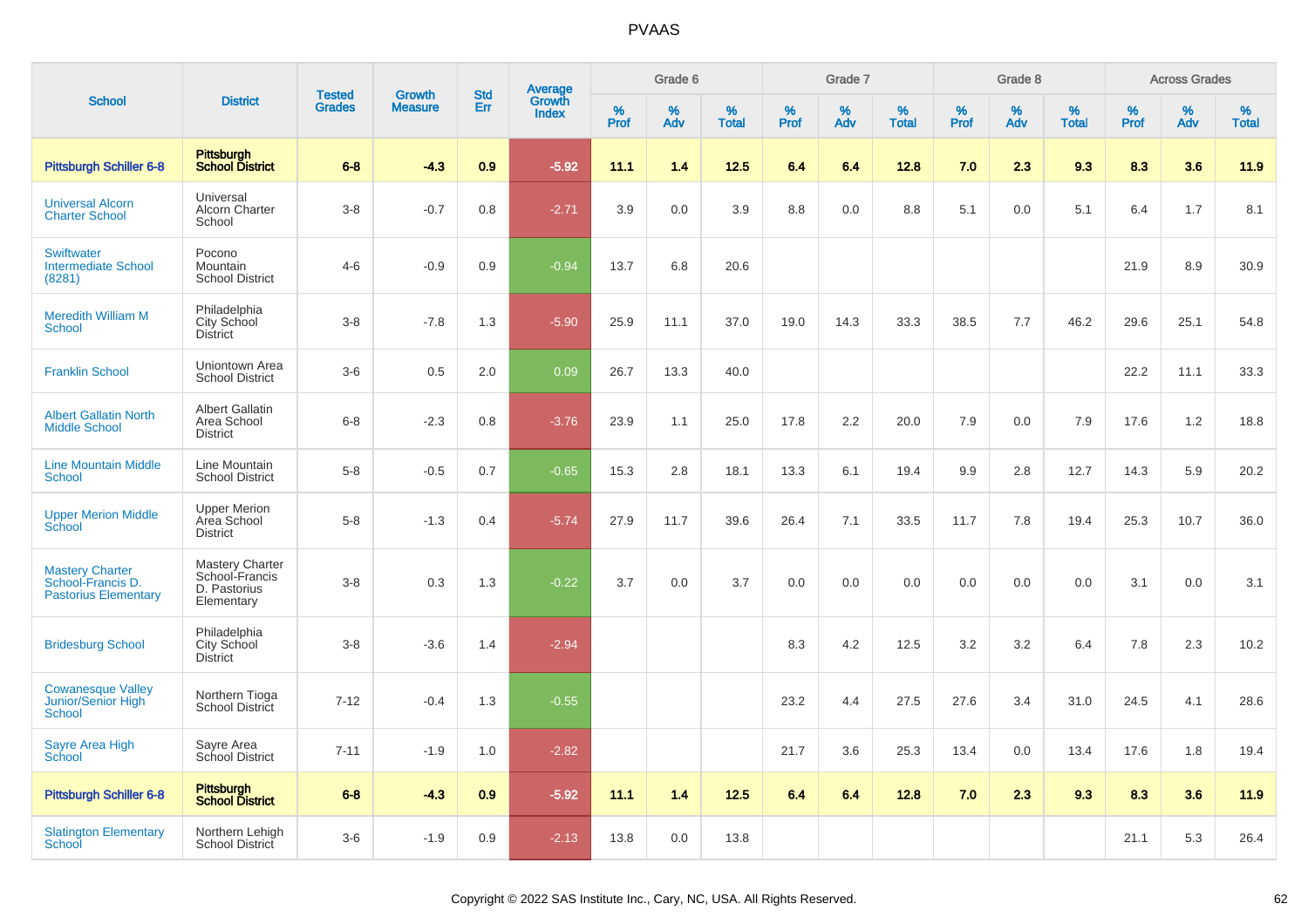# PVAAS

| School | District | Tested Grades | Growth Measure | Std Err | Average Growth Index | Grade 6 | | | Grade 7 | | | Grade 8 | | | Across Grades | | |
|---|---|---|---|---|---|---|---|---|---|---|---|---|---|---|---|---|---|
| | | | | | | % Prof | % Adv | % Total | % Prof | % Adv | % Total | % Prof | % Adv | % Total | % Prof | % Adv | % Total |
| **Pittsburgh Schiller 6-8** | **Pittsburgh School District** | **6-8** | **-4.3** | **0.9** | **-5.92** | **11.1** | **1.4** | **12.5** | **6.4** | **6.4** | **12.8** | **7.0** | **2.3** | **9.3** | **8.3** | **3.6** | **11.9** |
| Universal Alcorn Charter School | Universal Alcorn Charter School | 3-8 | -0.7 | 0.8 | -2.71 | 3.9 | 0.0 | 3.9 | 8.8 | 0.0 | 8.8 | 5.1 | 0.0 | 5.1 | 6.4 | 1.7 | 8.1 |
| Swiftwater Intermediate School (8281) | Pocono Mountain School District | 4-6 | -0.9 | 0.9 | -0.94 | 13.7 | 6.8 | 20.6 | | | | | | | 21.9 | 8.9 | 30.9 |
| Meredith William M School | Philadelphia City School District | 3-8 | -7.8 | 1.3 | -5.90 | 25.9 | 11.1 | 37.0 | 19.0 | 14.3 | 33.3 | 38.5 | 7.7 | 46.2 | 29.6 | 25.1 | 54.8 |
| Franklin School | Uniontown Area School District | 3-6 | 0.5 | 2.0 | 0.09 | 26.7 | 13.3 | 40.0 | | | | | | | 22.2 | 11.1 | 33.3 |
| Albert Gallatin North Middle School | Albert Gallatin Area School District | 6-8 | -2.3 | 0.8 | -3.76 | 23.9 | 1.1 | 25.0 | 17.8 | 2.2 | 20.0 | 7.9 | 0.0 | 7.9 | 17.6 | 1.2 | 18.8 |
| Line Mountain Middle School | Line Mountain School District | 5-8 | -0.5 | 0.7 | -0.65 | 15.3 | 2.8 | 18.1 | 13.3 | 6.1 | 19.4 | 9.9 | 2.8 | 12.7 | 14.3 | 5.9 | 20.2 |
| Upper Merion Middle School | Upper Merion Area School District | 5-8 | -1.3 | 0.4 | -5.74 | 27.9 | 11.7 | 39.6 | 26.4 | 7.1 | 33.5 | 11.7 | 7.8 | 19.4 | 25.3 | 10.7 | 36.0 |
| Mastery Charter School-Francis D. Pastorius Elementary | Mastery Charter School-Francis D. Pastorius Elementary | 3-8 | 0.3 | 1.3 | -0.22 | 3.7 | 0.0 | 3.7 | 0.0 | 0.0 | 0.0 | 0.0 | 0.0 | 0.0 | 3.1 | 0.0 | 3.1 |
| Bridesburg School | Philadelphia City School District | 3-8 | -3.6 | 1.4 | -2.94 | | | | 8.3 | 4.2 | 12.5 | 3.2 | 3.2 | 6.4 | 7.8 | 2.3 | 10.2 |
| Cowanesque Valley Junior/Senior High School | Northern Tioga School District | 7-12 | -0.4 | 1.3 | -0.55 | | | | 23.2 | 4.4 | 27.5 | 27.6 | 3.4 | 31.0 | 24.5 | 4.1 | 28.6 |
| Sayre Area High School | Sayre Area School District | 7-11 | -1.9 | 1.0 | -2.82 | | | | 21.7 | 3.6 | 25.3 | 13.4 | 0.0 | 13.4 | 17.6 | 1.8 | 19.4 |
| **Pittsburgh Schiller 6-8** | **Pittsburgh School District** | **6-8** | **-4.3** | **0.9** | **-5.92** | **11.1** | **1.4** | **12.5** | **6.4** | **6.4** | **12.8** | **7.0** | **2.3** | **9.3** | **8.3** | **3.6** | **11.9** |
| Slatington Elementary School | Northern Lehigh School District | 3-6 | -1.9 | 0.9 | -2.13 | 13.8 | 0.0 | 13.8 | | | | | | | 21.1 | 5.3 | 26.4 |

Copyright © 2022 SAS Institute Inc., Cary, NC, USA. All Rights Reserved.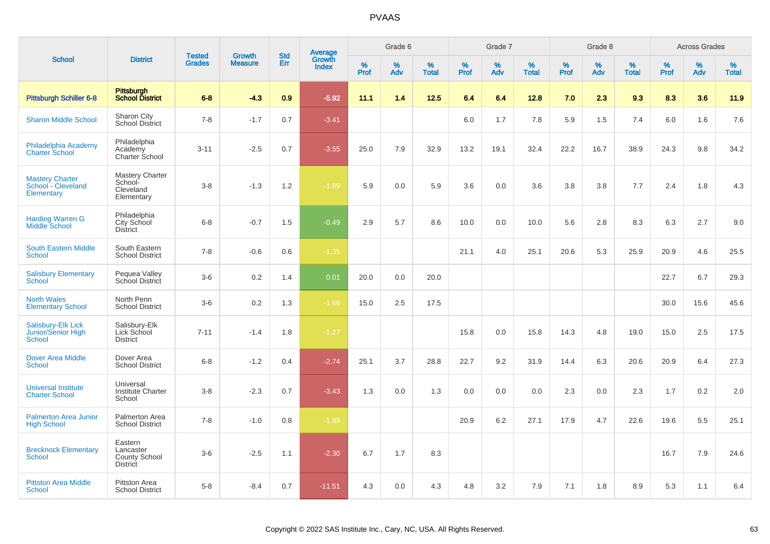# PVAAS

| School | District | Tested Grades | Growth Measure | Std Err | Average Growth Index | Grade 6 | | | Grade 7 | | | Grade 8 | | | Across Grades | | |
|---|---|---|---|---|---|---|---|---|---|---|---|---|---|---|---|---|---|
| | | | | | | % Prof | % Adv | % Total | % Prof | % Adv | % Total | % Prof | % Adv | % Total | % Prof | % Adv | % Total |
| **Pittsburgh Schiller 6-8** | **Pittsburgh School District** | **6-8** | **-4.3** | **0.9** | **-5.92** | **11.1** | **1.4** | **12.5** | **6.4** | **6.4** | **12.8** | **7.0** | **2.3** | **9.3** | **8.3** | **3.6** | **11.9** |
| Sharon Middle School | Sharon City School District | 7-8 | -1.7 | 0.7 | -3.41 | | | | 6.0 | 1.7 | 7.8 | 5.9 | 1.5 | 7.4 | 6.0 | 1.6 | 7.6 |
| Philadelphia Academy Charter School | Philadelphia Academy Charter School | 3-11 | -2.5 | 0.7 | -3.55 | 25.0 | 7.9 | 32.9 | 13.2 | 19.1 | 32.4 | 22.2 | 16.7 | 38.9 | 24.3 | 9.8 | 34.2 |
| Mastery Charter School - Cleveland Elementary | Mastery Charter School-Cleveland Elementary | 3-8 | -1.3 | 1.2 | -1.89 | 5.9 | 0.0 | 5.9 | 3.6 | 0.0 | 3.6 | 3.8 | 3.8 | 7.7 | 2.4 | 1.8 | 4.3 |
| Harding Warren G Middle School | Philadelphia City School District | 6-8 | -0.7 | 1.5 | -0.49 | 2.9 | 5.7 | 8.6 | 10.0 | 0.0 | 10.0 | 5.6 | 2.8 | 8.3 | 6.3 | 2.7 | 9.0 |
| South Eastern Middle School | South Eastern School District | 7-8 | -0.6 | 0.6 | -1.35 | | | | 21.1 | 4.0 | 25.1 | 20.6 | 5.3 | 25.9 | 20.9 | 4.6 | 25.5 |
| Salisbury Elementary School | Pequea Valley School District | 3-6 | 0.2 | 1.4 | 0.01 | 20.0 | 0.0 | 20.0 | | | | | | | 22.7 | 6.7 | 29.3 |
| North Wales Elementary School | North Penn School District | 3-6 | 0.2 | 1.3 | -1.66 | 15.0 | 2.5 | 17.5 | | | | | | | 30.0 | 15.6 | 45.6 |
| Salisbury-Elk Lick Junior/Senior High School | Salisbury-Elk Lick School District | 7-11 | -1.4 | 1.8 | -1.27 | | | | 15.8 | 0.0 | 15.8 | 14.3 | 4.8 | 19.0 | 15.0 | 2.5 | 17.5 |
| Dover Area Middle School | Dover Area School District | 6-8 | -1.2 | 0.4 | -2.74 | 25.1 | 3.7 | 28.8 | 22.7 | 9.2 | 31.9 | 14.4 | 6.3 | 20.6 | 20.9 | 6.4 | 27.3 |
| Universal Institute Charter School | Universal Institute Charter School | 3-8 | -2.3 | 0.7 | -3.43 | 1.3 | 0.0 | 1.3 | 0.0 | 0.0 | 0.0 | 2.3 | 0.0 | 2.3 | 1.7 | 0.2 | 2.0 |
| Palmerton Area Junior High School | Palmerton Area School District | 7-8 | -1.0 | 0.8 | -1.89 | | | | 20.9 | 6.2 | 27.1 | 17.9 | 4.7 | 22.6 | 19.6 | 5.5 | 25.1 |
| Brecknock Elementary School | Eastern Lancaster County School District | 3-6 | -2.5 | 1.1 | -2.30 | 6.7 | 1.7 | 8.3 | | | | | | | 16.7 | 7.9 | 24.6 |
| Pittston Area Middle School | Pittston Area School District | 5-8 | -8.4 | 0.7 | -11.51 | 4.3 | 0.0 | 4.3 | 4.8 | 3.2 | 7.9 | 7.1 | 1.8 | 8.9 | 5.3 | 1.1 | 6.4 |

Copyright © 2022 SAS Institute Inc., Cary, NC, USA. All Rights Reserved.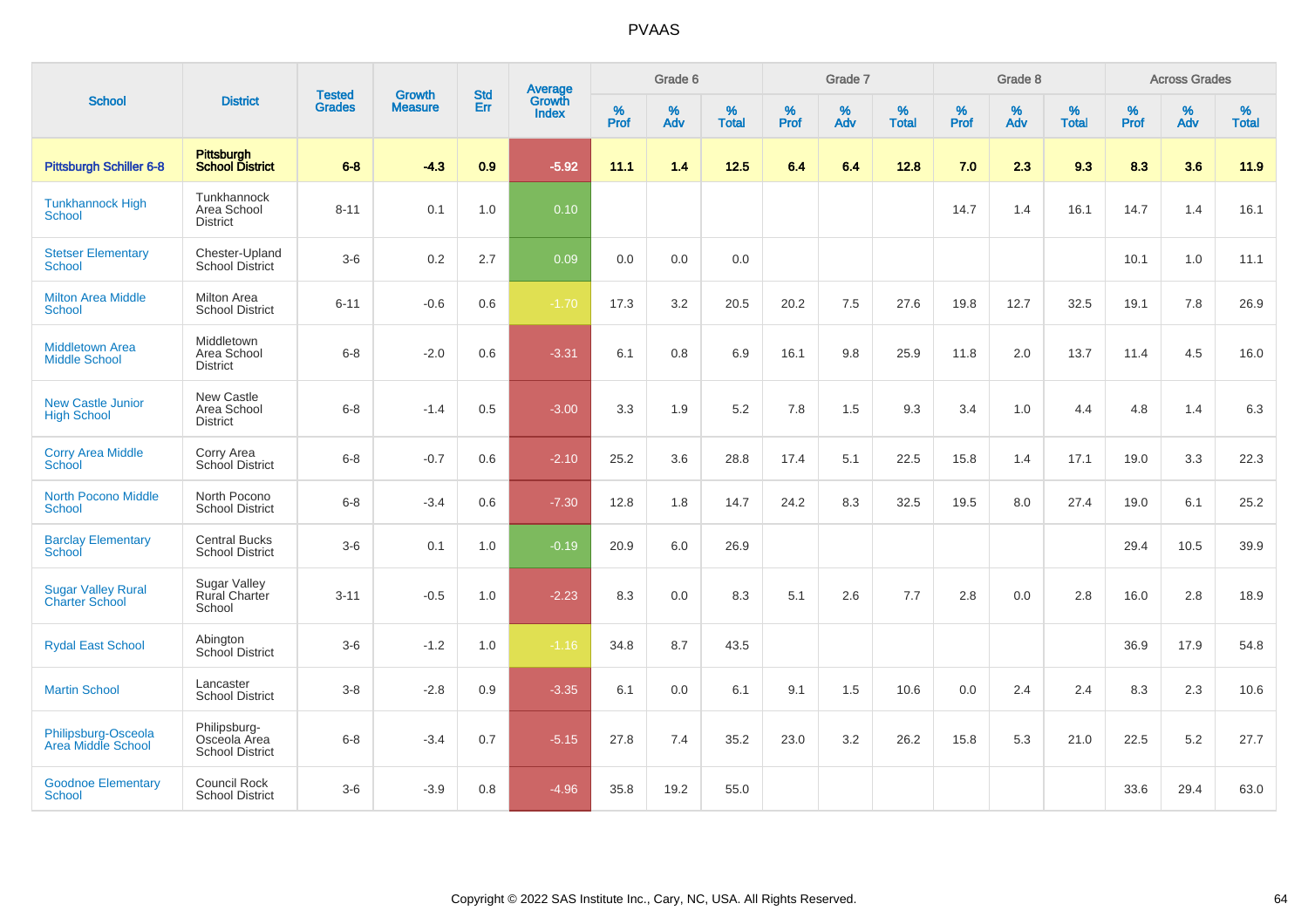# PVAAS

| School | District | Tested Grades | Growth Measure | Std Err | Average Growth Index | Grade 6 | | | Grade 7 | | | Grade 8 | | | Across Grades | | |
|---|---|---|---|---|---|---|---|---|---|---|---|---|---|---|---|---|---|
| | | | | | | % Prof | % Adv | % Total | % Prof | % Adv | % Total | % Prof | % Adv | % Total | % Prof | % Adv | % Total |
| **Pittsburgh Schiller 6-8** | **Pittsburgh School District** | **6-8** | **-4.3** | **0.9** | **-5.92** | **11.1** | **1.4** | **12.5** | **6.4** | **6.4** | **12.8** | **7.0** | **2.3** | **9.3** | **8.3** | **3.6** | **11.9** |
| Tunkhannock High School | Tunkhannock Area School District | 8-11 | 0.1 | 1.0 | 0.10 | | | | | | | 14.7 | 1.4 | 16.1 | 14.7 | 1.4 | 16.1 |
| Stetser Elementary School | Chester-Upland School District | 3-6 | 0.2 | 2.7 | 0.09 | 0.0 | 0.0 | 0.0 | | | | | | | 10.1 | 1.0 | 11.1 |
| Milton Area Middle School | Milton Area School District | 6-11 | -0.6 | 0.6 | -1.70 | 17.3 | 3.2 | 20.5 | 20.2 | 7.5 | 27.6 | 19.8 | 12.7 | 32.5 | 19.1 | 7.8 | 26.9 |
| Middletown Area Middle School | Middletown Area School District | 6-8 | -2.0 | 0.6 | -3.31 | 6.1 | 0.8 | 6.9 | 16.1 | 9.8 | 25.9 | 11.8 | 2.0 | 13.7 | 11.4 | 4.5 | 16.0 |
| New Castle Junior High School | New Castle Area School District | 6-8 | -1.4 | 0.5 | -3.00 | 3.3 | 1.9 | 5.2 | 7.8 | 1.5 | 9.3 | 3.4 | 1.0 | 4.4 | 4.8 | 1.4 | 6.3 |
| Corry Area Middle School | Corry Area School District | 6-8 | -0.7 | 0.6 | -2.10 | 25.2 | 3.6 | 28.8 | 17.4 | 5.1 | 22.5 | 15.8 | 1.4 | 17.1 | 19.0 | 3.3 | 22.3 |
| North Pocono Middle School | North Pocono School District | 6-8 | -3.4 | 0.6 | -7.30 | 12.8 | 1.8 | 14.7 | 24.2 | 8.3 | 32.5 | 19.5 | 8.0 | 27.4 | 19.0 | 6.1 | 25.2 |
| Barclay Elementary School | Central Bucks School District | 3-6 | 0.1 | 1.0 | -0.19 | 20.9 | 6.0 | 26.9 | | | | | | | 29.4 | 10.5 | 39.9 |
| Sugar Valley Rural Charter School | Sugar Valley Rural Charter School | 3-11 | -0.5 | 1.0 | -2.23 | 8.3 | 0.0 | 8.3 | 5.1 | 2.6 | 7.7 | 2.8 | 0.0 | 2.8 | 16.0 | 2.8 | 18.9 |
| Rydal East School | Abington School District | 3-6 | -1.2 | 1.0 | -1.16 | 34.8 | 8.7 | 43.5 | | | | | | | 36.9 | 17.9 | 54.8 |
| Martin School | Lancaster School District | 3-8 | -2.8 | 0.9 | -3.35 | 6.1 | 0.0 | 6.1 | 9.1 | 1.5 | 10.6 | 0.0 | 2.4 | 2.4 | 8.3 | 2.3 | 10.6 |
| Philipsburg-Osceola Area Middle School | Philipsburg-Osceola Area School District | 6-8 | -3.4 | 0.7 | -5.15 | 27.8 | 7.4 | 35.2 | 23.0 | 3.2 | 26.2 | 15.8 | 5.3 | 21.0 | 22.5 | 5.2 | 27.7 |
| Goodnoe Elementary School | Council Rock School District | 3-6 | -3.9 | 0.8 | -4.96 | 35.8 | 19.2 | 55.0 | | | | | | | 33.6 | 29.4 | 63.0 |

Copyright © 2022 SAS Institute Inc., Cary, NC, USA. All Rights Reserved.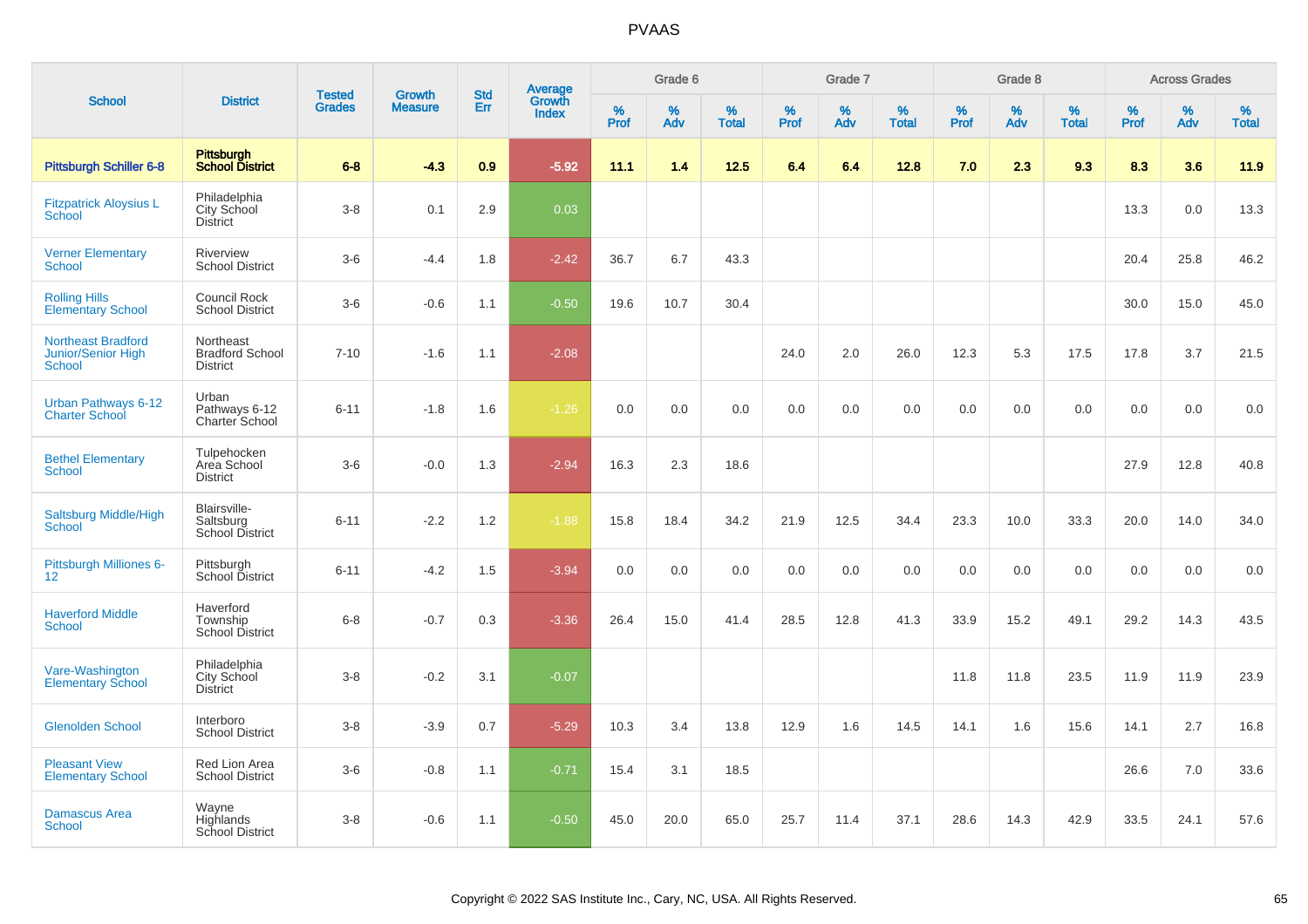# PVAAS

| School | District | Tested Grades | Growth Measure | Std Err | Average Growth Index | Grade 6 | | | Grade 7 | | | Grade 8 | | | Across Grades | | |
|---|---|---|---|---|---|---|---|---|---|---|---|---|---|---|---|---|---|
| | | | | | | % Prof | % Adv | % Total | % Prof | % Adv | % Total | % Prof | % Adv | % Total | % Prof | % Adv | % Total |
| **Pittsburgh Schiller 6-8** | **Pittsburgh School District** | **6-8** | **-4.3** | **0.9** | **-5.92** | **11.1** | **1.4** | **12.5** | **6.4** | **6.4** | **12.8** | **7.0** | **2.3** | **9.3** | **8.3** | **3.6** | **11.9** |
| Fitzpatrick Aloysius L School | Philadelphia City School District | 3-8 | 0.1 | 2.9 | 0.03 | | | | | | | | | | 13.3 | 0.0 | 13.3 |
| Verner Elementary School | Riverview School District | 3-6 | -4.4 | 1.8 | -2.42 | 36.7 | 6.7 | 43.3 | | | | | | | 20.4 | 25.8 | 46.2 |
| Rolling Hills Elementary School | Council Rock School District | 3-6 | -0.6 | 1.1 | -0.50 | 19.6 | 10.7 | 30.4 | | | | | | | 30.0 | 15.0 | 45.0 |
| Northeast Bradford Junior/Senior High School | Northeast Bradford School District | 7-10 | -1.6 | 1.1 | -2.08 | | | | 24.0 | 2.0 | 26.0 | 12.3 | 5.3 | 17.5 | 17.8 | 3.7 | 21.5 |
| Urban Pathways 6-12 Charter School | Urban Pathways 6-12 Charter School | 6-11 | -1.8 | 1.6 | -1.26 | 0.0 | 0.0 | 0.0 | 0.0 | 0.0 | 0.0 | 0.0 | 0.0 | 0.0 | 0.0 | 0.0 | 0.0 |
| Bethel Elementary School | Tulpehocken Area School District | 3-6 | -0.0 | 1.3 | -2.94 | 16.3 | 2.3 | 18.6 | | | | | | | 27.9 | 12.8 | 40.8 |
| Saltsburg Middle/High School | Blairsville-Saltsburg School District | 6-11 | -2.2 | 1.2 | -1.88 | 15.8 | 18.4 | 34.2 | 21.9 | 12.5 | 34.4 | 23.3 | 10.0 | 33.3 | 20.0 | 14.0 | 34.0 |
| Pittsburgh Milliones 6-12 | Pittsburgh School District | 6-11 | -4.2 | 1.5 | -3.94 | 0.0 | 0.0 | 0.0 | 0.0 | 0.0 | 0.0 | 0.0 | 0.0 | 0.0 | 0.0 | 0.0 | 0.0 |
| Haverford Middle School | Haverford Township School District | 6-8 | -0.7 | 0.3 | -3.36 | 26.4 | 15.0 | 41.4 | 28.5 | 12.8 | 41.3 | 33.9 | 15.2 | 49.1 | 29.2 | 14.3 | 43.5 |
| Vare-Washington Elementary School | Philadelphia City School District | 3-8 | -0.2 | 3.1 | -0.07 | | | | | | | 11.8 | 11.8 | 23.5 | 11.9 | 11.9 | 23.9 |
| Glenolden School | Interboro School District | 3-8 | -3.9 | 0.7 | -5.29 | 10.3 | 3.4 | 13.8 | 12.9 | 1.6 | 14.5 | 14.1 | 1.6 | 15.6 | 14.1 | 2.7 | 16.8 |
| Pleasant View Elementary School | Red Lion Area School District | 3-6 | -0.8 | 1.1 | -0.71 | 15.4 | 3.1 | 18.5 | | | | | | | 26.6 | 7.0 | 33.6 |
| Damascus Area School | Wayne Highlands School District | 3-8 | -0.6 | 1.1 | -0.50 | 45.0 | 20.0 | 65.0 | 25.7 | 11.4 | 37.1 | 28.6 | 14.3 | 42.9 | 33.5 | 24.1 | 57.6 |

Copyright © 2022 SAS Institute Inc., Cary, NC, USA. All Rights Reserved.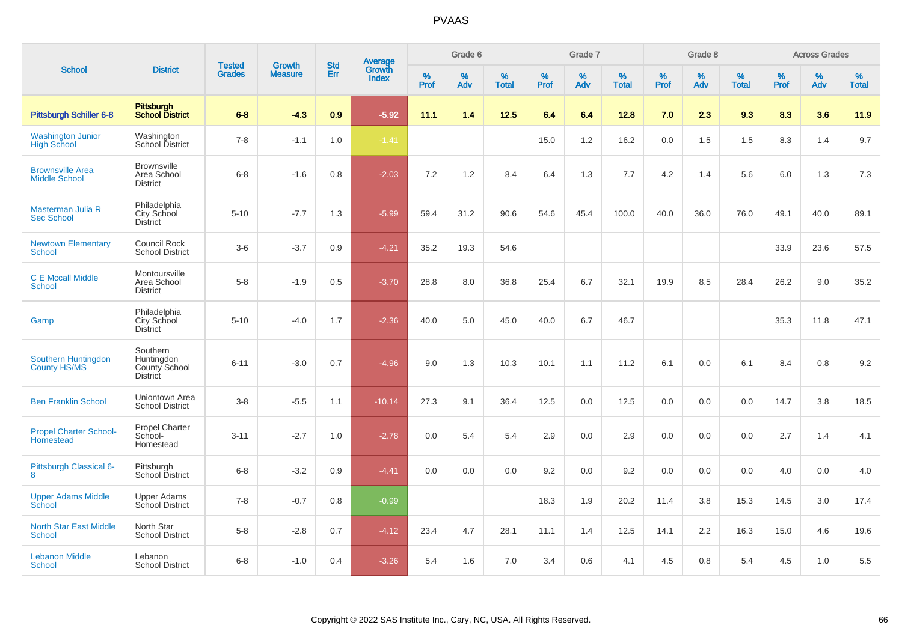# PVAAS

| School | District | Tested Grades | Growth Measure | Std Err | Average Growth Index | Grade 6 | | | Grade 7 | | | Grade 8 | | | Across Grades | | |
|---|---|---|---|---|---|---|---|---|---|---|---|---|---|---|---|---|---|
| | | | | | | % Prof | % Adv | % Total | % Prof | % Adv | % Total | % Prof | % Adv | % Total | % Prof | % Adv | % Total |
| **Pittsburgh Schiller 6-8** | **Pittsburgh School District** | **6-8** | **-4.3** | **0.9** | **-5.92** | **11.1** | **1.4** | **12.5** | **6.4** | **6.4** | **12.8** | **7.0** | **2.3** | **9.3** | **8.3** | **3.6** | **11.9** |
| Washington Junior High School | Washington School District | 7-8 | -1.1 | 1.0 | -1.41 | | | | 15.0 | 1.2 | 16.2 | 0.0 | 1.5 | 1.5 | 8.3 | 1.4 | 9.7 |
| Brownsville Area Middle School | Brownsville Area School District | 6-8 | -1.6 | 0.8 | -2.03 | 7.2 | 1.2 | 8.4 | 6.4 | 1.3 | 7.7 | 4.2 | 1.4 | 5.6 | 6.0 | 1.3 | 7.3 |
| Masterman Julia R Sec School | Philadelphia City School District | 5-10 | -7.7 | 1.3 | -5.99 | 59.4 | 31.2 | 90.6 | 54.6 | 45.4 | 100.0 | 40.0 | 36.0 | 76.0 | 49.1 | 40.0 | 89.1 |
| Newtown Elementary School | Council Rock School District | 3-6 | -3.7 | 0.9 | -4.21 | 35.2 | 19.3 | 54.6 | | | | | | | 33.9 | 23.6 | 57.5 |
| C E Mccall Middle School | Montoursville Area School District | 5-8 | -1.9 | 0.5 | -3.70 | 28.8 | 8.0 | 36.8 | 25.4 | 6.7 | 32.1 | 19.9 | 8.5 | 28.4 | 26.2 | 9.0 | 35.2 |
| Gamp | Philadelphia City School District | 5-10 | -4.0 | 1.7 | -2.36 | 40.0 | 5.0 | 45.0 | 40.0 | 6.7 | 46.7 | | | | 35.3 | 11.8 | 47.1 |
| Southern Huntingdon County HS/MS | Southern Huntingdon County School District | 6-11 | -3.0 | 0.7 | -4.96 | 9.0 | 1.3 | 10.3 | 10.1 | 1.1 | 11.2 | 6.1 | 0.0 | 6.1 | 8.4 | 0.8 | 9.2 |
| Ben Franklin School | Uniontown Area School District | 3-8 | -5.5 | 1.1 | -10.14 | 27.3 | 9.1 | 36.4 | 12.5 | 0.0 | 12.5 | 0.0 | 0.0 | 0.0 | 14.7 | 3.8 | 18.5 |
| Propel Charter School-Homestead | Propel Charter School-Homestead | 3-11 | -2.7 | 1.0 | -2.78 | 0.0 | 5.4 | 5.4 | 2.9 | 0.0 | 2.9 | 0.0 | 0.0 | 0.0 | 2.7 | 1.4 | 4.1 |
| Pittsburgh Classical 6-8 | Pittsburgh School District | 6-8 | -3.2 | 0.9 | -4.41 | 0.0 | 0.0 | 0.0 | 9.2 | 0.0 | 9.2 | 0.0 | 0.0 | 0.0 | 4.0 | 0.0 | 4.0 |
| Upper Adams Middle School | Upper Adams School District | 7-8 | -0.7 | 0.8 | -0.99 | | | | 18.3 | 1.9 | 20.2 | 11.4 | 3.8 | 15.3 | 14.5 | 3.0 | 17.4 |
| North Star East Middle School | North Star School District | 5-8 | -2.8 | 0.7 | -4.12 | 23.4 | 4.7 | 28.1 | 11.1 | 1.4 | 12.5 | 14.1 | 2.2 | 16.3 | 15.0 | 4.6 | 19.6 |
| Lebanon Middle School | Lebanon School District | 6-8 | -1.0 | 0.4 | -3.26 | 5.4 | 1.6 | 7.0 | 3.4 | 0.6 | 4.1 | 4.5 | 0.8 | 5.4 | 4.5 | 1.0 | 5.5 |

Copyright © 2022 SAS Institute Inc., Cary, NC, USA. All Rights Reserved.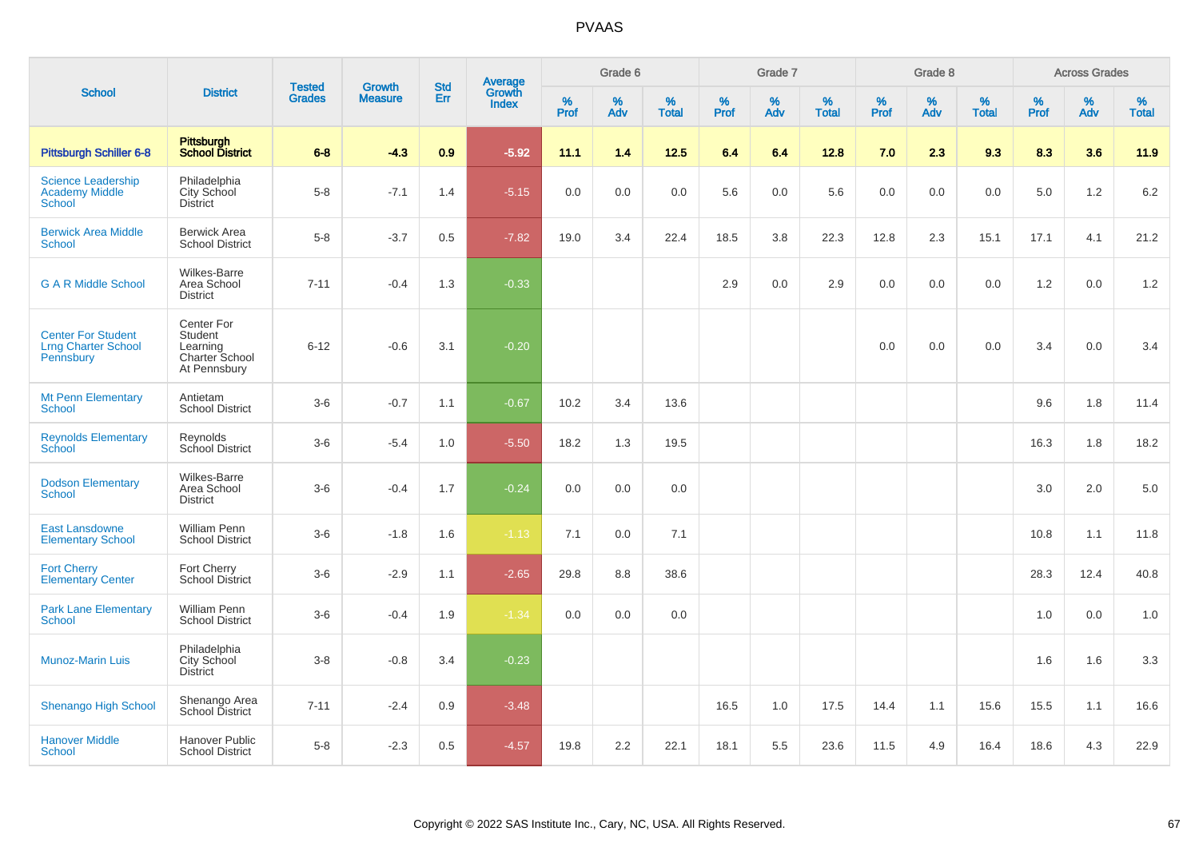# PVAAS

| School | District | Tested Grades | Growth Measure | Std Err | Average Growth Index | Grade 6 | | | Grade 7 | | | Grade 8 | | | Across Grades | | |
|---|---|---|---|---|---|---|---|---|---|---|---|---|---|---|---|---|---|
| | | | | | | % Prof | % Adv | % Total | % Prof | % Adv | % Total | % Prof | % Adv | % Total | % Prof | % Adv | % Total |
| **Pittsburgh Schiller 6-8** | **Pittsburgh School District** | **6-8** | **-4.3** | **0.9** | **-5.92** | **11.1** | **1.4** | **12.5** | **6.4** | **6.4** | **12.8** | **7.0** | **2.3** | **9.3** | **8.3** | **3.6** | **11.9** |
| Science Leadership Academy Middle School | Philadelphia City School District | 5-8 | -7.1 | 1.4 | -5.15 | 0.0 | 0.0 | 0.0 | 5.6 | 0.0 | 5.6 | 0.0 | 0.0 | 0.0 | 5.0 | 1.2 | 6.2 |
| Berwick Area Middle School | Berwick Area School District | 5-8 | -3.7 | 0.5 | -7.82 | 19.0 | 3.4 | 22.4 | 18.5 | 3.8 | 22.3 | 12.8 | 2.3 | 15.1 | 17.1 | 4.1 | 21.2 |
| G A R Middle School | Wilkes-Barre Area School District | 7-11 | -0.4 | 1.3 | -0.33 | | | | 2.9 | 0.0 | 2.9 | 0.0 | 0.0 | 0.0 | 1.2 | 0.0 | 1.2 |
| Center For Student Lrng Charter School Pennsbury | Center For Student Learning Charter School At Pennsbury | 6-12 | -0.6 | 3.1 | -0.20 | | | | | | | 0.0 | 0.0 | 0.0 | 3.4 | 0.0 | 3.4 |
| Mt Penn Elementary School | Antietam School District | 3-6 | -0.7 | 1.1 | -0.67 | 10.2 | 3.4 | 13.6 | | | | | | | 9.6 | 1.8 | 11.4 |
| Reynolds Elementary School | Reynolds School District | 3-6 | -5.4 | 1.0 | -5.50 | 18.2 | 1.3 | 19.5 | | | | | | | 16.3 | 1.8 | 18.2 |
| Dodson Elementary School | Wilkes-Barre Area School District | 3-6 | -0.4 | 1.7 | -0.24 | 0.0 | 0.0 | 0.0 | | | | | | | 3.0 | 2.0 | 5.0 |
| East Lansdowne Elementary School | William Penn School District | 3-6 | -1.8 | 1.6 | -1.13 | 7.1 | 0.0 | 7.1 | | | | | | | 10.8 | 1.1 | 11.8 |
| Fort Cherry Elementary Center | Fort Cherry School District | 3-6 | -2.9 | 1.1 | -2.65 | 29.8 | 8.8 | 38.6 | | | | | | | 28.3 | 12.4 | 40.8 |
| Park Lane Elementary School | William Penn School District | 3-6 | -0.4 | 1.9 | -1.34 | 0.0 | 0.0 | 0.0 | | | | | | | 1.0 | 0.0 | 1.0 |
| Munoz-Marin Luis | Philadelphia City School District | 3-8 | -0.8 | 3.4 | -0.23 | | | | | | | | | | 1.6 | 1.6 | 3.3 |
| Shenango High School | Shenango Area School District | 7-11 | -2.4 | 0.9 | -3.48 | | | | 16.5 | 1.0 | 17.5 | 14.4 | 1.1 | 15.6 | 15.5 | 1.1 | 16.6 |
| Hanover Middle School | Hanover Public School District | 5-8 | -2.3 | 0.5 | -4.57 | 19.8 | 2.2 | 22.1 | 18.1 | 5.5 | 23.6 | 11.5 | 4.9 | 16.4 | 18.6 | 4.3 | 22.9 |

Copyright © 2022 SAS Institute Inc., Cary, NC, USA. All Rights Reserved.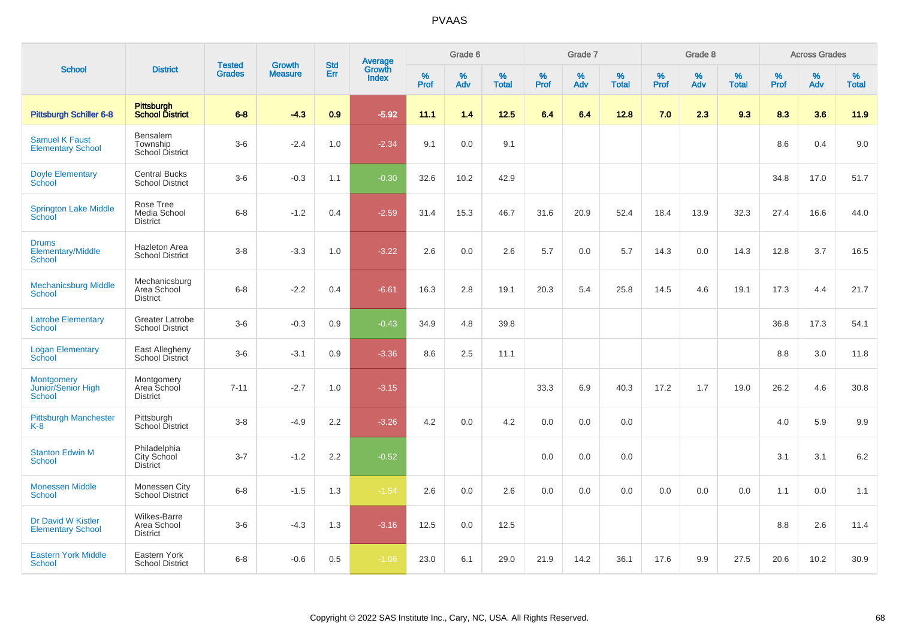# PVAAS

| School | District | Tested Grades | Growth Measure | Std Err | Average Growth Index | Grade 6 | | | Grade 7 | | | Grade 8 | | | Across Grades | | |
|---|---|---|---|---|---|---|---|---|---|---|---|---|---|---|---|---|---|
| | | | | | | % Prof | % Adv | % Total | % Prof | % Adv | % Total | % Prof | % Adv | % Total | % Prof | % Adv | % Total |
| **Pittsburgh Schiller 6-8** | **Pittsburgh School District** | **6-8** | **-4.3** | **0.9** | **-5.92** | **11.1** | **1.4** | **12.5** | **6.4** | **6.4** | **12.8** | **7.0** | **2.3** | **9.3** | **8.3** | **3.6** | **11.9** |
| Samuel K Faust Elementary School | Bensalem Township School District | 3-6 | -2.4 | 1.0 | -2.34 | 9.1 | 0.0 | 9.1 | | | | | | | 8.6 | 0.4 | 9.0 |
| Doyle Elementary School | Central Bucks School District | 3-6 | -0.3 | 1.1 | -0.30 | 32.6 | 10.2 | 42.9 | | | | | | | 34.8 | 17.0 | 51.7 |
| Springton Lake Middle School | Rose Tree Media School District | 6-8 | -1.2 | 0.4 | -2.59 | 31.4 | 15.3 | 46.7 | 31.6 | 20.9 | 52.4 | 18.4 | 13.9 | 32.3 | 27.4 | 16.6 | 44.0 |
| Drums Elementary/Middle School | Hazleton Area School District | 3-8 | -3.3 | 1.0 | -3.22 | 2.6 | 0.0 | 2.6 | 5.7 | 0.0 | 5.7 | 14.3 | 0.0 | 14.3 | 12.8 | 3.7 | 16.5 |
| Mechanicsburg Middle School | Mechanicsburg Area School District | 6-8 | -2.2 | 0.4 | -6.61 | 16.3 | 2.8 | 19.1 | 20.3 | 5.4 | 25.8 | 14.5 | 4.6 | 19.1 | 17.3 | 4.4 | 21.7 |
| Latrobe Elementary School | Greater Latrobe School District | 3-6 | -0.3 | 0.9 | -0.43 | 34.9 | 4.8 | 39.8 | | | | | | | 36.8 | 17.3 | 54.1 |
| Logan Elementary School | East Allegheny School District | 3-6 | -3.1 | 0.9 | -3.36 | 8.6 | 2.5 | 11.1 | | | | | | | 8.8 | 3.0 | 11.8 |
| Montgomery Junior/Senior High School | Montgomery Area School District | 7-11 | -2.7 | 1.0 | -3.15 | | | | 33.3 | 6.9 | 40.3 | 17.2 | 1.7 | 19.0 | 26.2 | 4.6 | 30.8 |
| Pittsburgh Manchester K-8 | Pittsburgh School District | 3-8 | -4.9 | 2.2 | -3.26 | 4.2 | 0.0 | 4.2 | 0.0 | 0.0 | 0.0 | | | | 4.0 | 5.9 | 9.9 |
| Stanton Edwin M School | Philadelphia City School District | 3-7 | -1.2 | 2.2 | -0.52 | | | | 0.0 | 0.0 | 0.0 | | | | 3.1 | 3.1 | 6.2 |
| Monessen Middle School | Monessen City School District | 6-8 | -1.5 | 1.3 | -1.54 | 2.6 | 0.0 | 2.6 | 0.0 | 0.0 | 0.0 | 0.0 | 0.0 | 0.0 | 1.1 | 0.0 | 1.1 |
| Dr David W Kistler Elementary School | Wilkes-Barre Area School District | 3-6 | -4.3 | 1.3 | -3.16 | 12.5 | 0.0 | 12.5 | | | | | | | 8.8 | 2.6 | 11.4 |
| Eastern York Middle School | Eastern York School District | 6-8 | -0.6 | 0.5 | -1.06 | 23.0 | 6.1 | 29.0 | 21.9 | 14.2 | 36.1 | 17.6 | 9.9 | 27.5 | 20.6 | 10.2 | 30.9 |

Copyright © 2022 SAS Institute Inc., Cary, NC, USA. All Rights Reserved.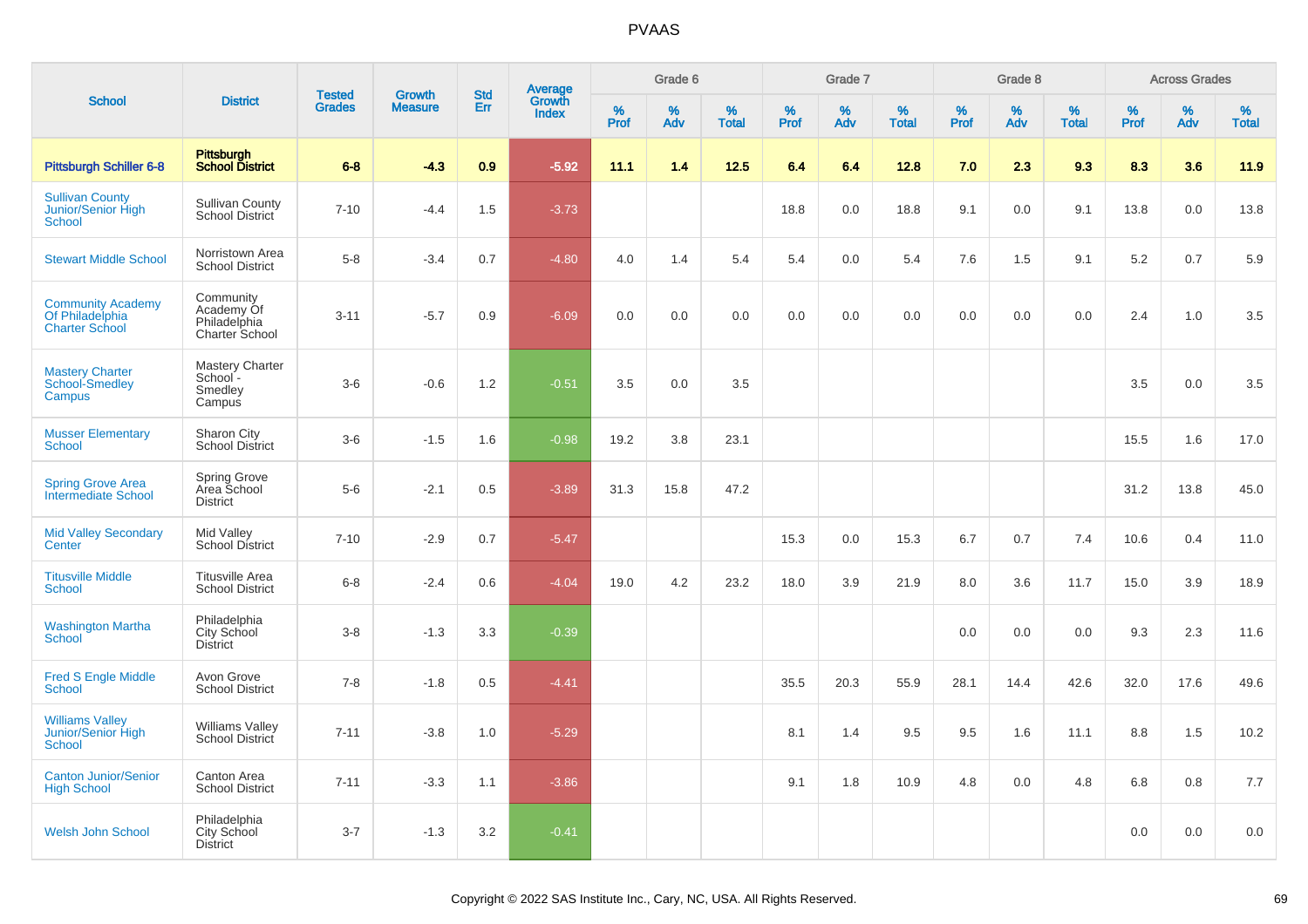| School | District | Tested Grades | Growth Measure | Std Err | Average Growth Index | Grade 6 | | | Grade 7 | | | Grade 8 | | | Across Grades | | |
|---|---|---|---|---|---|---|---|---|---|---|---|---|---|---|---|---|---|
| | | | | | | % Prof | % Adv | % Total | % Prof | % Adv | % Total | % Prof | % Adv | % Total | % Prof | % Adv | % Total |
| **Pittsburgh Schiller 6-8** | **Pittsburgh School District** | **6-8** | **-4.3** | **0.9** | **-5.92** | **11.1** | **1.4** | **12.5** | **6.4** | **6.4** | **12.8** | **7.0** | **2.3** | **9.3** | **8.3** | **3.6** | **11.9** |
| Sullivan County Junior/Senior High School | Sullivan County School District | 7-10 | -4.4 | 1.5 | -3.73 | | | | 18.8 | 0.0 | 18.8 | 9.1 | 0.0 | 9.1 | 13.8 | 0.0 | 13.8 |
| Stewart Middle School | Norristown Area School District | 5-8 | -3.4 | 0.7 | -4.80 | 4.0 | 1.4 | 5.4 | 5.4 | 0.0 | 5.4 | 7.6 | 1.5 | 9.1 | 5.2 | 0.7 | 5.9 |
| Community Academy Of Philadelphia Charter School | Community Academy Of Philadelphia Charter School | 3-11 | -5.7 | 0.9 | -6.09 | 0.0 | 0.0 | 0.0 | 0.0 | 0.0 | 0.0 | 0.0 | 0.0 | 0.0 | 2.4 | 1.0 | 3.5 |
| Mastery Charter School-Smedley Campus | Mastery Charter School - Smedley Campus | 3-6 | -0.6 | 1.2 | -0.51 | 3.5 | 0.0 | 3.5 | | | | | | | 3.5 | 0.0 | 3.5 |
| Musser Elementary School | Sharon City School District | 3-6 | -1.5 | 1.6 | -0.98 | 19.2 | 3.8 | 23.1 | | | | | | | 15.5 | 1.6 | 17.0 |
| Spring Grove Area Intermediate School | Spring Grove Area School District | 5-6 | -2.1 | 0.5 | -3.89 | 31.3 | 15.8 | 47.2 | | | | | | | 31.2 | 13.8 | 45.0 |
| Mid Valley Secondary Center | Mid Valley School District | 7-10 | -2.9 | 0.7 | -5.47 | | | | 15.3 | 0.0 | 15.3 | 6.7 | 0.7 | 7.4 | 10.6 | 0.4 | 11.0 |
| Titusville Middle School | Titusville Area School District | 6-8 | -2.4 | 0.6 | -4.04 | 19.0 | 4.2 | 23.2 | 18.0 | 3.9 | 21.9 | 8.0 | 3.6 | 11.7 | 15.0 | 3.9 | 18.9 |
| Washington Martha School | Philadelphia City School District | 3-8 | -1.3 | 3.3 | -0.39 | | | | | | | 0.0 | 0.0 | 0.0 | 9.3 | 2.3 | 11.6 |
| Fred S Engle Middle School | Avon Grove School District | 7-8 | -1.8 | 0.5 | -4.41 | | | | 35.5 | 20.3 | 55.9 | 28.1 | 14.4 | 42.6 | 32.0 | 17.6 | 49.6 |
| Williams Valley Junior/Senior High School | Williams Valley School District | 7-11 | -3.8 | 1.0 | -5.29 | | | | 8.1 | 1.4 | 9.5 | 9.5 | 1.6 | 11.1 | 8.8 | 1.5 | 10.2 |
| Canton Junior/Senior High School | Canton Area School District | 7-11 | -3.3 | 1.1 | -3.86 | | | | 9.1 | 1.8 | 10.9 | 4.8 | 0.0 | 4.8 | 6.8 | 0.8 | 7.7 |
| Welsh John School | Philadelphia City School District | 3-7 | -1.3 | 3.2 | -0.41 | | | | | | | | | | 0.0 | 0.0 | 0.0 |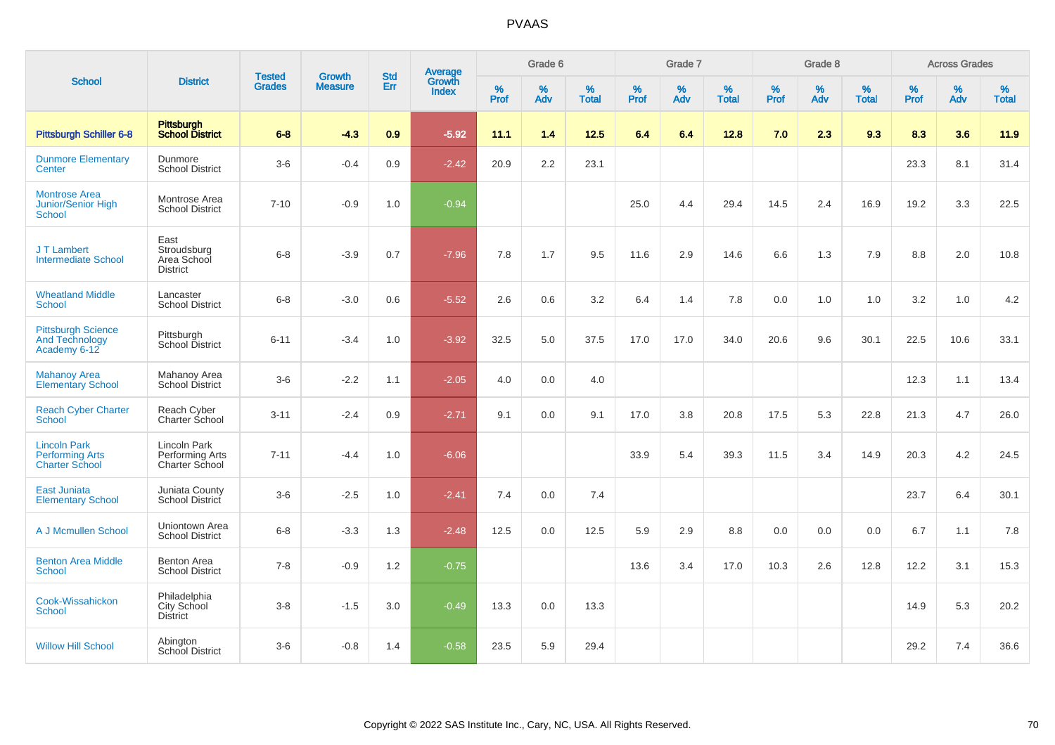# PVAAS

| School | District | Tested Grades | Growth Measure | Std Err | Average Growth Index | Grade 6 | | | Grade 7 | | | Grade 8 | | | Across Grades | | |
|---|---|---|---|---|---|---|---|---|---|---|---|---|---|---|---|---|---|
| | | | | | | % Prof | % Adv | % Total | % Prof | % Adv | % Total | % Prof | % Adv | % Total | % Prof | % Adv | % Total |
| **Pittsburgh Schiller 6-8** | **Pittsburgh School District** | **6-8** | **-4.3** | **0.9** | **-5.92** | **11.1** | **1.4** | **12.5** | **6.4** | **6.4** | **12.8** | **7.0** | **2.3** | **9.3** | **8.3** | **3.6** | **11.9** |
| Dunmore Elementary Center | Dunmore School District | 3-6 | -0.4 | 0.9 | -2.42 | 20.9 | 2.2 | 23.1 | | | | | | | 23.3 | 8.1 | 31.4 |
| Montrose Area Junior/Senior High School | Montrose Area School District | 7-10 | -0.9 | 1.0 | -0.94 | | | | 25.0 | 4.4 | 29.4 | 14.5 | 2.4 | 16.9 | 19.2 | 3.3 | 22.5 |
| J T Lambert Intermediate School | East Stroudsburg Area School District | 6-8 | -3.9 | 0.7 | -7.96 | 7.8 | 1.7 | 9.5 | 11.6 | 2.9 | 14.6 | 6.6 | 1.3 | 7.9 | 8.8 | 2.0 | 10.8 |
| Wheatland Middle School | Lancaster School District | 6-8 | -3.0 | 0.6 | -5.52 | 2.6 | 0.6 | 3.2 | 6.4 | 1.4 | 7.8 | 0.0 | 1.0 | 1.0 | 3.2 | 1.0 | 4.2 |
| Pittsburgh Science And Technology Academy 6-12 | Pittsburgh School District | 6-11 | -3.4 | 1.0 | -3.92 | 32.5 | 5.0 | 37.5 | 17.0 | 17.0 | 34.0 | 20.6 | 9.6 | 30.1 | 22.5 | 10.6 | 33.1 |
| Mahanoy Area Elementary School | Mahanoy Area School District | 3-6 | -2.2 | 1.1 | -2.05 | 4.0 | 0.0 | 4.0 | | | | | | | 12.3 | 1.1 | 13.4 |
| Reach Cyber Charter School | Reach Cyber Charter School | 3-11 | -2.4 | 0.9 | -2.71 | 9.1 | 0.0 | 9.1 | 17.0 | 3.8 | 20.8 | 17.5 | 5.3 | 22.8 | 21.3 | 4.7 | 26.0 |
| Lincoln Park Performing Arts Charter School | Lincoln Park Performing Arts Charter School | 7-11 | -4.4 | 1.0 | -6.06 | | | | 33.9 | 5.4 | 39.3 | 11.5 | 3.4 | 14.9 | 20.3 | 4.2 | 24.5 |
| East Juniata Elementary School | Juniata County School District | 3-6 | -2.5 | 1.0 | -2.41 | 7.4 | 0.0 | 7.4 | | | | | | | 23.7 | 6.4 | 30.1 |
| A J Mcmullen School | Uniontown Area School District | 6-8 | -3.3 | 1.3 | -2.48 | 12.5 | 0.0 | 12.5 | 5.9 | 2.9 | 8.8 | 0.0 | 0.0 | 0.0 | 6.7 | 1.1 | 7.8 |
| Benton Area Middle School | Benton Area School District | 7-8 | -0.9 | 1.2 | -0.75 | | | | 13.6 | 3.4 | 17.0 | 10.3 | 2.6 | 12.8 | 12.2 | 3.1 | 15.3 |
| Cook-Wissahickon School | Philadelphia City School District | 3-8 | -1.5 | 3.0 | -0.49 | 13.3 | 0.0 | 13.3 | | | | | | | 14.9 | 5.3 | 20.2 |
| Willow Hill School | Abington School District | 3-6 | -0.8 | 1.4 | -0.58 | 23.5 | 5.9 | 29.4 | | | | | | | 29.2 | 7.4 | 36.6 |

Copyright © 2022 SAS Institute Inc., Cary, NC, USA. All Rights Reserved.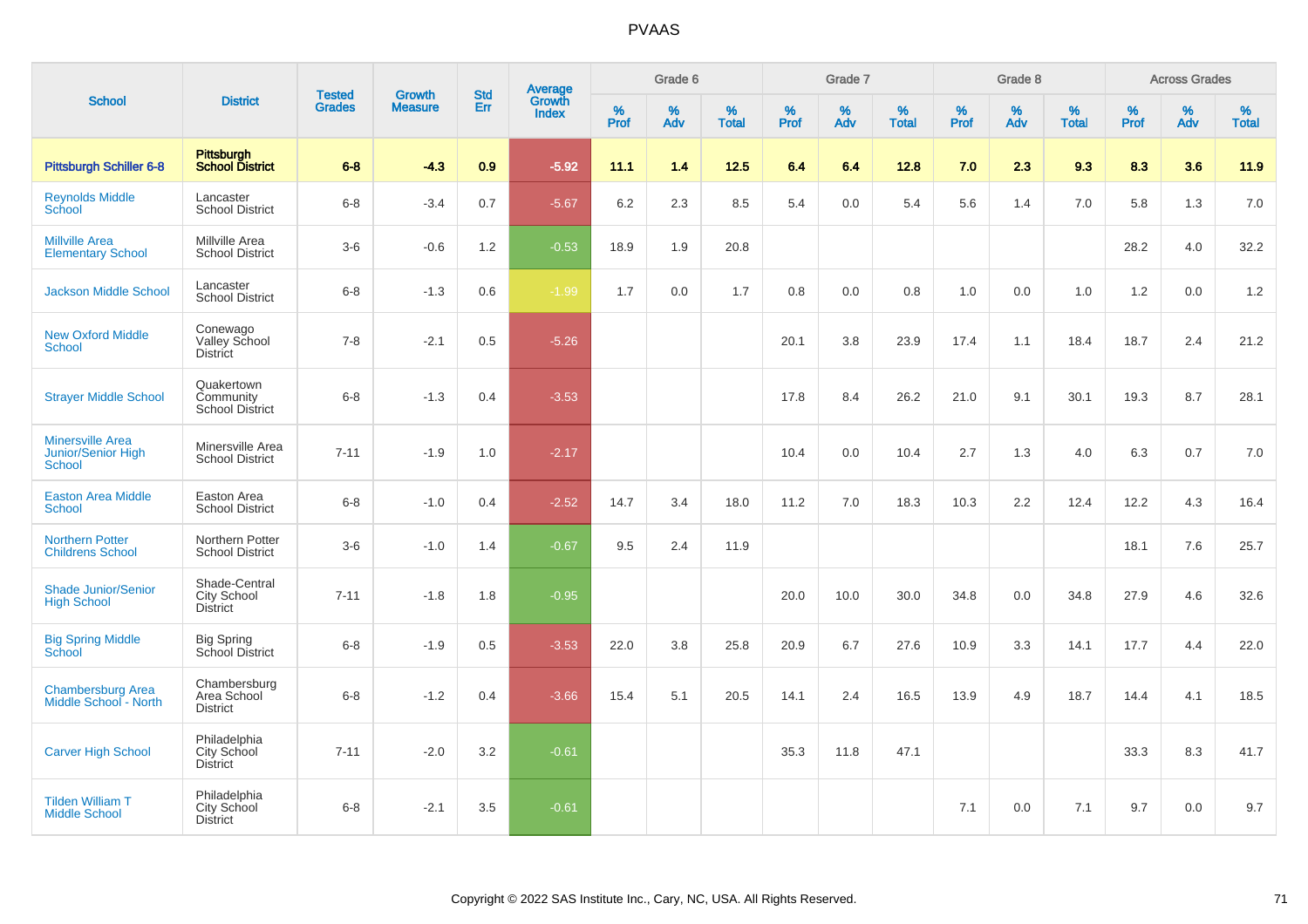# PVAAS

| School | District | Tested Grades | Growth Measure | Std Err | Average Growth Index | Grade 6 | | | Grade 7 | | | Grade 8 | | | Across Grades | | |
|---|---|---|---|---|---|---|---|---|---|---|---|---|---|---|---|---|---|
| | | | | | | % Prof | % Adv | % Total | % Prof | % Adv | % Total | % Prof | % Adv | % Total | % Prof | % Adv | % Total |
| **Pittsburgh Schiller 6-8** | **Pittsburgh School District** | **6-8** | **-4.3** | **0.9** | **-5.92** | **11.1** | **1.4** | **12.5** | **6.4** | **6.4** | **12.8** | **7.0** | **2.3** | **9.3** | **8.3** | **3.6** | **11.9** |
| Reynolds Middle School | Lancaster School District | 6-8 | -3.4 | 0.7 | -5.67 | 6.2 | 2.3 | 8.5 | 5.4 | 0.0 | 5.4 | 5.6 | 1.4 | 7.0 | 5.8 | 1.3 | 7.0 |
| Millville Area Elementary School | Millville Area School District | 3-6 | -0.6 | 1.2 | -0.53 | 18.9 | 1.9 | 20.8 | | | | | | | 28.2 | 4.0 | 32.2 |
| Jackson Middle School | Lancaster School District | 6-8 | -1.3 | 0.6 | -1.99 | 1.7 | 0.0 | 1.7 | 0.8 | 0.0 | 0.8 | 1.0 | 0.0 | 1.0 | 1.2 | 0.0 | 1.2 |
| New Oxford Middle School | Conewago Valley School District | 7-8 | -2.1 | 0.5 | -5.26 | | | | 20.1 | 3.8 | 23.9 | 17.4 | 1.1 | 18.4 | 18.7 | 2.4 | 21.2 |
| Strayer Middle School | Quakertown Community School District | 6-8 | -1.3 | 0.4 | -3.53 | | | | 17.8 | 8.4 | 26.2 | 21.0 | 9.1 | 30.1 | 19.3 | 8.7 | 28.1 |
| Minersville Area Junior/Senior High School | Minersville Area School District | 7-11 | -1.9 | 1.0 | -2.17 | | | | 10.4 | 0.0 | 10.4 | 2.7 | 1.3 | 4.0 | 6.3 | 0.7 | 7.0 |
| Easton Area Middle School | Easton Area School District | 6-8 | -1.0 | 0.4 | -2.52 | 14.7 | 3.4 | 18.0 | 11.2 | 7.0 | 18.3 | 10.3 | 2.2 | 12.4 | 12.2 | 4.3 | 16.4 |
| Northern Potter Childrens School | Northern Potter School District | 3-6 | -1.0 | 1.4 | -0.67 | 9.5 | 2.4 | 11.9 | | | | | | | 18.1 | 7.6 | 25.7 |
| Shade Junior/Senior High School | Shade-Central City School District | 7-11 | -1.8 | 1.8 | -0.95 | | | | 20.0 | 10.0 | 30.0 | 34.8 | 0.0 | 34.8 | 27.9 | 4.6 | 32.6 |
| Big Spring Middle School | Big Spring School District | 6-8 | -1.9 | 0.5 | -3.53 | 22.0 | 3.8 | 25.8 | 20.9 | 6.7 | 27.6 | 10.9 | 3.3 | 14.1 | 17.7 | 4.4 | 22.0 |
| Chambersburg Area Middle School - North | Chambersburg Area School District | 6-8 | -1.2 | 0.4 | -3.66 | 15.4 | 5.1 | 20.5 | 14.1 | 2.4 | 16.5 | 13.9 | 4.9 | 18.7 | 14.4 | 4.1 | 18.5 |
| Carver High School | Philadelphia City School District | 7-11 | -2.0 | 3.2 | -0.61 | | | | 35.3 | 11.8 | 47.1 | | | | 33.3 | 8.3 | 41.7 |
| Tilden William T Middle School | Philadelphia City School District | 6-8 | -2.1 | 3.5 | -0.61 | | | | | | | 7.1 | 0.0 | 7.1 | 9.7 | 0.0 | 9.7 |

Copyright © 2022 SAS Institute Inc., Cary, NC, USA. All Rights Reserved.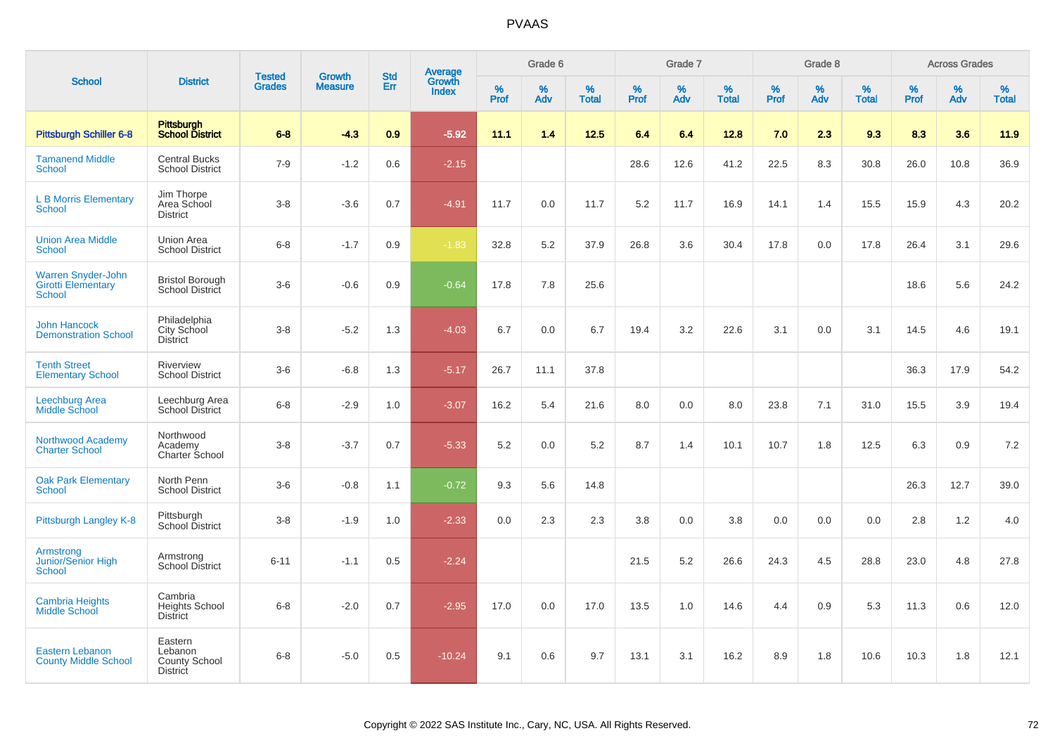# PVAAS

| School | District | Tested Grades | Growth Measure | Std Err | Average Growth Index | Grade 6 | | | Grade 7 | | | Grade 8 | | | Across Grades | | |
|---|---|---|---|---|---|---|---|---|---|---|---|---|---|---|---|---|---|
| | | | | | | % Prof | % Adv | % Total | % Prof | % Adv | % Total | % Prof | % Adv | % Total | % Prof | % Adv | % Total |
| **Pittsburgh Schiller 6-8** | **Pittsburgh School District** | **6-8** | **-4.3** | **0.9** | **-5.92** | **11.1** | **1.4** | **12.5** | **6.4** | **6.4** | **12.8** | **7.0** | **2.3** | **9.3** | **8.3** | **3.6** | **11.9** |
| Tamanend Middle School | Central Bucks School District | 7-9 | -1.2 | 0.6 | -2.15 | | | | 28.6 | 12.6 | 41.2 | 22.5 | 8.3 | 30.8 | 26.0 | 10.8 | 36.9 |
| L B Morris Elementary School | Jim Thorpe Area School District | 3-8 | -3.6 | 0.7 | -4.91 | 11.7 | 0.0 | 11.7 | 5.2 | 11.7 | 16.9 | 14.1 | 1.4 | 15.5 | 15.9 | 4.3 | 20.2 |
| Union Area Middle School | Union Area School District | 6-8 | -1.7 | 0.9 | -1.83 | 32.8 | 5.2 | 37.9 | 26.8 | 3.6 | 30.4 | 17.8 | 0.0 | 17.8 | 26.4 | 3.1 | 29.6 |
| Warren Snyder-John Girotti Elementary School | Bristol Borough School District | 3-6 | -0.6 | 0.9 | -0.64 | 17.8 | 7.8 | 25.6 | | | | | | | 18.6 | 5.6 | 24.2 |
| John Hancock Demonstration School | Philadelphia City School District | 3-8 | -5.2 | 1.3 | -4.03 | 6.7 | 0.0 | 6.7 | 19.4 | 3.2 | 22.6 | 3.1 | 0.0 | 3.1 | 14.5 | 4.6 | 19.1 |
| Tenth Street Elementary School | Riverview School District | 3-6 | -6.8 | 1.3 | -5.17 | 26.7 | 11.1 | 37.8 | | | | | | | 36.3 | 17.9 | 54.2 |
| Leechburg Area Middle School | Leechburg Area School District | 6-8 | -2.9 | 1.0 | -3.07 | 16.2 | 5.4 | 21.6 | 8.0 | 0.0 | 8.0 | 23.8 | 7.1 | 31.0 | 15.5 | 3.9 | 19.4 |
| Northwood Academy Charter School | Northwood Academy Charter School | 3-8 | -3.7 | 0.7 | -5.33 | 5.2 | 0.0 | 5.2 | 8.7 | 1.4 | 10.1 | 10.7 | 1.8 | 12.5 | 6.3 | 0.9 | 7.2 |
| Oak Park Elementary School | North Penn School District | 3-6 | -0.8 | 1.1 | -0.72 | 9.3 | 5.6 | 14.8 | | | | | | | 26.3 | 12.7 | 39.0 |
| Pittsburgh Langley K-8 | Pittsburgh School District | 3-8 | -1.9 | 1.0 | -2.33 | 0.0 | 2.3 | 2.3 | 3.8 | 0.0 | 3.8 | 0.0 | 0.0 | 0.0 | 2.8 | 1.2 | 4.0 |
| Armstrong Junior/Senior High School | Armstrong School District | 6-11 | -1.1 | 0.5 | -2.24 | | | | 21.5 | 5.2 | 26.6 | 24.3 | 4.5 | 28.8 | 23.0 | 4.8 | 27.8 |
| Cambria Heights Middle School | Cambria Heights School District | 6-8 | -2.0 | 0.7 | -2.95 | 17.0 | 0.0 | 17.0 | 13.5 | 1.0 | 14.6 | 4.4 | 0.9 | 5.3 | 11.3 | 0.6 | 12.0 |
| Eastern Lebanon County Middle School | Eastern Lebanon County School District | 6-8 | -5.0 | 0.5 | -10.24 | 9.1 | 0.6 | 9.7 | 13.1 | 3.1 | 16.2 | 8.9 | 1.8 | 10.6 | 10.3 | 1.8 | 12.1 |

Copyright © 2022 SAS Institute Inc., Cary, NC, USA. All Rights Reserved.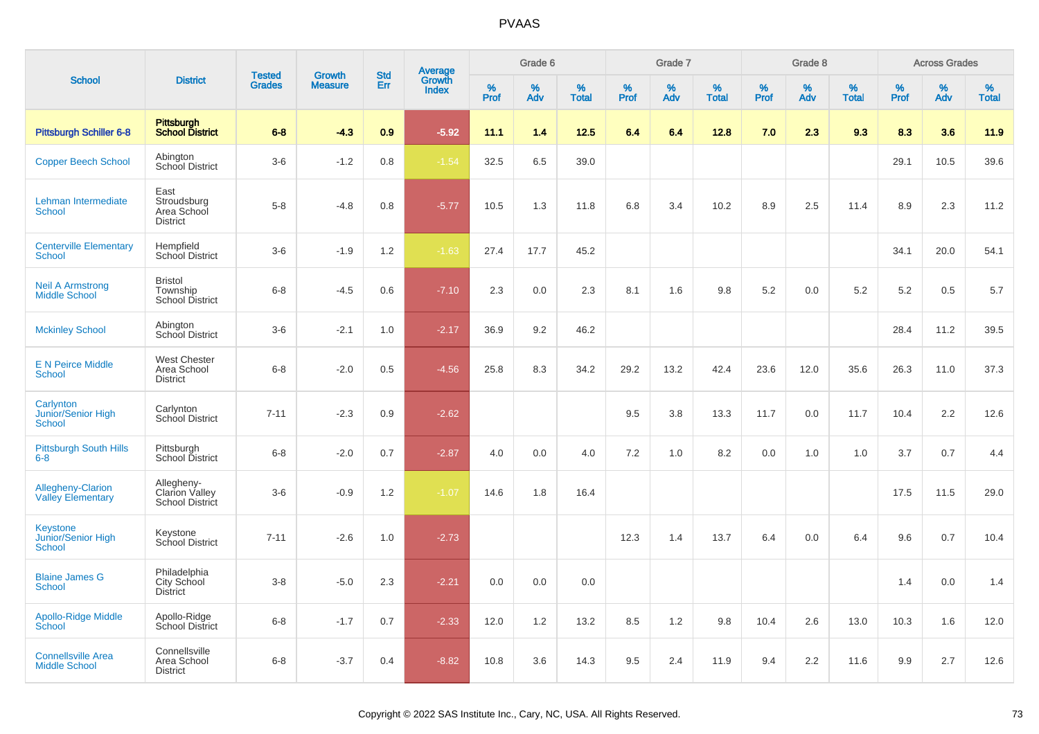# PVAAS

| School | District | Tested Grades | Growth Measure | Std Err | Average Growth Index | Grade 6 | | | Grade 7 | | | Grade 8 | | | Across Grades | | |
|---|---|---|---|---|---|---|---|---|---|---|---|---|---|---|---|---|---|
| | | | | | | % Prof | % Adv | % Total | % Prof | % Adv | % Total | % Prof | % Adv | % Total | % Prof | % Adv | % Total |
| **Pittsburgh Schiller 6-8** | **Pittsburgh School District** | **6-8** | **-4.3** | **0.9** | **-5.92** | **11.1** | **1.4** | **12.5** | **6.4** | **6.4** | **12.8** | **7.0** | **2.3** | **9.3** | **8.3** | **3.6** | **11.9** |
| Copper Beech School | Abington School District | 3-6 | -1.2 | 0.8 | -1.54 | 32.5 | 6.5 | 39.0 | | | | | | | 29.1 | 10.5 | 39.6 |
| Lehman Intermediate School | East Stroudsburg Area School District | 5-8 | -4.8 | 0.8 | -5.77 | 10.5 | 1.3 | 11.8 | 6.8 | 3.4 | 10.2 | 8.9 | 2.5 | 11.4 | 8.9 | 2.3 | 11.2 |
| Centerville Elementary School | Hempfield School District | 3-6 | -1.9 | 1.2 | -1.63 | 27.4 | 17.7 | 45.2 | | | | | | | 34.1 | 20.0 | 54.1 |
| Neil A Armstrong Middle School | Bristol Township School District | 6-8 | -4.5 | 0.6 | -7.10 | 2.3 | 0.0 | 2.3 | 8.1 | 1.6 | 9.8 | 5.2 | 0.0 | 5.2 | 5.2 | 0.5 | 5.7 |
| Mckinley School | Abington School District | 3-6 | -2.1 | 1.0 | -2.17 | 36.9 | 9.2 | 46.2 | | | | | | | 28.4 | 11.2 | 39.5 |
| E N Peirce Middle School | West Chester Area School District | 6-8 | -2.0 | 0.5 | -4.56 | 25.8 | 8.3 | 34.2 | 29.2 | 13.2 | 42.4 | 23.6 | 12.0 | 35.6 | 26.3 | 11.0 | 37.3 |
| Carlynton Junior/Senior High School | Carlynton School District | 7-11 | -2.3 | 0.9 | -2.62 | | | | 9.5 | 3.8 | 13.3 | 11.7 | 0.0 | 11.7 | 10.4 | 2.2 | 12.6 |
| Pittsburgh South Hills 6-8 | Pittsburgh School District | 6-8 | -2.0 | 0.7 | -2.87 | 4.0 | 0.0 | 4.0 | 7.2 | 1.0 | 8.2 | 0.0 | 1.0 | 1.0 | 3.7 | 0.7 | 4.4 |
| Allegheny-Clarion Valley Elementary | Allegheny-Clarion Valley School District | 3-6 | -0.9 | 1.2 | -1.07 | 14.6 | 1.8 | 16.4 | | | | | | | 17.5 | 11.5 | 29.0 |
| Keystone Junior/Senior High School | Keystone School District | 7-11 | -2.6 | 1.0 | -2.73 | | | | 12.3 | 1.4 | 13.7 | 6.4 | 0.0 | 6.4 | 9.6 | 0.7 | 10.4 |
| Blaine James G School | Philadelphia City School District | 3-8 | -5.0 | 2.3 | -2.21 | 0.0 | 0.0 | 0.0 | | | | | | | 1.4 | 0.0 | 1.4 |
| Apollo-Ridge Middle School | Apollo-Ridge School District | 6-8 | -1.7 | 0.7 | -2.33 | 12.0 | 1.2 | 13.2 | 8.5 | 1.2 | 9.8 | 10.4 | 2.6 | 13.0 | 10.3 | 1.6 | 12.0 |
| Connellsville Area Middle School | Connellsville Area School District | 6-8 | -3.7 | 0.4 | -8.82 | 10.8 | 3.6 | 14.3 | 9.5 | 2.4 | 11.9 | 9.4 | 2.2 | 11.6 | 9.9 | 2.7 | 12.6 |

Copyright © 2022 SAS Institute Inc., Cary, NC, USA. All Rights Reserved.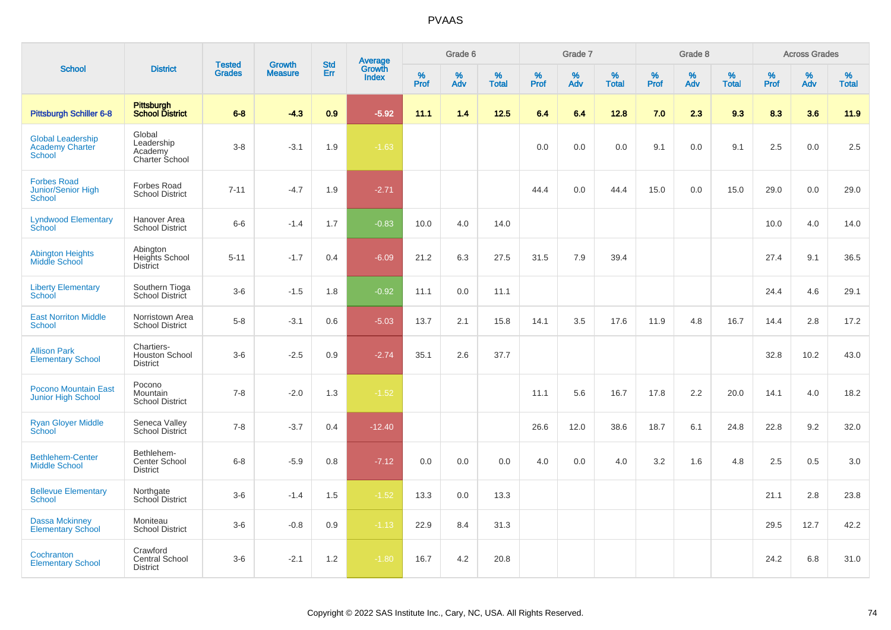# PVAAS

| School | District | Tested Grades | Growth Measure | Std Err | Average Growth Index | Grade 6 | | | Grade 7 | | | Grade 8 | | | Across Grades | | |
|---|---|---|---|---|---|---|---|---|---|---|---|---|---|---|---|---|---|
| | | | | | | % Prof | % Adv | % Total | % Prof | % Adv | % Total | % Prof | % Adv | % Total | % Prof | % Adv | % Total |
| **Pittsburgh Schiller 6-8** | **Pittsburgh School District** | **6-8** | **-4.3** | **0.9** | **-5.92** | **11.1** | **1.4** | **12.5** | **6.4** | **6.4** | **12.8** | **7.0** | **2.3** | **9.3** | **8.3** | **3.6** | **11.9** |
| Global Leadership Academy Charter School | Global Leadership Academy Charter School | 3-8 | -3.1 | 1.9 | -1.63 | | | | 0.0 | 0.0 | 0.0 | 9.1 | 0.0 | 9.1 | 2.5 | 0.0 | 2.5 |
| Forbes Road Junior/Senior High School | Forbes Road School District | 7-11 | -4.7 | 1.9 | -2.71 | | | | 44.4 | 0.0 | 44.4 | 15.0 | 0.0 | 15.0 | 29.0 | 0.0 | 29.0 |
| Lyndwood Elementary School | Hanover Area School District | 6-6 | -1.4 | 1.7 | -0.83 | 10.0 | 4.0 | 14.0 | | | | | | | 10.0 | 4.0 | 14.0 |
| Abington Heights Middle School | Abington Heights School District | 5-11 | -1.7 | 0.4 | -6.09 | 21.2 | 6.3 | 27.5 | 31.5 | 7.9 | 39.4 | | | | 27.4 | 9.1 | 36.5 |
| Liberty Elementary School | Southern Tioga School District | 3-6 | -1.5 | 1.8 | -0.92 | 11.1 | 0.0 | 11.1 | | | | | | | 24.4 | 4.6 | 29.1 |
| East Norriton Middle School | Norristown Area School District | 5-8 | -3.1 | 0.6 | -5.03 | 13.7 | 2.1 | 15.8 | 14.1 | 3.5 | 17.6 | 11.9 | 4.8 | 16.7 | 14.4 | 2.8 | 17.2 |
| Allison Park Elementary School | Chartiers-Houston School District | 3-6 | -2.5 | 0.9 | -2.74 | 35.1 | 2.6 | 37.7 | | | | | | | 32.8 | 10.2 | 43.0 |
| Pocono Mountain East Junior High School | Pocono Mountain School District | 7-8 | -2.0 | 1.3 | -1.52 | | | | 11.1 | 5.6 | 16.7 | 17.8 | 2.2 | 20.0 | 14.1 | 4.0 | 18.2 |
| Ryan Gloyer Middle School | Seneca Valley School District | 7-8 | -3.7 | 0.4 | -12.40 | | | | 26.6 | 12.0 | 38.6 | 18.7 | 6.1 | 24.8 | 22.8 | 9.2 | 32.0 |
| Bethlehem-Center Middle School | Bethlehem-Center School District | 6-8 | -5.9 | 0.8 | -7.12 | 0.0 | 0.0 | 0.0 | 4.0 | 0.0 | 4.0 | 3.2 | 1.6 | 4.8 | 2.5 | 0.5 | 3.0 |
| Bellevue Elementary School | Northgate School District | 3-6 | -1.4 | 1.5 | -1.52 | 13.3 | 0.0 | 13.3 | | | | | | | 21.1 | 2.8 | 23.8 |
| Dassa Mckinney Elementary School | Moniteau School District | 3-6 | -0.8 | 0.9 | -1.13 | 22.9 | 8.4 | 31.3 | | | | | | | 29.5 | 12.7 | 42.2 |
| Cochranton Elementary School | Crawford Central School District | 3-6 | -2.1 | 1.2 | -1.80 | 16.7 | 4.2 | 20.8 | | | | | | | 24.2 | 6.8 | 31.0 |

Copyright © 2022 SAS Institute Inc., Cary, NC, USA. All Rights Reserved.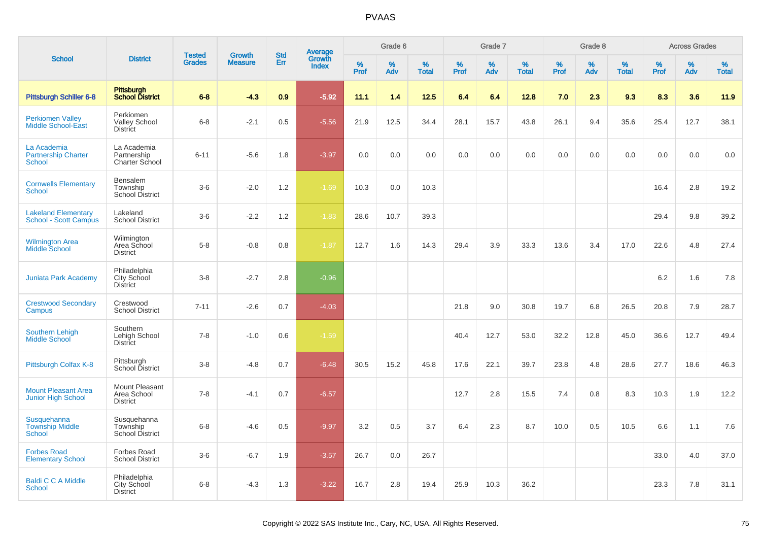# PVAAS

| School | District | Tested Grades | Growth Measure | Std Err | Average Growth Index | Grade 6 | | | Grade 7 | | | Grade 8 | | | Across Grades | | |
|---|---|---|---|---|---|---|---|---|---|---|---|---|---|---|---|---|---|
| | | | | | | % Prof | % Adv | % Total | % Prof | % Adv | % Total | % Prof | % Adv | % Total | % Prof | % Adv | % Total |
| **Pittsburgh Schiller 6-8** | **Pittsburgh School District** | **6-8** | **-4.3** | **0.9** | **-5.92** | **11.1** | **1.4** | **12.5** | **6.4** | **6.4** | **12.8** | **7.0** | **2.3** | **9.3** | **8.3** | **3.6** | **11.9** |
| Perkiomen Valley Middle School-East | Perkiomen Valley School District | 6-8 | -2.1 | 0.5 | -5.56 | 21.9 | 12.5 | 34.4 | 28.1 | 15.7 | 43.8 | 26.1 | 9.4 | 35.6 | 25.4 | 12.7 | 38.1 |
| La Academia Partnership Charter School | La Academia Partnership Charter School | 6-11 | -5.6 | 1.8 | -3.97 | 0.0 | 0.0 | 0.0 | 0.0 | 0.0 | 0.0 | 0.0 | 0.0 | 0.0 | 0.0 | 0.0 | 0.0 |
| Cornwells Elementary School | Bensalem Township School District | 3-6 | -2.0 | 1.2 | -1.69 | 10.3 | 0.0 | 10.3 | | | | | | | 16.4 | 2.8 | 19.2 |
| Lakeland Elementary School - Scott Campus | Lakeland School District | 3-6 | -2.2 | 1.2 | -1.83 | 28.6 | 10.7 | 39.3 | | | | | | | 29.4 | 9.8 | 39.2 |
| Wilmington Area Middle School | Wilmington Area School District | 5-8 | -0.8 | 0.8 | -1.87 | 12.7 | 1.6 | 14.3 | 29.4 | 3.9 | 33.3 | 13.6 | 3.4 | 17.0 | 22.6 | 4.8 | 27.4 |
| Juniata Park Academy | Philadelphia City School District | 3-8 | -2.7 | 2.8 | -0.96 | | | | | | | | | | 6.2 | 1.6 | 7.8 |
| Crestwood Secondary Campus | Crestwood School District | 7-11 | -2.6 | 0.7 | -4.03 | | | | 21.8 | 9.0 | 30.8 | 19.7 | 6.8 | 26.5 | 20.8 | 7.9 | 28.7 |
| Southern Lehigh Middle School | Southern Lehigh School District | 7-8 | -1.0 | 0.6 | -1.59 | | | | 40.4 | 12.7 | 53.0 | 32.2 | 12.8 | 45.0 | 36.6 | 12.7 | 49.4 |
| Pittsburgh Colfax K-8 | Pittsburgh School District | 3-8 | -4.8 | 0.7 | -6.48 | 30.5 | 15.2 | 45.8 | 17.6 | 22.1 | 39.7 | 23.8 | 4.8 | 28.6 | 27.7 | 18.6 | 46.3 |
| Mount Pleasant Area Junior High School | Mount Pleasant Area School District | 7-8 | -4.1 | 0.7 | -6.57 | | | | 12.7 | 2.8 | 15.5 | 7.4 | 0.8 | 8.3 | 10.3 | 1.9 | 12.2 |
| Susquehanna Township Middle School | Susquehanna Township School District | 6-8 | -4.6 | 0.5 | -9.97 | 3.2 | 0.5 | 3.7 | 6.4 | 2.3 | 8.7 | 10.0 | 0.5 | 10.5 | 6.6 | 1.1 | 7.6 |
| Forbes Road Elementary School | Forbes Road School District | 3-6 | -6.7 | 1.9 | -3.57 | 26.7 | 0.0 | 26.7 | | | | | | | 33.0 | 4.0 | 37.0 |
| Baldi C C A Middle School | Philadelphia City School District | 6-8 | -4.3 | 1.3 | -3.22 | 16.7 | 2.8 | 19.4 | 25.9 | 10.3 | 36.2 | | | | 23.3 | 7.8 | 31.1 |

Copyright © 2022 SAS Institute Inc., Cary, NC, USA. All Rights Reserved.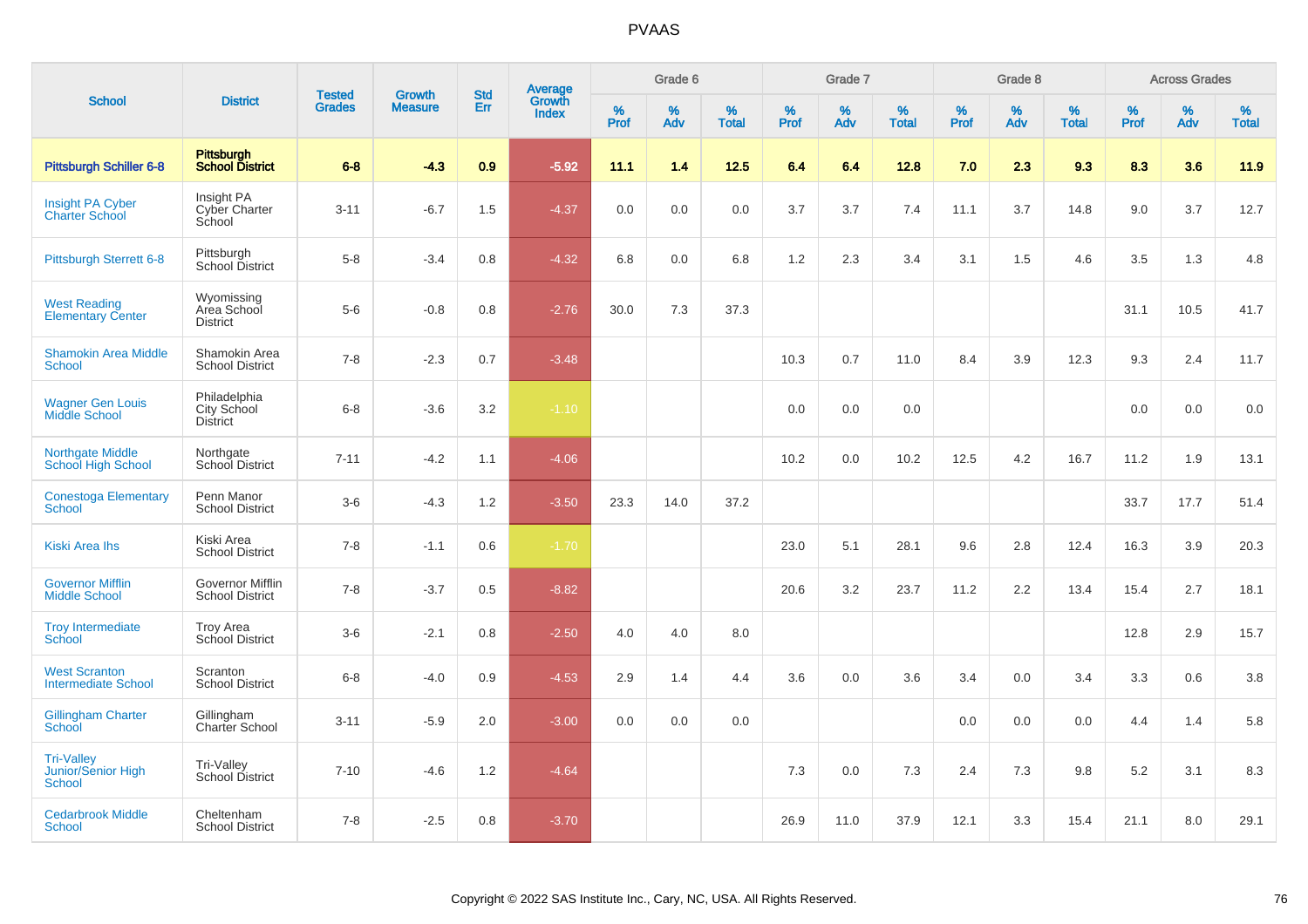# PVAAS

| School | District | Tested Grades | Growth Measure | Std Err | Average Growth Index | Grade 6 | | | Grade 7 | | | Grade 8 | | | Across Grades | | |
|---|---|---|---|---|---|---|---|---|---|---|---|---|---|---|---|---|---|
| | | | | | | % Prof | % Adv | % Total | % Prof | % Adv | % Total | % Prof | % Adv | % Total | % Prof | % Adv | % Total |
| **Pittsburgh Schiller 6-8** | **Pittsburgh School District** | **6-8** | **-4.3** | **0.9** | **-5.92** | **11.1** | **1.4** | **12.5** | **6.4** | **6.4** | **12.8** | **7.0** | **2.3** | **9.3** | **8.3** | **3.6** | **11.9** |
| Insight PA Cyber Charter School | Insight PA Cyber Charter School | 3-11 | -6.7 | 1.5 | -4.37 | 0.0 | 0.0 | 0.0 | 3.7 | 3.7 | 7.4 | 11.1 | 3.7 | 14.8 | 9.0 | 3.7 | 12.7 |
| Pittsburgh Sterrett 6-8 | Pittsburgh School District | 5-8 | -3.4 | 0.8 | -4.32 | 6.8 | 0.0 | 6.8 | 1.2 | 2.3 | 3.4 | 3.1 | 1.5 | 4.6 | 3.5 | 1.3 | 4.8 |
| West Reading Elementary Center | Wyomissing Area School District | 5-6 | -0.8 | 0.8 | -2.76 | 30.0 | 7.3 | 37.3 | | | | | | | 31.1 | 10.5 | 41.7 |
| Shamokin Area Middle School | Shamokin Area School District | 7-8 | -2.3 | 0.7 | -3.48 | | | | 10.3 | 0.7 | 11.0 | 8.4 | 3.9 | 12.3 | 9.3 | 2.4 | 11.7 |
| Wagner Gen Louis Middle School | Philadelphia City School District | 6-8 | -3.6 | 3.2 | -1.10 | | | | 0.0 | 0.0 | 0.0 | | | | 0.0 | 0.0 | 0.0 |
| Northgate Middle School High School | Northgate School District | 7-11 | -4.2 | 1.1 | -4.06 | | | | 10.2 | 0.0 | 10.2 | 12.5 | 4.2 | 16.7 | 11.2 | 1.9 | 13.1 |
| Conestoga Elementary School | Penn Manor School District | 3-6 | -4.3 | 1.2 | -3.50 | 23.3 | 14.0 | 37.2 | | | | | | | 33.7 | 17.7 | 51.4 |
| Kiski Area Ihs | Kiski Area School District | 7-8 | -1.1 | 0.6 | -1.70 | | | | 23.0 | 5.1 | 28.1 | 9.6 | 2.8 | 12.4 | 16.3 | 3.9 | 20.3 |
| Governor Mifflin Middle School | Governor Mifflin School District | 7-8 | -3.7 | 0.5 | -8.82 | | | | 20.6 | 3.2 | 23.7 | 11.2 | 2.2 | 13.4 | 15.4 | 2.7 | 18.1 |
| Troy Intermediate School | Troy Area School District | 3-6 | -2.1 | 0.8 | -2.50 | 4.0 | 4.0 | 8.0 | | | | | | | 12.8 | 2.9 | 15.7 |
| West Scranton Intermediate School | Scranton School District | 6-8 | -4.0 | 0.9 | -4.53 | 2.9 | 1.4 | 4.4 | 3.6 | 0.0 | 3.6 | 3.4 | 0.0 | 3.4 | 3.3 | 0.6 | 3.8 |
| Gillingham Charter School | Gillingham Charter School | 3-11 | -5.9 | 2.0 | -3.00 | 0.0 | 0.0 | 0.0 | | | | 0.0 | 0.0 | 0.0 | 4.4 | 1.4 | 5.8 |
| Tri-Valley Junior/Senior High School | Tri-Valley School District | 7-10 | -4.6 | 1.2 | -4.64 | | | | 7.3 | 0.0 | 7.3 | 2.4 | 7.3 | 9.8 | 5.2 | 3.1 | 8.3 |
| Cedarbrook Middle School | Cheltenham School District | 7-8 | -2.5 | 0.8 | -3.70 | | | | 26.9 | 11.0 | 37.9 | 12.1 | 3.3 | 15.4 | 21.1 | 8.0 | 29.1 |

Copyright © 2022 SAS Institute Inc., Cary, NC, USA. All Rights Reserved.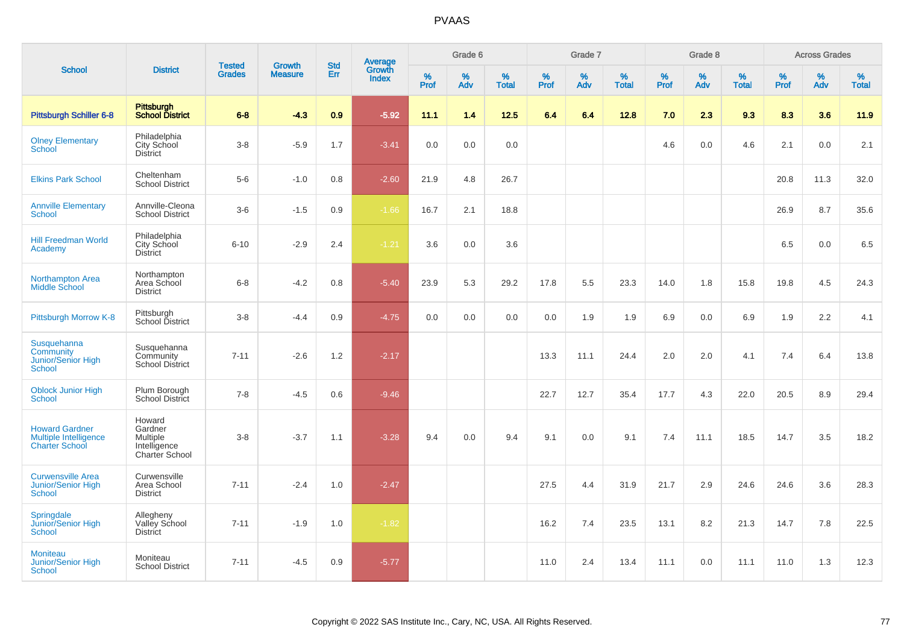# PVAAS

| School | District | Tested Grades | Growth Measure | Std Err | Average Growth Index | Grade 6 | | | Grade 7 | | | Grade 8 | | | Across Grades | | |
|---|---|---|---|---|---|---|---|---|---|---|---|---|---|---|---|---|---|
| | | | | | | % Prof | % Adv | % Total | % Prof | % Adv | % Total | % Prof | % Adv | % Total | % Prof | % Adv | % Total |
| **Pittsburgh Schiller 6-8** | **Pittsburgh School District** | **6-8** | **-4.3** | **0.9** | **-5.92** | **11.1** | **1.4** | **12.5** | **6.4** | **6.4** | **12.8** | **7.0** | **2.3** | **9.3** | **8.3** | **3.6** | **11.9** |
| Olney Elementary School | Philadelphia City School District | 3-8 | -5.9 | 1.7 | -3.41 | 0.0 | 0.0 | 0.0 | | | | 4.6 | 0.0 | 4.6 | 2.1 | 0.0 | 2.1 |
| Elkins Park School | Cheltenham School District | 5-6 | -1.0 | 0.8 | -2.60 | 21.9 | 4.8 | 26.7 | | | | | | | 20.8 | 11.3 | 32.0 |
| Annville Elementary School | Annville-Cleona School District | 3-6 | -1.5 | 0.9 | -1.66 | 16.7 | 2.1 | 18.8 | | | | | | | 26.9 | 8.7 | 35.6 |
| Hill Freedman World Academy | Philadelphia City School District | 6-10 | -2.9 | 2.4 | -1.21 | 3.6 | 0.0 | 3.6 | | | | | | | 6.5 | 0.0 | 6.5 |
| Northampton Area Middle School | Northampton Area School District | 6-8 | -4.2 | 0.8 | -5.40 | 23.9 | 5.3 | 29.2 | 17.8 | 5.5 | 23.3 | 14.0 | 1.8 | 15.8 | 19.8 | 4.5 | 24.3 |
| Pittsburgh Morrow K-8 | Pittsburgh School District | 3-8 | -4.4 | 0.9 | -4.75 | 0.0 | 0.0 | 0.0 | 0.0 | 1.9 | 1.9 | 6.9 | 0.0 | 6.9 | 1.9 | 2.2 | 4.1 |
| Susquehanna Community Junior/Senior High School | Susquehanna Community School District | 7-11 | -2.6 | 1.2 | -2.17 | | | | 13.3 | 11.1 | 24.4 | 2.0 | 2.0 | 4.1 | 7.4 | 6.4 | 13.8 |
| Oblock Junior High School | Plum Borough School District | 7-8 | -4.5 | 0.6 | -9.46 | | | | 22.7 | 12.7 | 35.4 | 17.7 | 4.3 | 22.0 | 20.5 | 8.9 | 29.4 |
| Howard Gardner Multiple Intelligence Charter School | Howard Gardner Multiple Intelligence Charter School | 3-8 | -3.7 | 1.1 | -3.28 | 9.4 | 0.0 | 9.4 | 9.1 | 0.0 | 9.1 | 7.4 | 11.1 | 18.5 | 14.7 | 3.5 | 18.2 |
| Curwensville Area Junior/Senior High School | Curwensville Area School District | 7-11 | -2.4 | 1.0 | -2.47 | | | | 27.5 | 4.4 | 31.9 | 21.7 | 2.9 | 24.6 | 24.6 | 3.6 | 28.3 |
| Springdale Junior/Senior High School | Allegheny Valley School District | 7-11 | -1.9 | 1.0 | -1.82 | | | | 16.2 | 7.4 | 23.5 | 13.1 | 8.2 | 21.3 | 14.7 | 7.8 | 22.5 |
| Moniteau Junior/Senior High School | Moniteau School District | 7-11 | -4.5 | 0.9 | -5.77 | | | | 11.0 | 2.4 | 13.4 | 11.1 | 0.0 | 11.1 | 11.0 | 1.3 | 12.3 |

Copyright © 2022 SAS Institute Inc., Cary, NC, USA. All Rights Reserved.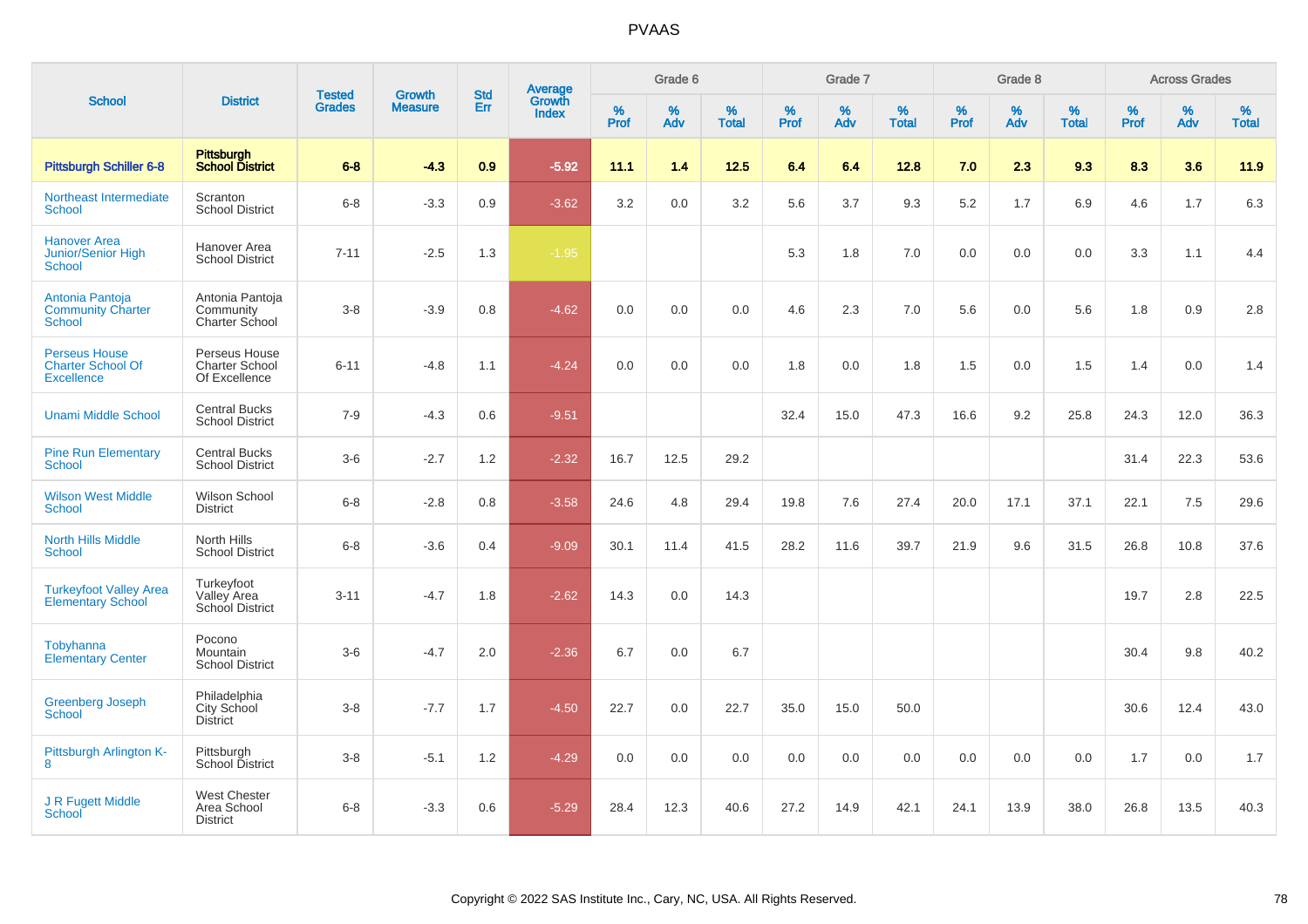PVAAS

| School | District | Tested Grades | Growth Measure | Std Err | Average Growth Index | Grade 6 | | | Grade 7 | | | Grade 8 | | | Across Grades | | |
|---|---|---|---|---|---|---|---|---|---|---|---|---|---|---|---|---|---|
| | | | | | | % Prof | % Adv | % Total | % Prof | % Adv | % Total | % Prof | % Adv | % Total | % Prof | % Adv | % Total |
| **Pittsburgh Schiller 6-8** | **Pittsburgh School District** | **6-8** | **-4.3** | **0.9** | **-5.92** | **11.1** | **1.4** | **12.5** | **6.4** | **6.4** | **12.8** | **7.0** | **2.3** | **9.3** | **8.3** | **3.6** | **11.9** |
| Northeast Intermediate School | Scranton School District | 6-8 | -3.3 | 0.9 | -3.62 | 3.2 | 0.0 | 3.2 | 5.6 | 3.7 | 9.3 | 5.2 | 1.7 | 6.9 | 4.6 | 1.7 | 6.3 |
| Hanover Area Junior/Senior High School | Hanover Area School District | 7-11 | -2.5 | 1.3 | -1.95 | | | | 5.3 | 1.8 | 7.0 | 0.0 | 0.0 | 0.0 | 3.3 | 1.1 | 4.4 |
| Antonia Pantoja Community Charter School | Antonia Pantoja Community Charter School | 3-8 | -3.9 | 0.8 | -4.62 | 0.0 | 0.0 | 0.0 | 4.6 | 2.3 | 7.0 | 5.6 | 0.0 | 5.6 | 1.8 | 0.9 | 2.8 |
| Perseus House Charter School Of Excellence | Perseus House Charter School Of Excellence | 6-11 | -4.8 | 1.1 | -4.24 | 0.0 | 0.0 | 0.0 | 1.8 | 0.0 | 1.8 | 1.5 | 0.0 | 1.5 | 1.4 | 0.0 | 1.4 |
| Unami Middle School | Central Bucks School District | 7-9 | -4.3 | 0.6 | -9.51 | | | | 32.4 | 15.0 | 47.3 | 16.6 | 9.2 | 25.8 | 24.3 | 12.0 | 36.3 |
| Pine Run Elementary School | Central Bucks School District | 3-6 | -2.7 | 1.2 | -2.32 | 16.7 | 12.5 | 29.2 | | | | | | | 31.4 | 22.3 | 53.6 |
| Wilson West Middle School | Wilson School District | 6-8 | -2.8 | 0.8 | -3.58 | 24.6 | 4.8 | 29.4 | 19.8 | 7.6 | 27.4 | 20.0 | 17.1 | 37.1 | 22.1 | 7.5 | 29.6 |
| North Hills Middle School | North Hills School District | 6-8 | -3.6 | 0.4 | -9.09 | 30.1 | 11.4 | 41.5 | 28.2 | 11.6 | 39.7 | 21.9 | 9.6 | 31.5 | 26.8 | 10.8 | 37.6 |
| Turkeyfoot Valley Area Elementary School | Turkeyfoot Valley Area School District | 3-11 | -4.7 | 1.8 | -2.62 | 14.3 | 0.0 | 14.3 | | | | | | | 19.7 | 2.8 | 22.5 |
| Tobyhanna Elementary Center | Pocono Mountain School District | 3-6 | -4.7 | 2.0 | -2.36 | 6.7 | 0.0 | 6.7 | | | | | | | 30.4 | 9.8 | 40.2 |
| Greenberg Joseph School | Philadelphia City School District | 3-8 | -7.7 | 1.7 | -4.50 | 22.7 | 0.0 | 22.7 | 35.0 | 15.0 | 50.0 | | | | 30.6 | 12.4 | 43.0 |
| Pittsburgh Arlington K-8 | Pittsburgh School District | 3-8 | -5.1 | 1.2 | -4.29 | 0.0 | 0.0 | 0.0 | 0.0 | 0.0 | 0.0 | 0.0 | 0.0 | 0.0 | 1.7 | 0.0 | 1.7 |
| J R Fugett Middle School | West Chester Area School District | 6-8 | -3.3 | 0.6 | -5.29 | 28.4 | 12.3 | 40.6 | 27.2 | 14.9 | 42.1 | 24.1 | 13.9 | 38.0 | 26.8 | 13.5 | 40.3 |

Copyright © 2022 SAS Institute Inc., Cary, NC, USA. All Rights Reserved.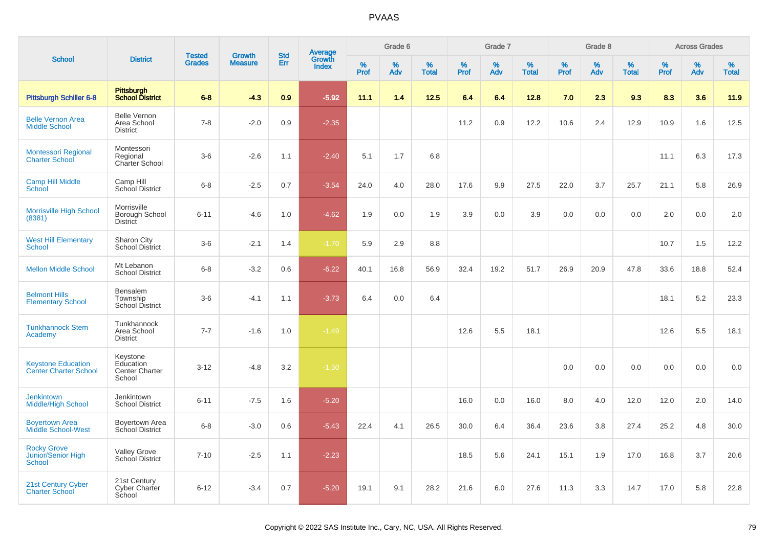# PVAAS

| School | District | Tested Grades | Growth Measure | Std Err | Average Growth Index | Grade 6 | | | Grade 7 | | | Grade 8 | | | Across Grades | | |
|---|---|---|---|---|---|---|---|---|---|---|---|---|---|---|---|---|---|
| | | | | | | % Prof | % Adv | % Total | % Prof | % Adv | % Total | % Prof | % Adv | % Total | % Prof | % Adv | % Total |
| **Pittsburgh Schiller 6-8** | **Pittsburgh School District** | **6-8** | **-4.3** | **0.9** | **-5.92** | **11.1** | **1.4** | **12.5** | **6.4** | **6.4** | **12.8** | **7.0** | **2.3** | **9.3** | **8.3** | **3.6** | **11.9** |
| Belle Vernon Area Middle School | Belle Vernon Area School District | 7-8 | -2.0 | 0.9 | -2.35 | | | | 11.2 | 0.9 | 12.2 | 10.6 | 2.4 | 12.9 | 10.9 | 1.6 | 12.5 |
| Montessori Regional Charter School | Montessori Regional Charter School | 3-6 | -2.6 | 1.1 | -2.40 | 5.1 | 1.7 | 6.8 | | | | | | | 11.1 | 6.3 | 17.3 |
| Camp Hill Middle School | Camp Hill School District | 6-8 | -2.5 | 0.7 | -3.54 | 24.0 | 4.0 | 28.0 | 17.6 | 9.9 | 27.5 | 22.0 | 3.7 | 25.7 | 21.1 | 5.8 | 26.9 |
| Morrisville High School (8381) | Morrisville Borough School District | 6-11 | -4.6 | 1.0 | -4.62 | 1.9 | 0.0 | 1.9 | 3.9 | 0.0 | 3.9 | 0.0 | 0.0 | 0.0 | 2.0 | 0.0 | 2.0 |
| West Hill Elementary School | Sharon City School District | 3-6 | -2.1 | 1.4 | -1.70 | 5.9 | 2.9 | 8.8 | | | | | | | 10.7 | 1.5 | 12.2 |
| Mellon Middle School | Mt Lebanon School District | 6-8 | -3.2 | 0.6 | -6.22 | 40.1 | 16.8 | 56.9 | 32.4 | 19.2 | 51.7 | 26.9 | 20.9 | 47.8 | 33.6 | 18.8 | 52.4 |
| Belmont Hills Elementary School | Bensalem Township School District | 3-6 | -4.1 | 1.1 | -3.73 | 6.4 | 0.0 | 6.4 | | | | | | | 18.1 | 5.2 | 23.3 |
| Tunkhannock Stem Academy | Tunkhannock Area School District | 7-7 | -1.6 | 1.0 | -1.49 | | | | 12.6 | 5.5 | 18.1 | | | | 12.6 | 5.5 | 18.1 |
| Keystone Education Center Charter School | Keystone Education Center Charter School | 3-12 | -4.8 | 3.2 | -1.50 | | | | | | | 0.0 | 0.0 | 0.0 | 0.0 | 0.0 | 0.0 |
| Jenkintown Middle/High School | Jenkintown School District | 6-11 | -7.5 | 1.6 | -5.20 | | | | 16.0 | 0.0 | 16.0 | 8.0 | 4.0 | 12.0 | 12.0 | 2.0 | 14.0 |
| Boyertown Area Middle School-West | Boyertown Area School District | 6-8 | -3.0 | 0.6 | -5.43 | 22.4 | 4.1 | 26.5 | 30.0 | 6.4 | 36.4 | 23.6 | 3.8 | 27.4 | 25.2 | 4.8 | 30.0 |
| Rocky Grove Junior/Senior High School | Valley Grove School District | 7-10 | -2.5 | 1.1 | -2.23 | | | | 18.5 | 5.6 | 24.1 | 15.1 | 1.9 | 17.0 | 16.8 | 3.7 | 20.6 |
| 21st Century Cyber Charter School | 21st Century Cyber Charter School | 6-12 | -3.4 | 0.7 | -5.20 | 19.1 | 9.1 | 28.2 | 21.6 | 6.0 | 27.6 | 11.3 | 3.3 | 14.7 | 17.0 | 5.8 | 22.8 |

Copyright © 2022 SAS Institute Inc., Cary, NC, USA. All Rights Reserved.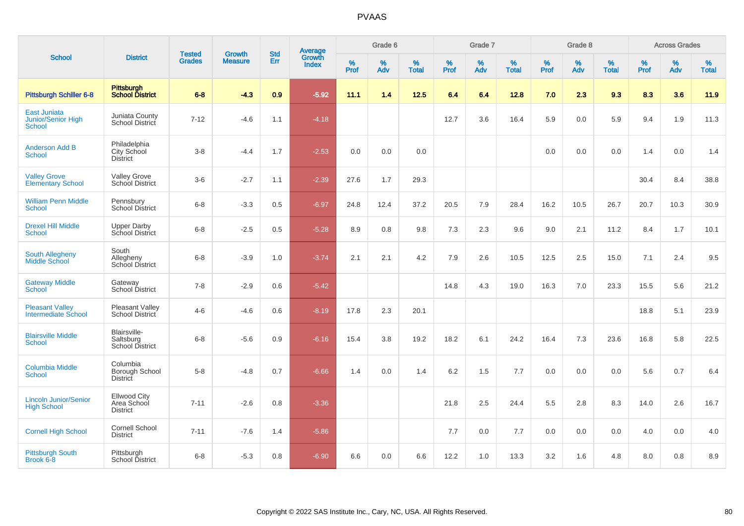# PVAAS

| School | District | Tested Grades | Growth Measure | Std Err | Average Growth Index | Grade 6 | | | Grade 7 | | | Grade 8 | | | Across Grades | | |
|---|---|---|---|---|---|---|---|---|---|---|---|---|---|---|---|---|---|
| | | | | | | % Prof | % Adv | % Total | % Prof | % Adv | % Total | % Prof | % Adv | % Total | % Prof | % Adv | % Total |
| **Pittsburgh Schiller 6-8** | **Pittsburgh School District** | **6-8** | **-4.3** | **0.9** | **-5.92** | **11.1** | **1.4** | **12.5** | **6.4** | **6.4** | **12.8** | **7.0** | **2.3** | **9.3** | **8.3** | **3.6** | **11.9** |
| East Juniata Junior/Senior High School | Juniata County School District | 7-12 | -4.6 | 1.1 | -4.18 | | | | 12.7 | 3.6 | 16.4 | 5.9 | 0.0 | 5.9 | 9.4 | 1.9 | 11.3 |
| Anderson Add B School | Philadelphia City School District | 3-8 | -4.4 | 1.7 | -2.53 | 0.0 | 0.0 | 0.0 | | | | 0.0 | 0.0 | 0.0 | 1.4 | 0.0 | 1.4 |
| Valley Grove Elementary School | Valley Grove School District | 3-6 | -2.7 | 1.1 | -2.39 | 27.6 | 1.7 | 29.3 | | | | | | | 30.4 | 8.4 | 38.8 |
| William Penn Middle School | Pennsbury School District | 6-8 | -3.3 | 0.5 | -6.97 | 24.8 | 12.4 | 37.2 | 20.5 | 7.9 | 28.4 | 16.2 | 10.5 | 26.7 | 20.7 | 10.3 | 30.9 |
| Drexel Hill Middle School | Upper Darby School District | 6-8 | -2.5 | 0.5 | -5.28 | 8.9 | 0.8 | 9.8 | 7.3 | 2.3 | 9.6 | 9.0 | 2.1 | 11.2 | 8.4 | 1.7 | 10.1 |
| South Allegheny Middle School | South Allegheny School District | 6-8 | -3.9 | 1.0 | -3.74 | 2.1 | 2.1 | 4.2 | 7.9 | 2.6 | 10.5 | 12.5 | 2.5 | 15.0 | 7.1 | 2.4 | 9.5 |
| Gateway Middle School | Gateway School District | 7-8 | -2.9 | 0.6 | -5.42 | | | | 14.8 | 4.3 | 19.0 | 16.3 | 7.0 | 23.3 | 15.5 | 5.6 | 21.2 |
| Pleasant Valley Intermediate School | Pleasant Valley School District | 4-6 | -4.6 | 0.6 | -8.19 | 17.8 | 2.3 | 20.1 | | | | | | | 18.8 | 5.1 | 23.9 |
| Blairsville Middle School | Blairsville-Saltsburg School District | 6-8 | -5.6 | 0.9 | -6.16 | 15.4 | 3.8 | 19.2 | 18.2 | 6.1 | 24.2 | 16.4 | 7.3 | 23.6 | 16.8 | 5.8 | 22.5 |
| Columbia Middle School | Columbia Borough School District | 5-8 | -4.8 | 0.7 | -6.66 | 1.4 | 0.0 | 1.4 | 6.2 | 1.5 | 7.7 | 0.0 | 0.0 | 0.0 | 5.6 | 0.7 | 6.4 |
| Lincoln Junior/Senior High School | Ellwood City Area School District | 7-11 | -2.6 | 0.8 | -3.36 | | | | 21.8 | 2.5 | 24.4 | 5.5 | 2.8 | 8.3 | 14.0 | 2.6 | 16.7 |
| Cornell High School | Cornell School District | 7-11 | -7.6 | 1.4 | -5.86 | | | | 7.7 | 0.0 | 7.7 | 0.0 | 0.0 | 0.0 | 4.0 | 0.0 | 4.0 |
| Pittsburgh South Brook 6-8 | Pittsburgh School District | 6-8 | -5.3 | 0.8 | -6.90 | 6.6 | 0.0 | 6.6 | 12.2 | 1.0 | 13.3 | 3.2 | 1.6 | 4.8 | 8.0 | 0.8 | 8.9 |

Copyright © 2022 SAS Institute Inc., Cary, NC, USA. All Rights Reserved.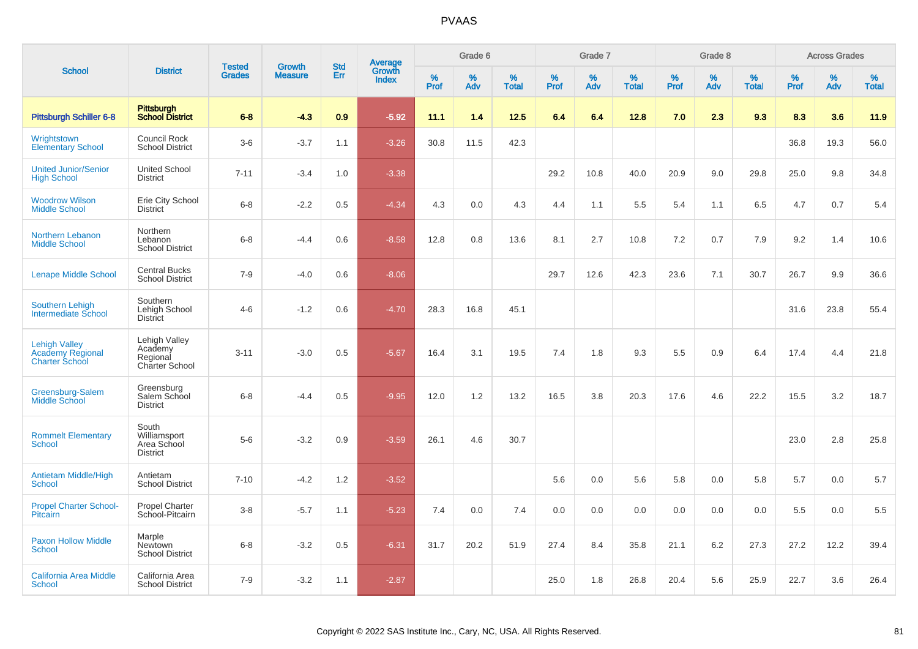# PVAAS

| School | District | Tested Grades | Growth Measure | Std Err | Average Growth Index | Grade 6 | | | Grade 7 | | | Grade 8 | | | Across Grades | | |
|---|---|---|---|---|---|---|---|---|---|---|---|---|---|---|---|---|---|
| | | | | | | % Prof | % Adv | % Total | % Prof | % Adv | % Total | % Prof | % Adv | % Total | % Prof | % Adv | % Total |
| **Pittsburgh Schiller 6-8** | **Pittsburgh School District** | **6-8** | **-4.3** | **0.9** | **-5.92** | **11.1** | **1.4** | **12.5** | **6.4** | **6.4** | **12.8** | **7.0** | **2.3** | **9.3** | **8.3** | **3.6** | **11.9** |
| Wrightstown Elementary School | Council Rock School District | 3-6 | -3.7 | 1.1 | -3.26 | 30.8 | 11.5 | 42.3 | | | | | | | 36.8 | 19.3 | 56.0 |
| United Junior/Senior High School | United School District | 7-11 | -3.4 | 1.0 | -3.38 | | | | 29.2 | 10.8 | 40.0 | 20.9 | 9.0 | 29.8 | 25.0 | 9.8 | 34.8 |
| Woodrow Wilson Middle School | Erie City School District | 6-8 | -2.2 | 0.5 | -4.34 | 4.3 | 0.0 | 4.3 | 4.4 | 1.1 | 5.5 | 5.4 | 1.1 | 6.5 | 4.7 | 0.7 | 5.4 |
| Northern Lebanon Middle School | Northern Lebanon School District | 6-8 | -4.4 | 0.6 | -8.58 | 12.8 | 0.8 | 13.6 | 8.1 | 2.7 | 10.8 | 7.2 | 0.7 | 7.9 | 9.2 | 1.4 | 10.6 |
| Lenape Middle School | Central Bucks School District | 7-9 | -4.0 | 0.6 | -8.06 | | | | 29.7 | 12.6 | 42.3 | 23.6 | 7.1 | 30.7 | 26.7 | 9.9 | 36.6 |
| Southern Lehigh Intermediate School | Southern Lehigh School District | 4-6 | -1.2 | 0.6 | -4.70 | 28.3 | 16.8 | 45.1 | | | | | | | 31.6 | 23.8 | 55.4 |
| Lehigh Valley Academy Regional Charter School | Lehigh Valley Academy Regional Charter School | 3-11 | -3.0 | 0.5 | -5.67 | 16.4 | 3.1 | 19.5 | 7.4 | 1.8 | 9.3 | 5.5 | 0.9 | 6.4 | 17.4 | 4.4 | 21.8 |
| Greensburg-Salem Middle School | Greensburg Salem School District | 6-8 | -4.4 | 0.5 | -9.95 | 12.0 | 1.2 | 13.2 | 16.5 | 3.8 | 20.3 | 17.6 | 4.6 | 22.2 | 15.5 | 3.2 | 18.7 |
| Rommelt Elementary School | South Williamsport Area School District | 5-6 | -3.2 | 0.9 | -3.59 | 26.1 | 4.6 | 30.7 | | | | | | | 23.0 | 2.8 | 25.8 |
| Antietam Middle/High School | Antietam School District | 7-10 | -4.2 | 1.2 | -3.52 | | | | 5.6 | 0.0 | 5.6 | 5.8 | 0.0 | 5.8 | 5.7 | 0.0 | 5.7 |
| Propel Charter School-Pitcairn | Propel Charter School-Pitcairn | 3-8 | -5.7 | 1.1 | -5.23 | 7.4 | 0.0 | 7.4 | 0.0 | 0.0 | 0.0 | 0.0 | 0.0 | 0.0 | 5.5 | 0.0 | 5.5 |
| Paxon Hollow Middle School | Marple Newtown School District | 6-8 | -3.2 | 0.5 | -6.31 | 31.7 | 20.2 | 51.9 | 27.4 | 8.4 | 35.8 | 21.1 | 6.2 | 27.3 | 27.2 | 12.2 | 39.4 |
| California Area Middle School | California Area School District | 7-9 | -3.2 | 1.1 | -2.87 | | | | 25.0 | 1.8 | 26.8 | 20.4 | 5.6 | 25.9 | 22.7 | 3.6 | 26.4 |

Copyright © 2022 SAS Institute Inc., Cary, NC, USA. All Rights Reserved.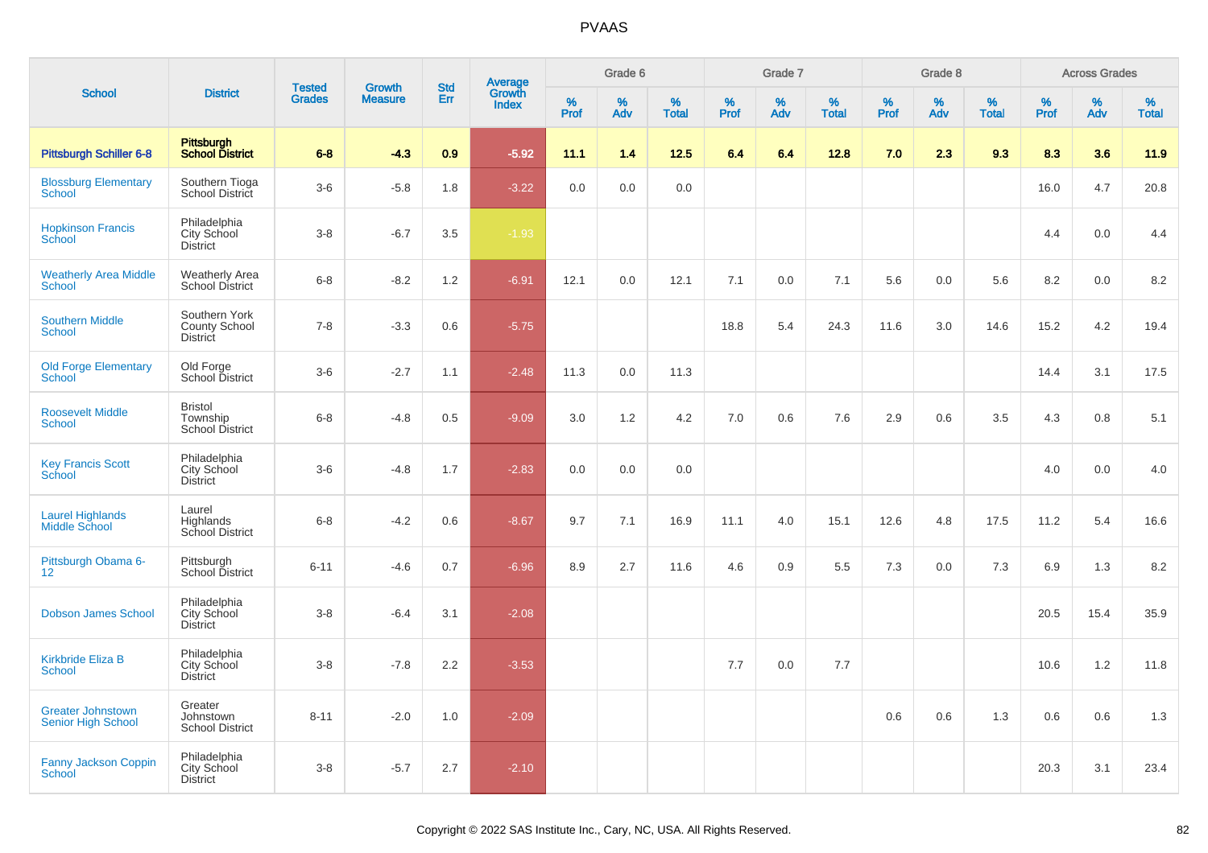PVAAS

| School | District | Tested Grades | Growth Measure | Std Err | Average Growth Index | Grade 6 | | | Grade 7 | | | Grade 8 | | | Across Grades | | |
|---|---|---|---|---|---|---|---|---|---|---|---|---|---|---|---|---|---|
| | | | | | | % Prof | % Adv | % Total | % Prof | % Adv | % Total | % Prof | % Adv | % Total | % Prof | % Adv | % Total |
| **Pittsburgh Schiller 6-8** | **Pittsburgh School District** | **6-8** | **-4.3** | **0.9** | **-5.92** | **11.1** | **1.4** | **12.5** | **6.4** | **6.4** | **12.8** | **7.0** | **2.3** | **9.3** | **8.3** | **3.6** | **11.9** |
| Blossburg Elementary School | Southern Tioga School District | 3-6 | -5.8 | 1.8 | -3.22 | 0.0 | 0.0 | 0.0 | | | | | | | 16.0 | 4.7 | 20.8 |
| Hopkinson Francis School | Philadelphia City School District | 3-8 | -6.7 | 3.5 | -1.93 | | | | | | | | | | 4.4 | 0.0 | 4.4 |
| Weatherly Area Middle School | Weatherly Area School District | 6-8 | -8.2 | 1.2 | -6.91 | 12.1 | 0.0 | 12.1 | 7.1 | 0.0 | 7.1 | 5.6 | 0.0 | 5.6 | 8.2 | 0.0 | 8.2 |
| Southern Middle School | Southern York County School District | 7-8 | -3.3 | 0.6 | -5.75 | | | | 18.8 | 5.4 | 24.3 | 11.6 | 3.0 | 14.6 | 15.2 | 4.2 | 19.4 |
| Old Forge Elementary School | Old Forge School District | 3-6 | -2.7 | 1.1 | -2.48 | 11.3 | 0.0 | 11.3 | | | | | | | 14.4 | 3.1 | 17.5 |
| Roosevelt Middle School | Bristol Township School District | 6-8 | -4.8 | 0.5 | -9.09 | 3.0 | 1.2 | 4.2 | 7.0 | 0.6 | 7.6 | 2.9 | 0.6 | 3.5 | 4.3 | 0.8 | 5.1 |
| Key Francis Scott School | Philadelphia City School District | 3-6 | -4.8 | 1.7 | -2.83 | 0.0 | 0.0 | 0.0 | | | | | | | 4.0 | 0.0 | 4.0 |
| Laurel Highlands Middle School | Laurel Highlands School District | 6-8 | -4.2 | 0.6 | -8.67 | 9.7 | 7.1 | 16.9 | 11.1 | 4.0 | 15.1 | 12.6 | 4.8 | 17.5 | 11.2 | 5.4 | 16.6 |
| Pittsburgh Obama 6-12 | Pittsburgh School District | 6-11 | -4.6 | 0.7 | -6.96 | 8.9 | 2.7 | 11.6 | 4.6 | 0.9 | 5.5 | 7.3 | 0.0 | 7.3 | 6.9 | 1.3 | 8.2 |
| Dobson James School | Philadelphia City School District | 3-8 | -6.4 | 3.1 | -2.08 | | | | | | | | | | 20.5 | 15.4 | 35.9 |
| Kirkbride Eliza B School | Philadelphia City School District | 3-8 | -7.8 | 2.2 | -3.53 | | | | 7.7 | 0.0 | 7.7 | | | | 10.6 | 1.2 | 11.8 |
| Greater Johnstown Senior High School | Greater Johnstown School District | 8-11 | -2.0 | 1.0 | -2.09 | | | | | | | 0.6 | 0.6 | 1.3 | 0.6 | 0.6 | 1.3 |
| Fanny Jackson Coppin School | Philadelphia City School District | 3-8 | -5.7 | 2.7 | -2.10 | | | | | | | | | | 20.3 | 3.1 | 23.4 |

Copyright © 2022 SAS Institute Inc., Cary, NC, USA. All Rights Reserved.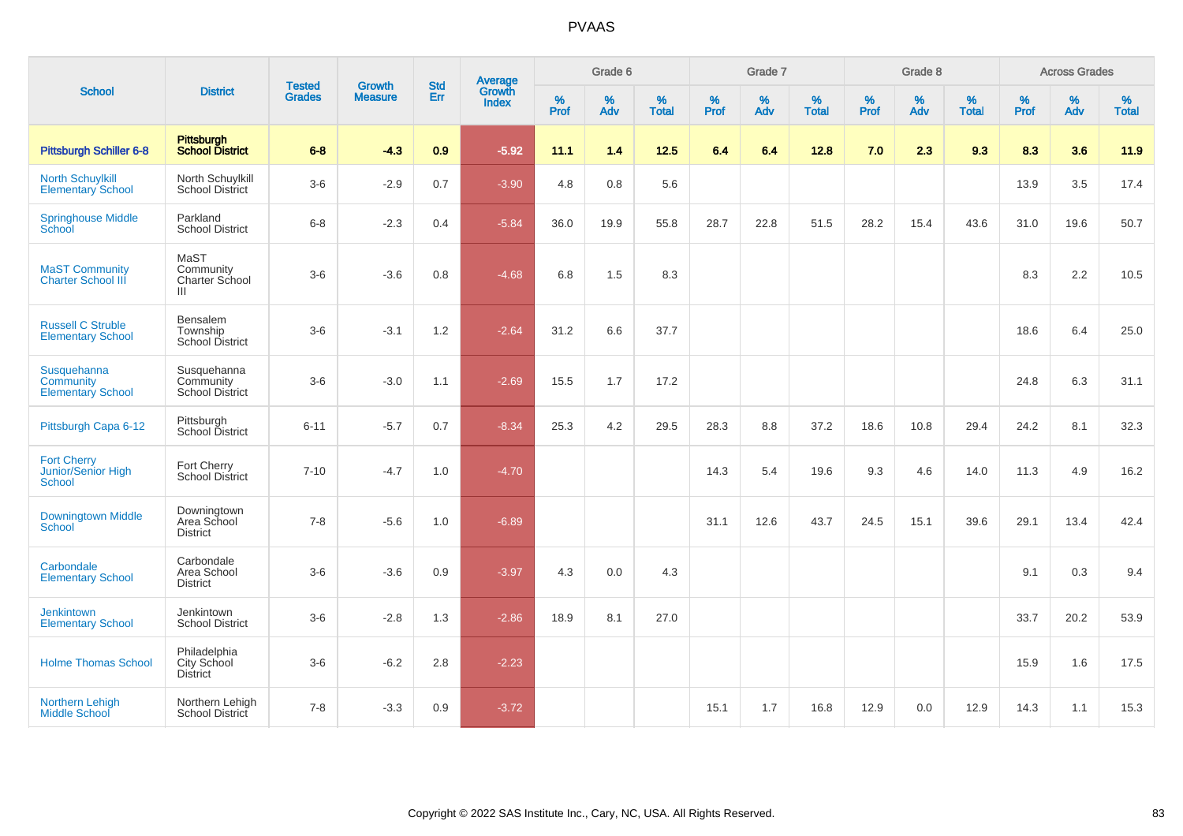# PVAAS

| School | District | Tested Grades | Growth Measure | Std Err | Average Growth Index | Grade 6 | | | Grade 7 | | | Grade 8 | | | Across Grades | | |
|---|---|---|---|---|---|---|---|---|---|---|---|---|---|---|---|---|---|
| | | | | | | % Prof | % Adv | % Total | % Prof | % Adv | % Total | % Prof | % Adv | % Total | % Prof | % Adv | % Total |
| **Pittsburgh Schiller 6-8** | **Pittsburgh School District** | **6-8** | **-4.3** | **0.9** | **-5.92** | **11.1** | **1.4** | **12.5** | **6.4** | **6.4** | **12.8** | **7.0** | **2.3** | **9.3** | **8.3** | **3.6** | **11.9** |
| North Schuylkill Elementary School | North Schuylkill School District | 3-6 | -2.9 | 0.7 | -3.90 | 4.8 | 0.8 | 5.6 | | | | | | | 13.9 | 3.5 | 17.4 |
| Springhouse Middle School | Parkland School District | 6-8 | -2.3 | 0.4 | -5.84 | 36.0 | 19.9 | 55.8 | 28.7 | 22.8 | 51.5 | 28.2 | 15.4 | 43.6 | 31.0 | 19.6 | 50.7 |
| MaST Community Charter School III | MaST Community Charter School III | 3-6 | -3.6 | 0.8 | -4.68 | 6.8 | 1.5 | 8.3 | | | | | | | 8.3 | 2.2 | 10.5 |
| Russell C Struble Elementary School | Bensalem Township School District | 3-6 | -3.1 | 1.2 | -2.64 | 31.2 | 6.6 | 37.7 | | | | | | | 18.6 | 6.4 | 25.0 |
| Susquehanna Community Elementary School | Susquehanna Community School District | 3-6 | -3.0 | 1.1 | -2.69 | 15.5 | 1.7 | 17.2 | | | | | | | 24.8 | 6.3 | 31.1 |
| Pittsburgh Capa 6-12 | Pittsburgh School District | 6-11 | -5.7 | 0.7 | -8.34 | 25.3 | 4.2 | 29.5 | 28.3 | 8.8 | 37.2 | 18.6 | 10.8 | 29.4 | 24.2 | 8.1 | 32.3 |
| Fort Cherry Junior/Senior High School | Fort Cherry School District | 7-10 | -4.7 | 1.0 | -4.70 | | | | 14.3 | 5.4 | 19.6 | 9.3 | 4.6 | 14.0 | 11.3 | 4.9 | 16.2 |
| Downingtown Middle School | Downingtown Area School District | 7-8 | -5.6 | 1.0 | -6.89 | | | | 31.1 | 12.6 | 43.7 | 24.5 | 15.1 | 39.6 | 29.1 | 13.4 | 42.4 |
| Carbondale Elementary School | Carbondale Area School District | 3-6 | -3.6 | 0.9 | -3.97 | 4.3 | 0.0 | 4.3 | | | | | | | 9.1 | 0.3 | 9.4 |
| Jenkintown Elementary School | Jenkintown School District | 3-6 | -2.8 | 1.3 | -2.86 | 18.9 | 8.1 | 27.0 | | | | | | | 33.7 | 20.2 | 53.9 |
| Holme Thomas School | Philadelphia City School District | 3-6 | -6.2 | 2.8 | -2.23 | | | | | | | | | | 15.9 | 1.6 | 17.5 |
| Northern Lehigh Middle School | Northern Lehigh School District | 7-8 | -3.3 | 0.9 | -3.72 | | | | 15.1 | 1.7 | 16.8 | 12.9 | 0.0 | 12.9 | 14.3 | 1.1 | 15.3 |

Copyright © 2022 SAS Institute Inc., Cary, NC, USA. All Rights Reserved.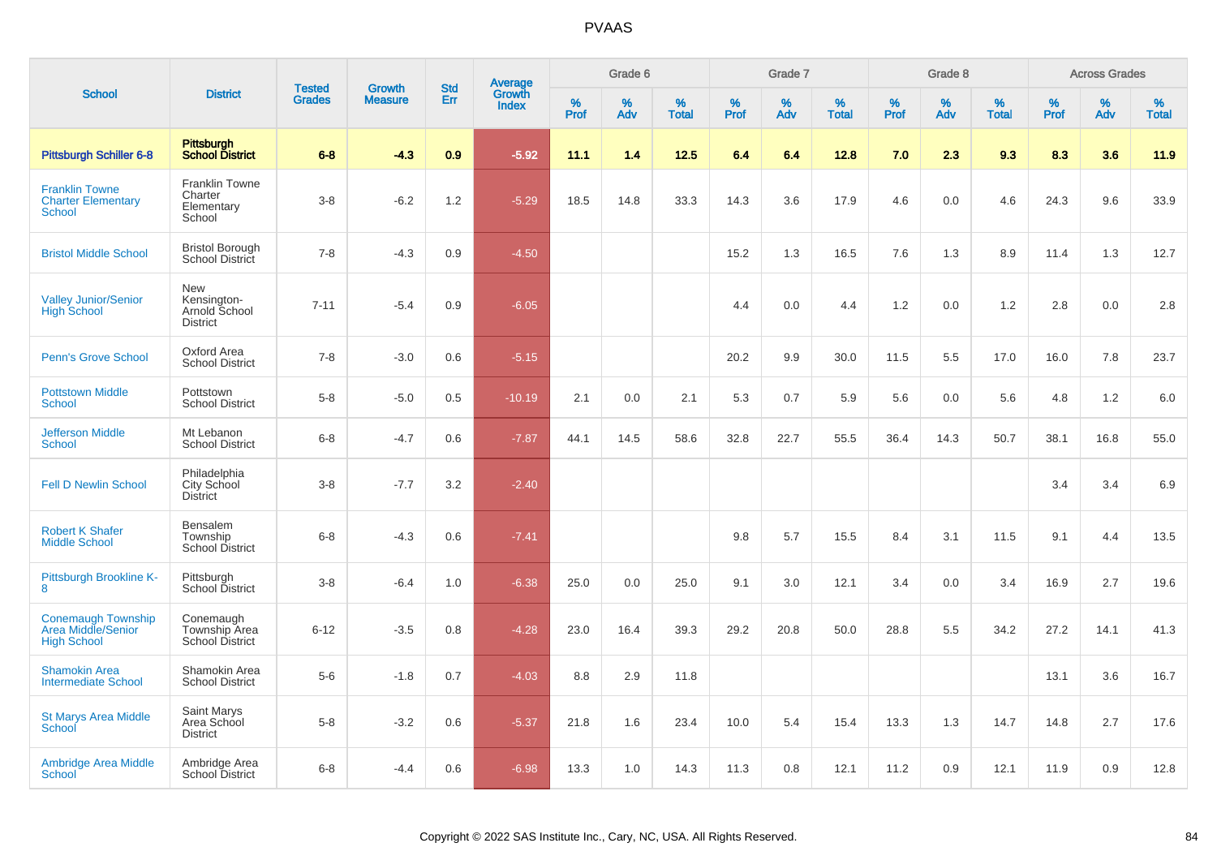# PVAAS

| School | District | Tested Grades | Growth Measure | Std Err | Average Growth Index | Grade 6 | | | Grade 7 | | | Grade 8 | | | Across Grades | | |
|---|---|---|---|---|---|---|---|---|---|---|---|---|---|---|---|---|---|
| | | | | | | % Prof | % Adv | % Total | % Prof | % Adv | % Total | % Prof | % Adv | % Total | % Prof | % Adv | % Total |
| **Pittsburgh Schiller 6-8** | **Pittsburgh School District** | **6-8** | **-4.3** | **0.9** | **-5.92** | **11.1** | **1.4** | **12.5** | **6.4** | **6.4** | **12.8** | **7.0** | **2.3** | **9.3** | **8.3** | **3.6** | **11.9** |
| Franklin Towne Charter Elementary School | Franklin Towne Charter Elementary School | 3-8 | -6.2 | 1.2 | -5.29 | 18.5 | 14.8 | 33.3 | 14.3 | 3.6 | 17.9 | 4.6 | 0.0 | 4.6 | 24.3 | 9.6 | 33.9 |
| Bristol Middle School | Bristol Borough School District | 7-8 | -4.3 | 0.9 | -4.50 | | | | 15.2 | 1.3 | 16.5 | 7.6 | 1.3 | 8.9 | 11.4 | 1.3 | 12.7 |
| Valley Junior/Senior High School | New Kensington-Arnold School District | 7-11 | -5.4 | 0.9 | -6.05 | | | | 4.4 | 0.0 | 4.4 | 1.2 | 0.0 | 1.2 | 2.8 | 0.0 | 2.8 |
| Penn's Grove School | Oxford Area School District | 7-8 | -3.0 | 0.6 | -5.15 | | | | 20.2 | 9.9 | 30.0 | 11.5 | 5.5 | 17.0 | 16.0 | 7.8 | 23.7 |
| Pottstown Middle School | Pottstown School District | 5-8 | -5.0 | 0.5 | -10.19 | 2.1 | 0.0 | 2.1 | 5.3 | 0.7 | 5.9 | 5.6 | 0.0 | 5.6 | 4.8 | 1.2 | 6.0 |
| Jefferson Middle School | Mt Lebanon School District | 6-8 | -4.7 | 0.6 | -7.87 | 44.1 | 14.5 | 58.6 | 32.8 | 22.7 | 55.5 | 36.4 | 14.3 | 50.7 | 38.1 | 16.8 | 55.0 |
| Fell D Newlin School | Philadelphia City School District | 3-8 | -7.7 | 3.2 | -2.40 | | | | | | | | | | 3.4 | 3.4 | 6.9 |
| Robert K Shafer Middle School | Bensalem Township School District | 6-8 | -4.3 | 0.6 | -7.41 | | | | 9.8 | 5.7 | 15.5 | 8.4 | 3.1 | 11.5 | 9.1 | 4.4 | 13.5 |
| Pittsburgh Brookline K-8 | Pittsburgh School District | 3-8 | -6.4 | 1.0 | -6.38 | 25.0 | 0.0 | 25.0 | 9.1 | 3.0 | 12.1 | 3.4 | 0.0 | 3.4 | 16.9 | 2.7 | 19.6 |
| Conemaugh Township Area Middle/Senior High School | Conemaugh Township Area School District | 6-12 | -3.5 | 0.8 | -4.28 | 23.0 | 16.4 | 39.3 | 29.2 | 20.8 | 50.0 | 28.8 | 5.5 | 34.2 | 27.2 | 14.1 | 41.3 |
| Shamokin Area Intermediate School | Shamokin Area School District | 5-6 | -1.8 | 0.7 | -4.03 | 8.8 | 2.9 | 11.8 | | | | | | | 13.1 | 3.6 | 16.7 |
| St Marys Area Middle School | Saint Marys Area School District | 5-8 | -3.2 | 0.6 | -5.37 | 21.8 | 1.6 | 23.4 | 10.0 | 5.4 | 15.4 | 13.3 | 1.3 | 14.7 | 14.8 | 2.7 | 17.6 |
| Ambridge Area Middle School | Ambridge Area School District | 6-8 | -4.4 | 0.6 | -6.98 | 13.3 | 1.0 | 14.3 | 11.3 | 0.8 | 12.1 | 11.2 | 0.9 | 12.1 | 11.9 | 0.9 | 12.8 |

Copyright © 2022 SAS Institute Inc., Cary, NC, USA. All Rights Reserved.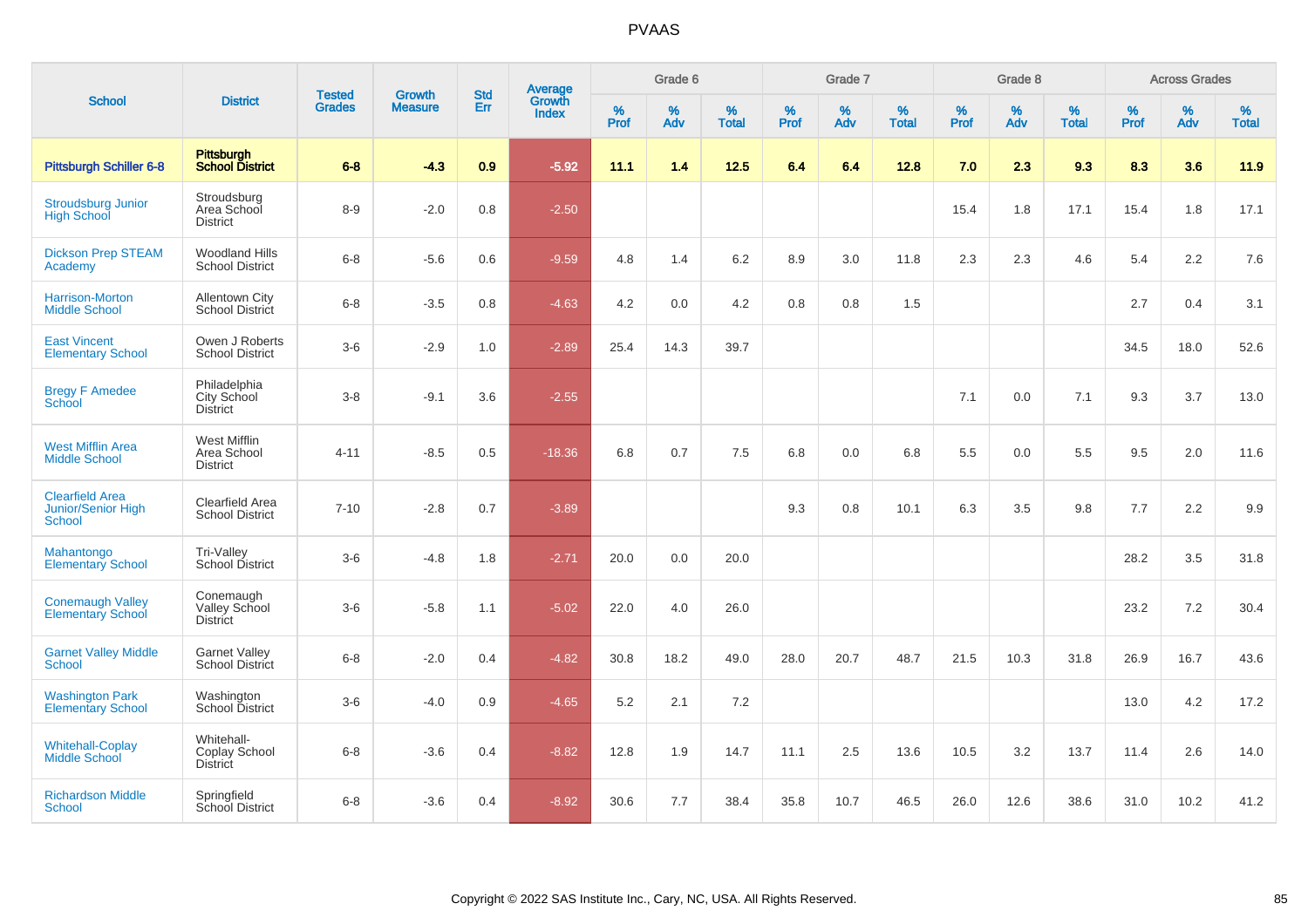# PVAAS

| School | District | Tested Grades | Growth Measure | Std Err | Average Growth Index | Grade 6 | | | Grade 7 | | | Grade 8 | | | Across Grades | | |
|---|---|---|---|---|---|---|---|---|---|---|---|---|---|---|---|---|---|
| | | | | | | % Prof | % Adv | % Total | % Prof | % Adv | % Total | % Prof | % Adv | % Total | % Prof | % Adv | % Total |
| **Pittsburgh Schiller 6-8** | **Pittsburgh School District** | **6-8** | **-4.3** | **0.9** | **-5.92** | **11.1** | **1.4** | **12.5** | **6.4** | **6.4** | **12.8** | **7.0** | **2.3** | **9.3** | **8.3** | **3.6** | **11.9** |
| Stroudsburg Junior High School | Stroudsburg Area School District | 8-9 | -2.0 | 0.8 | -2.50 | | | | | | | 15.4 | 1.8 | 17.1 | 15.4 | 1.8 | 17.1 |
| Dickson Prep STEAM Academy | Woodland Hills School District | 6-8 | -5.6 | 0.6 | -9.59 | 4.8 | 1.4 | 6.2 | 8.9 | 3.0 | 11.8 | 2.3 | 2.3 | 4.6 | 5.4 | 2.2 | 7.6 |
| Harrison-Morton Middle School | Allentown City School District | 6-8 | -3.5 | 0.8 | -4.63 | 4.2 | 0.0 | 4.2 | 0.8 | 0.8 | 1.5 | | | | 2.7 | 0.4 | 3.1 |
| East Vincent Elementary School | Owen J Roberts School District | 3-6 | -2.9 | 1.0 | -2.89 | 25.4 | 14.3 | 39.7 | | | | | | | 34.5 | 18.0 | 52.6 |
| Bregy F Amedee School | Philadelphia City School District | 3-8 | -9.1 | 3.6 | -2.55 | | | | | | | 7.1 | 0.0 | 7.1 | 9.3 | 3.7 | 13.0 |
| West Mifflin Area Middle School | West Mifflin Area School District | 4-11 | -8.5 | 0.5 | -18.36 | 6.8 | 0.7 | 7.5 | 6.8 | 0.0 | 6.8 | 5.5 | 0.0 | 5.5 | 9.5 | 2.0 | 11.6 |
| Clearfield Area Junior/Senior High School | Clearfield Area School District | 7-10 | -2.8 | 0.7 | -3.89 | | | | 9.3 | 0.8 | 10.1 | 6.3 | 3.5 | 9.8 | 7.7 | 2.2 | 9.9 |
| Mahantongo Elementary School | Tri-Valley School District | 3-6 | -4.8 | 1.8 | -2.71 | 20.0 | 0.0 | 20.0 | | | | | | | 28.2 | 3.5 | 31.8 |
| Conemaugh Valley Elementary School | Conemaugh Valley School District | 3-6 | -5.8 | 1.1 | -5.02 | 22.0 | 4.0 | 26.0 | | | | | | | 23.2 | 7.2 | 30.4 |
| Garnet Valley Middle School | Garnet Valley School District | 6-8 | -2.0 | 0.4 | -4.82 | 30.8 | 18.2 | 49.0 | 28.0 | 20.7 | 48.7 | 21.5 | 10.3 | 31.8 | 26.9 | 16.7 | 43.6 |
| Washington Park Elementary School | Washington School District | 3-6 | -4.0 | 0.9 | -4.65 | 5.2 | 2.1 | 7.2 | | | | | | | 13.0 | 4.2 | 17.2 |
| Whitehall-Coplay Middle School | Whitehall-Coplay School District | 6-8 | -3.6 | 0.4 | -8.82 | 12.8 | 1.9 | 14.7 | 11.1 | 2.5 | 13.6 | 10.5 | 3.2 | 13.7 | 11.4 | 2.6 | 14.0 |
| Richardson Middle School | Springfield School District | 6-8 | -3.6 | 0.4 | -8.92 | 30.6 | 7.7 | 38.4 | 35.8 | 10.7 | 46.5 | 26.0 | 12.6 | 38.6 | 31.0 | 10.2 | 41.2 |

Copyright © 2022 SAS Institute Inc., Cary, NC, USA. All Rights Reserved.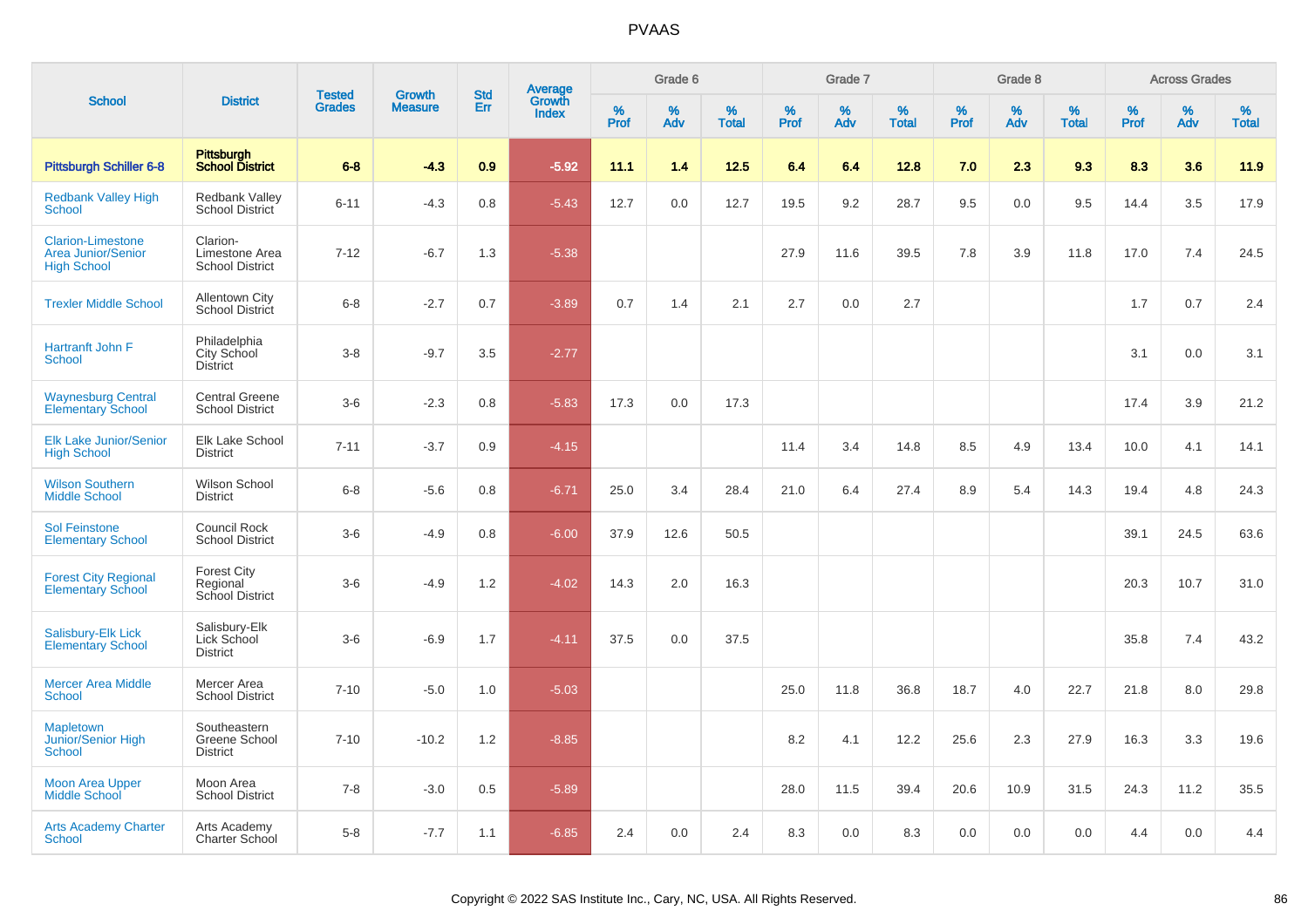# PVAAS

| School | District | Tested Grades | Growth Measure | Std Err | Average Growth Index | Grade 6 | | | Grade 7 | | | Grade 8 | | | Across Grades | | |
|---|---|---|---|---|---|---|---|---|---|---|---|---|---|---|---|---|---|
| | | | | | | % Prof | % Adv | % Total | % Prof | % Adv | % Total | % Prof | % Adv | % Total | % Prof | % Adv | % Total |
| **Pittsburgh Schiller 6-8** | **Pittsburgh School District** | **6-8** | **-4.3** | **0.9** | **-5.92** | **11.1** | **1.4** | **12.5** | **6.4** | **6.4** | **12.8** | **7.0** | **2.3** | **9.3** | **8.3** | **3.6** | **11.9** |
| Redbank Valley High School | Redbank Valley School District | 6-11 | -4.3 | 0.8 | -5.43 | 12.7 | 0.0 | 12.7 | 19.5 | 9.2 | 28.7 | 9.5 | 0.0 | 9.5 | 14.4 | 3.5 | 17.9 |
| Clarion-Limestone Area Junior/Senior High School | Clarion-Limestone Area School District | 7-12 | -6.7 | 1.3 | -5.38 | | | | 27.9 | 11.6 | 39.5 | 7.8 | 3.9 | 11.8 | 17.0 | 7.4 | 24.5 |
| Trexler Middle School | Allentown City School District | 6-8 | -2.7 | 0.7 | -3.89 | 0.7 | 1.4 | 2.1 | 2.7 | 0.0 | 2.7 | | | | 1.7 | 0.7 | 2.4 |
| Hartranft John F School | Philadelphia City School District | 3-8 | -9.7 | 3.5 | -2.77 | | | | | | | | | | 3.1 | 0.0 | 3.1 |
| Waynesburg Central Elementary School | Central Greene School District | 3-6 | -2.3 | 0.8 | -5.83 | 17.3 | 0.0 | 17.3 | | | | | | | 17.4 | 3.9 | 21.2 |
| Elk Lake Junior/Senior High School | Elk Lake School District | 7-11 | -3.7 | 0.9 | -4.15 | | | | 11.4 | 3.4 | 14.8 | 8.5 | 4.9 | 13.4 | 10.0 | 4.1 | 14.1 |
| Wilson Southern Middle School | Wilson School District | 6-8 | -5.6 | 0.8 | -6.71 | 25.0 | 3.4 | 28.4 | 21.0 | 6.4 | 27.4 | 8.9 | 5.4 | 14.3 | 19.4 | 4.8 | 24.3 |
| Sol Feinstone Elementary School | Council Rock School District | 3-6 | -4.9 | 0.8 | -6.00 | 37.9 | 12.6 | 50.5 | | | | | | | 39.1 | 24.5 | 63.6 |
| Forest City Regional Elementary School | Forest City Regional School District | 3-6 | -4.9 | 1.2 | -4.02 | 14.3 | 2.0 | 16.3 | | | | | | | 20.3 | 10.7 | 31.0 |
| Salisbury-Elk Lick Elementary School | Salisbury-Elk Lick School District | 3-6 | -6.9 | 1.7 | -4.11 | 37.5 | 0.0 | 37.5 | | | | | | | 35.8 | 7.4 | 43.2 |
| Mercer Area Middle School | Mercer Area School District | 7-10 | -5.0 | 1.0 | -5.03 | | | | 25.0 | 11.8 | 36.8 | 18.7 | 4.0 | 22.7 | 21.8 | 8.0 | 29.8 |
| Mapletown Junior/Senior High School | Southeastern Greene School District | 7-10 | -10.2 | 1.2 | -8.85 | | | | 8.2 | 4.1 | 12.2 | 25.6 | 2.3 | 27.9 | 16.3 | 3.3 | 19.6 |
| Moon Area Upper Middle School | Moon Area School District | 7-8 | -3.0 | 0.5 | -5.89 | | | | 28.0 | 11.5 | 39.4 | 20.6 | 10.9 | 31.5 | 24.3 | 11.2 | 35.5 |
| Arts Academy Charter School | Arts Academy Charter School | 5-8 | -7.7 | 1.1 | -6.85 | 2.4 | 0.0 | 2.4 | 8.3 | 0.0 | 8.3 | 0.0 | 0.0 | 0.0 | 4.4 | 0.0 | 4.4 |

Copyright © 2022 SAS Institute Inc., Cary, NC, USA. All Rights Reserved.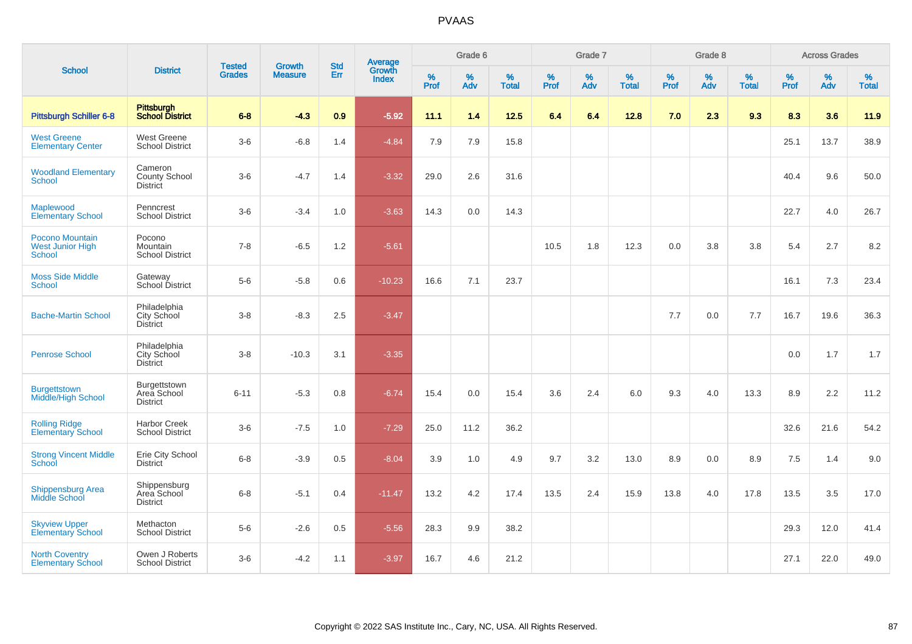# PVAAS

| School | District | Tested Grades | Growth Measure | Std Err | Average Growth Index | Grade 6 | | | Grade 7 | | | Grade 8 | | | Across Grades | | |
|---|---|---|---|---|---|---|---|---|---|---|---|---|---|---|---|---|---|
| | | | | | | % Prof | % Adv | % Total | % Prof | % Adv | % Total | % Prof | % Adv | % Total | % Prof | % Adv | % Total |
| **Pittsburgh Schiller 6-8** | **Pittsburgh School District** | **6-8** | **-4.3** | **0.9** | **-5.92** | **11.1** | **1.4** | **12.5** | **6.4** | **6.4** | **12.8** | **7.0** | **2.3** | **9.3** | **8.3** | **3.6** | **11.9** |
| West Greene Elementary Center | West Greene School District | 3-6 | -6.8 | 1.4 | -4.84 | 7.9 | 7.9 | 15.8 | | | | | | | 25.1 | 13.7 | 38.9 |
| Woodland Elementary School | Cameron County School District | 3-6 | -4.7 | 1.4 | -3.32 | 29.0 | 2.6 | 31.6 | | | | | | | 40.4 | 9.6 | 50.0 |
| Maplewood Elementary School | Penncrest School District | 3-6 | -3.4 | 1.0 | -3.63 | 14.3 | 0.0 | 14.3 | | | | | | | 22.7 | 4.0 | 26.7 |
| Pocono Mountain West Junior High School | Pocono Mountain School District | 7-8 | -6.5 | 1.2 | -5.61 | | | | 10.5 | 1.8 | 12.3 | 0.0 | 3.8 | 3.8 | 5.4 | 2.7 | 8.2 |
| Moss Side Middle School | Gateway School District | 5-6 | -5.8 | 0.6 | -10.23 | 16.6 | 7.1 | 23.7 | | | | | | | 16.1 | 7.3 | 23.4 |
| Bache-Martin School | Philadelphia City School District | 3-8 | -8.3 | 2.5 | -3.47 | | | | | | | 7.7 | 0.0 | 7.7 | 16.7 | 19.6 | 36.3 |
| Penrose School | Philadelphia City School District | 3-8 | -10.3 | 3.1 | -3.35 | | | | | | | | | | 0.0 | 1.7 | 1.7 |
| Burgettstown Middle/High School | Burgettstown Area School District | 6-11 | -5.3 | 0.8 | -6.74 | 15.4 | 0.0 | 15.4 | 3.6 | 2.4 | 6.0 | 9.3 | 4.0 | 13.3 | 8.9 | 2.2 | 11.2 |
| Rolling Ridge Elementary School | Harbor Creek School District | 3-6 | -7.5 | 1.0 | -7.29 | 25.0 | 11.2 | 36.2 | | | | | | | 32.6 | 21.6 | 54.2 |
| Strong Vincent Middle School | Erie City School District | 6-8 | -3.9 | 0.5 | -8.04 | 3.9 | 1.0 | 4.9 | 9.7 | 3.2 | 13.0 | 8.9 | 0.0 | 8.9 | 7.5 | 1.4 | 9.0 |
| Shippensburg Area Middle School | Shippensburg Area School District | 6-8 | -5.1 | 0.4 | -11.47 | 13.2 | 4.2 | 17.4 | 13.5 | 2.4 | 15.9 | 13.8 | 4.0 | 17.8 | 13.5 | 3.5 | 17.0 |
| Skyview Upper Elementary School | Methacton School District | 5-6 | -2.6 | 0.5 | -5.56 | 28.3 | 9.9 | 38.2 | | | | | | | 29.3 | 12.0 | 41.4 |
| North Coventry Elementary School | Owen J Roberts School District | 3-6 | -4.2 | 1.1 | -3.97 | 16.7 | 4.6 | 21.2 | | | | | | | 27.1 | 22.0 | 49.0 |

Copyright © 2022 SAS Institute Inc., Cary, NC, USA. All Rights Reserved.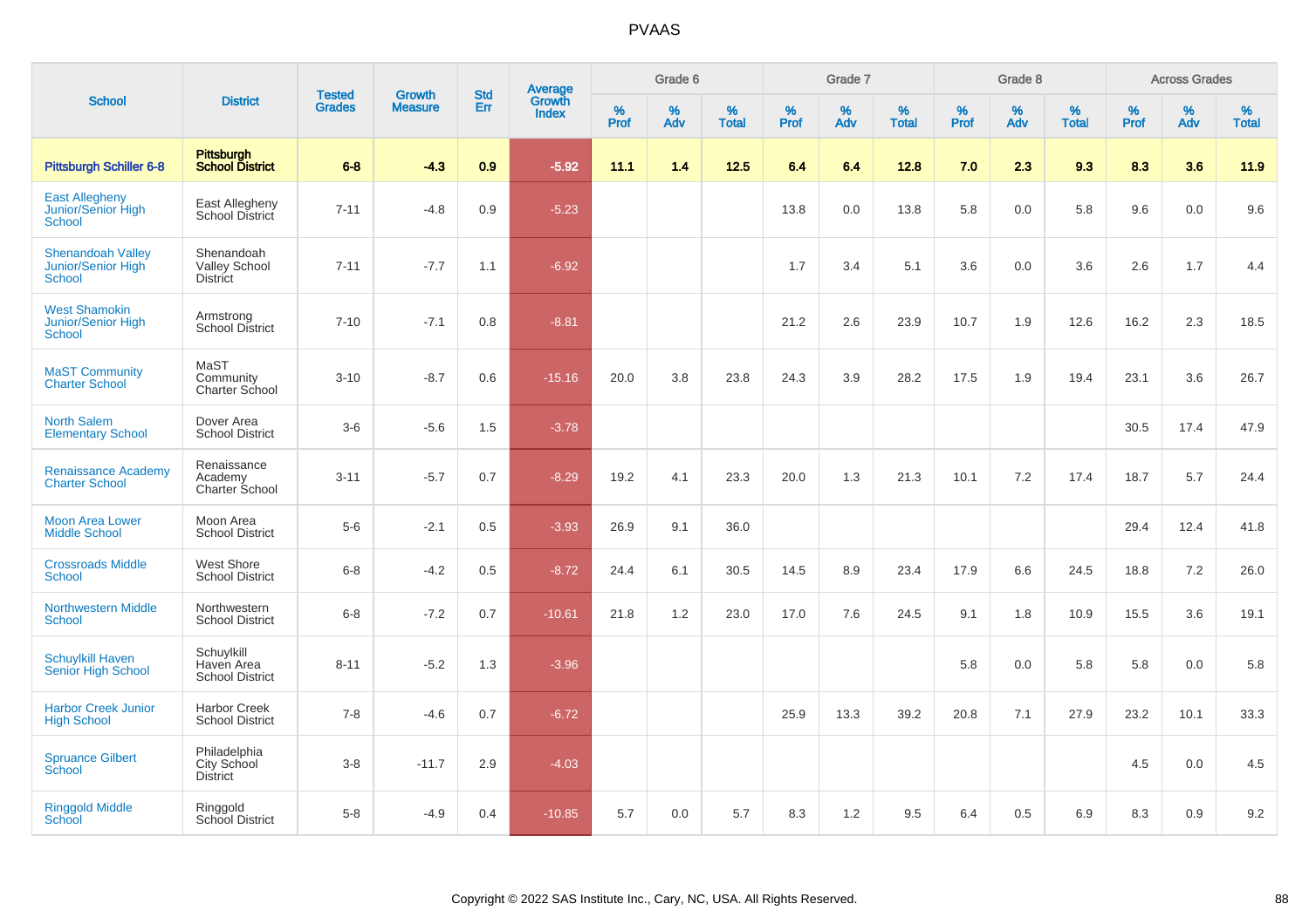# PVAAS

| School | District | Tested Grades | Growth Measure | Std Err | Average Growth Index | Grade 6 | | | Grade 7 | | | Grade 8 | | | Across Grades | | |
|---|---|---|---|---|---|---|---|---|---|---|---|---|---|---|---|---|---|
| | | | | | | % Prof | % Adv | % Total | % Prof | % Adv | % Total | % Prof | % Adv | % Total | % Prof | % Adv | % Total |
| **Pittsburgh Schiller 6-8** | **Pittsburgh School District** | **6-8** | **-4.3** | **0.9** | **-5.92** | **11.1** | **1.4** | **12.5** | **6.4** | **6.4** | **12.8** | **7.0** | **2.3** | **9.3** | **8.3** | **3.6** | **11.9** |
| East Allegheny Junior/Senior High School | East Allegheny School District | 7-11 | -4.8 | 0.9 | -5.23 | | | | 13.8 | 0.0 | 13.8 | 5.8 | 0.0 | 5.8 | 9.6 | 0.0 | 9.6 |
| Shenandoah Valley Junior/Senior High School | Shenandoah Valley School District | 7-11 | -7.7 | 1.1 | -6.92 | | | | 1.7 | 3.4 | 5.1 | 3.6 | 0.0 | 3.6 | 2.6 | 1.7 | 4.4 |
| West Shamokin Junior/Senior High School | Armstrong School District | 7-10 | -7.1 | 0.8 | -8.81 | | | | 21.2 | 2.6 | 23.9 | 10.7 | 1.9 | 12.6 | 16.2 | 2.3 | 18.5 |
| MaST Community Charter School | MaST Community Charter School | 3-10 | -8.7 | 0.6 | -15.16 | 20.0 | 3.8 | 23.8 | 24.3 | 3.9 | 28.2 | 17.5 | 1.9 | 19.4 | 23.1 | 3.6 | 26.7 |
| North Salem Elementary School | Dover Area School District | 3-6 | -5.6 | 1.5 | -3.78 | | | | | | | | | | 30.5 | 17.4 | 47.9 |
| Renaissance Academy Charter School | Renaissance Academy Charter School | 3-11 | -5.7 | 0.7 | -8.29 | 19.2 | 4.1 | 23.3 | 20.0 | 1.3 | 21.3 | 10.1 | 7.2 | 17.4 | 18.7 | 5.7 | 24.4 |
| Moon Area Lower Middle School | Moon Area School District | 5-6 | -2.1 | 0.5 | -3.93 | 26.9 | 9.1 | 36.0 | | | | | | | 29.4 | 12.4 | 41.8 |
| Crossroads Middle School | West Shore School District | 6-8 | -4.2 | 0.5 | -8.72 | 24.4 | 6.1 | 30.5 | 14.5 | 8.9 | 23.4 | 17.9 | 6.6 | 24.5 | 18.8 | 7.2 | 26.0 |
| Northwestern Middle School | Northwestern School District | 6-8 | -7.2 | 0.7 | -10.61 | 21.8 | 1.2 | 23.0 | 17.0 | 7.6 | 24.5 | 9.1 | 1.8 | 10.9 | 15.5 | 3.6 | 19.1 |
| Schuylkill Haven Senior High School | Schuylkill Haven Area School District | 8-11 | -5.2 | 1.3 | -3.96 | | | | | | | 5.8 | 0.0 | 5.8 | 5.8 | 0.0 | 5.8 |
| Harbor Creek Junior High School | Harbor Creek School District | 7-8 | -4.6 | 0.7 | -6.72 | | | | 25.9 | 13.3 | 39.2 | 20.8 | 7.1 | 27.9 | 23.2 | 10.1 | 33.3 |
| Spruance Gilbert School | Philadelphia City School District | 3-8 | -11.7 | 2.9 | -4.03 | | | | | | | | | | 4.5 | 0.0 | 4.5 |
| Ringgold Middle School | Ringgold School District | 5-8 | -4.9 | 0.4 | -10.85 | 5.7 | 0.0 | 5.7 | 8.3 | 1.2 | 9.5 | 6.4 | 0.5 | 6.9 | 8.3 | 0.9 | 9.2 |

Copyright © 2022 SAS Institute Inc., Cary, NC, USA. All Rights Reserved.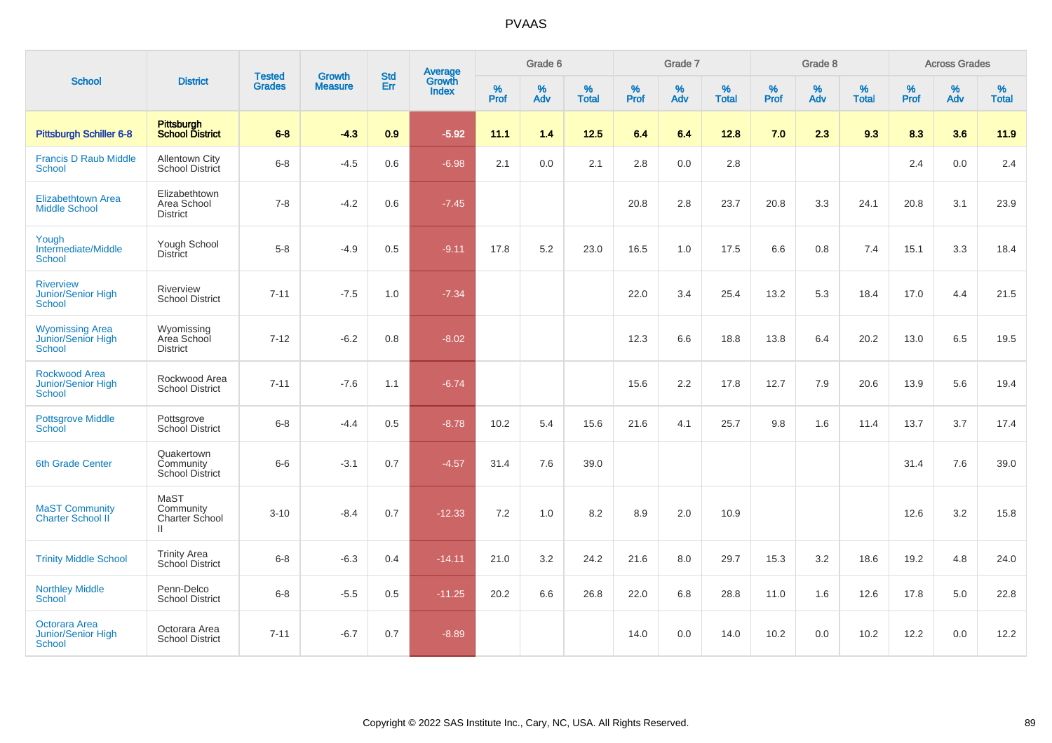# PVAAS

| School | District | Tested Grades | Growth Measure | Std Err | Average Growth Index | Grade 6 | | | Grade 7 | | | Grade 8 | | | Across Grades | | |
|---|---|---|---|---|---|---|---|---|---|---|---|---|---|---|---|---|---|
| | | | | | | % Prof | % Adv | % Total | % Prof | % Adv | % Total | % Prof | % Adv | % Total | % Prof | % Adv | % Total |
| **Pittsburgh Schiller 6-8** | **Pittsburgh School District** | **6-8** | **-4.3** | **0.9** | **-5.92** | **11.1** | **1.4** | **12.5** | **6.4** | **6.4** | **12.8** | **7.0** | **2.3** | **9.3** | **8.3** | **3.6** | **11.9** |
| Francis D Raub Middle School | Allentown City School District | 6-8 | -4.5 | 0.6 | -6.98 | 2.1 | 0.0 | 2.1 | 2.8 | 0.0 | 2.8 | | | | 2.4 | 0.0 | 2.4 |
| Elizabethtown Area Middle School | Elizabethtown Area School District | 7-8 | -4.2 | 0.6 | -7.45 | | | | 20.8 | 2.8 | 23.7 | 20.8 | 3.3 | 24.1 | 20.8 | 3.1 | 23.9 |
| Yough Intermediate/Middle School | Yough School District | 5-8 | -4.9 | 0.5 | -9.11 | 17.8 | 5.2 | 23.0 | 16.5 | 1.0 | 17.5 | 6.6 | 0.8 | 7.4 | 15.1 | 3.3 | 18.4 |
| Riverview Junior/Senior High School | Riverview School District | 7-11 | -7.5 | 1.0 | -7.34 | | | | 22.0 | 3.4 | 25.4 | 13.2 | 5.3 | 18.4 | 17.0 | 4.4 | 21.5 |
| Wyomissing Area Junior/Senior High School | Wyomissing Area School District | 7-12 | -6.2 | 0.8 | -8.02 | | | | 12.3 | 6.6 | 18.8 | 13.8 | 6.4 | 20.2 | 13.0 | 6.5 | 19.5 |
| Rockwood Area Junior/Senior High School | Rockwood Area School District | 7-11 | -7.6 | 1.1 | -6.74 | | | | 15.6 | 2.2 | 17.8 | 12.7 | 7.9 | 20.6 | 13.9 | 5.6 | 19.4 |
| Pottsgrove Middle School | Pottsgrove School District | 6-8 | -4.4 | 0.5 | -8.78 | 10.2 | 5.4 | 15.6 | 21.6 | 4.1 | 25.7 | 9.8 | 1.6 | 11.4 | 13.7 | 3.7 | 17.4 |
| 6th Grade Center | Quakertown Community School District | 6-6 | -3.1 | 0.7 | -4.57 | 31.4 | 7.6 | 39.0 | | | | | | | 31.4 | 7.6 | 39.0 |
| MaST Community Charter School II | MaST Community Charter School II | 3-10 | -8.4 | 0.7 | -12.33 | 7.2 | 1.0 | 8.2 | 8.9 | 2.0 | 10.9 | | | | 12.6 | 3.2 | 15.8 |
| Trinity Middle School | Trinity Area School District | 6-8 | -6.3 | 0.4 | -14.11 | 21.0 | 3.2 | 24.2 | 21.6 | 8.0 | 29.7 | 15.3 | 3.2 | 18.6 | 19.2 | 4.8 | 24.0 |
| Northley Middle School | Penn-Delco School District | 6-8 | -5.5 | 0.5 | -11.25 | 20.2 | 6.6 | 26.8 | 22.0 | 6.8 | 28.8 | 11.0 | 1.6 | 12.6 | 17.8 | 5.0 | 22.8 |
| Octorara Area Junior/Senior High School | Octorara Area School District | 7-11 | -6.7 | 0.7 | -8.89 | | | | 14.0 | 0.0 | 14.0 | 10.2 | 0.0 | 10.2 | 12.2 | 0.0 | 12.2 |

Copyright © 2022 SAS Institute Inc., Cary, NC, USA. All Rights Reserved.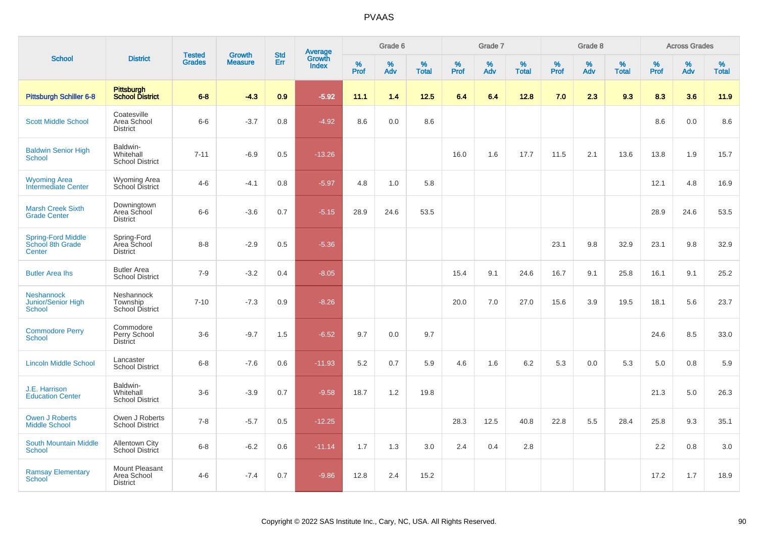# PVAAS

| School | District | Tested Grades | Growth Measure | Std Err | Average Growth Index | Grade 6 | | | Grade 7 | | | Grade 8 | | | Across Grades | | |
|---|---|---|---|---|---|---|---|---|---|---|---|---|---|---|---|---|---|
| | | | | | | % Prof | % Adv | % Total | % Prof | % Adv | % Total | % Prof | % Adv | % Total | % Prof | % Adv | % Total |
| **Pittsburgh Schiller 6-8** | **Pittsburgh School District** | **6-8** | **-4.3** | **0.9** | **-5.92** | **11.1** | **1.4** | **12.5** | **6.4** | **6.4** | **12.8** | **7.0** | **2.3** | **9.3** | **8.3** | **3.6** | **11.9** |
| Scott Middle School | Coatesville Area School District | 6-6 | -3.7 | 0.8 | -4.92 | 8.6 | 0.0 | 8.6 | | | | | | | 8.6 | 0.0 | 8.6 |
| Baldwin Senior High School | Baldwin-Whitehall School District | 7-11 | -6.9 | 0.5 | -13.26 | | | | 16.0 | 1.6 | 17.7 | 11.5 | 2.1 | 13.6 | 13.8 | 1.9 | 15.7 |
| Wyoming Area Intermediate Center | Wyoming Area School District | 4-6 | -4.1 | 0.8 | -5.97 | 4.8 | 1.0 | 5.8 | | | | | | | 12.1 | 4.8 | 16.9 |
| Marsh Creek Sixth Grade Center | Downingtown Area School District | 6-6 | -3.6 | 0.7 | -5.15 | 28.9 | 24.6 | 53.5 | | | | | | | 28.9 | 24.6 | 53.5 |
| Spring-Ford Middle School 8th Grade Center | Spring-Ford Area School District | 8-8 | -2.9 | 0.5 | -5.36 | | | | | | | 23.1 | 9.8 | 32.9 | 23.1 | 9.8 | 32.9 |
| Butler Area Ihs | Butler Area School District | 7-9 | -3.2 | 0.4 | -8.05 | | | | 15.4 | 9.1 | 24.6 | 16.7 | 9.1 | 25.8 | 16.1 | 9.1 | 25.2 |
| Neshannock Junior/Senior High School | Neshannock Township School District | 7-10 | -7.3 | 0.9 | -8.26 | | | | 20.0 | 7.0 | 27.0 | 15.6 | 3.9 | 19.5 | 18.1 | 5.6 | 23.7 |
| Commodore Perry School | Commodore Perry School District | 3-6 | -9.7 | 1.5 | -6.52 | 9.7 | 0.0 | 9.7 | | | | | | | 24.6 | 8.5 | 33.0 |
| Lincoln Middle School | Lancaster School District | 6-8 | -7.6 | 0.6 | -11.93 | 5.2 | 0.7 | 5.9 | 4.6 | 1.6 | 6.2 | 5.3 | 0.0 | 5.3 | 5.0 | 0.8 | 5.9 |
| J.E. Harrison Education Center | Baldwin-Whitehall School District | 3-6 | -3.9 | 0.7 | -9.58 | 18.7 | 1.2 | 19.8 | | | | | | | 21.3 | 5.0 | 26.3 |
| Owen J Roberts Middle School | Owen J Roberts School District | 7-8 | -5.7 | 0.5 | -12.25 | | | | 28.3 | 12.5 | 40.8 | 22.8 | 5.5 | 28.4 | 25.8 | 9.3 | 35.1 |
| South Mountain Middle School | Allentown City School District | 6-8 | -6.2 | 0.6 | -11.14 | 1.7 | 1.3 | 3.0 | 2.4 | 0.4 | 2.8 | | | | 2.2 | 0.8 | 3.0 |
| Ramsay Elementary School | Mount Pleasant Area School District | 4-6 | -7.4 | 0.7 | -9.86 | 12.8 | 2.4 | 15.2 | | | | | | | 17.2 | 1.7 | 18.9 |

Copyright © 2022 SAS Institute Inc., Cary, NC, USA. All Rights Reserved.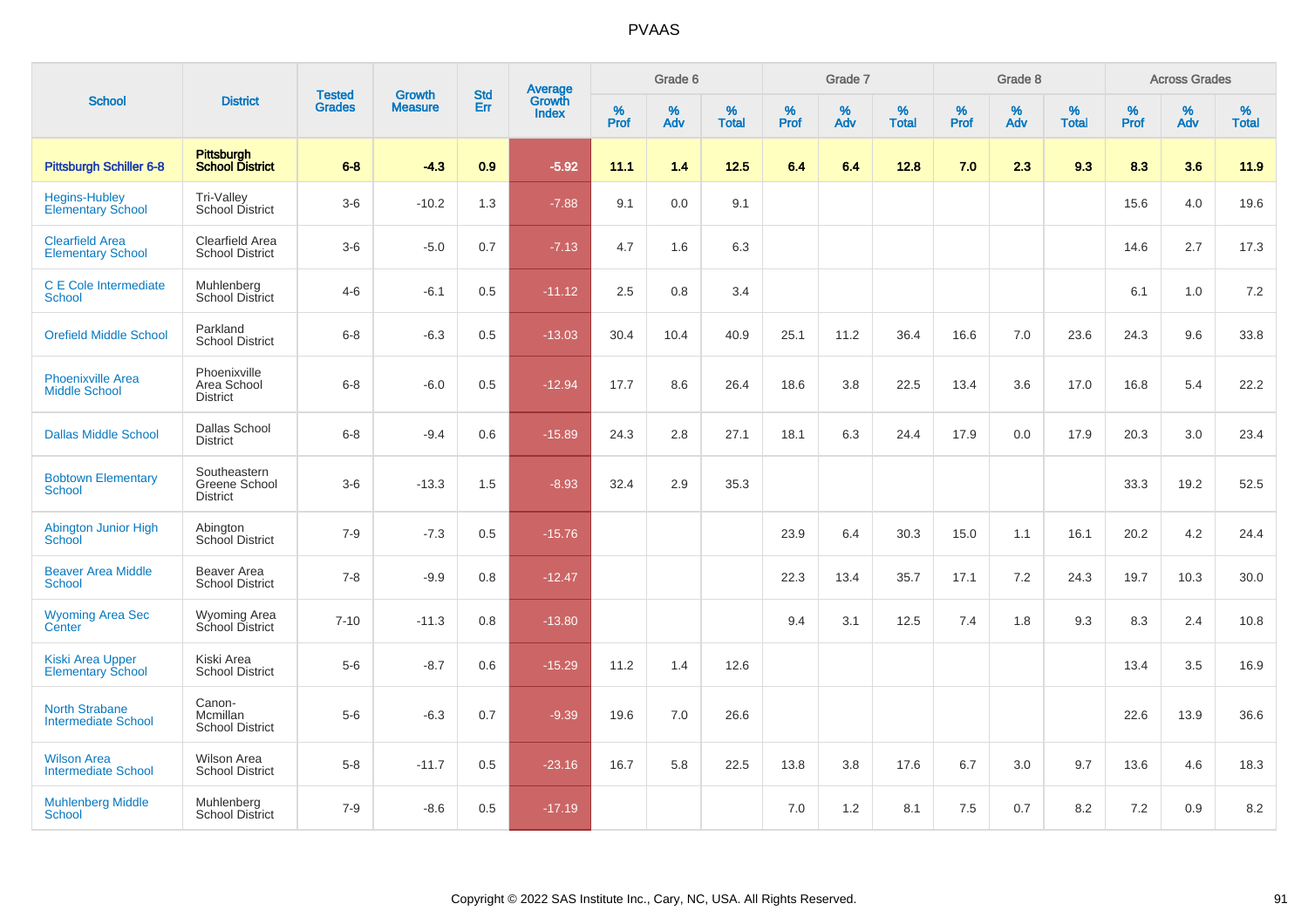# PVAAS

| School | District | Tested Grades | Growth Measure | Std Err | Average Growth Index | Grade 6 | | | Grade 7 | | | Grade 8 | | | Across Grades | | |
|---|---|---|---|---|---|---|---|---|---|---|---|---|---|---|---|---|---|
| | | | | | | % Prof | % Adv | % Total | % Prof | % Adv | % Total | % Prof | % Adv | % Total | % Prof | % Adv | % Total |
| **Pittsburgh Schiller 6-8** | **Pittsburgh School District** | **6-8** | **-4.3** | **0.9** | **-5.92** | **11.1** | **1.4** | **12.5** | **6.4** | **6.4** | **12.8** | **7.0** | **2.3** | **9.3** | **8.3** | **3.6** | **11.9** |
| Hegins-Hubley Elementary School | Tri-Valley School District | 3-6 | -10.2 | 1.3 | -7.88 | 9.1 | 0.0 | 9.1 | | | | | | | 15.6 | 4.0 | 19.6 |
| Clearfield Area Elementary School | Clearfield Area School District | 3-6 | -5.0 | 0.7 | -7.13 | 4.7 | 1.6 | 6.3 | | | | | | | 14.6 | 2.7 | 17.3 |
| C E Cole Intermediate School | Muhlenberg School District | 4-6 | -6.1 | 0.5 | -11.12 | 2.5 | 0.8 | 3.4 | | | | | | | 6.1 | 1.0 | 7.2 |
| Orefield Middle School | Parkland School District | 6-8 | -6.3 | 0.5 | -13.03 | 30.4 | 10.4 | 40.9 | 25.1 | 11.2 | 36.4 | 16.6 | 7.0 | 23.6 | 24.3 | 9.6 | 33.8 |
| Phoenixville Area Middle School | Phoenixville Area School District | 6-8 | -6.0 | 0.5 | -12.94 | 17.7 | 8.6 | 26.4 | 18.6 | 3.8 | 22.5 | 13.4 | 3.6 | 17.0 | 16.8 | 5.4 | 22.2 |
| Dallas Middle School | Dallas School District | 6-8 | -9.4 | 0.6 | -15.89 | 24.3 | 2.8 | 27.1 | 18.1 | 6.3 | 24.4 | 17.9 | 0.0 | 17.9 | 20.3 | 3.0 | 23.4 |
| Bobtown Elementary School | Southeastern Greene School District | 3-6 | -13.3 | 1.5 | -8.93 | 32.4 | 2.9 | 35.3 | | | | | | | 33.3 | 19.2 | 52.5 |
| Abington Junior High School | Abington School District | 7-9 | -7.3 | 0.5 | -15.76 | | | | 23.9 | 6.4 | 30.3 | 15.0 | 1.1 | 16.1 | 20.2 | 4.2 | 24.4 |
| Beaver Area Middle School | Beaver Area School District | 7-8 | -9.9 | 0.8 | -12.47 | | | | 22.3 | 13.4 | 35.7 | 17.1 | 7.2 | 24.3 | 19.7 | 10.3 | 30.0 |
| Wyoming Area Sec Center | Wyoming Area School District | 7-10 | -11.3 | 0.8 | -13.80 | | | | 9.4 | 3.1 | 12.5 | 7.4 | 1.8 | 9.3 | 8.3 | 2.4 | 10.8 |
| Kiski Area Upper Elementary School | Kiski Area School District | 5-6 | -8.7 | 0.6 | -15.29 | 11.2 | 1.4 | 12.6 | | | | | | | 13.4 | 3.5 | 16.9 |
| North Strabane Intermediate School | Canon-Mcmillan School District | 5-6 | -6.3 | 0.7 | -9.39 | 19.6 | 7.0 | 26.6 | | | | | | | 22.6 | 13.9 | 36.6 |
| Wilson Area Intermediate School | Wilson Area School District | 5-8 | -11.7 | 0.5 | -23.16 | 16.7 | 5.8 | 22.5 | 13.8 | 3.8 | 17.6 | 6.7 | 3.0 | 9.7 | 13.6 | 4.6 | 18.3 |
| Muhlenberg Middle School | Muhlenberg School District | 7-9 | -8.6 | 0.5 | -17.19 | | | | 7.0 | 1.2 | 8.1 | 7.5 | 0.7 | 8.2 | 7.2 | 0.9 | 8.2 |

Copyright © 2022 SAS Institute Inc., Cary, NC, USA. All Rights Reserved.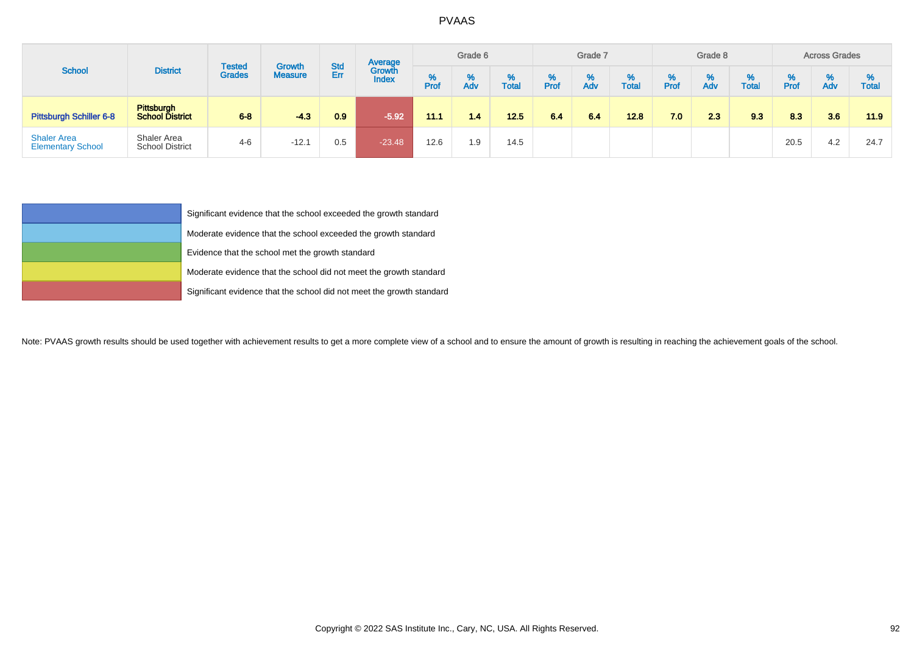# PVAAS

| School | District | Tested Grades | Growth Measure | Std Err | Average Growth Index | Grade 6 | | | Grade 7 | | | Grade 8 | | | Across Grades | | |
|---|---|---|---|---|---|---|---|---|---|---|---|---|---|---|---|---|---|
| | | | | | | % Prof | % Adv | % Total | % Prof | % Adv | % Total | % Prof | % Adv | % Total | % Prof | % Adv | % Total |
| **Pittsburgh Schiller 6-8** | **Pittsburgh School District** | **6-8** | **-4.3** | **0.9** | **-5.92** | **11.1** | **1.4** | **12.5** | **6.4** | **6.4** | **12.8** | **7.0** | **2.3** | **9.3** | **8.3** | **3.6** | **11.9** |
| Shaler Area Elementary School | Shaler Area School District | 4-6 | -12.1 | 0.5 | -23.48 | 12.6 | 1.9 | 14.5 | | | | | | | 20.5 | 4.2 | 24.7 |

Significant evidence that the school exceeded the growth standard

Moderate evidence that the school exceeded the growth standard

Evidence that the school met the growth standard

Moderate evidence that the school did not meet the growth standard

Significant evidence that the school did not meet the growth standard

Note: PVAAS growth results should be used together with achievement results to get a more complete view of a school and to ensure the amount of growth is resulting in reaching the achievement goals of the school.

Copyright © 2022 SAS Institute Inc., Cary, NC, USA. All Rights Reserved.